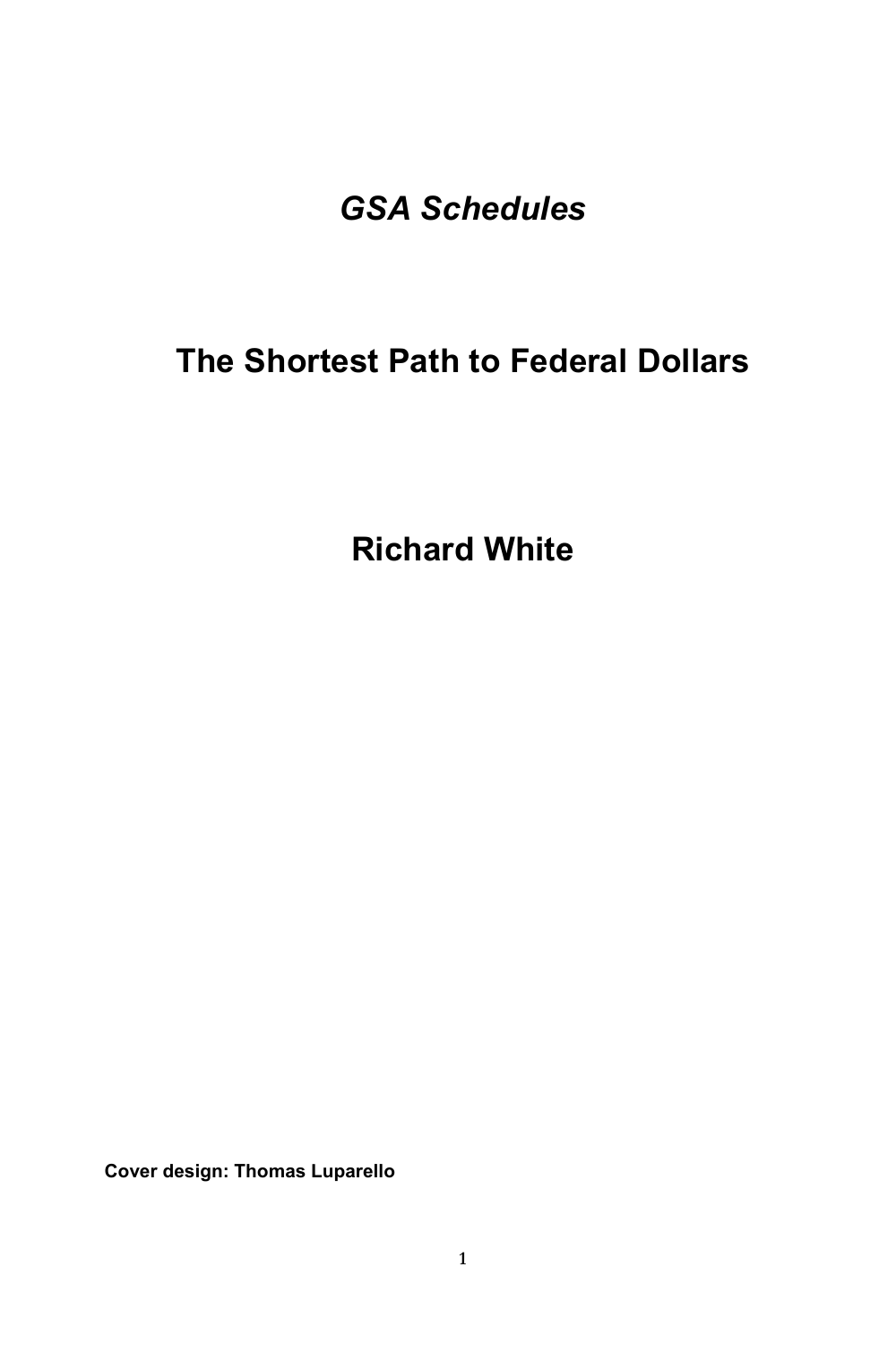# *GSA Schedules*

# The Shortest Path to Federal Dollars

## Richard White

**Cover design: Thomas Luparello**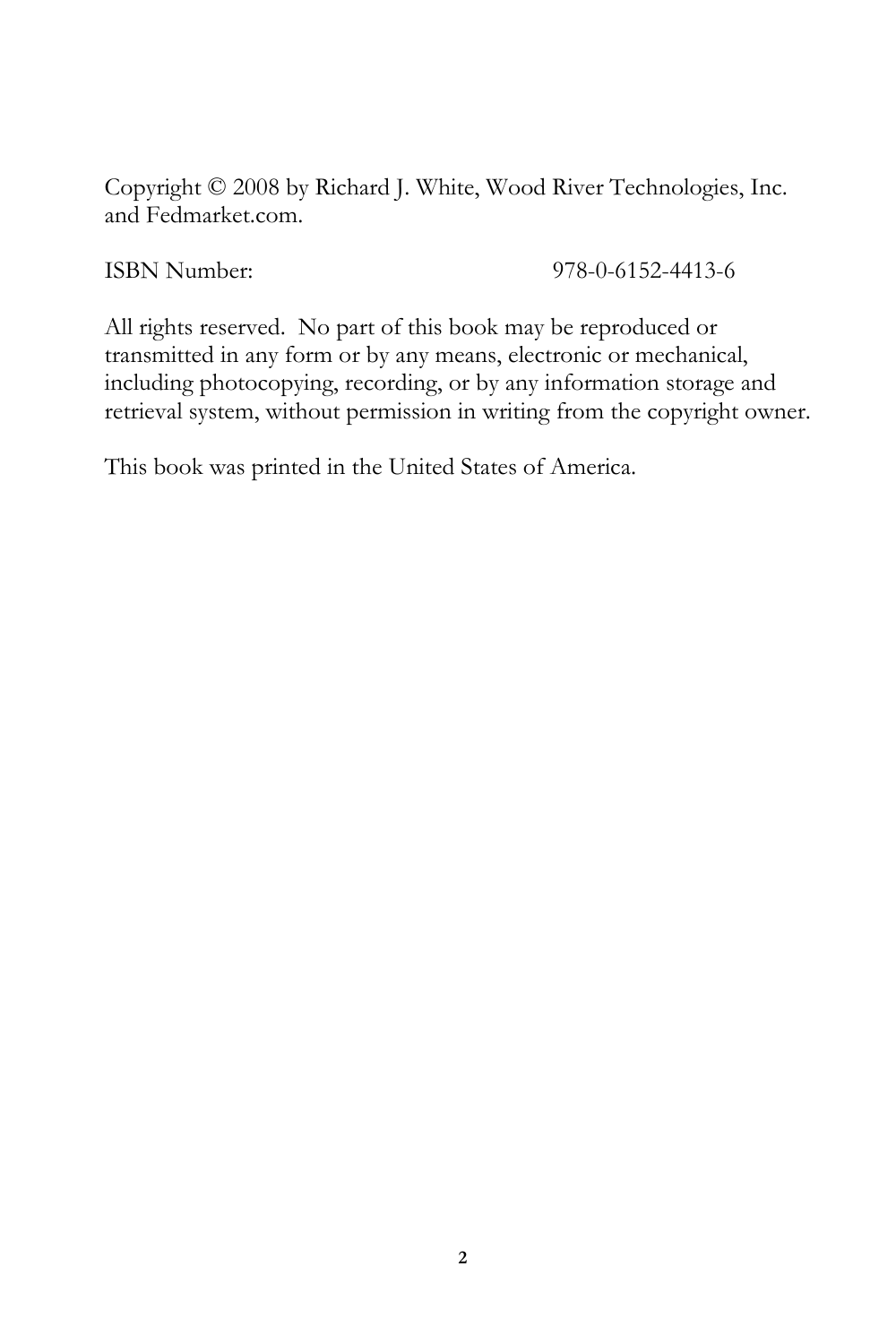Copyright © 2008 by Richard J. White, Wood River Technologies, Inc. and Fedmarket.com.

ISBN Number: 978-0-6152-4413-6

All rights reserved. No part of this book may be reproduced or transmitted in any form or by any means, electronic or mechanical, including photocopying, recording, or by any information storage and retrieval system, without permission in writing from the copyright owner.

This book was printed in the United States of America.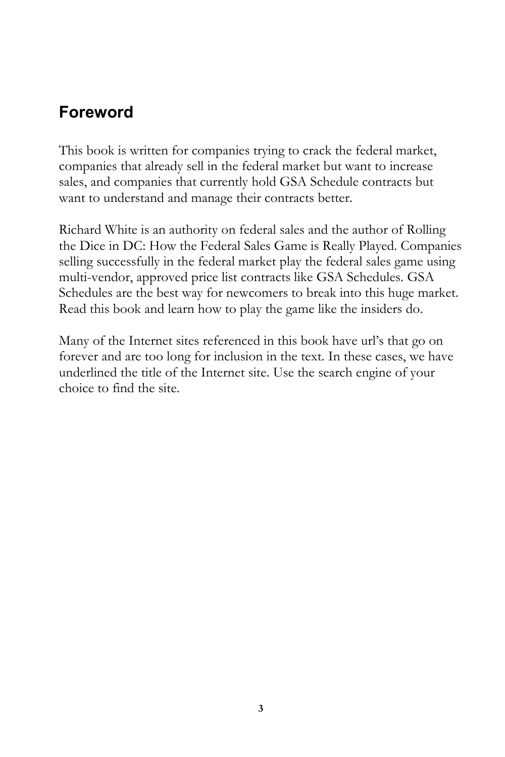## Foreword

This book is written for companies trying to crack the federal market, companies that already sell in the federal market but want to increase sales, and companies that currently hold GSA Schedule contracts but want to understand and manage their contracts better.

Richard White is an authority on federal sales and the author of Rolling the Dice in DC: How the Federal Sales Game is Really Played. Companies selling successfully in the federal market play the federal sales game using multi-vendor, approved price list contracts like GSA Schedules. GSA Schedules are the best way for newcomers to break into this huge market. Read this book and learn how to play the game like the insiders do.

Many of the Internet sites referenced in this book have url's that go on forever and are too long for inclusion in the text. In these cases, we have underlined the title of the Internet site. Use the search engine of your choice to find the site.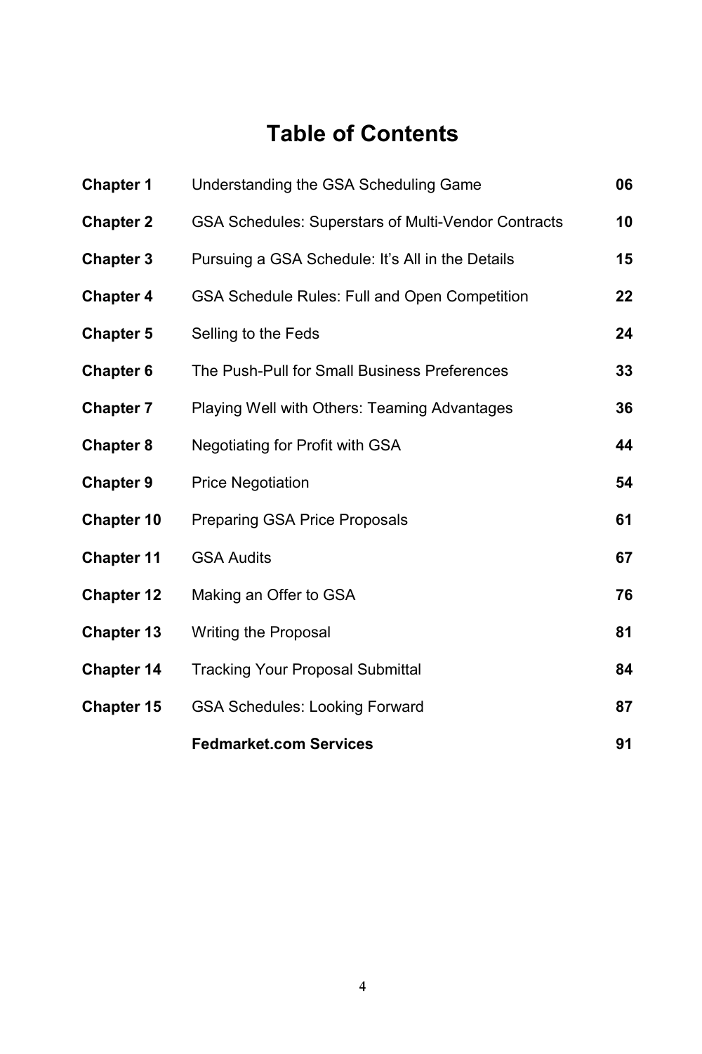# Table of Contents

| | | |
|---|---|---|
| **Chapter 1** | Understanding the GSA Scheduling Game | **06** |
| **Chapter 2** | GSA Schedules: Superstars of Multi-Vendor Contracts | **10** |
| **Chapter 3** | Pursuing a GSA Schedule: It's All in the Details | **15** |
| **Chapter 4** | GSA Schedule Rules: Full and Open Competition | **22** |
| **Chapter 5** | Selling to the Feds | **24** |
| **Chapter 6** | The Push-Pull for Small Business Preferences | **33** |
| **Chapter 7** | Playing Well with Others: Teaming Advantages | **36** |
| **Chapter 8** | Negotiating for Profit with GSA | **44** |
| **Chapter 9** | Price Negotiation | **54** |
| **Chapter 10** | Preparing GSA Price Proposals | **61** |
| **Chapter 11** | GSA Audits | **67** |
| **Chapter 12** | Making an Offer to GSA | **76** |
| **Chapter 13** | Writing the Proposal | **81** |
| **Chapter 14** | Tracking Your Proposal Submittal | **84** |
| **Chapter 15** | GSA Schedules: Looking Forward | **87** |
| | **Fedmarket.com Services** | **91** |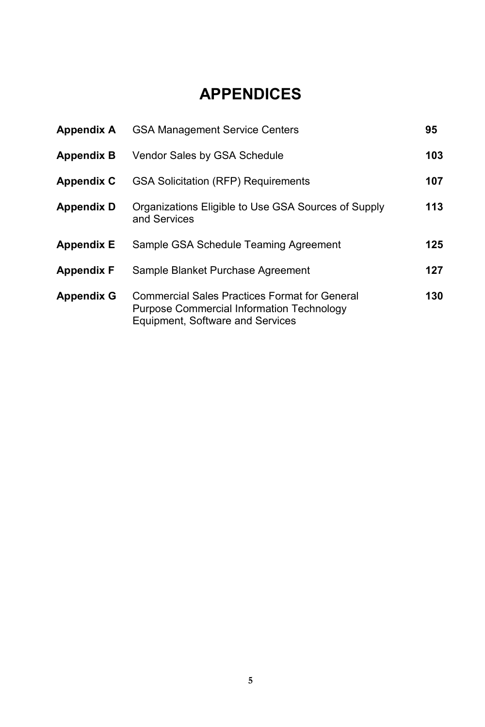# APPENDICES

| | | |
|---|---|---|
| **Appendix A** | GSA Management Service Centers | **95** |
| **Appendix B** | Vendor Sales by GSA Schedule | **103** |
| **Appendix C** | GSA Solicitation (RFP) Requirements | **107** |
| **Appendix D** | Organizations Eligible to Use GSA Sources of Supply and Services | **113** |
| **Appendix E** | Sample GSA Schedule Teaming Agreement | **125** |
| **Appendix F** | Sample Blanket Purchase Agreement | **127** |
| **Appendix G** | Commercial Sales Practices Format for General Purpose Commercial Information Technology Equipment, Software and Services | **130** |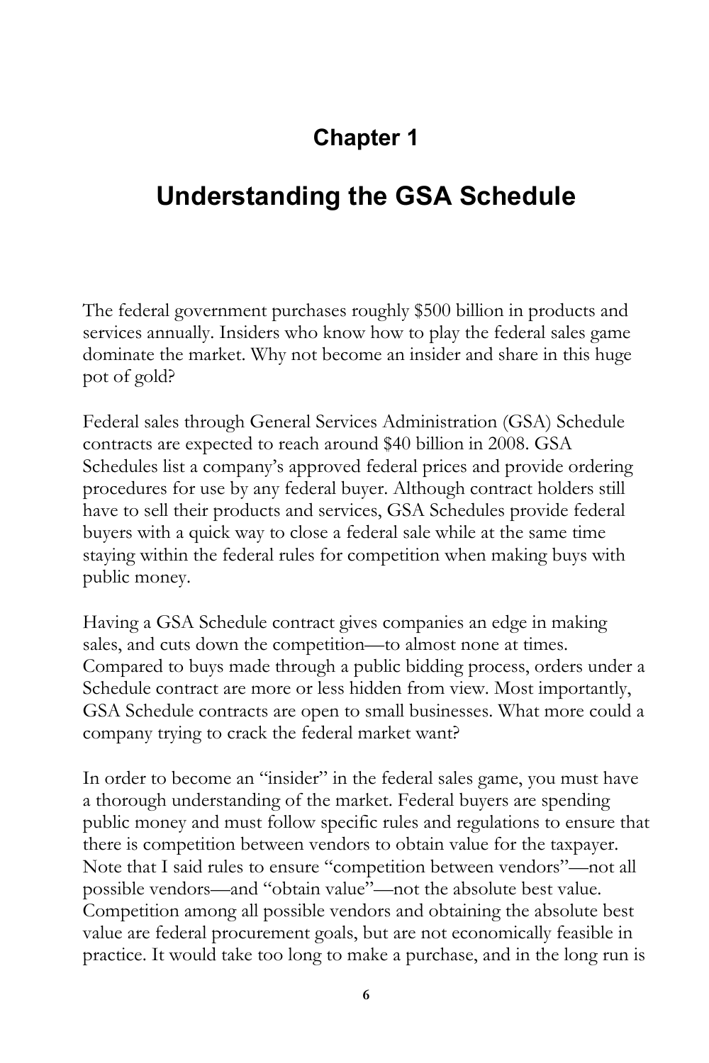# Chapter 1

# Understanding the GSA Schedule

The federal government purchases roughly $500 billion in products and services annually. Insiders who know how to play the federal sales game dominate the market. Why not become an insider and share in this huge pot of gold?

Federal sales through General Services Administration (GSA) Schedule contracts are expected to reach around $40 billion in 2008. GSA Schedules list a company's approved federal prices and provide ordering procedures for use by any federal buyer. Although contract holders still have to sell their products and services, GSA Schedules provide federal buyers with a quick way to close a federal sale while at the same time staying within the federal rules for competition when making buys with public money.

Having a GSA Schedule contract gives companies an edge in making sales, and cuts down the competition—to almost none at times. Compared to buys made through a public bidding process, orders under a Schedule contract are more or less hidden from view. Most importantly, GSA Schedule contracts are open to small businesses. What more could a company trying to crack the federal market want?

In order to become an "insider" in the federal sales game, you must have a thorough understanding of the market. Federal buyers are spending public money and must follow specific rules and regulations to ensure that there is competition between vendors to obtain value for the taxpayer. Note that I said rules to ensure "competition between vendors"—not all possible vendors—and "obtain value"—not the absolute best value. Competition among all possible vendors and obtaining the absolute best value are federal procurement goals, but are not economically feasible in practice. It would take too long to make a purchase, and in the long run is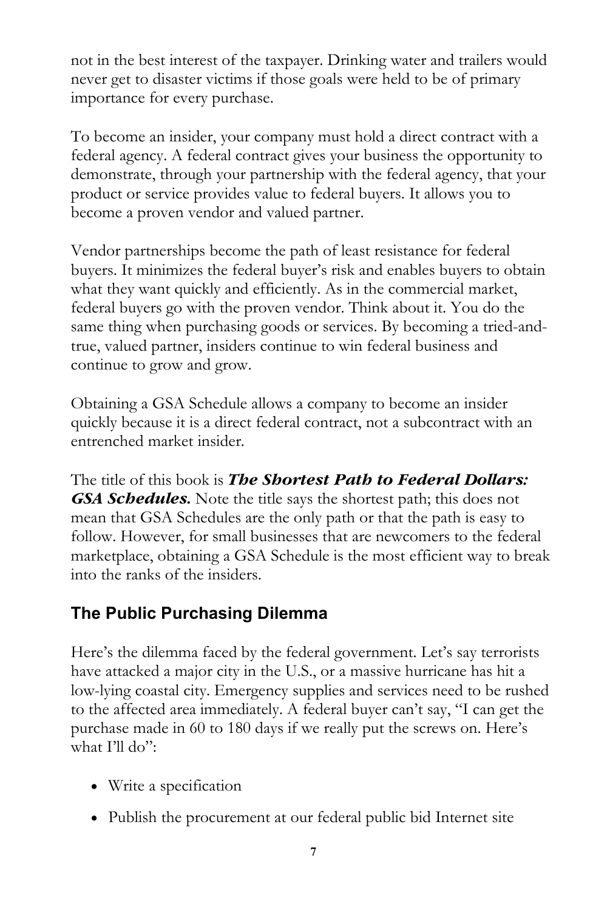not in the best interest of the taxpayer. Drinking water and trailers would never get to disaster victims if those goals were held to be of primary importance for every purchase.

To become an insider, your company must hold a direct contract with a federal agency. A federal contract gives your business the opportunity to demonstrate, through your partnership with the federal agency, that your product or service provides value to federal buyers. It allows you to become a proven vendor and valued partner.

Vendor partnerships become the path of least resistance for federal buyers. It minimizes the federal buyer's risk and enables buyers to obtain what they want quickly and efficiently. As in the commercial market, federal buyers go with the proven vendor. Think about it. You do the same thing when purchasing goods or services. By becoming a tried-and-true, valued partner, insiders continue to win federal business and continue to grow and grow.

Obtaining a GSA Schedule allows a company to become an insider quickly because it is a direct federal contract, not a subcontract with an entrenched market insider.

The title of this book is ***The Shortest Path to Federal Dollars: GSA Schedules.*** Note the title says the shortest path; this does not mean that GSA Schedules are the only path or that the path is easy to follow. However, for small businesses that are newcomers to the federal marketplace, obtaining a GSA Schedule is the most efficient way to break into the ranks of the insiders.

## The Public Purchasing Dilemma

Here's the dilemma faced by the federal government. Let's say terrorists have attacked a major city in the U.S., or a massive hurricane has hit a low-lying coastal city. Emergency supplies and services need to be rushed to the affected area immediately. A federal buyer can't say, "I can get the purchase made in 60 to 180 days if we really put the screws on. Here's what I'll do":

- Write a specification
- Publish the procurement at our federal public bid Internet site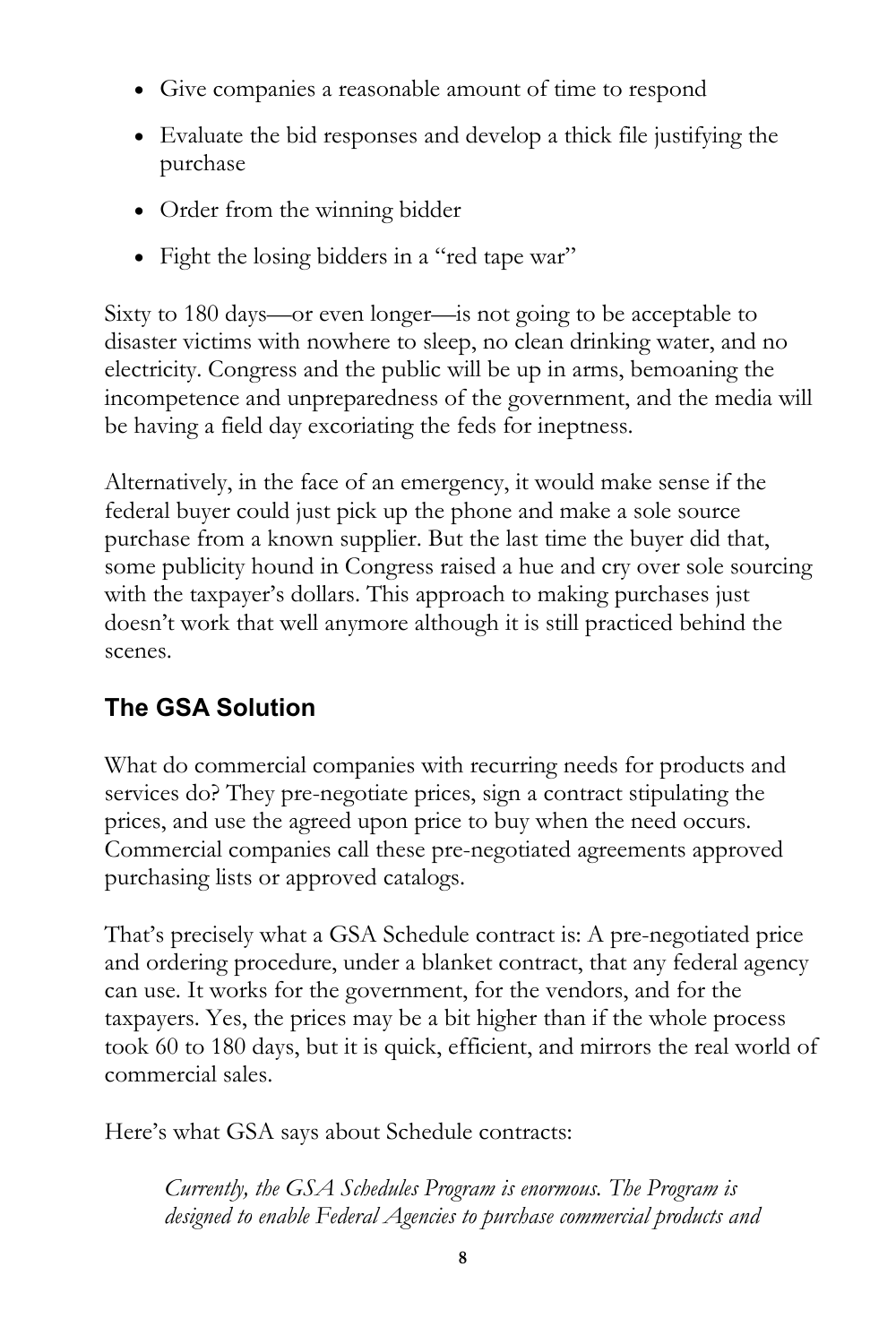- Give companies a reasonable amount of time to respond
- Evaluate the bid responses and develop a thick file justifying the purchase
- Order from the winning bidder
- Fight the losing bidders in a "red tape war"

Sixty to 180 days—or even longer—is not going to be acceptable to disaster victims with nowhere to sleep, no clean drinking water, and no electricity. Congress and the public will be up in arms, bemoaning the incompetence and unpreparedness of the government, and the media will be having a field day excoriating the feds for ineptness.

Alternatively, in the face of an emergency, it would make sense if the federal buyer could just pick up the phone and make a sole source purchase from a known supplier. But the last time the buyer did that, some publicity hound in Congress raised a hue and cry over sole sourcing with the taxpayer's dollars. This approach to making purchases just doesn't work that well anymore although it is still practiced behind the scenes.

## The GSA Solution

What do commercial companies with recurring needs for products and services do? They pre-negotiate prices, sign a contract stipulating the prices, and use the agreed upon price to buy when the need occurs. Commercial companies call these pre-negotiated agreements approved purchasing lists or approved catalogs.

That's precisely what a GSA Schedule contract is: A pre-negotiated price and ordering procedure, under a blanket contract, that any federal agency can use. It works for the government, for the vendors, and for the taxpayers. Yes, the prices may be a bit higher than if the whole process took 60 to 180 days, but it is quick, efficient, and mirrors the real world of commercial sales.

Here's what GSA says about Schedule contracts:

> *Currently, the GSA Schedules Program is enormous. The Program is designed to enable Federal Agencies to purchase commercial products and*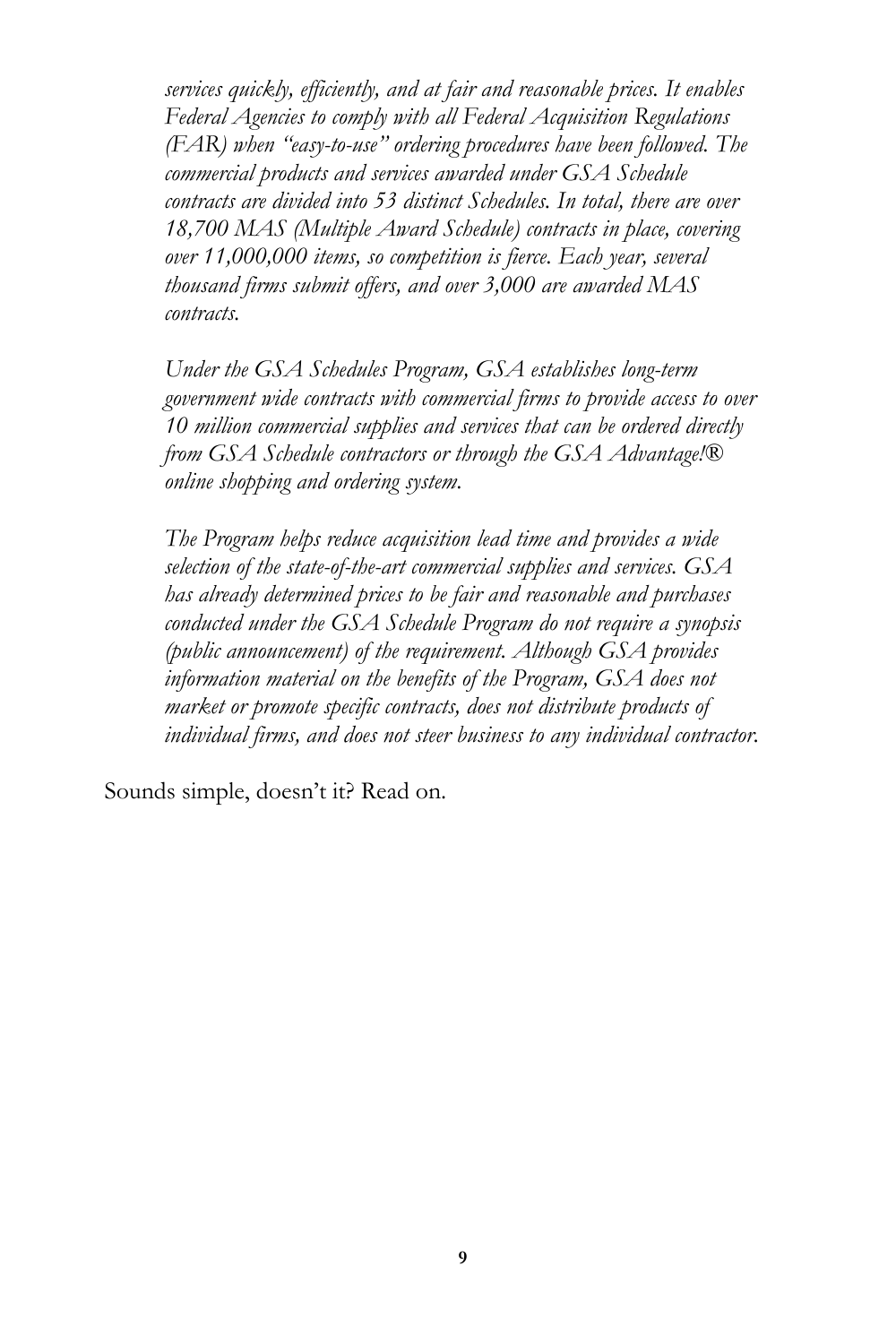*services quickly, efficiently, and at fair and reasonable prices. It enables Federal Agencies to comply with all Federal Acquisition Regulations (FAR) when "easy-to-use" ordering procedures have been followed. The commercial products and services awarded under GSA Schedule contracts are divided into 53 distinct Schedules. In total, there are over 18,700 MAS (Multiple Award Schedule) contracts in place, covering over 11,000,000 items, so competition is fierce. Each year, several thousand firms submit offers, and over 3,000 are awarded MAS contracts.*

*Under the GSA Schedules Program, GSA establishes long-term government wide contracts with commercial firms to provide access to over 10 million commercial supplies and services that can be ordered directly from GSA Schedule contractors or through the GSA Advantage!® online shopping and ordering system.*

*The Program helps reduce acquisition lead time and provides a wide selection of the state-of-the-art commercial supplies and services. GSA has already determined prices to be fair and reasonable and purchases conducted under the GSA Schedule Program do not require a synopsis (public announcement) of the requirement. Although GSA provides information material on the benefits of the Program, GSA does not market or promote specific contracts, does not distribute products of individual firms, and does not steer business to any individual contractor.*

Sounds simple, doesn't it? Read on.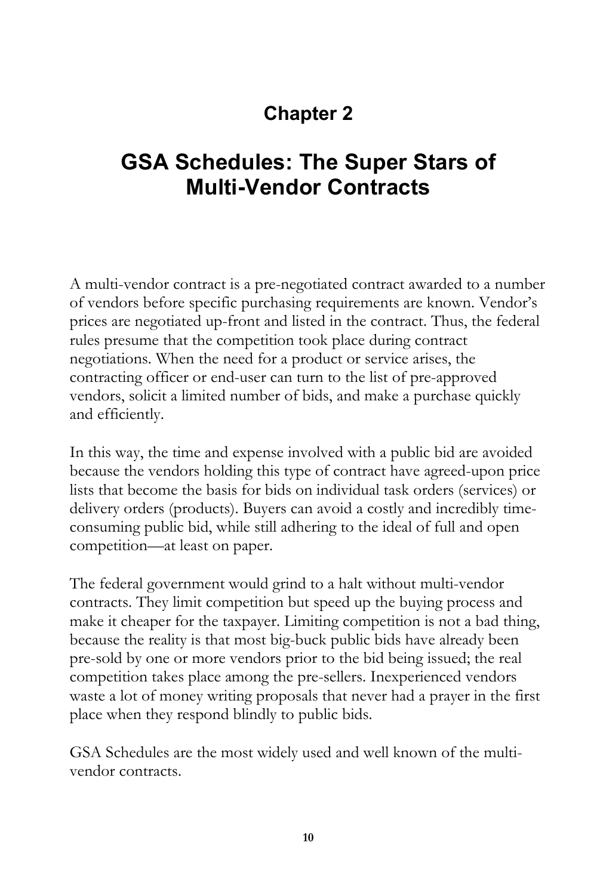# Chapter 2

# GSA Schedules: The Super Stars of Multi-Vendor Contracts

A multi-vendor contract is a pre-negotiated contract awarded to a number of vendors before specific purchasing requirements are known. Vendor's prices are negotiated up-front and listed in the contract. Thus, the federal rules presume that the competition took place during contract negotiations. When the need for a product or service arises, the contracting officer or end-user can turn to the list of pre-approved vendors, solicit a limited number of bids, and make a purchase quickly and efficiently.

In this way, the time and expense involved with a public bid are avoided because the vendors holding this type of contract have agreed-upon price lists that become the basis for bids on individual task orders (services) or delivery orders (products). Buyers can avoid a costly and incredibly time-consuming public bid, while still adhering to the ideal of full and open competition—at least on paper.

The federal government would grind to a halt without multi-vendor contracts. They limit competition but speed up the buying process and make it cheaper for the taxpayer. Limiting competition is not a bad thing, because the reality is that most big-buck public bids have already been pre-sold by one or more vendors prior to the bid being issued; the real competition takes place among the pre-sellers. Inexperienced vendors waste a lot of money writing proposals that never had a prayer in the first place when they respond blindly to public bids.

GSA Schedules are the most widely used and well known of the multi-vendor contracts.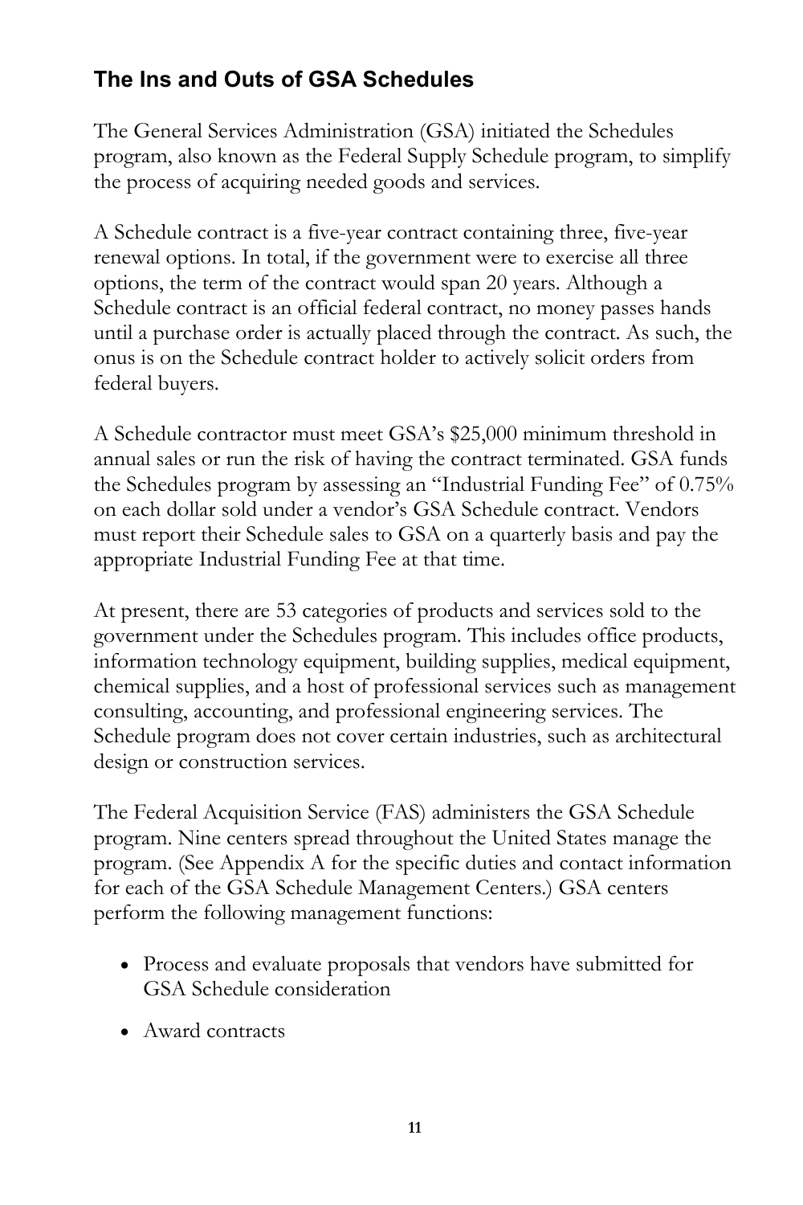## The Ins and Outs of GSA Schedules

The General Services Administration (GSA) initiated the Schedules program, also known as the Federal Supply Schedule program, to simplify the process of acquiring needed goods and services.

A Schedule contract is a five-year contract containing three, five-year renewal options. In total, if the government were to exercise all three options, the term of the contract would span 20 years. Although a Schedule contract is an official federal contract, no money passes hands until a purchase order is actually placed through the contract. As such, the onus is on the Schedule contract holder to actively solicit orders from federal buyers.

A Schedule contractor must meet GSA's $25,000 minimum threshold in annual sales or run the risk of having the contract terminated. GSA funds the Schedules program by assessing an "Industrial Funding Fee" of 0.75% on each dollar sold under a vendor's GSA Schedule contract. Vendors must report their Schedule sales to GSA on a quarterly basis and pay the appropriate Industrial Funding Fee at that time.

At present, there are 53 categories of products and services sold to the government under the Schedules program. This includes office products, information technology equipment, building supplies, medical equipment, chemical supplies, and a host of professional services such as management consulting, accounting, and professional engineering services. The Schedule program does not cover certain industries, such as architectural design or construction services.

The Federal Acquisition Service (FAS) administers the GSA Schedule program. Nine centers spread throughout the United States manage the program. (See Appendix A for the specific duties and contact information for each of the GSA Schedule Management Centers.) GSA centers perform the following management functions:

- Process and evaluate proposals that vendors have submitted for GSA Schedule consideration
- Award contracts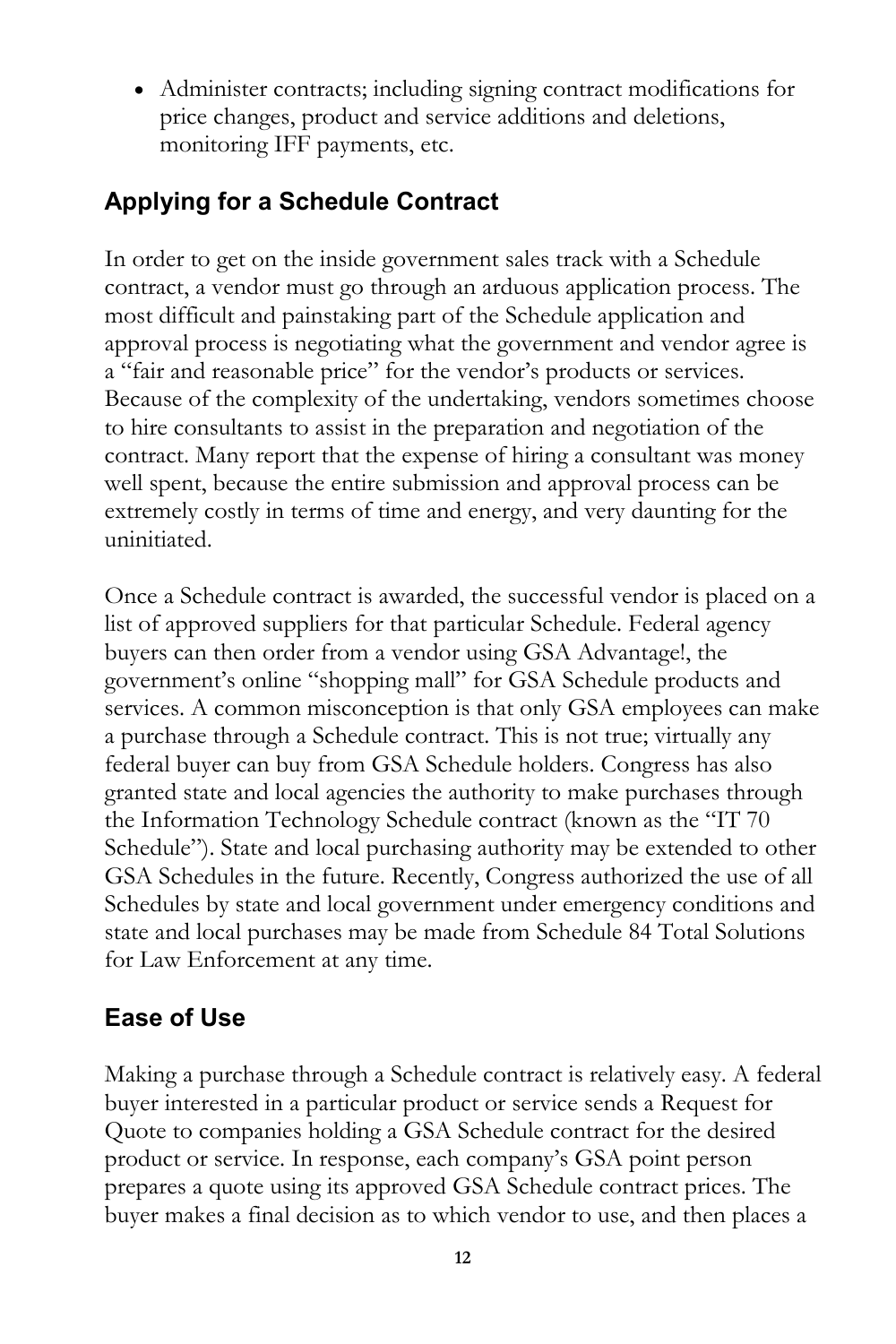- Administer contracts; including signing contract modifications for price changes, product and service additions and deletions, monitoring IFF payments, etc.

## Applying for a Schedule Contract

In order to get on the inside government sales track with a Schedule contract, a vendor must go through an arduous application process. The most difficult and painstaking part of the Schedule application and approval process is negotiating what the government and vendor agree is a "fair and reasonable price" for the vendor's products or services. Because of the complexity of the undertaking, vendors sometimes choose to hire consultants to assist in the preparation and negotiation of the contract. Many report that the expense of hiring a consultant was money well spent, because the entire submission and approval process can be extremely costly in terms of time and energy, and very daunting for the uninitiated.

Once a Schedule contract is awarded, the successful vendor is placed on a list of approved suppliers for that particular Schedule. Federal agency buyers can then order from a vendor using GSA Advantage!, the government's online "shopping mall" for GSA Schedule products and services. A common misconception is that only GSA employees can make a purchase through a Schedule contract. This is not true; virtually any federal buyer can buy from GSA Schedule holders. Congress has also granted state and local agencies the authority to make purchases through the Information Technology Schedule contract (known as the "IT 70 Schedule"). State and local purchasing authority may be extended to other GSA Schedules in the future. Recently, Congress authorized the use of all Schedules by state and local government under emergency conditions and state and local purchases may be made from Schedule 84 Total Solutions for Law Enforcement at any time.

## Ease of Use

Making a purchase through a Schedule contract is relatively easy. A federal buyer interested in a particular product or service sends a Request for Quote to companies holding a GSA Schedule contract for the desired product or service. In response, each company's GSA point person prepares a quote using its approved GSA Schedule contract prices. The buyer makes a final decision as to which vendor to use, and then places a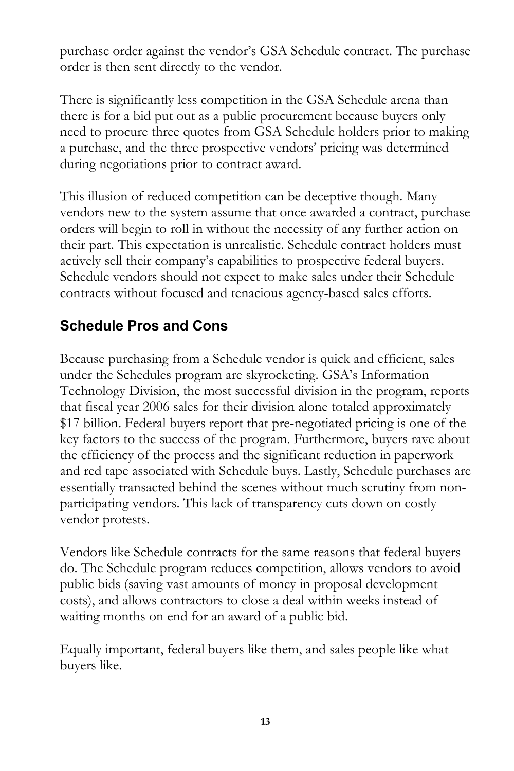purchase order against the vendor's GSA Schedule contract. The purchase order is then sent directly to the vendor.

There is significantly less competition in the GSA Schedule arena than there is for a bid put out as a public procurement because buyers only need to procure three quotes from GSA Schedule holders prior to making a purchase, and the three prospective vendors' pricing was determined during negotiations prior to contract award.

This illusion of reduced competition can be deceptive though. Many vendors new to the system assume that once awarded a contract, purchase orders will begin to roll in without the necessity of any further action on their part. This expectation is unrealistic. Schedule contract holders must actively sell their company's capabilities to prospective federal buyers. Schedule vendors should not expect to make sales under their Schedule contracts without focused and tenacious agency-based sales efforts.

## Schedule Pros and Cons

Because purchasing from a Schedule vendor is quick and efficient, sales under the Schedules program are skyrocketing. GSA's Information Technology Division, the most successful division in the program, reports that fiscal year 2006 sales for their division alone totaled approximately $17 billion. Federal buyers report that pre-negotiated pricing is one of the key factors to the success of the program. Furthermore, buyers rave about the efficiency of the process and the significant reduction in paperwork and red tape associated with Schedule buys. Lastly, Schedule purchases are essentially transacted behind the scenes without much scrutiny from non-participating vendors. This lack of transparency cuts down on costly vendor protests.

Vendors like Schedule contracts for the same reasons that federal buyers do. The Schedule program reduces competition, allows vendors to avoid public bids (saving vast amounts of money in proposal development costs), and allows contractors to close a deal within weeks instead of waiting months on end for an award of a public bid.

Equally important, federal buyers like them, and sales people like what buyers like.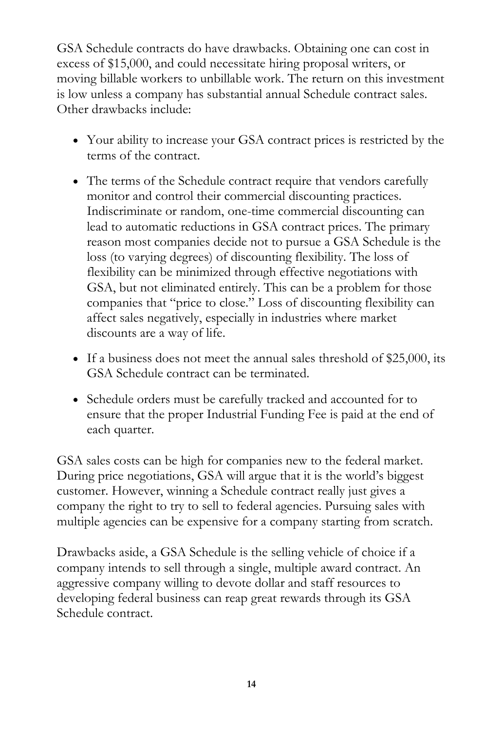GSA Schedule contracts do have drawbacks. Obtaining one can cost in excess of $15,000, and could necessitate hiring proposal writers, or moving billable workers to unbillable work. The return on this investment is low unless a company has substantial annual Schedule contract sales. Other drawbacks include:

- Your ability to increase your GSA contract prices is restricted by the terms of the contract.
- The terms of the Schedule contract require that vendors carefully monitor and control their commercial discounting practices. Indiscriminate or random, one-time commercial discounting can lead to automatic reductions in GSA contract prices. The primary reason most companies decide not to pursue a GSA Schedule is the loss (to varying degrees) of discounting flexibility. The loss of flexibility can be minimized through effective negotiations with GSA, but not eliminated entirely. This can be a problem for those companies that "price to close." Loss of discounting flexibility can affect sales negatively, especially in industries where market discounts are a way of life.
- If a business does not meet the annual sales threshold of $25,000, its GSA Schedule contract can be terminated.
- Schedule orders must be carefully tracked and accounted for to ensure that the proper Industrial Funding Fee is paid at the end of each quarter.

GSA sales costs can be high for companies new to the federal market. During price negotiations, GSA will argue that it is the world's biggest customer. However, winning a Schedule contract really just gives a company the right to try to sell to federal agencies. Pursuing sales with multiple agencies can be expensive for a company starting from scratch.

Drawbacks aside, a GSA Schedule is the selling vehicle of choice if a company intends to sell through a single, multiple award contract. An aggressive company willing to devote dollar and staff resources to developing federal business can reap great rewards through its GSA Schedule contract.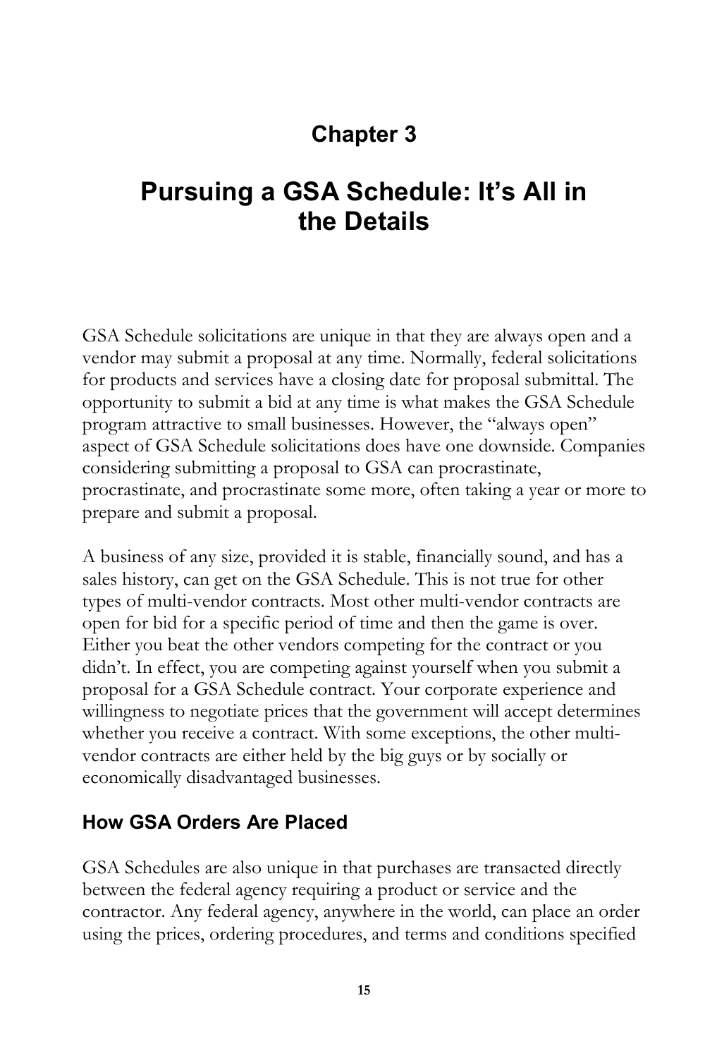## Chapter 3

# Pursuing a GSA Schedule: It's All in the Details

GSA Schedule solicitations are unique in that they are always open and a vendor may submit a proposal at any time. Normally, federal solicitations for products and services have a closing date for proposal submittal. The opportunity to submit a bid at any time is what makes the GSA Schedule program attractive to small businesses. However, the "always open" aspect of GSA Schedule solicitations does have one downside. Companies considering submitting a proposal to GSA can procrastinate, procrastinate, and procrastinate some more, often taking a year or more to prepare and submit a proposal.

A business of any size, provided it is stable, financially sound, and has a sales history, can get on the GSA Schedule. This is not true for other types of multi-vendor contracts. Most other multi-vendor contracts are open for bid for a specific period of time and then the game is over. Either you beat the other vendors competing for the contract or you didn't. In effect, you are competing against yourself when you submit a proposal for a GSA Schedule contract. Your corporate experience and willingness to negotiate prices that the government will accept determines whether you receive a contract. With some exceptions, the other multi-vendor contracts are either held by the big guys or by socially or economically disadvantaged businesses.

### How GSA Orders Are Placed

GSA Schedules are also unique in that purchases are transacted directly between the federal agency requiring a product or service and the contractor. Any federal agency, anywhere in the world, can place an order using the prices, ordering procedures, and terms and conditions specified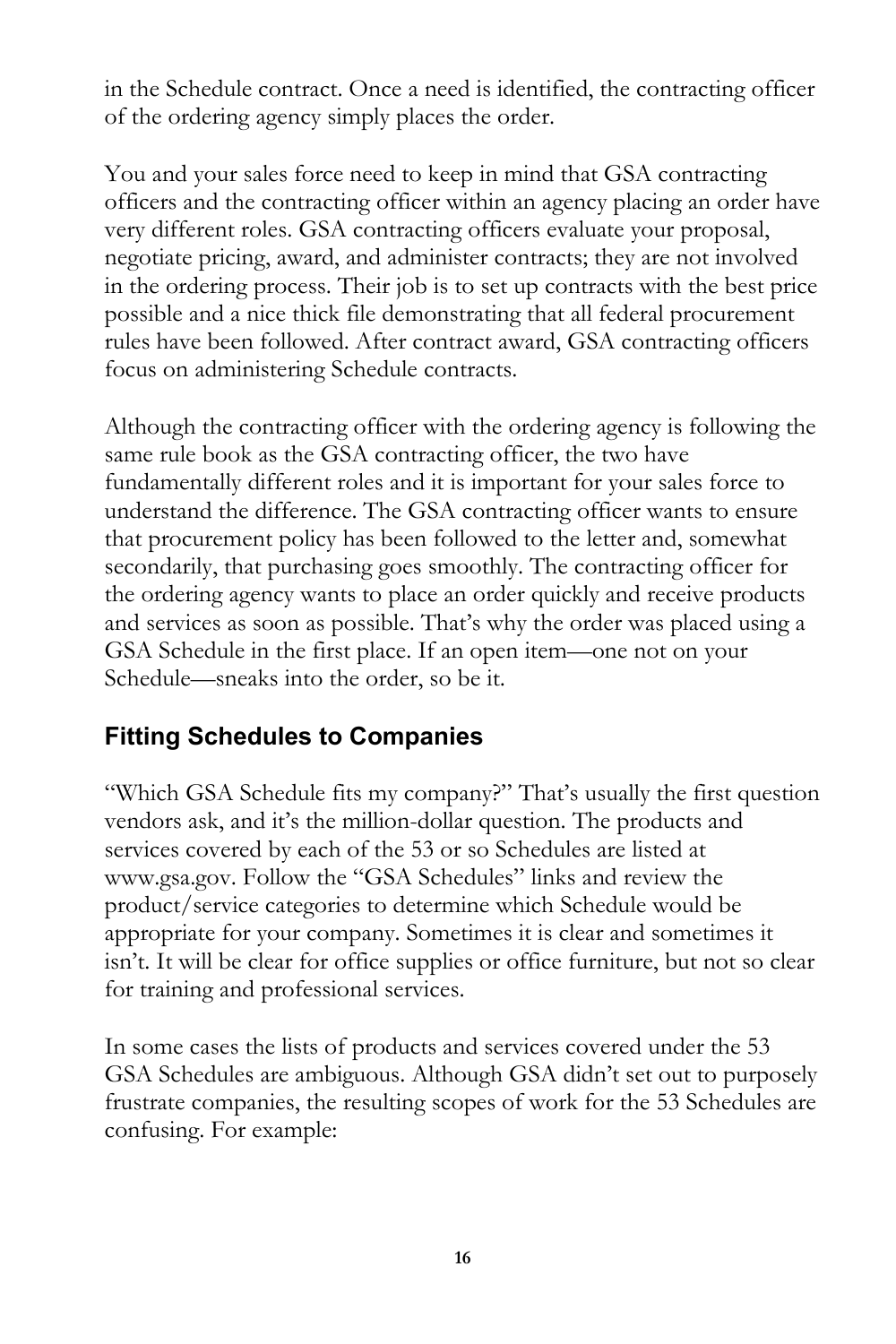in the Schedule contract. Once a need is identified, the contracting officer of the ordering agency simply places the order.

You and your sales force need to keep in mind that GSA contracting officers and the contracting officer within an agency placing an order have very different roles. GSA contracting officers evaluate your proposal, negotiate pricing, award, and administer contracts; they are not involved in the ordering process. Their job is to set up contracts with the best price possible and a nice thick file demonstrating that all federal procurement rules have been followed. After contract award, GSA contracting officers focus on administering Schedule contracts.

Although the contracting officer with the ordering agency is following the same rule book as the GSA contracting officer, the two have fundamentally different roles and it is important for your sales force to understand the difference. The GSA contracting officer wants to ensure that procurement policy has been followed to the letter and, somewhat secondarily, that purchasing goes smoothly. The contracting officer for the ordering agency wants to place an order quickly and receive products and services as soon as possible. That's why the order was placed using a GSA Schedule in the first place. If an open item—one not on your Schedule—sneaks into the order, so be it.

## Fitting Schedules to Companies

"Which GSA Schedule fits my company?" That's usually the first question vendors ask, and it's the million-dollar question. The products and services covered by each of the 53 or so Schedules are listed at www.gsa.gov. Follow the "GSA Schedules" links and review the product/service categories to determine which Schedule would be appropriate for your company. Sometimes it is clear and sometimes it isn't. It will be clear for office supplies or office furniture, but not so clear for training and professional services.

In some cases the lists of products and services covered under the 53 GSA Schedules are ambiguous. Although GSA didn't set out to purposely frustrate companies, the resulting scopes of work for the 53 Schedules are confusing. For example: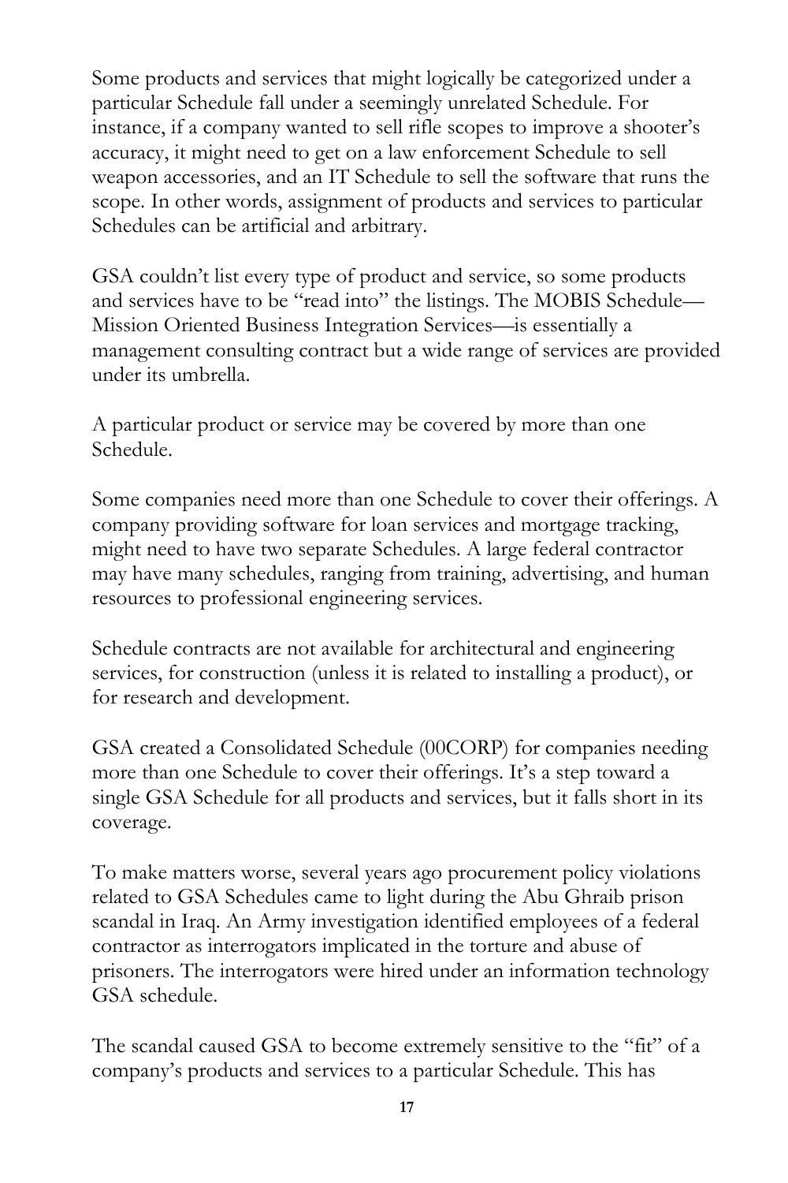Some products and services that might logically be categorized under a particular Schedule fall under a seemingly unrelated Schedule. For instance, if a company wanted to sell rifle scopes to improve a shooter's accuracy, it might need to get on a law enforcement Schedule to sell weapon accessories, and an IT Schedule to sell the software that runs the scope. In other words, assignment of products and services to particular Schedules can be artificial and arbitrary.

GSA couldn't list every type of product and service, so some products and services have to be "read into" the listings. The MOBIS Schedule—Mission Oriented Business Integration Services—is essentially a management consulting contract but a wide range of services are provided under its umbrella.

A particular product or service may be covered by more than one Schedule.

Some companies need more than one Schedule to cover their offerings. A company providing software for loan services and mortgage tracking, might need to have two separate Schedules. A large federal contractor may have many schedules, ranging from training, advertising, and human resources to professional engineering services.

Schedule contracts are not available for architectural and engineering services, for construction (unless it is related to installing a product), or for research and development.

GSA created a Consolidated Schedule (00CORP) for companies needing more than one Schedule to cover their offerings. It's a step toward a single GSA Schedule for all products and services, but it falls short in its coverage.

To make matters worse, several years ago procurement policy violations related to GSA Schedules came to light during the Abu Ghraib prison scandal in Iraq. An Army investigation identified employees of a federal contractor as interrogators implicated in the torture and abuse of prisoners. The interrogators were hired under an information technology GSA schedule.

The scandal caused GSA to become extremely sensitive to the "fit" of a company's products and services to a particular Schedule. This has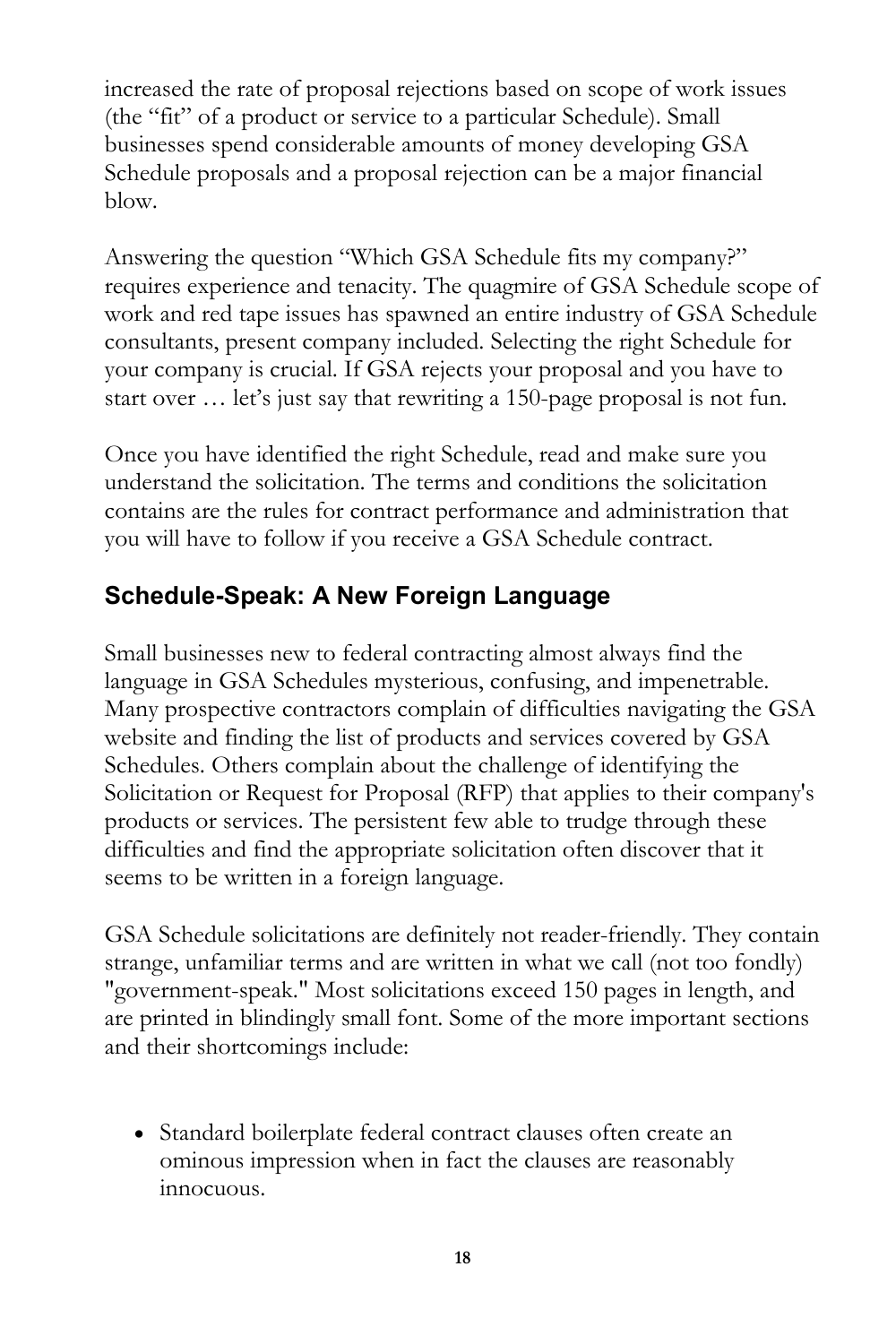increased the rate of proposal rejections based on scope of work issues (the "fit" of a product or service to a particular Schedule). Small businesses spend considerable amounts of money developing GSA Schedule proposals and a proposal rejection can be a major financial blow.

Answering the question "Which GSA Schedule fits my company?" requires experience and tenacity. The quagmire of GSA Schedule scope of work and red tape issues has spawned an entire industry of GSA Schedule consultants, present company included. Selecting the right Schedule for your company is crucial. If GSA rejects your proposal and you have to start over … let's just say that rewriting a 150-page proposal is not fun.

Once you have identified the right Schedule, read and make sure you understand the solicitation. The terms and conditions the solicitation contains are the rules for contract performance and administration that you will have to follow if you receive a GSA Schedule contract.

## Schedule-Speak: A New Foreign Language

Small businesses new to federal contracting almost always find the language in GSA Schedules mysterious, confusing, and impenetrable. Many prospective contractors complain of difficulties navigating the GSA website and finding the list of products and services covered by GSA Schedules. Others complain about the challenge of identifying the Solicitation or Request for Proposal (RFP) that applies to their company's products or services. The persistent few able to trudge through these difficulties and find the appropriate solicitation often discover that it seems to be written in a foreign language.

GSA Schedule solicitations are definitely not reader-friendly. They contain strange, unfamiliar terms and are written in what we call (not too fondly) "government-speak." Most solicitations exceed 150 pages in length, and are printed in blindingly small font. Some of the more important sections and their shortcomings include:

- Standard boilerplate federal contract clauses often create an ominous impression when in fact the clauses are reasonably innocuous.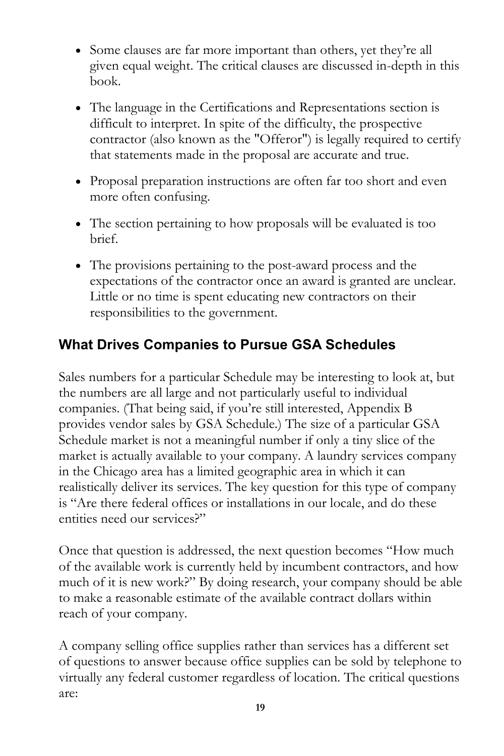- Some clauses are far more important than others, yet they're all given equal weight. The critical clauses are discussed in-depth in this book.
- The language in the Certifications and Representations section is difficult to interpret. In spite of the difficulty, the prospective contractor (also known as the "Offeror") is legally required to certify that statements made in the proposal are accurate and true.
- Proposal preparation instructions are often far too short and even more often confusing.
- The section pertaining to how proposals will be evaluated is too brief.
- The provisions pertaining to the post-award process and the expectations of the contractor once an award is granted are unclear. Little or no time is spent educating new contractors on their responsibilities to the government.

## What Drives Companies to Pursue GSA Schedules

Sales numbers for a particular Schedule may be interesting to look at, but the numbers are all large and not particularly useful to individual companies. (That being said, if you're still interested, Appendix B provides vendor sales by GSA Schedule.) The size of a particular GSA Schedule market is not a meaningful number if only a tiny slice of the market is actually available to your company. A laundry services company in the Chicago area has a limited geographic area in which it can realistically deliver its services. The key question for this type of company is "Are there federal offices or installations in our locale, and do these entities need our services?"

Once that question is addressed, the next question becomes "How much of the available work is currently held by incumbent contractors, and how much of it is new work?" By doing research, your company should be able to make a reasonable estimate of the available contract dollars within reach of your company.

A company selling office supplies rather than services has a different set of questions to answer because office supplies can be sold by telephone to virtually any federal customer regardless of location. The critical questions are: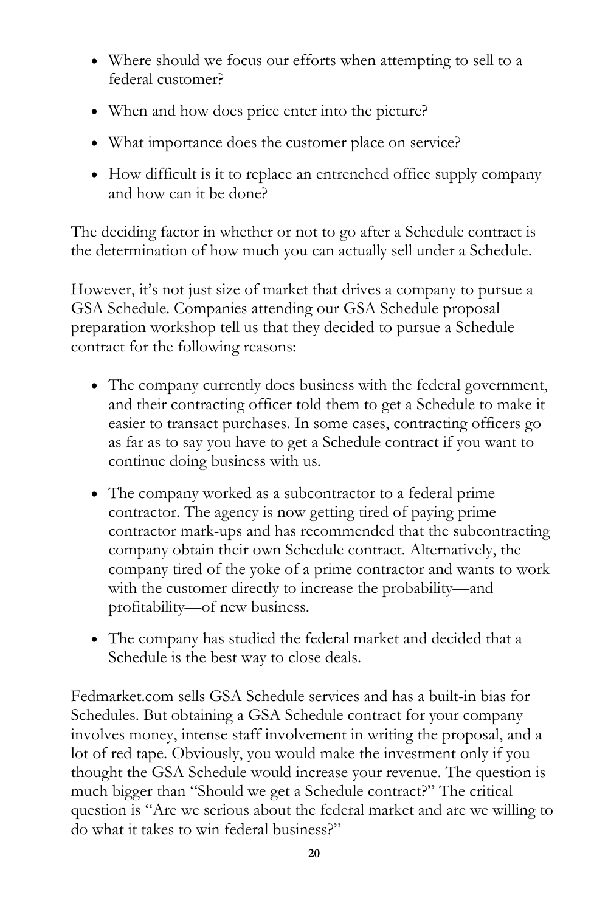- Where should we focus our efforts when attempting to sell to a federal customer?
- When and how does price enter into the picture?
- What importance does the customer place on service?
- How difficult is it to replace an entrenched office supply company and how can it be done?

The deciding factor in whether or not to go after a Schedule contract is the determination of how much you can actually sell under a Schedule.

However, it's not just size of market that drives a company to pursue a GSA Schedule. Companies attending our GSA Schedule proposal preparation workshop tell us that they decided to pursue a Schedule contract for the following reasons:

- The company currently does business with the federal government, and their contracting officer told them to get a Schedule to make it easier to transact purchases. In some cases, contracting officers go as far as to say you have to get a Schedule contract if you want to continue doing business with us.
- The company worked as a subcontractor to a federal prime contractor. The agency is now getting tired of paying prime contractor mark-ups and has recommended that the subcontracting company obtain their own Schedule contract. Alternatively, the company tired of the yoke of a prime contractor and wants to work with the customer directly to increase the probability—and profitability—of new business.
- The company has studied the federal market and decided that a Schedule is the best way to close deals.

Fedmarket.com sells GSA Schedule services and has a built-in bias for Schedules. But obtaining a GSA Schedule contract for your company involves money, intense staff involvement in writing the proposal, and a lot of red tape. Obviously, you would make the investment only if you thought the GSA Schedule would increase your revenue. The question is much bigger than "Should we get a Schedule contract?" The critical question is "Are we serious about the federal market and are we willing to do what it takes to win federal business?"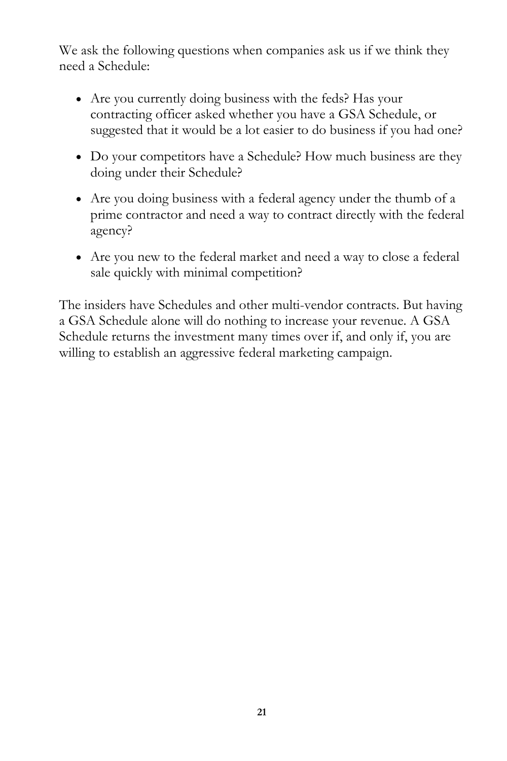We ask the following questions when companies ask us if we think they need a Schedule:

- Are you currently doing business with the feds? Has your contracting officer asked whether you have a GSA Schedule, or suggested that it would be a lot easier to do business if you had one?
- Do your competitors have a Schedule? How much business are they doing under their Schedule?
- Are you doing business with a federal agency under the thumb of a prime contractor and need a way to contract directly with the federal agency?
- Are you new to the federal market and need a way to close a federal sale quickly with minimal competition?

The insiders have Schedules and other multi-vendor contracts. But having a GSA Schedule alone will do nothing to increase your revenue. A GSA Schedule returns the investment many times over if, and only if, you are willing to establish an aggressive federal marketing campaign.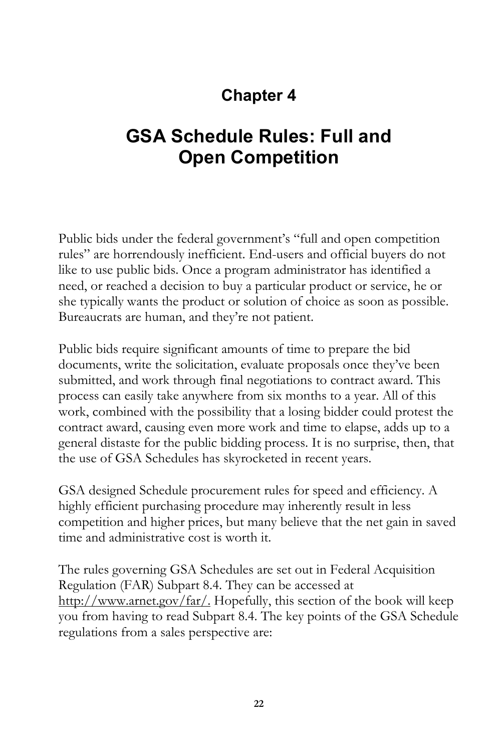# Chapter 4

# GSA Schedule Rules: Full and Open Competition

Public bids under the federal government's "full and open competition rules" are horrendously inefficient. End-users and official buyers do not like to use public bids. Once a program administrator has identified a need, or reached a decision to buy a particular product or service, he or she typically wants the product or solution of choice as soon as possible. Bureaucrats are human, and they're not patient.

Public bids require significant amounts of time to prepare the bid documents, write the solicitation, evaluate proposals once they've been submitted, and work through final negotiations to contract award. This process can easily take anywhere from six months to a year. All of this work, combined with the possibility that a losing bidder could protest the contract award, causing even more work and time to elapse, adds up to a general distaste for the public bidding process. It is no surprise, then, that the use of GSA Schedules has skyrocketed in recent years.

GSA designed Schedule procurement rules for speed and efficiency. A highly efficient purchasing procedure may inherently result in less competition and higher prices, but many believe that the net gain in saved time and administrative cost is worth it.

The rules governing GSA Schedules are set out in Federal Acquisition Regulation (FAR) Subpart 8.4. They can be accessed at http://www.arnet.gov/far/. Hopefully, this section of the book will keep you from having to read Subpart 8.4. The key points of the GSA Schedule regulations from a sales perspective are: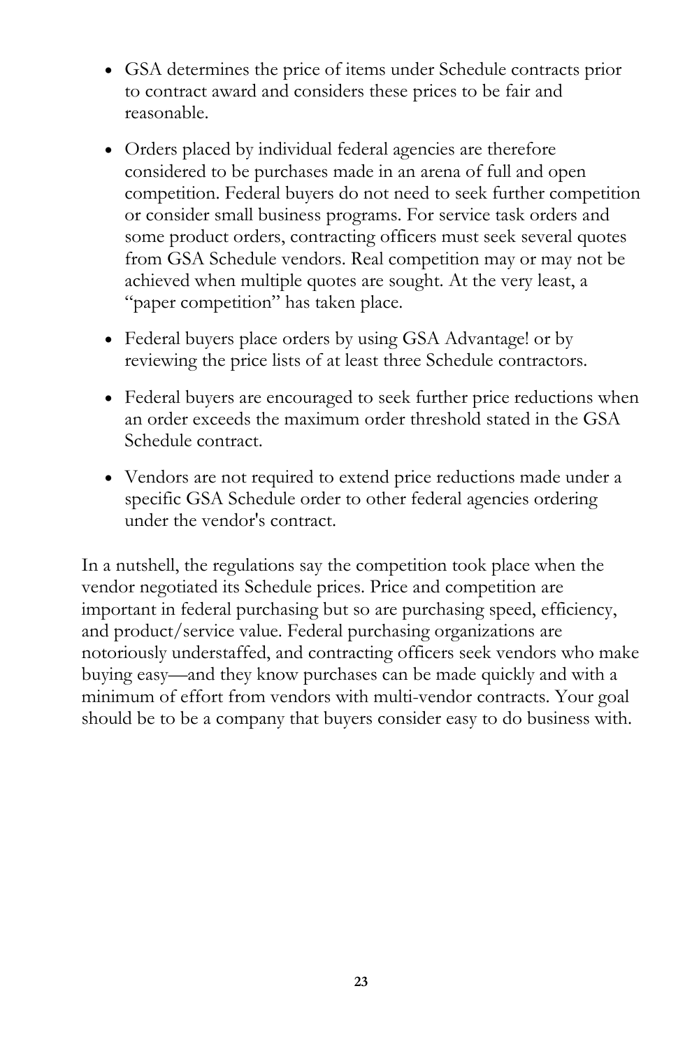- GSA determines the price of items under Schedule contracts prior to contract award and considers these prices to be fair and reasonable.

- Orders placed by individual federal agencies are therefore considered to be purchases made in an arena of full and open competition. Federal buyers do not need to seek further competition or consider small business programs. For service task orders and some product orders, contracting officers must seek several quotes from GSA Schedule vendors. Real competition may or may not be achieved when multiple quotes are sought. At the very least, a "paper competition" has taken place.

- Federal buyers place orders by using GSA Advantage! or by reviewing the price lists of at least three Schedule contractors.

- Federal buyers are encouraged to seek further price reductions when an order exceeds the maximum order threshold stated in the GSA Schedule contract.

- Vendors are not required to extend price reductions made under a specific GSA Schedule order to other federal agencies ordering under the vendor's contract.

In a nutshell, the regulations say the competition took place when the vendor negotiated its Schedule prices. Price and competition are important in federal purchasing but so are purchasing speed, efficiency, and product/service value. Federal purchasing organizations are notoriously understaffed, and contracting officers seek vendors who make buying easy—and they know purchases can be made quickly and with a minimum of effort from vendors with multi-vendor contracts. Your goal should be to be a company that buyers consider easy to do business with.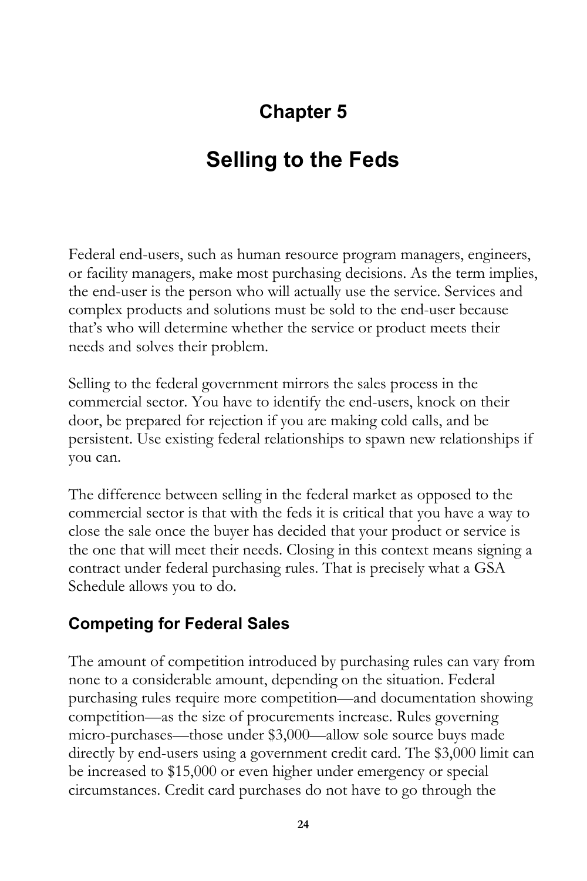# Chapter 5

# Selling to the Feds

Federal end-users, such as human resource program managers, engineers, or facility managers, make most purchasing decisions. As the term implies, the end-user is the person who will actually use the service. Services and complex products and solutions must be sold to the end-user because that's who will determine whether the service or product meets their needs and solves their problem.

Selling to the federal government mirrors the sales process in the commercial sector. You have to identify the end-users, knock on their door, be prepared for rejection if you are making cold calls, and be persistent. Use existing federal relationships to spawn new relationships if you can.

The difference between selling in the federal market as opposed to the commercial sector is that with the feds it is critical that you have a way to close the sale once the buyer has decided that your product or service is the one that will meet their needs. Closing in this context means signing a contract under federal purchasing rules. That is precisely what a GSA Schedule allows you to do.

## Competing for Federal Sales

The amount of competition introduced by purchasing rules can vary from none to a considerable amount, depending on the situation. Federal purchasing rules require more competition—and documentation showing competition—as the size of procurements increase. Rules governing micro-purchases—those under $3,000—allow sole source buys made directly by end-users using a government credit card. The $3,000 limit can be increased to $15,000 or even higher under emergency or special circumstances. Credit card purchases do not have to go through the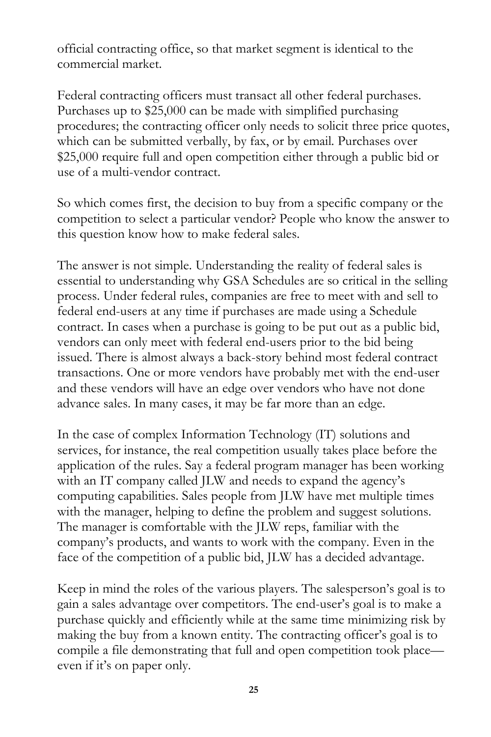official contracting office, so that market segment is identical to the commercial market.

Federal contracting officers must transact all other federal purchases. Purchases up to $25,000 can be made with simplified purchasing procedures; the contracting officer only needs to solicit three price quotes, which can be submitted verbally, by fax, or by email. Purchases over $25,000 require full and open competition either through a public bid or use of a multi-vendor contract.

So which comes first, the decision to buy from a specific company or the competition to select a particular vendor? People who know the answer to this question know how to make federal sales.

The answer is not simple. Understanding the reality of federal sales is essential to understanding why GSA Schedules are so critical in the selling process. Under federal rules, companies are free to meet with and sell to federal end-users at any time if purchases are made using a Schedule contract. In cases when a purchase is going to be put out as a public bid, vendors can only meet with federal end-users prior to the bid being issued. There is almost always a back-story behind most federal contract transactions. One or more vendors have probably met with the end-user and these vendors will have an edge over vendors who have not done advance sales. In many cases, it may be far more than an edge.

In the case of complex Information Technology (IT) solutions and services, for instance, the real competition usually takes place before the application of the rules. Say a federal program manager has been working with an IT company called JLW and needs to expand the agency's computing capabilities. Sales people from JLW have met multiple times with the manager, helping to define the problem and suggest solutions. The manager is comfortable with the JLW reps, familiar with the company's products, and wants to work with the company. Even in the face of the competition of a public bid, JLW has a decided advantage.

Keep in mind the roles of the various players. The salesperson's goal is to gain a sales advantage over competitors. The end-user's goal is to make a purchase quickly and efficiently while at the same time minimizing risk by making the buy from a known entity. The contracting officer's goal is to compile a file demonstrating that full and open competition took place—even if it's on paper only.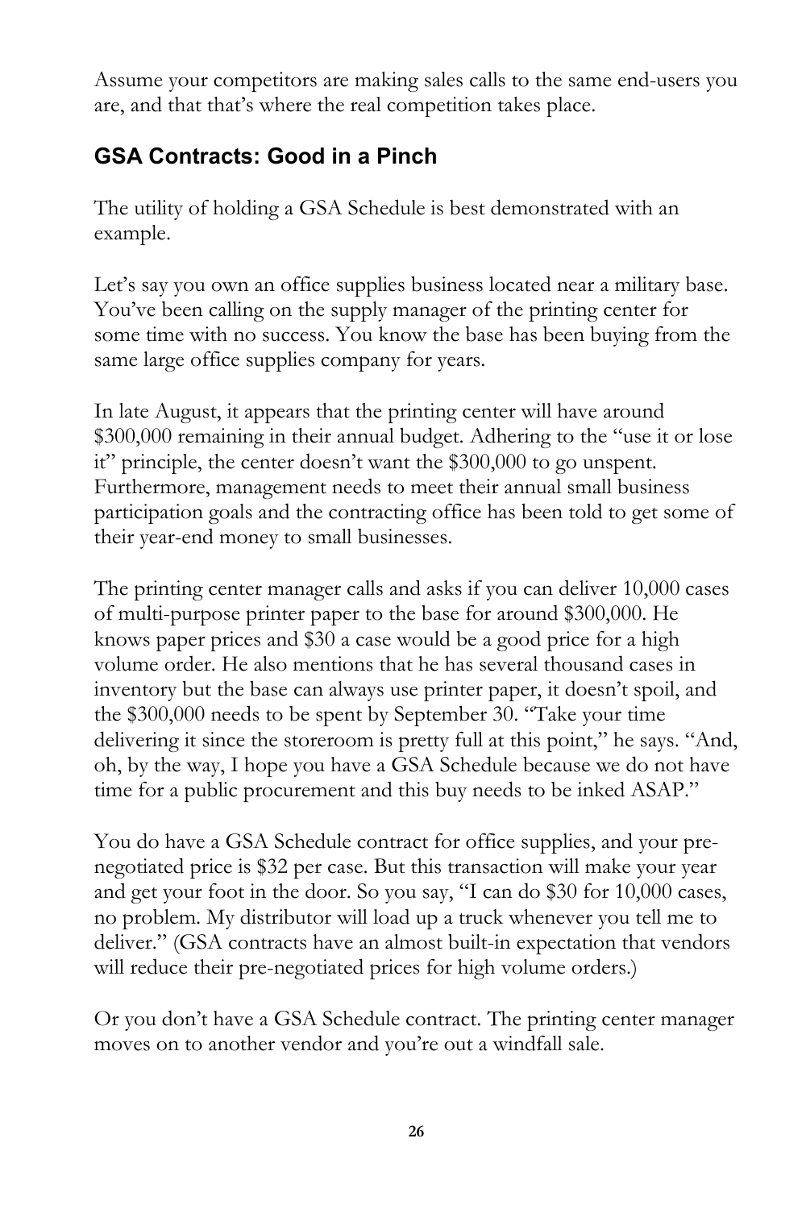Assume your competitors are making sales calls to the same end-users you are, and that that's where the real competition takes place.

## GSA Contracts: Good in a Pinch

The utility of holding a GSA Schedule is best demonstrated with an example.

Let's say you own an office supplies business located near a military base. You've been calling on the supply manager of the printing center for some time with no success. You know the base has been buying from the same large office supplies company for years.

In late August, it appears that the printing center will have around $300,000 remaining in their annual budget. Adhering to the "use it or lose it" principle, the center doesn't want the $300,000 to go unspent. Furthermore, management needs to meet their annual small business participation goals and the contracting office has been told to get some of their year-end money to small businesses.

The printing center manager calls and asks if you can deliver 10,000 cases of multi-purpose printer paper to the base for around $300,000. He knows paper prices and $30 a case would be a good price for a high volume order. He also mentions that he has several thousand cases in inventory but the base can always use printer paper, it doesn't spoil, and the $300,000 needs to be spent by September 30. "Take your time delivering it since the storeroom is pretty full at this point," he says. "And, oh, by the way, I hope you have a GSA Schedule because we do not have time for a public procurement and this buy needs to be inked ASAP."

You do have a GSA Schedule contract for office supplies, and your pre-negotiated price is $32 per case. But this transaction will make your year and get your foot in the door. So you say, "I can do $30 for 10,000 cases, no problem. My distributor will load up a truck whenever you tell me to deliver." (GSA contracts have an almost built-in expectation that vendors will reduce their pre-negotiated prices for high volume orders.)

Or you don't have a GSA Schedule contract. The printing center manager moves on to another vendor and you're out a windfall sale.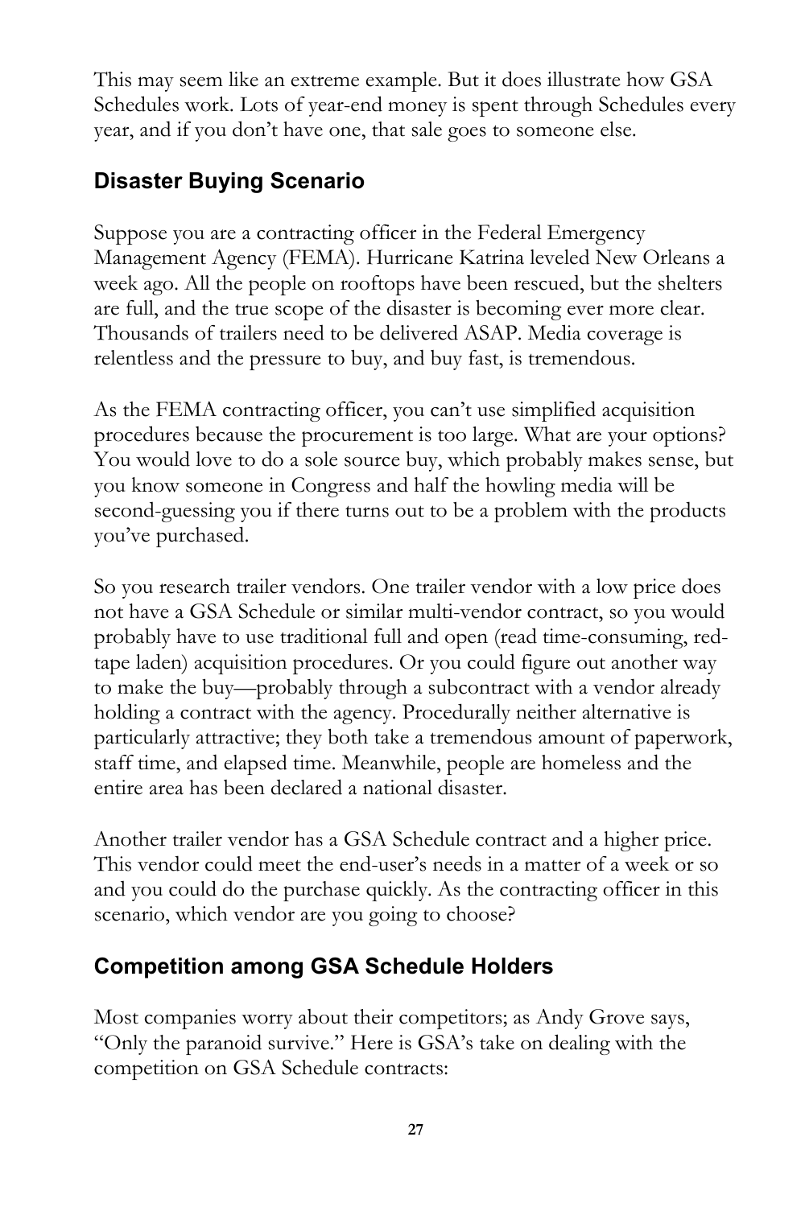This may seem like an extreme example. But it does illustrate how GSA Schedules work. Lots of year-end money is spent through Schedules every year, and if you don't have one, that sale goes to someone else.

## Disaster Buying Scenario

Suppose you are a contracting officer in the Federal Emergency Management Agency (FEMA). Hurricane Katrina leveled New Orleans a week ago. All the people on rooftops have been rescued, but the shelters are full, and the true scope of the disaster is becoming ever more clear. Thousands of trailers need to be delivered ASAP. Media coverage is relentless and the pressure to buy, and buy fast, is tremendous.

As the FEMA contracting officer, you can't use simplified acquisition procedures because the procurement is too large. What are your options? You would love to do a sole source buy, which probably makes sense, but you know someone in Congress and half the howling media will be second-guessing you if there turns out to be a problem with the products you've purchased.

So you research trailer vendors. One trailer vendor with a low price does not have a GSA Schedule or similar multi-vendor contract, so you would probably have to use traditional full and open (read time-consuming, red-tape laden) acquisition procedures. Or you could figure out another way to make the buy—probably through a subcontract with a vendor already holding a contract with the agency. Procedurally neither alternative is particularly attractive; they both take a tremendous amount of paperwork, staff time, and elapsed time. Meanwhile, people are homeless and the entire area has been declared a national disaster.

Another trailer vendor has a GSA Schedule contract and a higher price. This vendor could meet the end-user's needs in a matter of a week or so and you could do the purchase quickly. As the contracting officer in this scenario, which vendor are you going to choose?

## Competition among GSA Schedule Holders

Most companies worry about their competitors; as Andy Grove says, "Only the paranoid survive." Here is GSA's take on dealing with the competition on GSA Schedule contracts: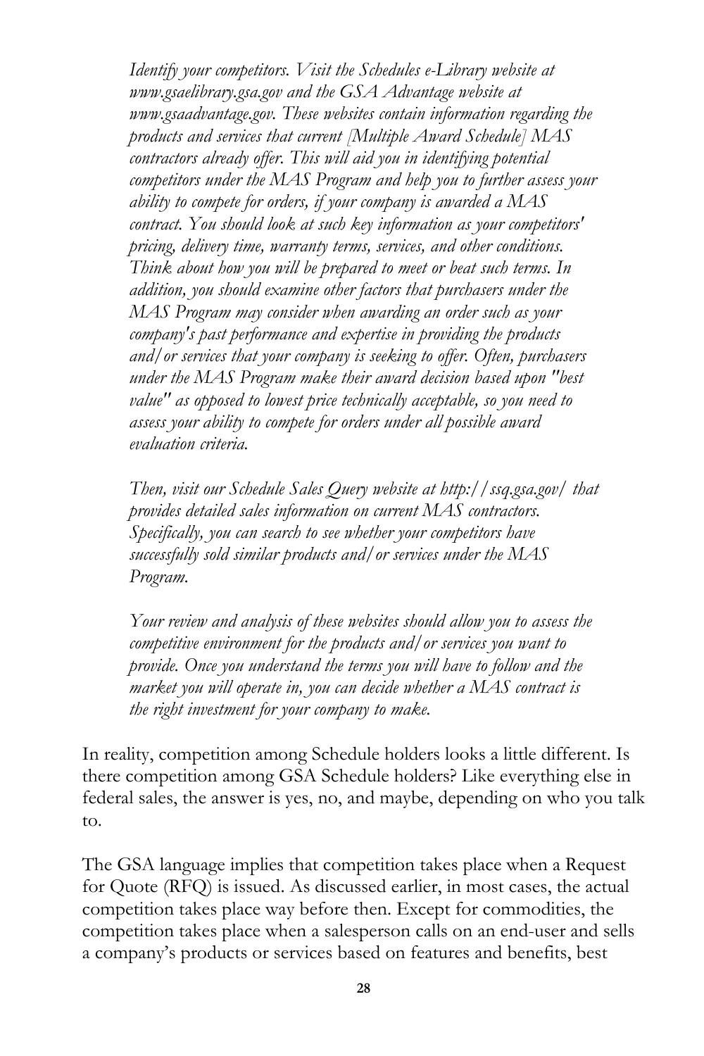> *Identify your competitors. Visit the Schedules e-Library website at www.gsaelibrary.gsa.gov and the GSA Advantage website at www.gsaadvantage.gov. These websites contain information regarding the products and services that current [Multiple Award Schedule] MAS contractors already offer. This will aid you in identifying potential competitors under the MAS Program and help you to further assess your ability to compete for orders, if your company is awarded a MAS contract. You should look at such key information as your competitors' pricing, delivery time, warranty terms, services, and other conditions. Think about how you will be prepared to meet or beat such terms. In addition, you should examine other factors that purchasers under the MAS Program may consider when awarding an order such as your company's past performance and expertise in providing the products and/or services that your company is seeking to offer. Often, purchasers under the MAS Program make their award decision based upon "best value" as opposed to lowest price technically acceptable, so you need to assess your ability to compete for orders under all possible award evaluation criteria.*
>
> *Then, visit our Schedule Sales Query website at http://ssq.gsa.gov/ that provides detailed sales information on current MAS contractors. Specifically, you can search to see whether your competitors have successfully sold similar products and/or services under the MAS Program.*
>
> *Your review and analysis of these websites should allow you to assess the competitive environment for the products and/or services you want to provide. Once you understand the terms you will have to follow and the market you will operate in, you can decide whether a MAS contract is the right investment for your company to make.*

In reality, competition among Schedule holders looks a little different. Is there competition among GSA Schedule holders? Like everything else in federal sales, the answer is yes, no, and maybe, depending on who you talk to.

The GSA language implies that competition takes place when a Request for Quote (RFQ) is issued. As discussed earlier, in most cases, the actual competition takes place way before then. Except for commodities, the competition takes place when a salesperson calls on an end-user and sells a company's products or services based on features and benefits, best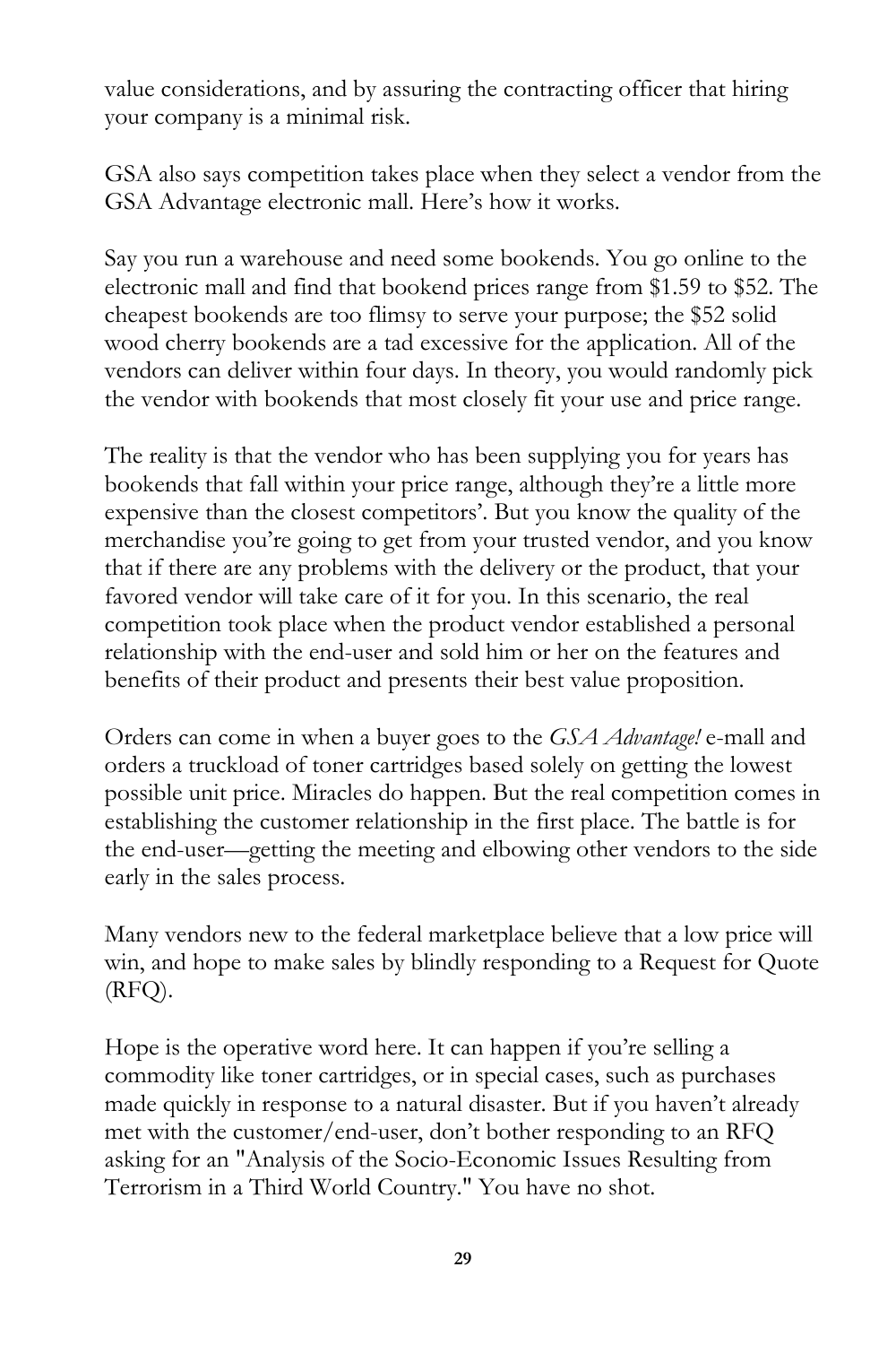value considerations, and by assuring the contracting officer that hiring your company is a minimal risk.

GSA also says competition takes place when they select a vendor from the GSA Advantage electronic mall. Here's how it works.

Say you run a warehouse and need some bookends. You go online to the electronic mall and find that bookend prices range from $1.59 to $52. The cheapest bookends are too flimsy to serve your purpose; the $52 solid wood cherry bookends are a tad excessive for the application. All of the vendors can deliver within four days. In theory, you would randomly pick the vendor with bookends that most closely fit your use and price range.

The reality is that the vendor who has been supplying you for years has bookends that fall within your price range, although they're a little more expensive than the closest competitors'. But you know the quality of the merchandise you're going to get from your trusted vendor, and you know that if there are any problems with the delivery or the product, that your favored vendor will take care of it for you. In this scenario, the real competition took place when the product vendor established a personal relationship with the end-user and sold him or her on the features and benefits of their product and presents their best value proposition.

Orders can come in when a buyer goes to the *GSA Advantage!* e-mall and orders a truckload of toner cartridges based solely on getting the lowest possible unit price. Miracles do happen. But the real competition comes in establishing the customer relationship in the first place. The battle is for the end-user—getting the meeting and elbowing other vendors to the side early in the sales process.

Many vendors new to the federal marketplace believe that a low price will win, and hope to make sales by blindly responding to a Request for Quote (RFQ).

Hope is the operative word here. It can happen if you're selling a commodity like toner cartridges, or in special cases, such as purchases made quickly in response to a natural disaster. But if you haven't already met with the customer/end-user, don't bother responding to an RFQ asking for an "Analysis of the Socio-Economic Issues Resulting from Terrorism in a Third World Country." You have no shot.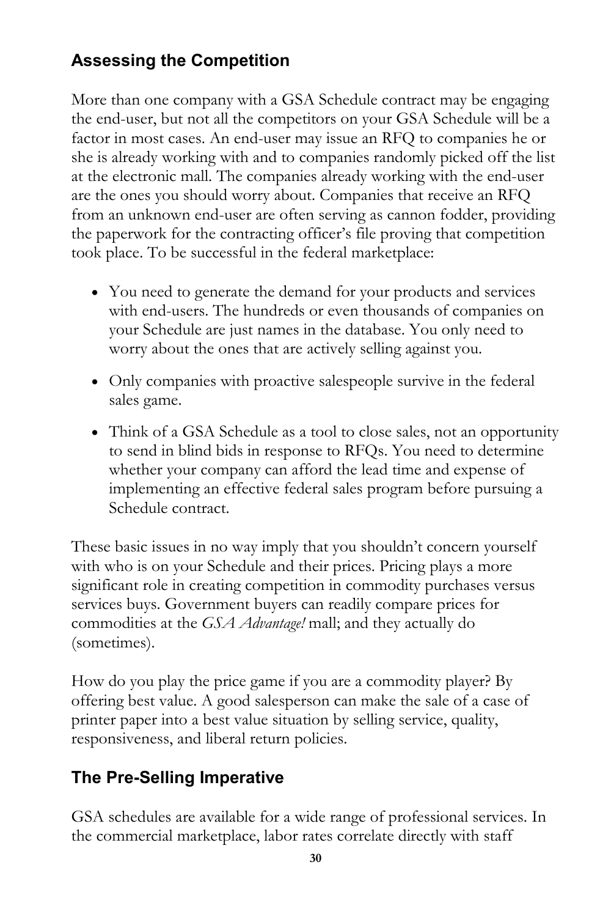## Assessing the Competition

More than one company with a GSA Schedule contract may be engaging the end-user, but not all the competitors on your GSA Schedule will be a factor in most cases. An end-user may issue an RFQ to companies he or she is already working with and to companies randomly picked off the list at the electronic mall. The companies already working with the end-user are the ones you should worry about. Companies that receive an RFQ from an unknown end-user are often serving as cannon fodder, providing the paperwork for the contracting officer's file proving that competition took place. To be successful in the federal marketplace:

- You need to generate the demand for your products and services with end-users. The hundreds or even thousands of companies on your Schedule are just names in the database. You only need to worry about the ones that are actively selling against you.
- Only companies with proactive salespeople survive in the federal sales game.
- Think of a GSA Schedule as a tool to close sales, not an opportunity to send in blind bids in response to RFQs. You need to determine whether your company can afford the lead time and expense of implementing an effective federal sales program before pursuing a Schedule contract.

These basic issues in no way imply that you shouldn't concern yourself with who is on your Schedule and their prices. Pricing plays a more significant role in creating competition in commodity purchases versus services buys. Government buyers can readily compare prices for commodities at the *GSA Advantage!* mall; and they actually do (sometimes).

How do you play the price game if you are a commodity player? By offering best value. A good salesperson can make the sale of a case of printer paper into a best value situation by selling service, quality, responsiveness, and liberal return policies.

## The Pre-Selling Imperative

GSA schedules are available for a wide range of professional services. In the commercial marketplace, labor rates correlate directly with staff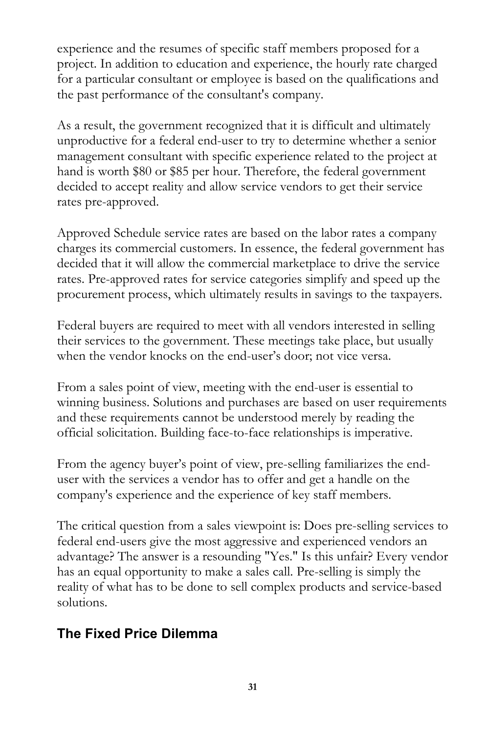experience and the resumes of specific staff members proposed for a project. In addition to education and experience, the hourly rate charged for a particular consultant or employee is based on the qualifications and the past performance of the consultant's company.

As a result, the government recognized that it is difficult and ultimately unproductive for a federal end-user to try to determine whether a senior management consultant with specific experience related to the project at hand is worth $80 or $85 per hour. Therefore, the federal government decided to accept reality and allow service vendors to get their service rates pre-approved.

Approved Schedule service rates are based on the labor rates a company charges its commercial customers. In essence, the federal government has decided that it will allow the commercial marketplace to drive the service rates. Pre-approved rates for service categories simplify and speed up the procurement process, which ultimately results in savings to the taxpayers.

Federal buyers are required to meet with all vendors interested in selling their services to the government. These meetings take place, but usually when the vendor knocks on the end-user's door; not vice versa.

From a sales point of view, meeting with the end-user is essential to winning business. Solutions and purchases are based on user requirements and these requirements cannot be understood merely by reading the official solicitation. Building face-to-face relationships is imperative.

From the agency buyer's point of view, pre-selling familiarizes the end-user with the services a vendor has to offer and get a handle on the company's experience and the experience of key staff members.

The critical question from a sales viewpoint is: Does pre-selling services to federal end-users give the most aggressive and experienced vendors an advantage? The answer is a resounding "Yes." Is this unfair? Every vendor has an equal opportunity to make a sales call. Pre-selling is simply the reality of what has to be done to sell complex products and service-based solutions.

## The Fixed Price Dilemma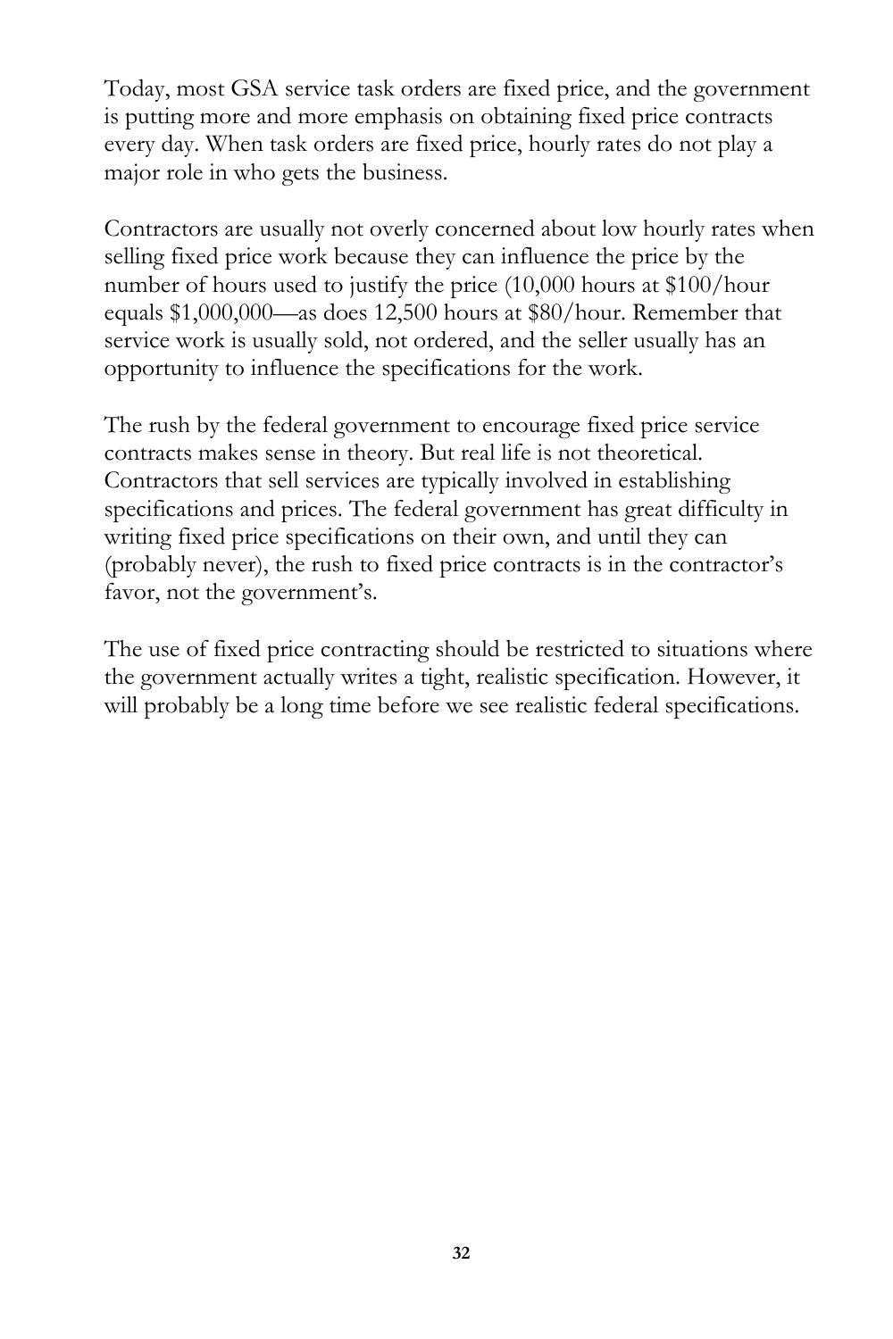Today, most GSA service task orders are fixed price, and the government is putting more and more emphasis on obtaining fixed price contracts every day. When task orders are fixed price, hourly rates do not play a major role in who gets the business.

Contractors are usually not overly concerned about low hourly rates when selling fixed price work because they can influence the price by the number of hours used to justify the price (10,000 hours at $100/hour equals $1,000,000—as does 12,500 hours at $80/hour. Remember that service work is usually sold, not ordered, and the seller usually has an opportunity to influence the specifications for the work.

The rush by the federal government to encourage fixed price service contracts makes sense in theory. But real life is not theoretical. Contractors that sell services are typically involved in establishing specifications and prices. The federal government has great difficulty in writing fixed price specifications on their own, and until they can (probably never), the rush to fixed price contracts is in the contractor's favor, not the government's.

The use of fixed price contracting should be restricted to situations where the government actually writes a tight, realistic specification. However, it will probably be a long time before we see realistic federal specifications.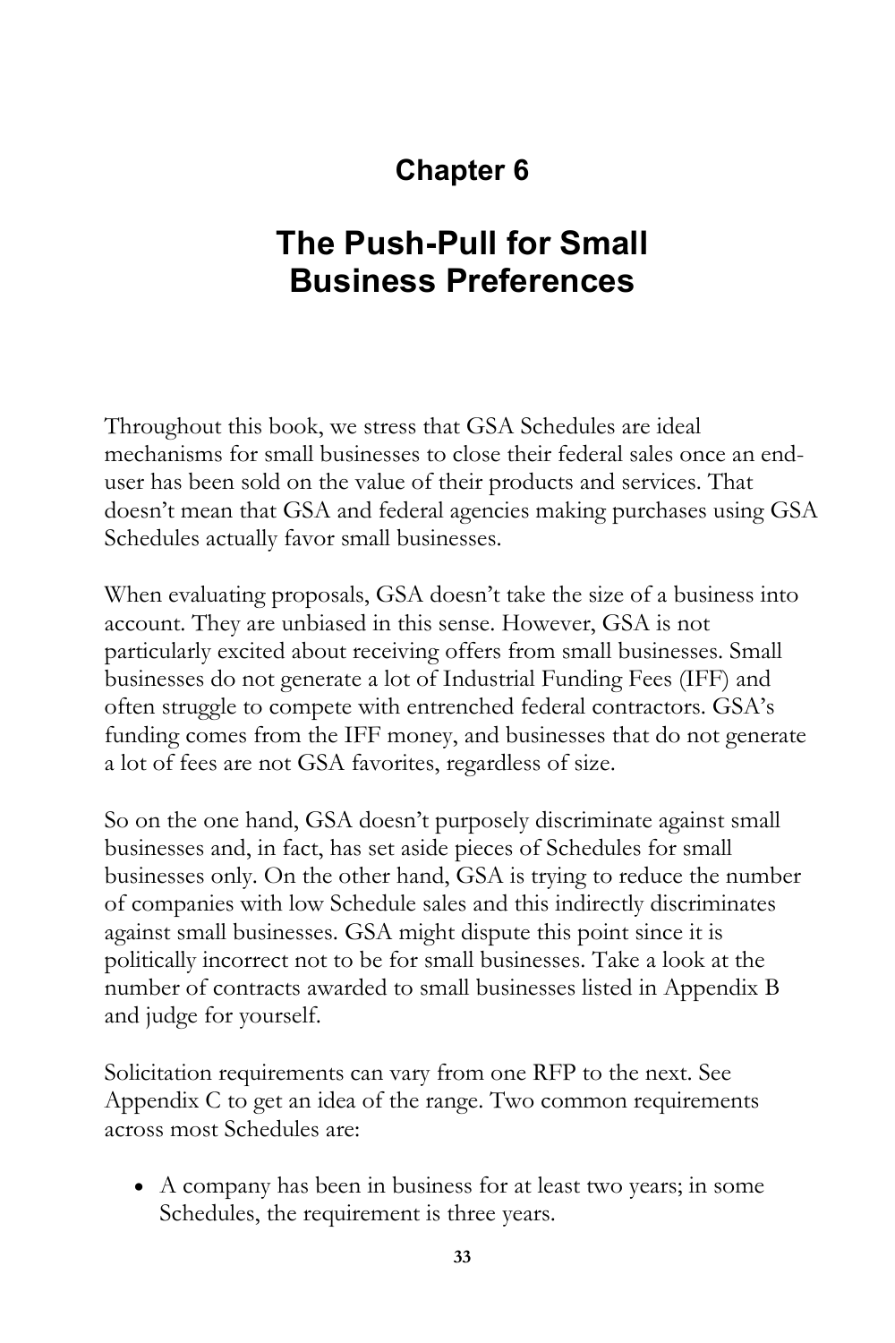# Chapter 6

# The Push-Pull for Small Business Preferences

Throughout this book, we stress that GSA Schedules are ideal mechanisms for small businesses to close their federal sales once an end-user has been sold on the value of their products and services. That doesn't mean that GSA and federal agencies making purchases using GSA Schedules actually favor small businesses.

When evaluating proposals, GSA doesn't take the size of a business into account. They are unbiased in this sense. However, GSA is not particularly excited about receiving offers from small businesses. Small businesses do not generate a lot of Industrial Funding Fees (IFF) and often struggle to compete with entrenched federal contractors. GSA's funding comes from the IFF money, and businesses that do not generate a lot of fees are not GSA favorites, regardless of size.

So on the one hand, GSA doesn't purposely discriminate against small businesses and, in fact, has set aside pieces of Schedules for small businesses only. On the other hand, GSA is trying to reduce the number of companies with low Schedule sales and this indirectly discriminates against small businesses. GSA might dispute this point since it is politically incorrect not to be for small businesses. Take a look at the number of contracts awarded to small businesses listed in Appendix B and judge for yourself.

Solicitation requirements can vary from one RFP to the next. See Appendix C to get an idea of the range. Two common requirements across most Schedules are:

- A company has been in business for at least two years; in some Schedules, the requirement is three years.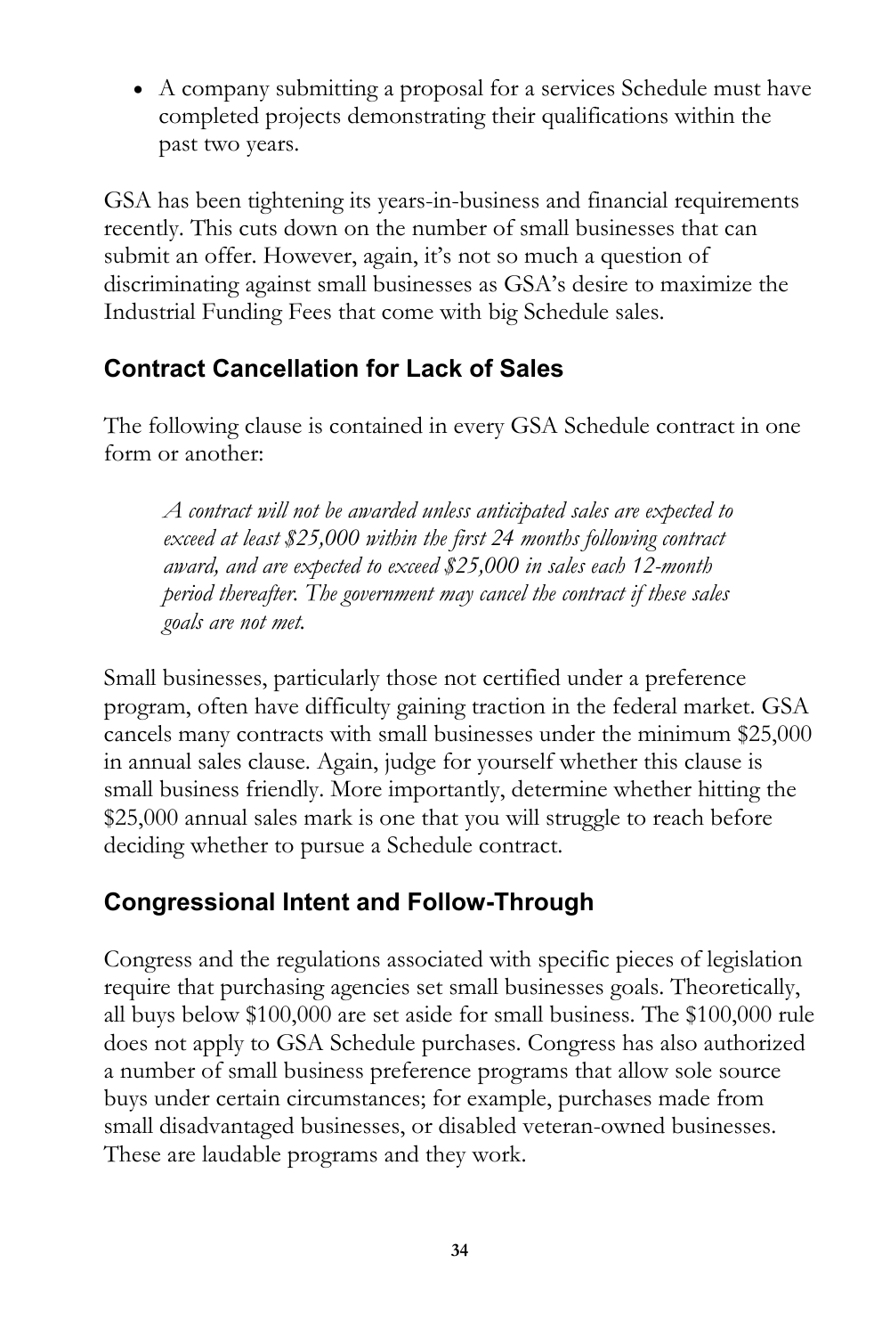- A company submitting a proposal for a services Schedule must have completed projects demonstrating their qualifications within the past two years.

GSA has been tightening its years-in-business and financial requirements recently. This cuts down on the number of small businesses that can submit an offer. However, again, it's not so much a question of discriminating against small businesses as GSA's desire to maximize the Industrial Funding Fees that come with big Schedule sales.

## Contract Cancellation for Lack of Sales

The following clause is contained in every GSA Schedule contract in one form or another:

> *A contract will not be awarded unless anticipated sales are expected to exceed at least $25,000 within the first 24 months following contract award, and are expected to exceed $25,000 in sales each 12-month period thereafter. The government may cancel the contract if these sales goals are not met.*

Small businesses, particularly those not certified under a preference program, often have difficulty gaining traction in the federal market. GSA cancels many contracts with small businesses under the minimum $25,000 in annual sales clause. Again, judge for yourself whether this clause is small business friendly. More importantly, determine whether hitting the $25,000 annual sales mark is one that you will struggle to reach before deciding whether to pursue a Schedule contract.

## Congressional Intent and Follow-Through

Congress and the regulations associated with specific pieces of legislation require that purchasing agencies set small businesses goals. Theoretically, all buys below $100,000 are set aside for small business. The $100,000 rule does not apply to GSA Schedule purchases. Congress has also authorized a number of small business preference programs that allow sole source buys under certain circumstances; for example, purchases made from small disadvantaged businesses, or disabled veteran-owned businesses. These are laudable programs and they work.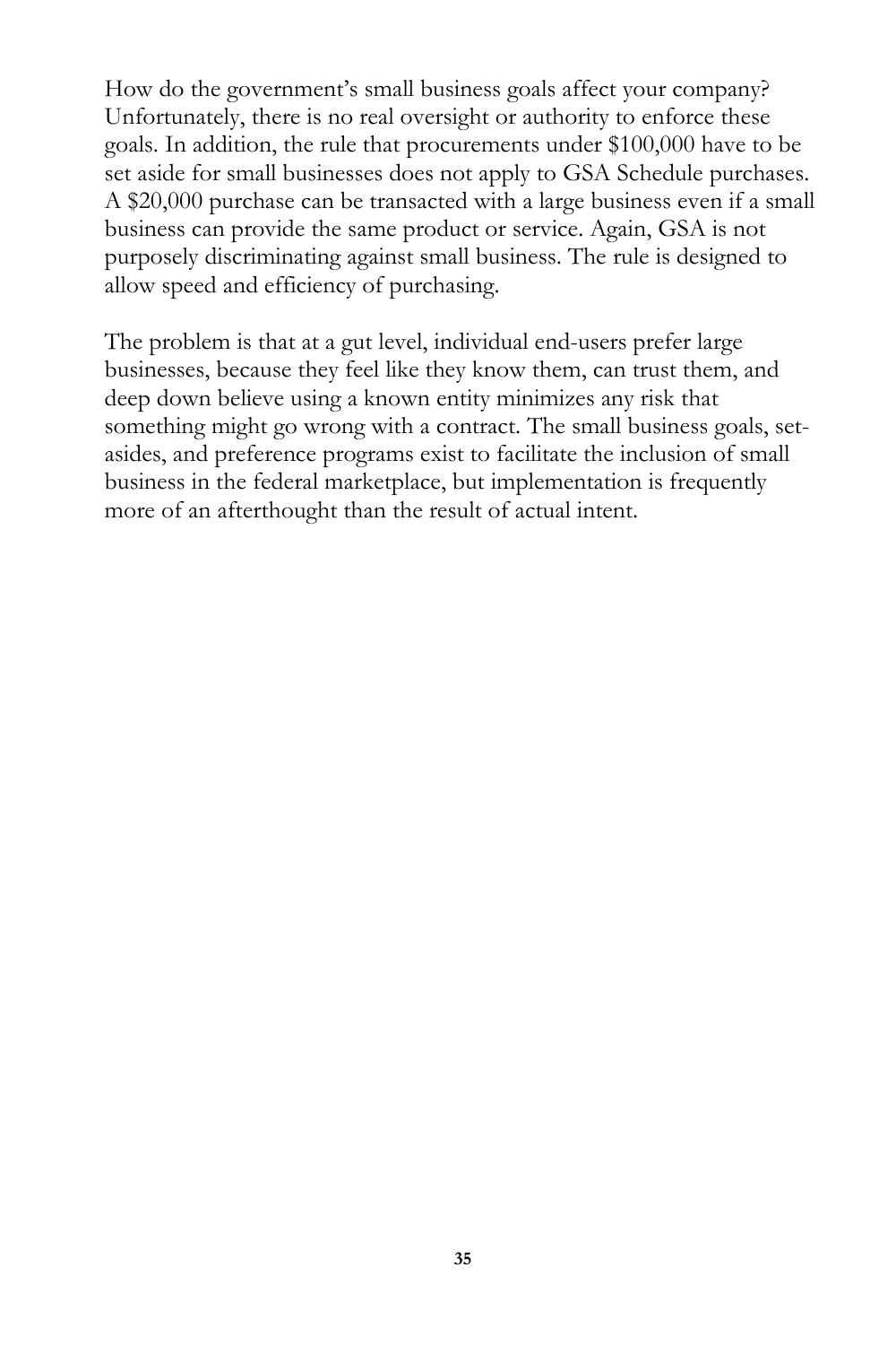How do the government's small business goals affect your company? Unfortunately, there is no real oversight or authority to enforce these goals. In addition, the rule that procurements under $100,000 have to be set aside for small businesses does not apply to GSA Schedule purchases. A $20,000 purchase can be transacted with a large business even if a small business can provide the same product or service. Again, GSA is not purposely discriminating against small business. The rule is designed to allow speed and efficiency of purchasing.

The problem is that at a gut level, individual end-users prefer large businesses, because they feel like they know them, can trust them, and deep down believe using a known entity minimizes any risk that something might go wrong with a contract. The small business goals, set-asides, and preference programs exist to facilitate the inclusion of small business in the federal marketplace, but implementation is frequently more of an afterthought than the result of actual intent.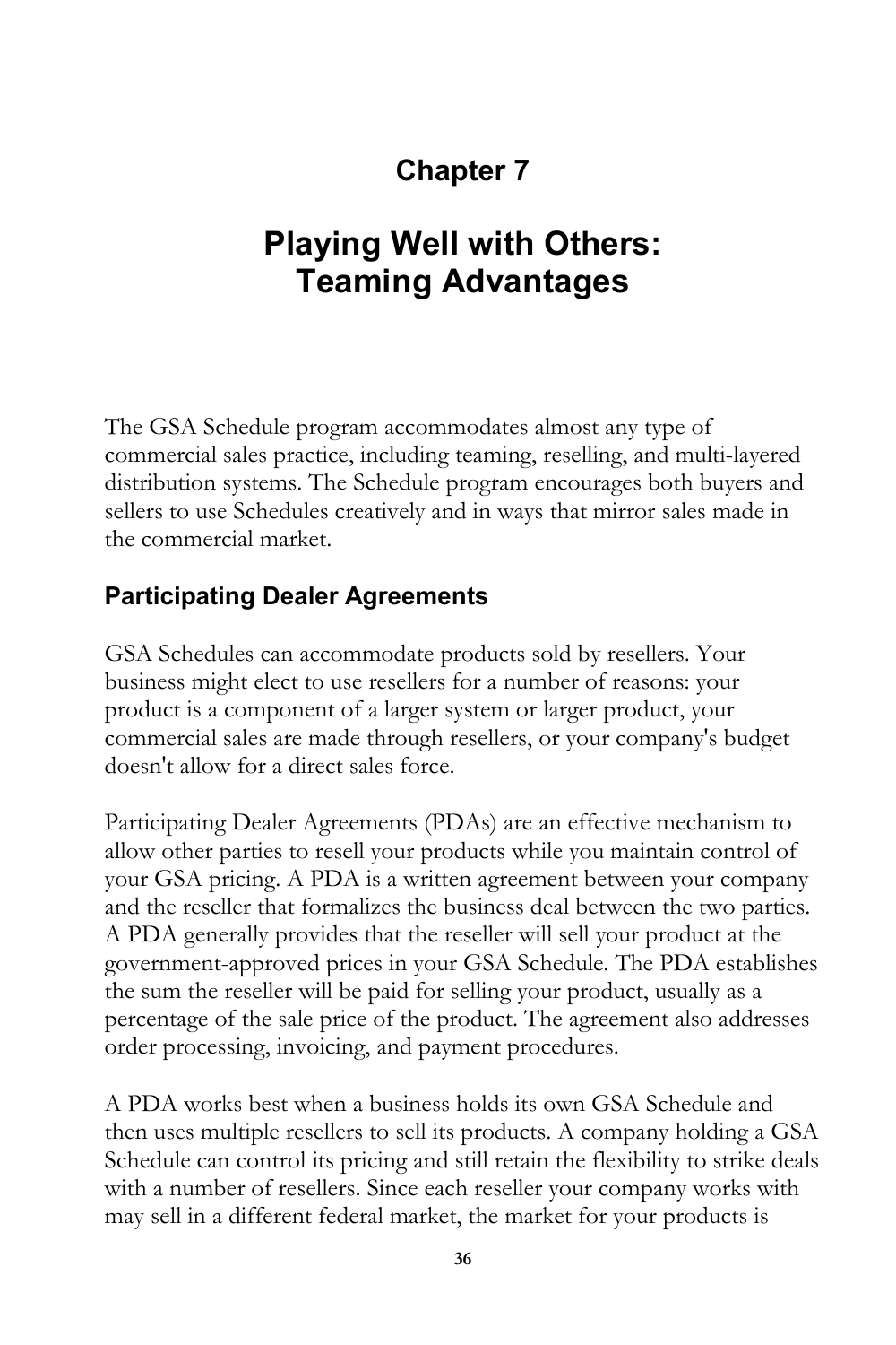# Chapter 7

# Playing Well with Others: Teaming Advantages

The GSA Schedule program accommodates almost any type of commercial sales practice, including teaming, reselling, and multi-layered distribution systems. The Schedule program encourages both buyers and sellers to use Schedules creatively and in ways that mirror sales made in the commercial market.

## Participating Dealer Agreements

GSA Schedules can accommodate products sold by resellers. Your business might elect to use resellers for a number of reasons: your product is a component of a larger system or larger product, your commercial sales are made through resellers, or your company's budget doesn't allow for a direct sales force.

Participating Dealer Agreements (PDAs) are an effective mechanism to allow other parties to resell your products while you maintain control of your GSA pricing. A PDA is a written agreement between your company and the reseller that formalizes the business deal between the two parties. A PDA generally provides that the reseller will sell your product at the government-approved prices in your GSA Schedule. The PDA establishes the sum the reseller will be paid for selling your product, usually as a percentage of the sale price of the product. The agreement also addresses order processing, invoicing, and payment procedures.

A PDA works best when a business holds its own GSA Schedule and then uses multiple resellers to sell its products. A company holding a GSA Schedule can control its pricing and still retain the flexibility to strike deals with a number of resellers. Since each reseller your company works with may sell in a different federal market, the market for your products is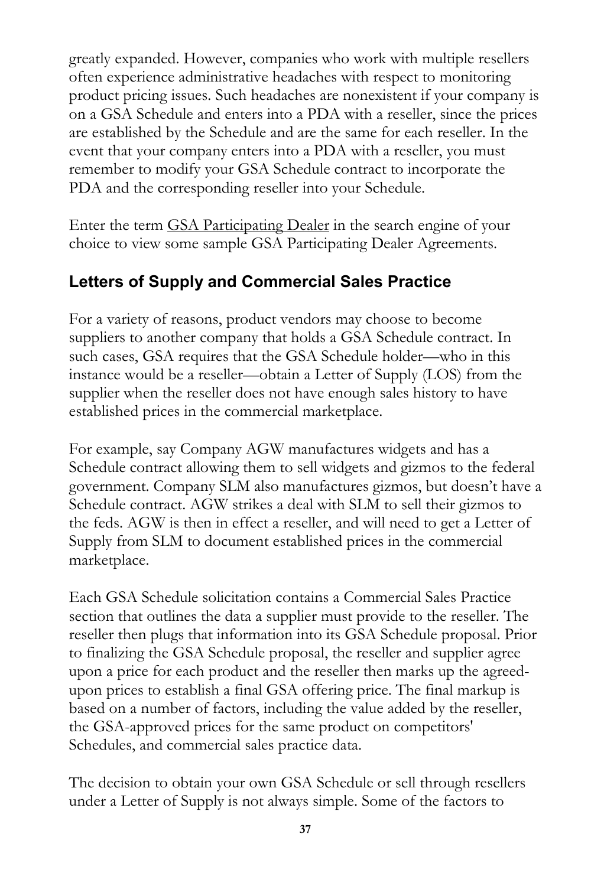greatly expanded. However, companies who work with multiple resellers often experience administrative headaches with respect to monitoring product pricing issues. Such headaches are nonexistent if your company is on a GSA Schedule and enters into a PDA with a reseller, since the prices are established by the Schedule and are the same for each reseller. In the event that your company enters into a PDA with a reseller, you must remember to modify your GSA Schedule contract to incorporate the PDA and the corresponding reseller into your Schedule.

Enter the term GSA Participating Dealer in the search engine of your choice to view some sample GSA Participating Dealer Agreements.

## Letters of Supply and Commercial Sales Practice

For a variety of reasons, product vendors may choose to become suppliers to another company that holds a GSA Schedule contract. In such cases, GSA requires that the GSA Schedule holder—who in this instance would be a reseller—obtain a Letter of Supply (LOS) from the supplier when the reseller does not have enough sales history to have established prices in the commercial marketplace.

For example, say Company AGW manufactures widgets and has a Schedule contract allowing them to sell widgets and gizmos to the federal government. Company SLM also manufactures gizmos, but doesn't have a Schedule contract. AGW strikes a deal with SLM to sell their gizmos to the feds. AGW is then in effect a reseller, and will need to get a Letter of Supply from SLM to document established prices in the commercial marketplace.

Each GSA Schedule solicitation contains a Commercial Sales Practice section that outlines the data a supplier must provide to the reseller. The reseller then plugs that information into its GSA Schedule proposal. Prior to finalizing the GSA Schedule proposal, the reseller and supplier agree upon a price for each product and the reseller then marks up the agreed-upon prices to establish a final GSA offering price. The final markup is based on a number of factors, including the value added by the reseller, the GSA-approved prices for the same product on competitors' Schedules, and commercial sales practice data.

The decision to obtain your own GSA Schedule or sell through resellers under a Letter of Supply is not always simple. Some of the factors to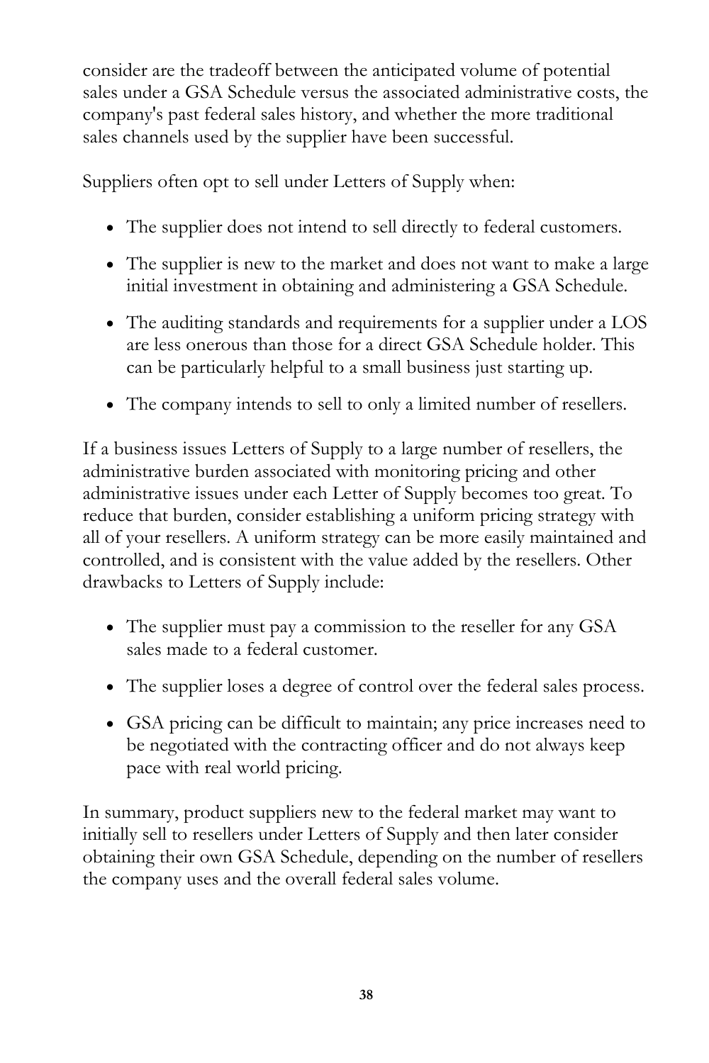consider are the tradeoff between the anticipated volume of potential sales under a GSA Schedule versus the associated administrative costs, the company's past federal sales history, and whether the more traditional sales channels used by the supplier have been successful.

Suppliers often opt to sell under Letters of Supply when:

- The supplier does not intend to sell directly to federal customers.
- The supplier is new to the market and does not want to make a large initial investment in obtaining and administering a GSA Schedule.
- The auditing standards and requirements for a supplier under a LOS are less onerous than those for a direct GSA Schedule holder. This can be particularly helpful to a small business just starting up.
- The company intends to sell to only a limited number of resellers.

If a business issues Letters of Supply to a large number of resellers, the administrative burden associated with monitoring pricing and other administrative issues under each Letter of Supply becomes too great. To reduce that burden, consider establishing a uniform pricing strategy with all of your resellers. A uniform strategy can be more easily maintained and controlled, and is consistent with the value added by the resellers. Other drawbacks to Letters of Supply include:

- The supplier must pay a commission to the reseller for any GSA sales made to a federal customer.
- The supplier loses a degree of control over the federal sales process.
- GSA pricing can be difficult to maintain; any price increases need to be negotiated with the contracting officer and do not always keep pace with real world pricing.

In summary, product suppliers new to the federal market may want to initially sell to resellers under Letters of Supply and then later consider obtaining their own GSA Schedule, depending on the number of resellers the company uses and the overall federal sales volume.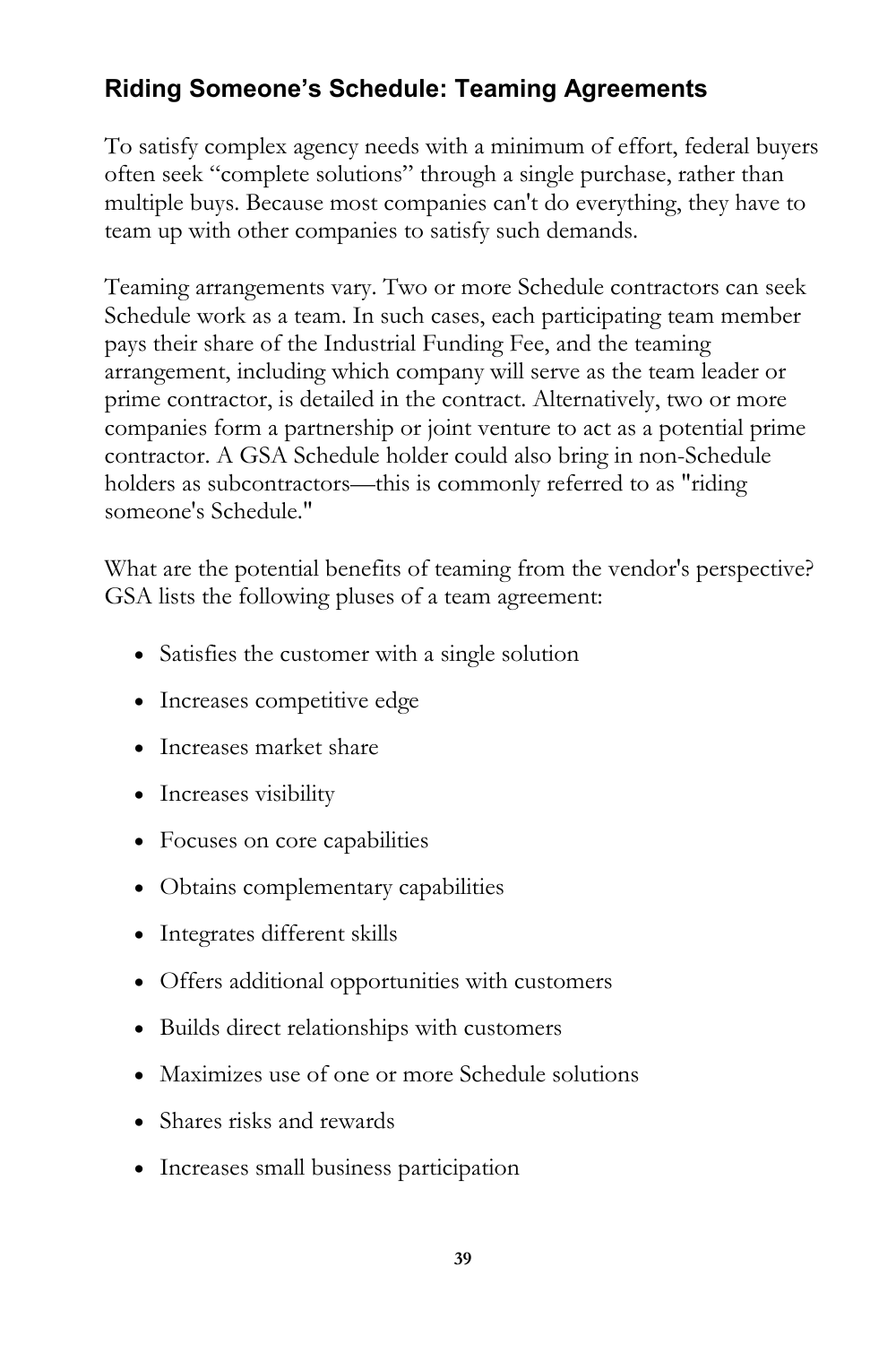## Riding Someone's Schedule: Teaming Agreements

To satisfy complex agency needs with a minimum of effort, federal buyers often seek "complete solutions" through a single purchase, rather than multiple buys. Because most companies can't do everything, they have to team up with other companies to satisfy such demands.

Teaming arrangements vary. Two or more Schedule contractors can seek Schedule work as a team. In such cases, each participating team member pays their share of the Industrial Funding Fee, and the teaming arrangement, including which company will serve as the team leader or prime contractor, is detailed in the contract. Alternatively, two or more companies form a partnership or joint venture to act as a potential prime contractor. A GSA Schedule holder could also bring in non-Schedule holders as subcontractors—this is commonly referred to as "riding someone's Schedule."

What are the potential benefits of teaming from the vendor's perspective? GSA lists the following pluses of a team agreement:

- Satisfies the customer with a single solution
- Increases competitive edge
- Increases market share
- Increases visibility
- Focuses on core capabilities
- Obtains complementary capabilities
- Integrates different skills
- Offers additional opportunities with customers
- Builds direct relationships with customers
- Maximizes use of one or more Schedule solutions
- Shares risks and rewards
- Increases small business participation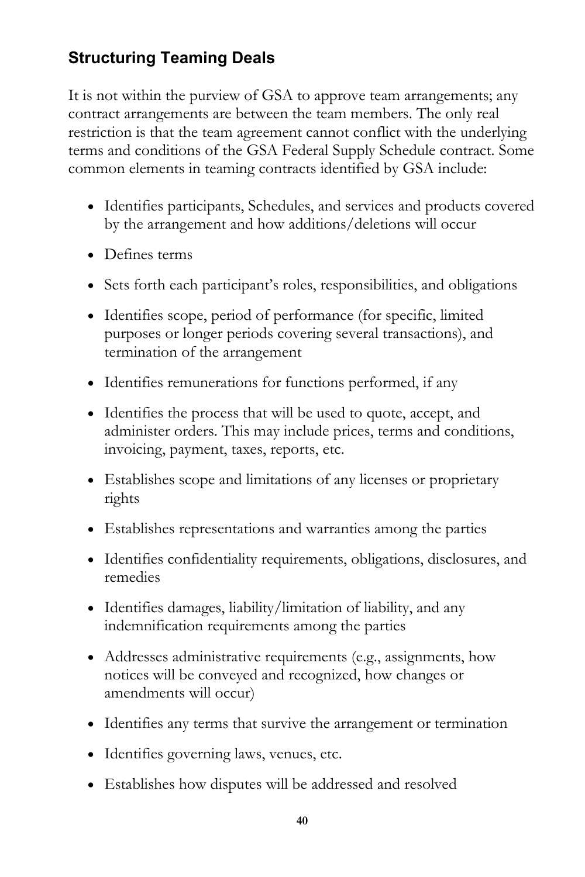## Structuring Teaming Deals

It is not within the purview of GSA to approve team arrangements; any contract arrangements are between the team members. The only real restriction is that the team agreement cannot conflict with the underlying terms and conditions of the GSA Federal Supply Schedule contract. Some common elements in teaming contracts identified by GSA include:

- Identifies participants, Schedules, and services and products covered by the arrangement and how additions/deletions will occur
- Defines terms
- Sets forth each participant's roles, responsibilities, and obligations
- Identifies scope, period of performance (for specific, limited purposes or longer periods covering several transactions), and termination of the arrangement
- Identifies remunerations for functions performed, if any
- Identifies the process that will be used to quote, accept, and administer orders. This may include prices, terms and conditions, invoicing, payment, taxes, reports, etc.
- Establishes scope and limitations of any licenses or proprietary rights
- Establishes representations and warranties among the parties
- Identifies confidentiality requirements, obligations, disclosures, and remedies
- Identifies damages, liability/limitation of liability, and any indemnification requirements among the parties
- Addresses administrative requirements (e.g., assignments, how notices will be conveyed and recognized, how changes or amendments will occur)
- Identifies any terms that survive the arrangement or termination
- Identifies governing laws, venues, etc.
- Establishes how disputes will be addressed and resolved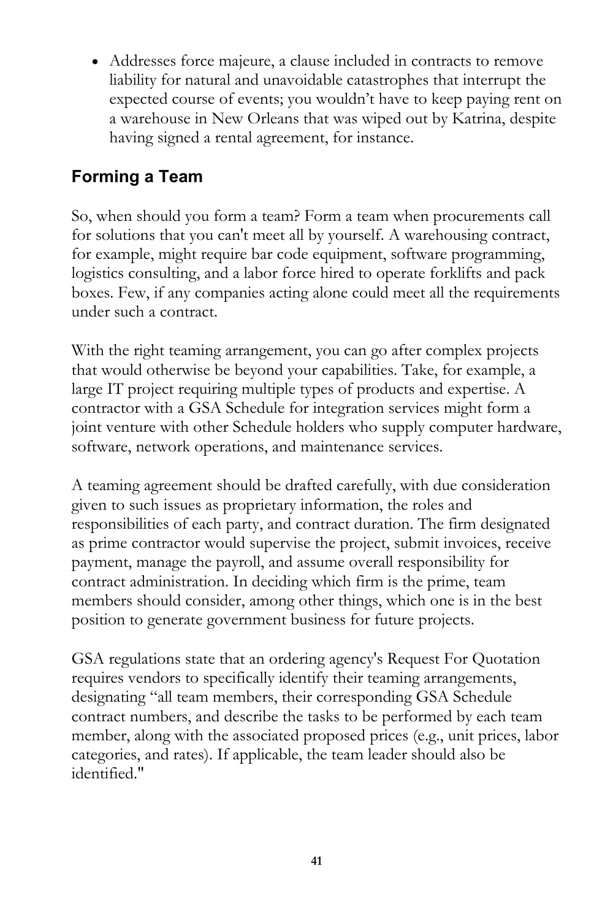- Addresses force majeure, a clause included in contracts to remove liability for natural and unavoidable catastrophes that interrupt the expected course of events; you wouldn't have to keep paying rent on a warehouse in New Orleans that was wiped out by Katrina, despite having signed a rental agreement, for instance.

## Forming a Team

So, when should you form a team? Form a team when procurements call for solutions that you can't meet all by yourself. A warehousing contract, for example, might require bar code equipment, software programming, logistics consulting, and a labor force hired to operate forklifts and pack boxes. Few, if any companies acting alone could meet all the requirements under such a contract.

With the right teaming arrangement, you can go after complex projects that would otherwise be beyond your capabilities. Take, for example, a large IT project requiring multiple types of products and expertise. A contractor with a GSA Schedule for integration services might form a joint venture with other Schedule holders who supply computer hardware, software, network operations, and maintenance services.

A teaming agreement should be drafted carefully, with due consideration given to such issues as proprietary information, the roles and responsibilities of each party, and contract duration. The firm designated as prime contractor would supervise the project, submit invoices, receive payment, manage the payroll, and assume overall responsibility for contract administration. In deciding which firm is the prime, team members should consider, among other things, which one is in the best position to generate government business for future projects.

GSA regulations state that an ordering agency's Request For Quotation requires vendors to specifically identify their teaming arrangements, designating "all team members, their corresponding GSA Schedule contract numbers, and describe the tasks to be performed by each team member, along with the associated proposed prices (e.g., unit prices, labor categories, and rates). If applicable, the team leader should also be identified."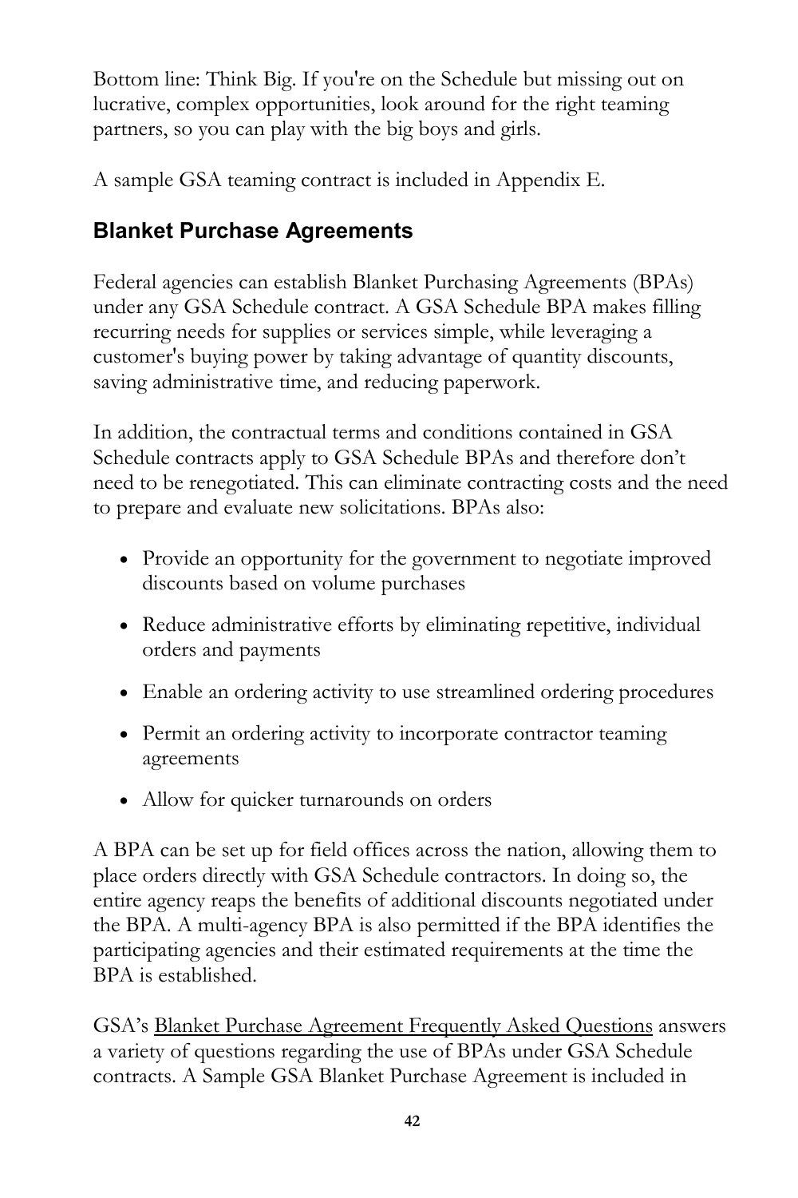Bottom line: Think Big. If you're on the Schedule but missing out on lucrative, complex opportunities, look around for the right teaming partners, so you can play with the big boys and girls.

A sample GSA teaming contract is included in Appendix E.

## Blanket Purchase Agreements

Federal agencies can establish Blanket Purchasing Agreements (BPAs) under any GSA Schedule contract. A GSA Schedule BPA makes filling recurring needs for supplies or services simple, while leveraging a customer's buying power by taking advantage of quantity discounts, saving administrative time, and reducing paperwork.

In addition, the contractual terms and conditions contained in GSA Schedule contracts apply to GSA Schedule BPAs and therefore don't need to be renegotiated. This can eliminate contracting costs and the need to prepare and evaluate new solicitations. BPAs also:

- Provide an opportunity for the government to negotiate improved discounts based on volume purchases
- Reduce administrative efforts by eliminating repetitive, individual orders and payments
- Enable an ordering activity to use streamlined ordering procedures
- Permit an ordering activity to incorporate contractor teaming agreements
- Allow for quicker turnarounds on orders

A BPA can be set up for field offices across the nation, allowing them to place orders directly with GSA Schedule contractors. In doing so, the entire agency reaps the benefits of additional discounts negotiated under the BPA. A multi-agency BPA is also permitted if the BPA identifies the participating agencies and their estimated requirements at the time the BPA is established.

GSA's Blanket Purchase Agreement Frequently Asked Questions answers a variety of questions regarding the use of BPAs under GSA Schedule contracts. A Sample GSA Blanket Purchase Agreement is included in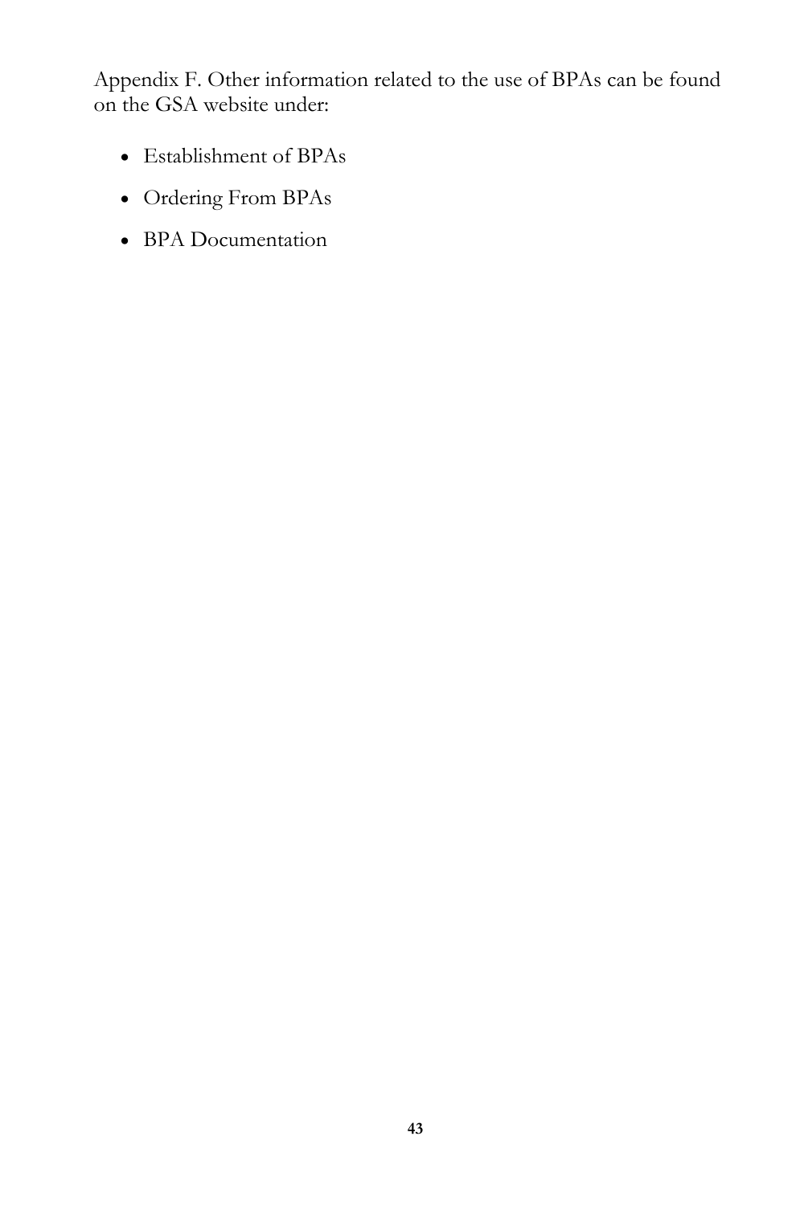Appendix F. Other information related to the use of BPAs can be found on the GSA website under:

- Establishment of BPAs
- Ordering From BPAs
- BPA Documentation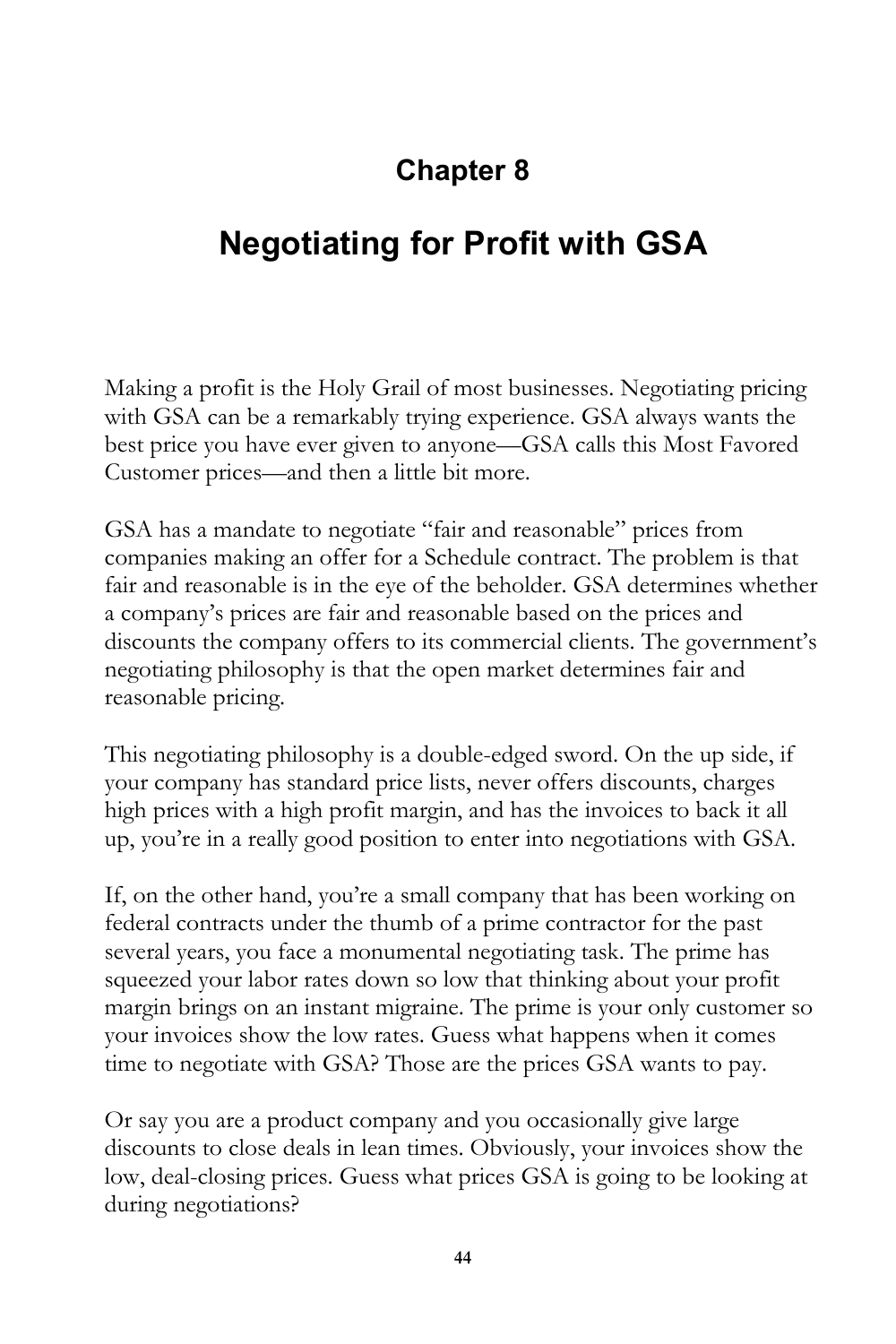## Chapter 8

# Negotiating for Profit with GSA

Making a profit is the Holy Grail of most businesses. Negotiating pricing with GSA can be a remarkably trying experience. GSA always wants the best price you have ever given to anyone—GSA calls this Most Favored Customer prices—and then a little bit more.

GSA has a mandate to negotiate "fair and reasonable" prices from companies making an offer for a Schedule contract. The problem is that fair and reasonable is in the eye of the beholder. GSA determines whether a company's prices are fair and reasonable based on the prices and discounts the company offers to its commercial clients. The government's negotiating philosophy is that the open market determines fair and reasonable pricing.

This negotiating philosophy is a double-edged sword. On the up side, if your company has standard price lists, never offers discounts, charges high prices with a high profit margin, and has the invoices to back it all up, you're in a really good position to enter into negotiations with GSA.

If, on the other hand, you're a small company that has been working on federal contracts under the thumb of a prime contractor for the past several years, you face a monumental negotiating task. The prime has squeezed your labor rates down so low that thinking about your profit margin brings on an instant migraine. The prime is your only customer so your invoices show the low rates. Guess what happens when it comes time to negotiate with GSA? Those are the prices GSA wants to pay.

Or say you are a product company and you occasionally give large discounts to close deals in lean times. Obviously, your invoices show the low, deal-closing prices. Guess what prices GSA is going to be looking at during negotiations?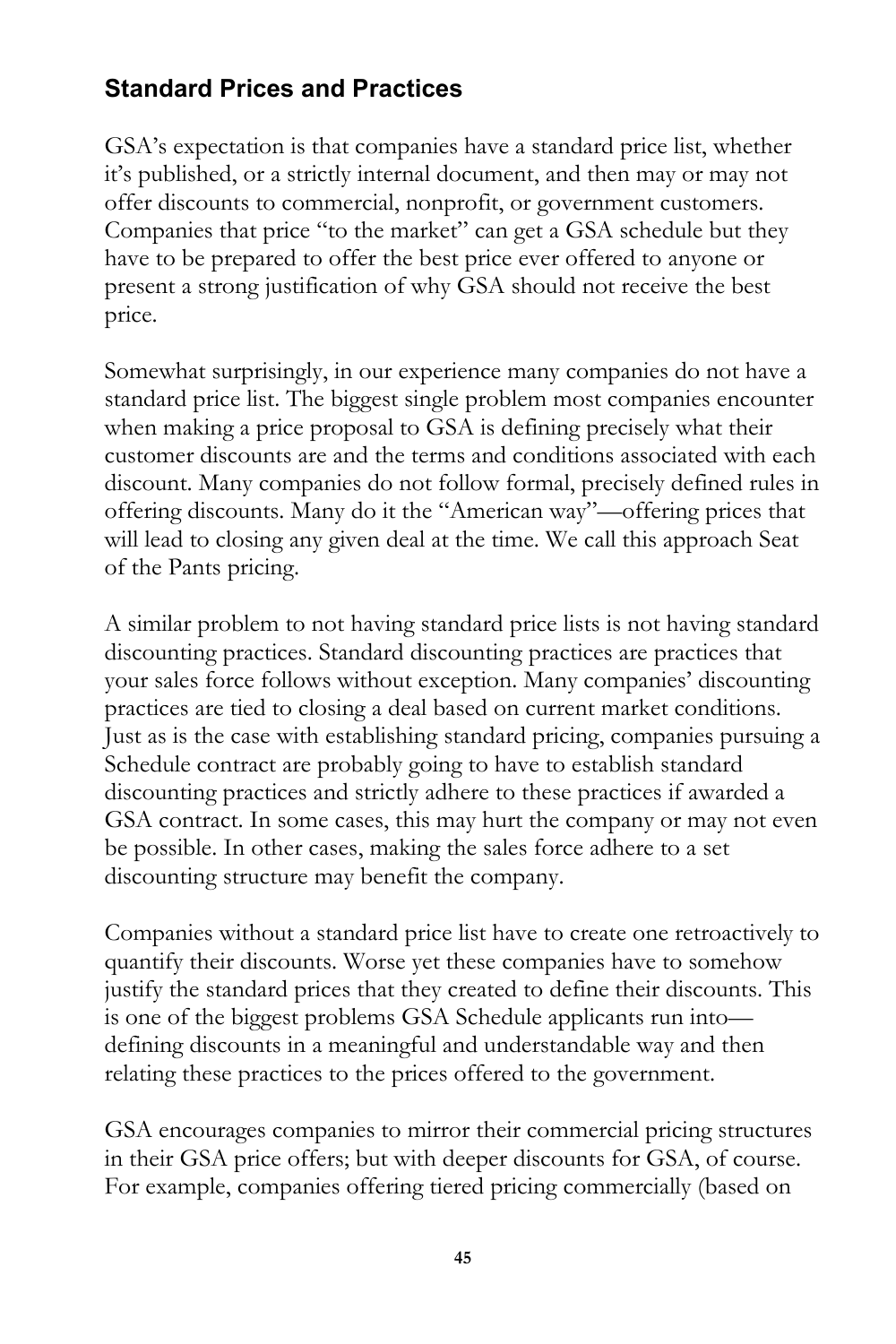## Standard Prices and Practices

GSA's expectation is that companies have a standard price list, whether it's published, or a strictly internal document, and then may or may not offer discounts to commercial, nonprofit, or government customers. Companies that price "to the market" can get a GSA schedule but they have to be prepared to offer the best price ever offered to anyone or present a strong justification of why GSA should not receive the best price.

Somewhat surprisingly, in our experience many companies do not have a standard price list. The biggest single problem most companies encounter when making a price proposal to GSA is defining precisely what their customer discounts are and the terms and conditions associated with each discount. Many companies do not follow formal, precisely defined rules in offering discounts. Many do it the "American way"—offering prices that will lead to closing any given deal at the time. We call this approach Seat of the Pants pricing.

A similar problem to not having standard price lists is not having standard discounting practices. Standard discounting practices are practices that your sales force follows without exception. Many companies' discounting practices are tied to closing a deal based on current market conditions. Just as is the case with establishing standard pricing, companies pursuing a Schedule contract are probably going to have to establish standard discounting practices and strictly adhere to these practices if awarded a GSA contract. In some cases, this may hurt the company or may not even be possible. In other cases, making the sales force adhere to a set discounting structure may benefit the company.

Companies without a standard price list have to create one retroactively to quantify their discounts. Worse yet these companies have to somehow justify the standard prices that they created to define their discounts. This is one of the biggest problems GSA Schedule applicants run into—defining discounts in a meaningful and understandable way and then relating these practices to the prices offered to the government.

GSA encourages companies to mirror their commercial pricing structures in their GSA price offers; but with deeper discounts for GSA, of course. For example, companies offering tiered pricing commercially (based on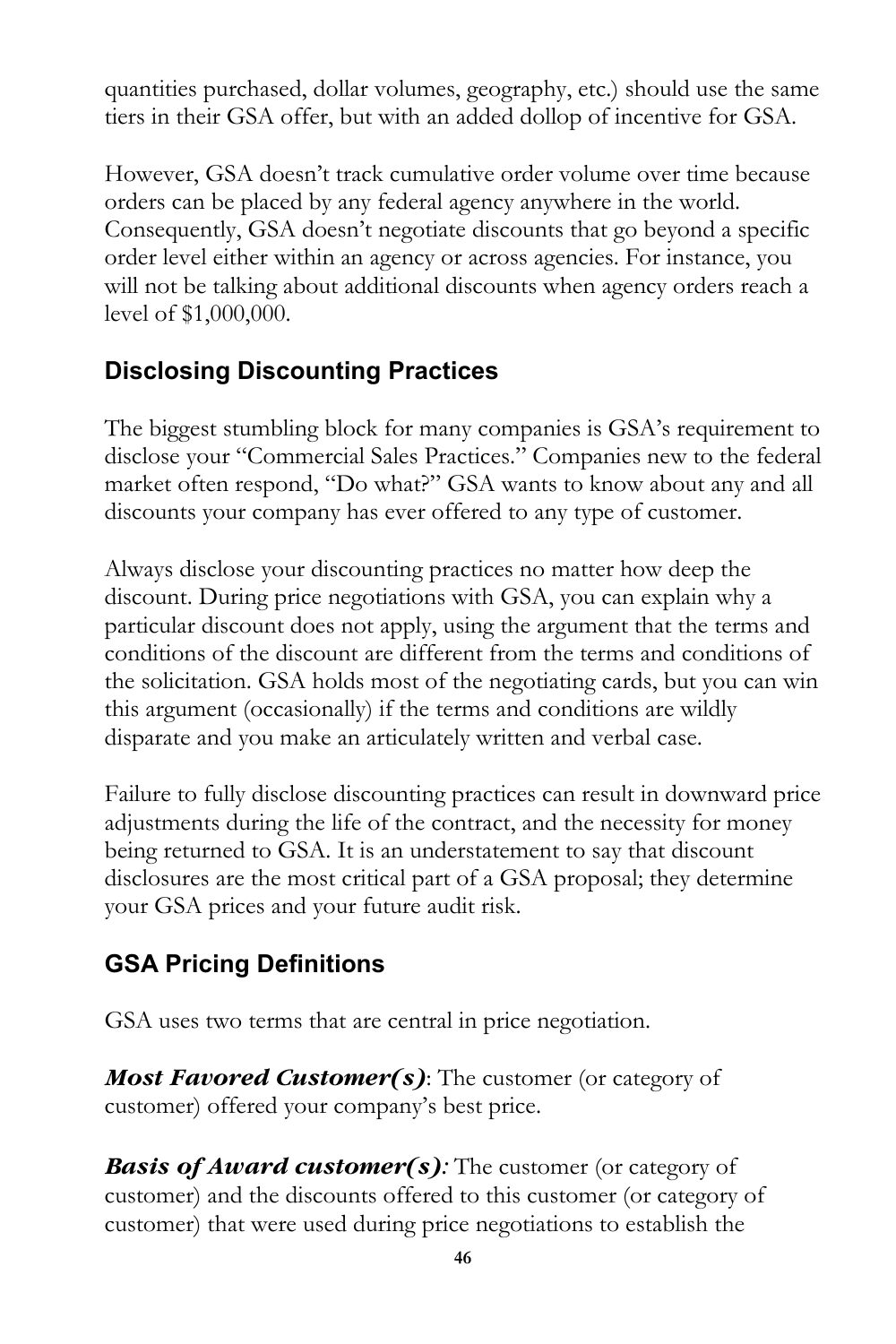quantities purchased, dollar volumes, geography, etc.) should use the same tiers in their GSA offer, but with an added dollop of incentive for GSA.

However, GSA doesn't track cumulative order volume over time because orders can be placed by any federal agency anywhere in the world. Consequently, GSA doesn't negotiate discounts that go beyond a specific order level either within an agency or across agencies. For instance, you will not be talking about additional discounts when agency orders reach a level of $1,000,000.

## Disclosing Discounting Practices

The biggest stumbling block for many companies is GSA's requirement to disclose your "Commercial Sales Practices." Companies new to the federal market often respond, "Do what?" GSA wants to know about any and all discounts your company has ever offered to any type of customer.

Always disclose your discounting practices no matter how deep the discount. During price negotiations with GSA, you can explain why a particular discount does not apply, using the argument that the terms and conditions of the discount are different from the terms and conditions of the solicitation. GSA holds most of the negotiating cards, but you can win this argument (occasionally) if the terms and conditions are wildly disparate and you make an articulately written and verbal case.

Failure to fully disclose discounting practices can result in downward price adjustments during the life of the contract, and the necessity for money being returned to GSA. It is an understatement to say that discount disclosures are the most critical part of a GSA proposal; they determine your GSA prices and your future audit risk.

## GSA Pricing Definitions

GSA uses two terms that are central in price negotiation.

***Most Favored Customer(s)***: The customer (or category of customer) offered your company's best price.

***Basis of Award customer(s)***: The customer (or category of customer) and the discounts offered to this customer (or category of customer) that were used during price negotiations to establish the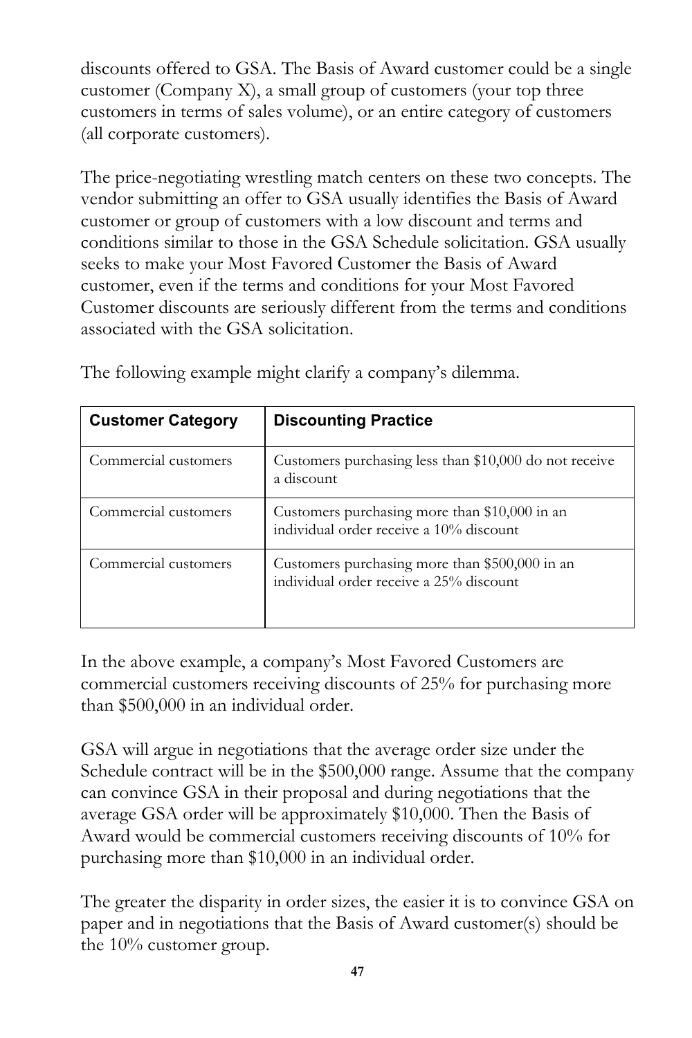discounts offered to GSA. The Basis of Award customer could be a single customer (Company X), a small group of customers (your top three customers in terms of sales volume), or an entire category of customers (all corporate customers).

The price-negotiating wrestling match centers on these two concepts. The vendor submitting an offer to GSA usually identifies the Basis of Award customer or group of customers with a low discount and terms and conditions similar to those in the GSA Schedule solicitation. GSA usually seeks to make your Most Favored Customer the Basis of Award customer, even if the terms and conditions for your Most Favored Customer discounts are seriously different from the terms and conditions associated with the GSA solicitation.

The following example might clarify a company's dilemma.

| Customer Category | Discounting Practice |
|---|---|
| Commercial customers | Customers purchasing less than $10,000 do not receive a discount |
| Commercial customers | Customers purchasing more than $10,000 in an individual order receive a 10% discount |
| Commercial customers | Customers purchasing more than $500,000 in an individual order receive a 25% discount |

In the above example, a company's Most Favored Customers are commercial customers receiving discounts of 25% for purchasing more than $500,000 in an individual order.

GSA will argue in negotiations that the average order size under the Schedule contract will be in the $500,000 range. Assume that the company can convince GSA in their proposal and during negotiations that the average GSA order will be approximately $10,000. Then the Basis of Award would be commercial customers receiving discounts of 10% for purchasing more than $10,000 in an individual order.

The greater the disparity in order sizes, the easier it is to convince GSA on paper and in negotiations that the Basis of Award customer(s) should be the 10% customer group.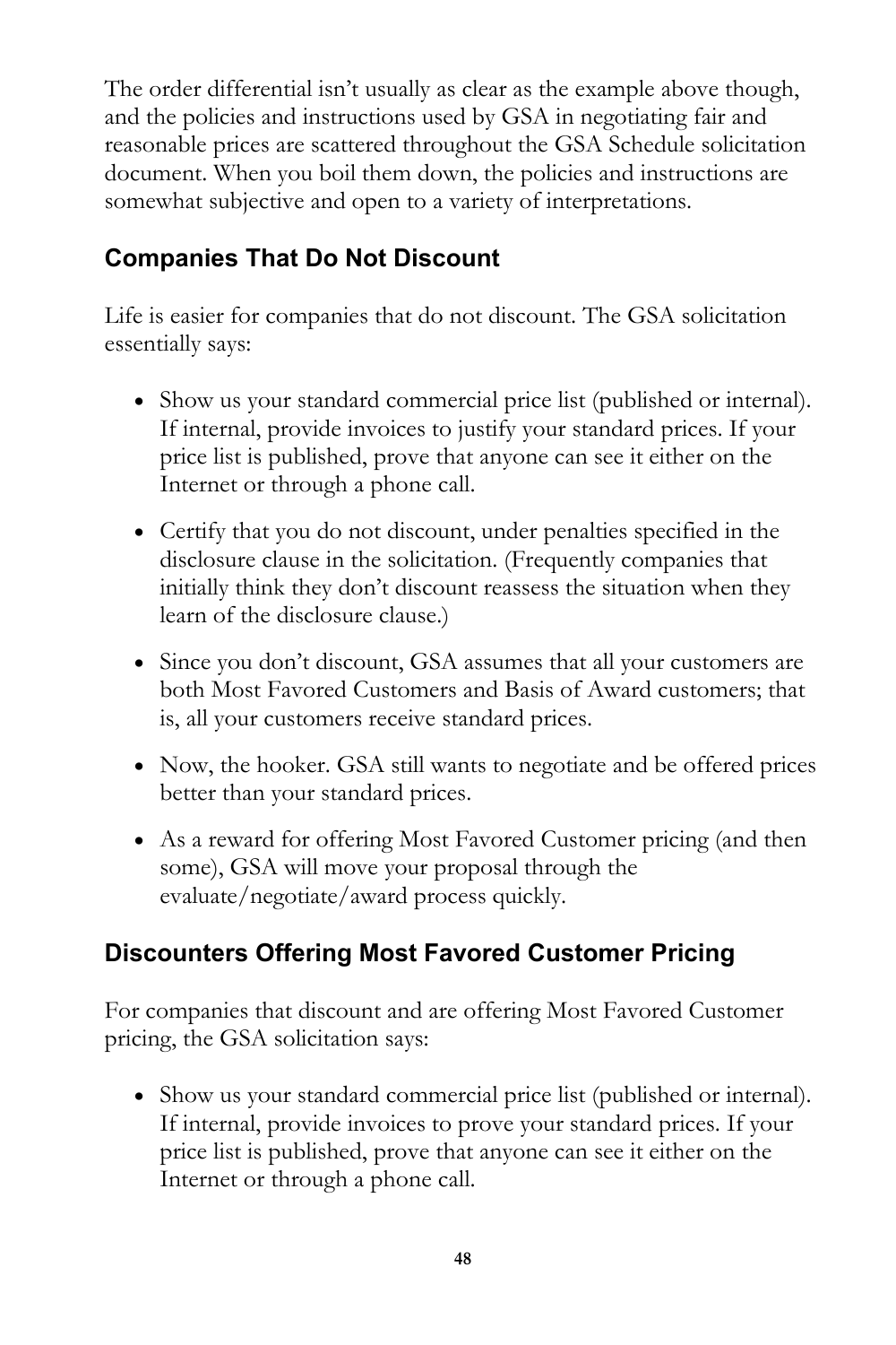The order differential isn't usually as clear as the example above though, and the policies and instructions used by GSA in negotiating fair and reasonable prices are scattered throughout the GSA Schedule solicitation document. When you boil them down, the policies and instructions are somewhat subjective and open to a variety of interpretations.

### Companies That Do Not Discount

Life is easier for companies that do not discount. The GSA solicitation essentially says:

- Show us your standard commercial price list (published or internal). If internal, provide invoices to justify your standard prices. If your price list is published, prove that anyone can see it either on the Internet or through a phone call.
- Certify that you do not discount, under penalties specified in the disclosure clause in the solicitation. (Frequently companies that initially think they don't discount reassess the situation when they learn of the disclosure clause.)
- Since you don't discount, GSA assumes that all your customers are both Most Favored Customers and Basis of Award customers; that is, all your customers receive standard prices.
- Now, the hooker. GSA still wants to negotiate and be offered prices better than your standard prices.
- As a reward for offering Most Favored Customer pricing (and then some), GSA will move your proposal through the evaluate/negotiate/award process quickly.

### Discounters Offering Most Favored Customer Pricing

For companies that discount and are offering Most Favored Customer pricing, the GSA solicitation says:

- Show us your standard commercial price list (published or internal). If internal, provide invoices to prove your standard prices. If your price list is published, prove that anyone can see it either on the Internet or through a phone call.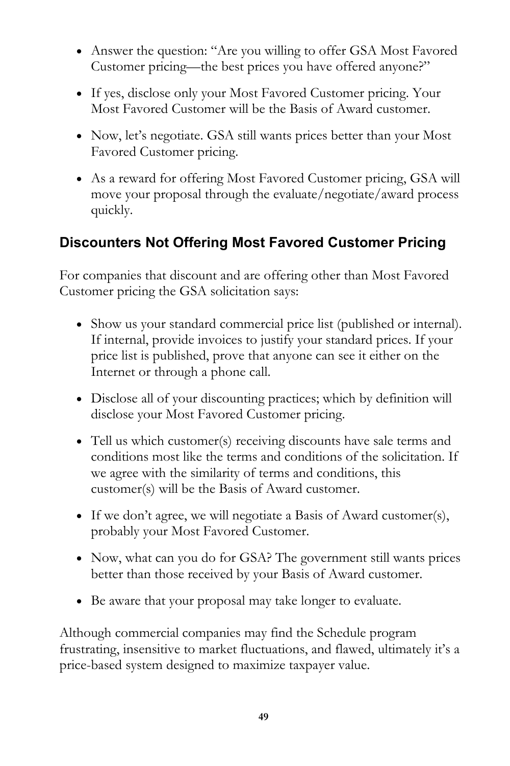- Answer the question: "Are you willing to offer GSA Most Favored Customer pricing—the best prices you have offered anyone?"
- If yes, disclose only your Most Favored Customer pricing. Your Most Favored Customer will be the Basis of Award customer.
- Now, let's negotiate. GSA still wants prices better than your Most Favored Customer pricing.
- As a reward for offering Most Favored Customer pricing, GSA will move your proposal through the evaluate/negotiate/award process quickly.

### Discounters Not Offering Most Favored Customer Pricing

For companies that discount and are offering other than Most Favored Customer pricing the GSA solicitation says:

- Show us your standard commercial price list (published or internal). If internal, provide invoices to justify your standard prices. If your price list is published, prove that anyone can see it either on the Internet or through a phone call.
- Disclose all of your discounting practices; which by definition will disclose your Most Favored Customer pricing.
- Tell us which customer(s) receiving discounts have sale terms and conditions most like the terms and conditions of the solicitation. If we agree with the similarity of terms and conditions, this customer(s) will be the Basis of Award customer.
- If we don't agree, we will negotiate a Basis of Award customer(s), probably your Most Favored Customer.
- Now, what can you do for GSA? The government still wants prices better than those received by your Basis of Award customer.
- Be aware that your proposal may take longer to evaluate.

Although commercial companies may find the Schedule program frustrating, insensitive to market fluctuations, and flawed, ultimately it's a price-based system designed to maximize taxpayer value.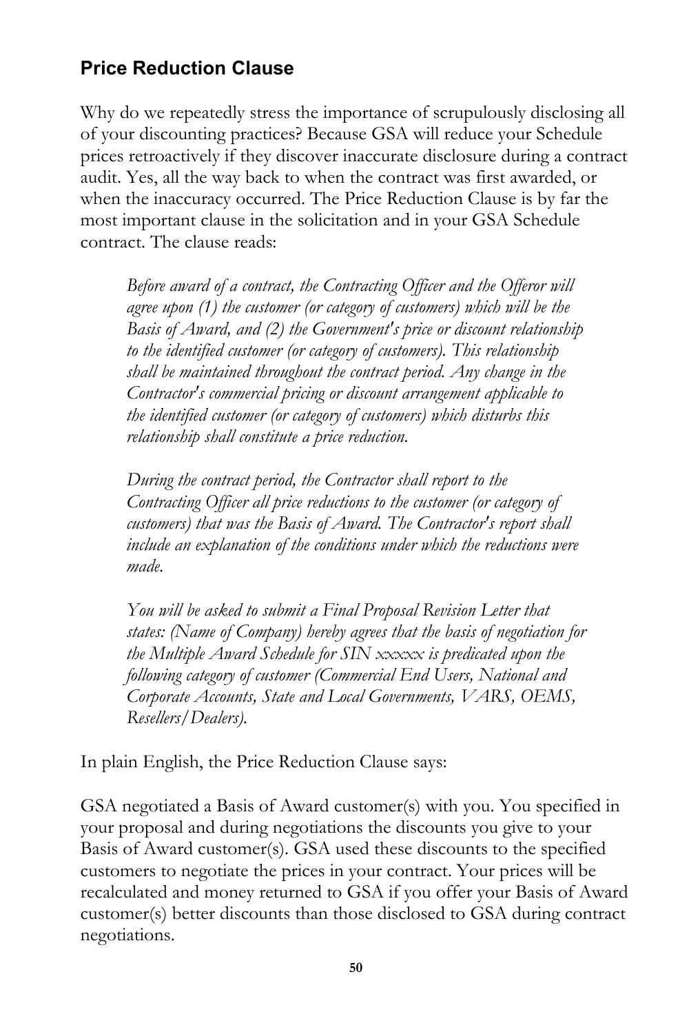## Price Reduction Clause

Why do we repeatedly stress the importance of scrupulously disclosing all of your discounting practices? Because GSA will reduce your Schedule prices retroactively if they discover inaccurate disclosure during a contract audit. Yes, all the way back to when the contract was first awarded, or when the inaccuracy occurred. The Price Reduction Clause is by far the most important clause in the solicitation and in your GSA Schedule contract. The clause reads:

> *Before award of a contract, the Contracting Officer and the Offeror will agree upon (1) the customer (or category of customers) which will be the Basis of Award, and (2) the Government's price or discount relationship to the identified customer (or category of customers). This relationship shall be maintained throughout the contract period. Any change in the Contractor's commercial pricing or discount arrangement applicable to the identified customer (or category of customers) which disturbs this relationship shall constitute a price reduction.*
>
> *During the contract period, the Contractor shall report to the Contracting Officer all price reductions to the customer (or category of customers) that was the Basis of Award. The Contractor's report shall include an explanation of the conditions under which the reductions were made.*
>
> *You will be asked to submit a Final Proposal Revision Letter that states: (Name of Company) hereby agrees that the basis of negotiation for the Multiple Award Schedule for SIN xxxxx is predicated upon the following category of customer (Commercial End Users, National and Corporate Accounts, State and Local Governments, VARS, OEMS, Resellers/Dealers).*

In plain English, the Price Reduction Clause says:

GSA negotiated a Basis of Award customer(s) with you. You specified in your proposal and during negotiations the discounts you give to your Basis of Award customer(s). GSA used these discounts to the specified customers to negotiate the prices in your contract. Your prices will be recalculated and money returned to GSA if you offer your Basis of Award customer(s) better discounts than those disclosed to GSA during contract negotiations.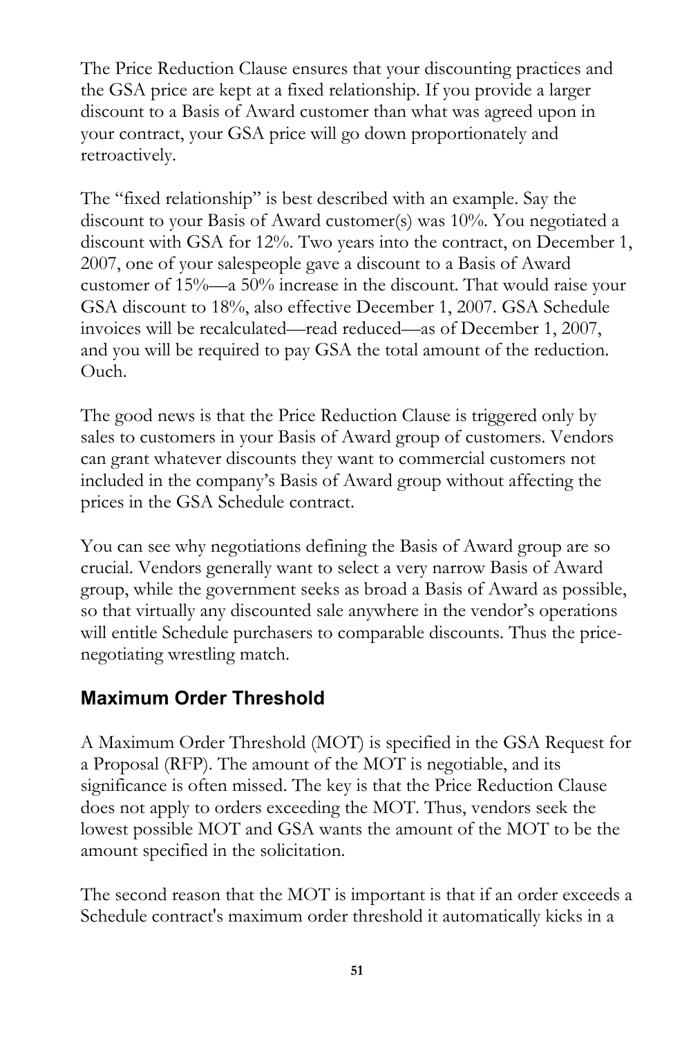The Price Reduction Clause ensures that your discounting practices and the GSA price are kept at a fixed relationship. If you provide a larger discount to a Basis of Award customer than what was agreed upon in your contract, your GSA price will go down proportionately and retroactively.

The "fixed relationship" is best described with an example. Say the discount to your Basis of Award customer(s) was 10%. You negotiated a discount with GSA for 12%. Two years into the contract, on December 1, 2007, one of your salespeople gave a discount to a Basis of Award customer of 15%—a 50% increase in the discount. That would raise your GSA discount to 18%, also effective December 1, 2007. GSA Schedule invoices will be recalculated—read reduced—as of December 1, 2007, and you will be required to pay GSA the total amount of the reduction. Ouch.

The good news is that the Price Reduction Clause is triggered only by sales to customers in your Basis of Award group of customers. Vendors can grant whatever discounts they want to commercial customers not included in the company's Basis of Award group without affecting the prices in the GSA Schedule contract.

You can see why negotiations defining the Basis of Award group are so crucial. Vendors generally want to select a very narrow Basis of Award group, while the government seeks as broad a Basis of Award as possible, so that virtually any discounted sale anywhere in the vendor's operations will entitle Schedule purchasers to comparable discounts. Thus the price-negotiating wrestling match.

## Maximum Order Threshold

A Maximum Order Threshold (MOT) is specified in the GSA Request for a Proposal (RFP). The amount of the MOT is negotiable, and its significance is often missed. The key is that the Price Reduction Clause does not apply to orders exceeding the MOT. Thus, vendors seek the lowest possible MOT and GSA wants the amount of the MOT to be the amount specified in the solicitation.

The second reason that the MOT is important is that if an order exceeds a Schedule contract's maximum order threshold it automatically kicks in a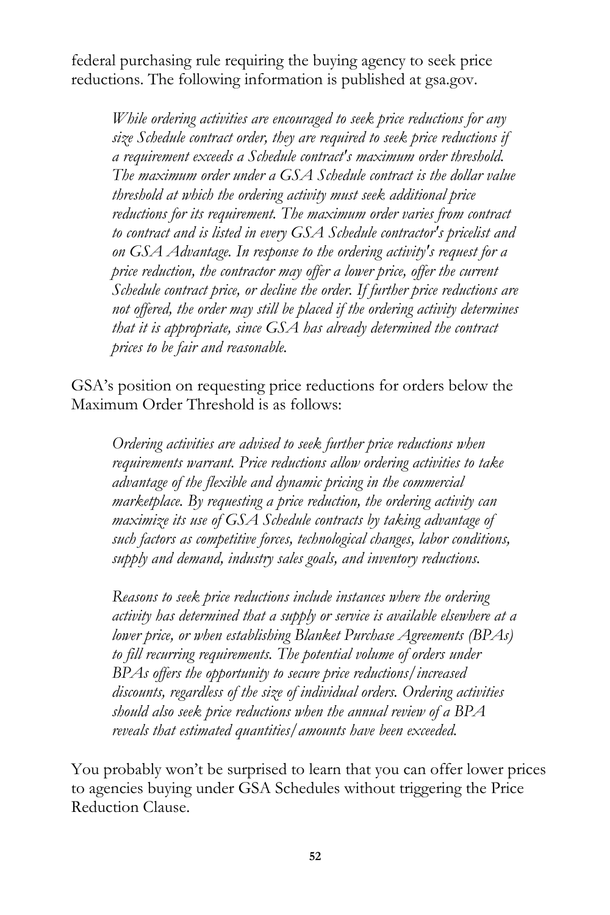federal purchasing rule requiring the buying agency to seek price reductions. The following information is published at gsa.gov.

> *While ordering activities are encouraged to seek price reductions for any size Schedule contract order, they are required to seek price reductions if a requirement exceeds a Schedule contract's maximum order threshold. The maximum order under a GSA Schedule contract is the dollar value threshold at which the ordering activity must seek additional price reductions for its requirement. The maximum order varies from contract to contract and is listed in every GSA Schedule contractor's pricelist and on GSA Advantage. In response to the ordering activity's request for a price reduction, the contractor may offer a lower price, offer the current Schedule contract price, or decline the order. If further price reductions are not offered, the order may still be placed if the ordering activity determines that it is appropriate, since GSA has already determined the contract prices to be fair and reasonable.*

GSA's position on requesting price reductions for orders below the Maximum Order Threshold is as follows:

> *Ordering activities are advised to seek further price reductions when requirements warrant. Price reductions allow ordering activities to take advantage of the flexible and dynamic pricing in the commercial marketplace. By requesting a price reduction, the ordering activity can maximize its use of GSA Schedule contracts by taking advantage of such factors as competitive forces, technological changes, labor conditions, supply and demand, industry sales goals, and inventory reductions.*
>
> *Reasons to seek price reductions include instances where the ordering activity has determined that a supply or service is available elsewhere at a lower price, or when establishing Blanket Purchase Agreements (BPAs) to fill recurring requirements. The potential volume of orders under BPAs offers the opportunity to secure price reductions/increased discounts, regardless of the size of individual orders. Ordering activities should also seek price reductions when the annual review of a BPA reveals that estimated quantities/amounts have been exceeded.*

You probably won't be surprised to learn that you can offer lower prices to agencies buying under GSA Schedules without triggering the Price Reduction Clause.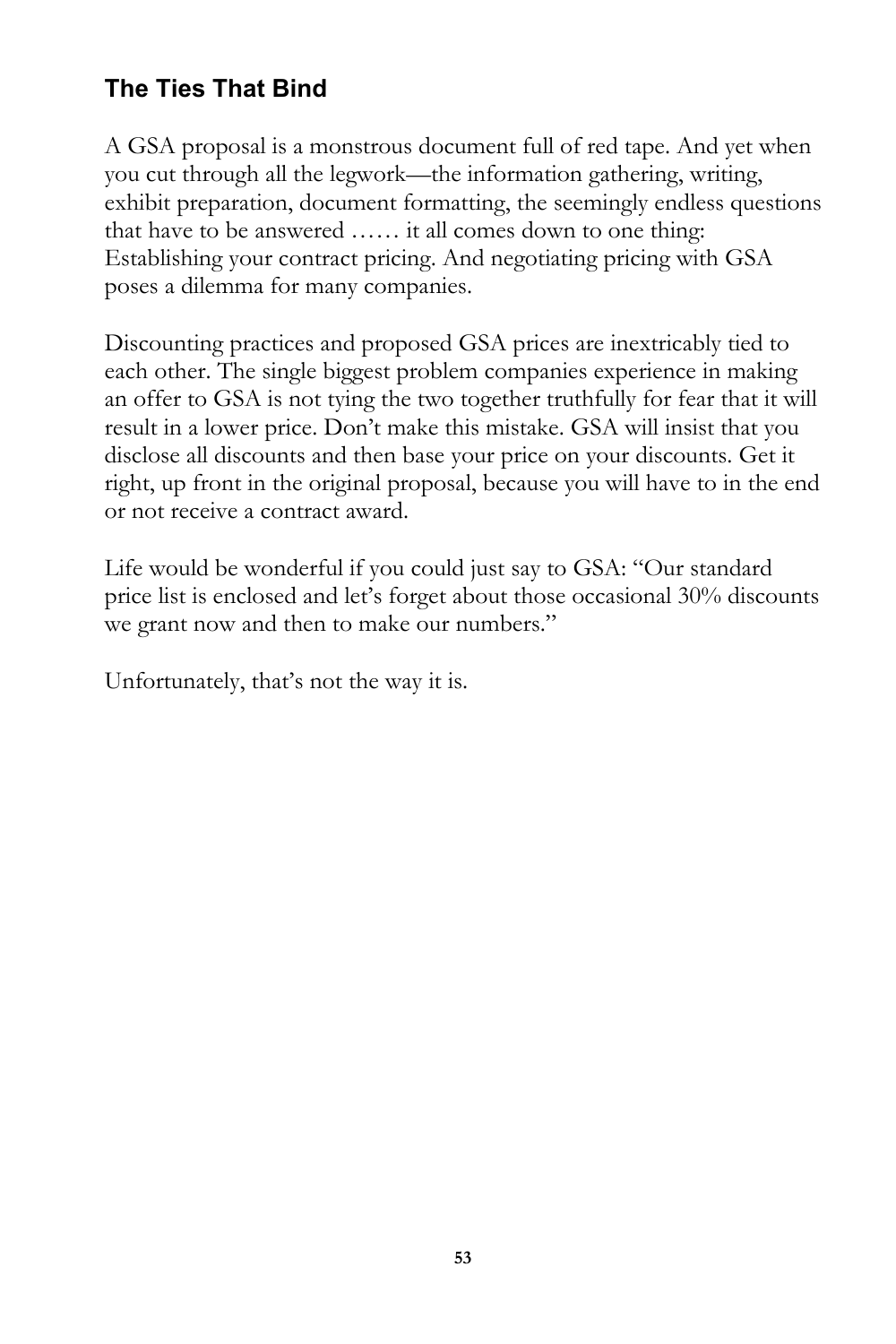## The Ties That Bind

A GSA proposal is a monstrous document full of red tape. And yet when you cut through all the legwork—the information gathering, writing, exhibit preparation, document formatting, the seemingly endless questions that have to be answered …… it all comes down to one thing: Establishing your contract pricing. And negotiating pricing with GSA poses a dilemma for many companies.

Discounting practices and proposed GSA prices are inextricably tied to each other. The single biggest problem companies experience in making an offer to GSA is not tying the two together truthfully for fear that it will result in a lower price. Don't make this mistake. GSA will insist that you disclose all discounts and then base your price on your discounts. Get it right, up front in the original proposal, because you will have to in the end or not receive a contract award.

Life would be wonderful if you could just say to GSA: "Our standard price list is enclosed and let's forget about those occasional 30% discounts we grant now and then to make our numbers."

Unfortunately, that's not the way it is.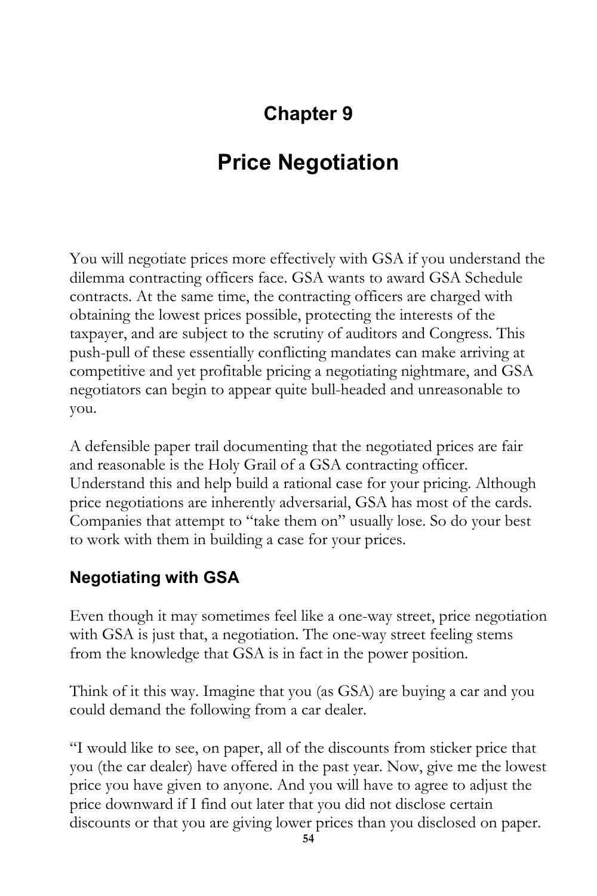# Chapter 9

# Price Negotiation

You will negotiate prices more effectively with GSA if you understand the dilemma contracting officers face. GSA wants to award GSA Schedule contracts. At the same time, the contracting officers are charged with obtaining the lowest prices possible, protecting the interests of the taxpayer, and are subject to the scrutiny of auditors and Congress. This push-pull of these essentially conflicting mandates can make arriving at competitive and yet profitable pricing a negotiating nightmare, and GSA negotiators can begin to appear quite bull-headed and unreasonable to you.

A defensible paper trail documenting that the negotiated prices are fair and reasonable is the Holy Grail of a GSA contracting officer. Understand this and help build a rational case for your pricing. Although price negotiations are inherently adversarial, GSA has most of the cards. Companies that attempt to "take them on" usually lose. So do your best to work with them in building a case for your prices.

## Negotiating with GSA

Even though it may sometimes feel like a one-way street, price negotiation with GSA is just that, a negotiation. The one-way street feeling stems from the knowledge that GSA is in fact in the power position.

Think of it this way. Imagine that you (as GSA) are buying a car and you could demand the following from a car dealer.

"I would like to see, on paper, all of the discounts from sticker price that you (the car dealer) have offered in the past year. Now, give me the lowest price you have given to anyone. And you will have to agree to adjust the price downward if I find out later that you did not disclose certain discounts or that you are giving lower prices than you disclosed on paper.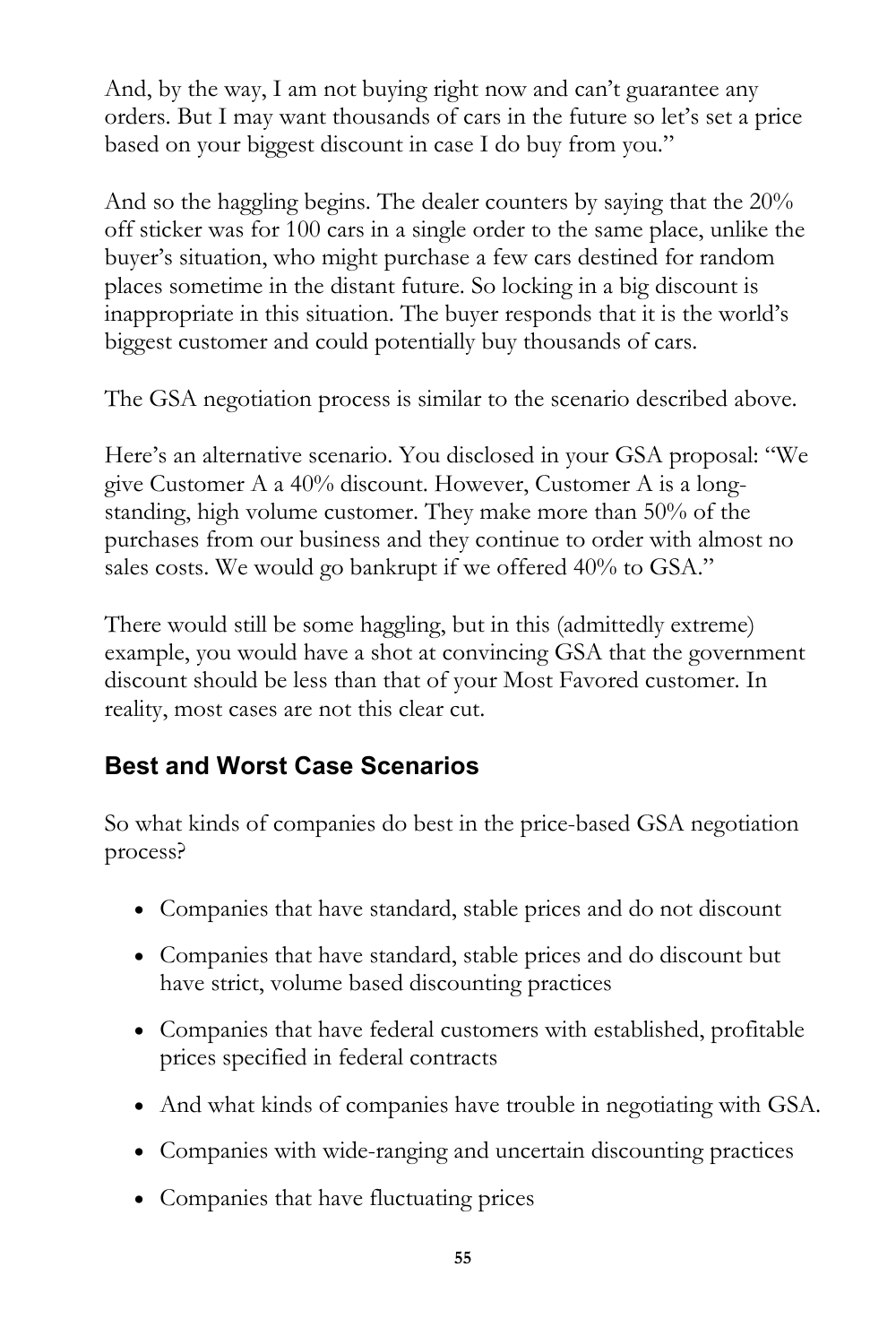And, by the way, I am not buying right now and can't guarantee any orders. But I may want thousands of cars in the future so let's set a price based on your biggest discount in case I do buy from you."

And so the haggling begins. The dealer counters by saying that the 20% off sticker was for 100 cars in a single order to the same place, unlike the buyer's situation, who might purchase a few cars destined for random places sometime in the distant future. So locking in a big discount is inappropriate in this situation. The buyer responds that it is the world's biggest customer and could potentially buy thousands of cars.

The GSA negotiation process is similar to the scenario described above.

Here's an alternative scenario. You disclosed in your GSA proposal: "We give Customer A a 40% discount. However, Customer A is a long-standing, high volume customer. They make more than 50% of the purchases from our business and they continue to order with almost no sales costs. We would go bankrupt if we offered 40% to GSA."

There would still be some haggling, but in this (admittedly extreme) example, you would have a shot at convincing GSA that the government discount should be less than that of your Most Favored customer. In reality, most cases are not this clear cut.

## Best and Worst Case Scenarios

So what kinds of companies do best in the price-based GSA negotiation process?

- Companies that have standard, stable prices and do not discount
- Companies that have standard, stable prices and do discount but have strict, volume based discounting practices
- Companies that have federal customers with established, profitable prices specified in federal contracts
- And what kinds of companies have trouble in negotiating with GSA.
- Companies with wide-ranging and uncertain discounting practices
- Companies that have fluctuating prices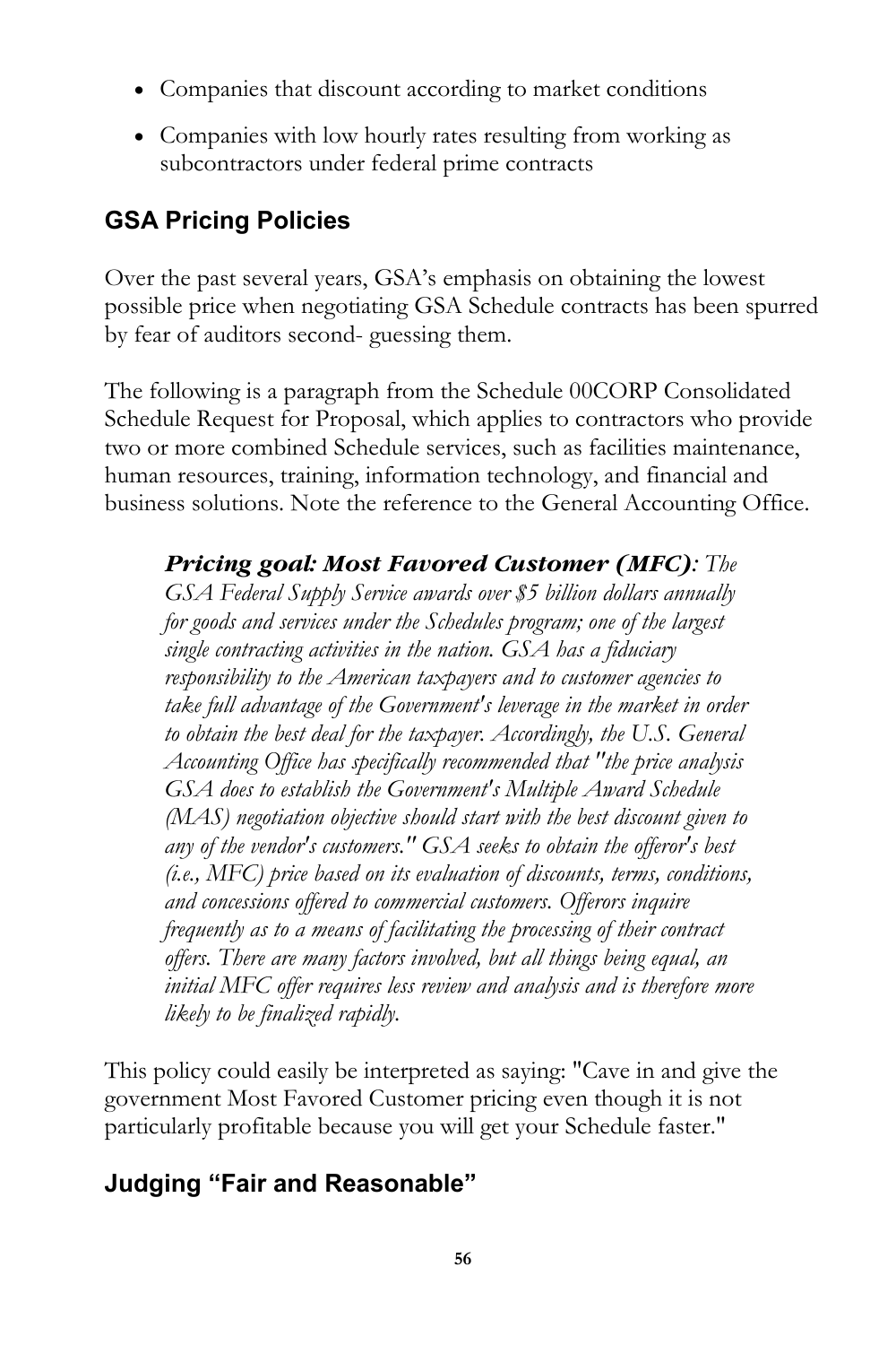- Companies that discount according to market conditions
- Companies with low hourly rates resulting from working as subcontractors under federal prime contracts

## GSA Pricing Policies

Over the past several years, GSA's emphasis on obtaining the lowest possible price when negotiating GSA Schedule contracts has been spurred by fear of auditors second- guessing them.

The following is a paragraph from the Schedule 00CORP Consolidated Schedule Request for Proposal, which applies to contractors who provide two or more combined Schedule services, such as facilities maintenance, human resources, training, information technology, and financial and business solutions. Note the reference to the General Accounting Office.

> ***Pricing goal: Most Favored Customer (MFC)****: The GSA Federal Supply Service awards over $5 billion dollars annually for goods and services under the Schedules program; one of the largest single contracting activities in the nation. GSA has a fiduciary responsibility to the American taxpayers and to customer agencies to take full advantage of the Government's leverage in the market in order to obtain the best deal for the taxpayer. Accordingly, the U.S. General Accounting Office has specifically recommended that "the price analysis GSA does to establish the Government's Multiple Award Schedule (MAS) negotiation objective should start with the best discount given to any of the vendor's customers." GSA seeks to obtain the offeror's best (i.e., MFC) price based on its evaluation of discounts, terms, conditions, and concessions offered to commercial customers. Offerors inquire frequently as to a means of facilitating the processing of their contract offers. There are many factors involved, but all things being equal, an initial MFC offer requires less review and analysis and is therefore more likely to be finalized rapidly.*

This policy could easily be interpreted as saying: "Cave in and give the government Most Favored Customer pricing even though it is not particularly profitable because you will get your Schedule faster."

## Judging "Fair and Reasonable"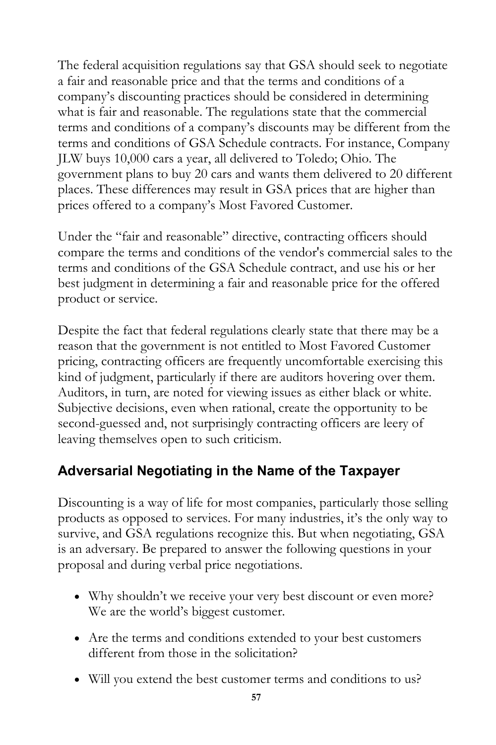The federal acquisition regulations say that GSA should seek to negotiate a fair and reasonable price and that the terms and conditions of a company's discounting practices should be considered in determining what is fair and reasonable. The regulations state that the commercial terms and conditions of a company's discounts may be different from the terms and conditions of GSA Schedule contracts. For instance, Company JLW buys 10,000 cars a year, all delivered to Toledo; Ohio. The government plans to buy 20 cars and wants them delivered to 20 different places. These differences may result in GSA prices that are higher than prices offered to a company's Most Favored Customer.

Under the "fair and reasonable" directive, contracting officers should compare the terms and conditions of the vendor's commercial sales to the terms and conditions of the GSA Schedule contract, and use his or her best judgment in determining a fair and reasonable price for the offered product or service.

Despite the fact that federal regulations clearly state that there may be a reason that the government is not entitled to Most Favored Customer pricing, contracting officers are frequently uncomfortable exercising this kind of judgment, particularly if there are auditors hovering over them. Auditors, in turn, are noted for viewing issues as either black or white. Subjective decisions, even when rational, create the opportunity to be second-guessed and, not surprisingly contracting officers are leery of leaving themselves open to such criticism.

## Adversarial Negotiating in the Name of the Taxpayer

Discounting is a way of life for most companies, particularly those selling products as opposed to services. For many industries, it's the only way to survive, and GSA regulations recognize this. But when negotiating, GSA is an adversary. Be prepared to answer the following questions in your proposal and during verbal price negotiations.

- Why shouldn't we receive your very best discount or even more? We are the world's biggest customer.
- Are the terms and conditions extended to your best customers different from those in the solicitation?
- Will you extend the best customer terms and conditions to us?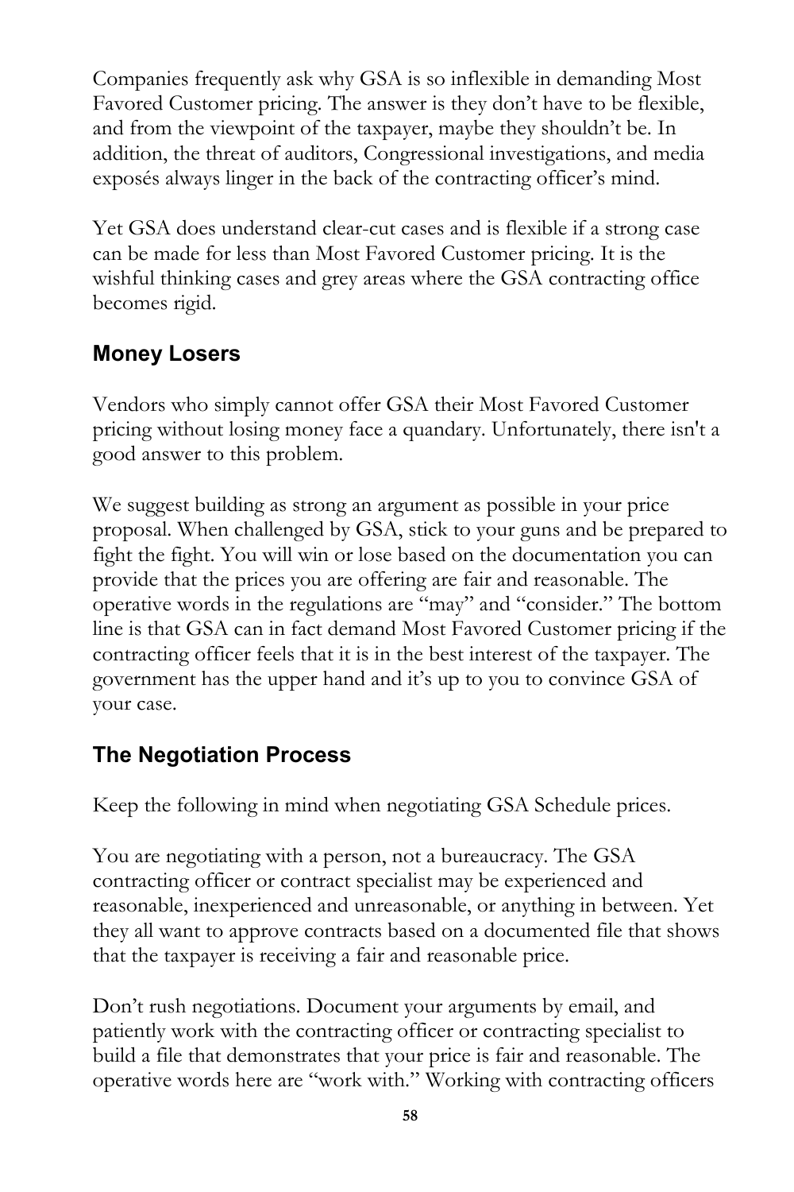Companies frequently ask why GSA is so inflexible in demanding Most Favored Customer pricing. The answer is they don't have to be flexible, and from the viewpoint of the taxpayer, maybe they shouldn't be. In addition, the threat of auditors, Congressional investigations, and media exposés always linger in the back of the contracting officer's mind.

Yet GSA does understand clear-cut cases and is flexible if a strong case can be made for less than Most Favored Customer pricing. It is the wishful thinking cases and grey areas where the GSA contracting office becomes rigid.

## Money Losers

Vendors who simply cannot offer GSA their Most Favored Customer pricing without losing money face a quandary. Unfortunately, there isn't a good answer to this problem.

We suggest building as strong an argument as possible in your price proposal. When challenged by GSA, stick to your guns and be prepared to fight the fight. You will win or lose based on the documentation you can provide that the prices you are offering are fair and reasonable. The operative words in the regulations are "may" and "consider." The bottom line is that GSA can in fact demand Most Favored Customer pricing if the contracting officer feels that it is in the best interest of the taxpayer. The government has the upper hand and it's up to you to convince GSA of your case.

## The Negotiation Process

Keep the following in mind when negotiating GSA Schedule prices.

You are negotiating with a person, not a bureaucracy. The GSA contracting officer or contract specialist may be experienced and reasonable, inexperienced and unreasonable, or anything in between. Yet they all want to approve contracts based on a documented file that shows that the taxpayer is receiving a fair and reasonable price.

Don't rush negotiations. Document your arguments by email, and patiently work with the contracting officer or contracting specialist to build a file that demonstrates that your price is fair and reasonable. The operative words here are "work with." Working with contracting officers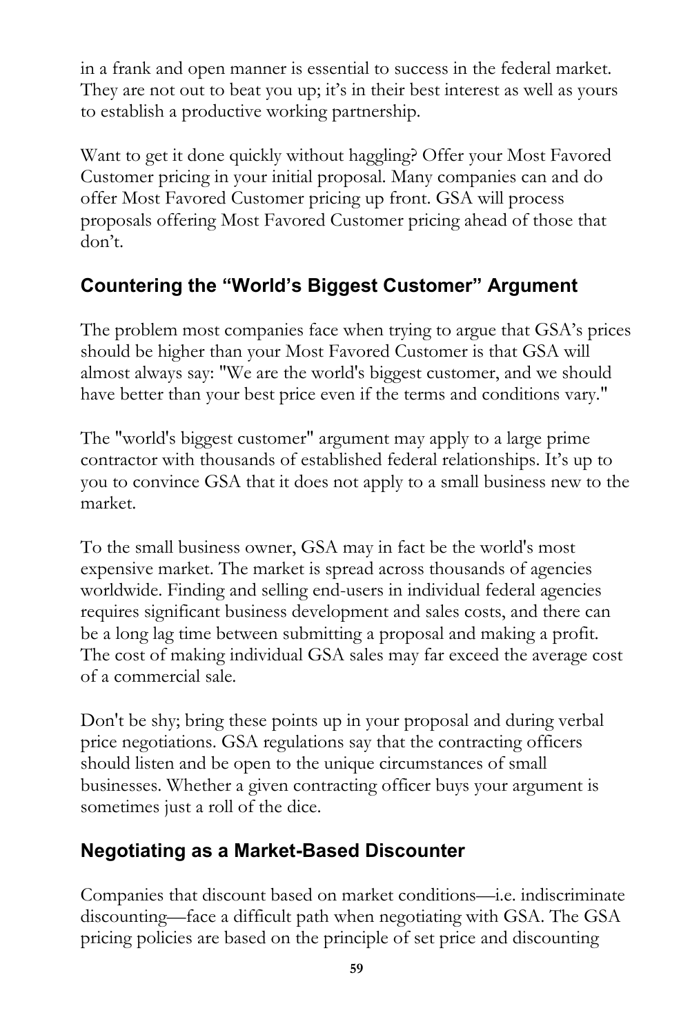in a frank and open manner is essential to success in the federal market. They are not out to beat you up; it's in their best interest as well as yours to establish a productive working partnership.

Want to get it done quickly without haggling? Offer your Most Favored Customer pricing in your initial proposal. Many companies can and do offer Most Favored Customer pricing up front. GSA will process proposals offering Most Favored Customer pricing ahead of those that don't.

## Countering the "World's Biggest Customer" Argument

The problem most companies face when trying to argue that GSA's prices should be higher than your Most Favored Customer is that GSA will almost always say: "We are the world's biggest customer, and we should have better than your best price even if the terms and conditions vary."

The "world's biggest customer" argument may apply to a large prime contractor with thousands of established federal relationships. It's up to you to convince GSA that it does not apply to a small business new to the market.

To the small business owner, GSA may in fact be the world's most expensive market. The market is spread across thousands of agencies worldwide. Finding and selling end-users in individual federal agencies requires significant business development and sales costs, and there can be a long lag time between submitting a proposal and making a profit. The cost of making individual GSA sales may far exceed the average cost of a commercial sale.

Don't be shy; bring these points up in your proposal and during verbal price negotiations. GSA regulations say that the contracting officers should listen and be open to the unique circumstances of small businesses. Whether a given contracting officer buys your argument is sometimes just a roll of the dice.

## Negotiating as a Market-Based Discounter

Companies that discount based on market conditions—i.e. indiscriminate discounting—face a difficult path when negotiating with GSA. The GSA pricing policies are based on the principle of set price and discounting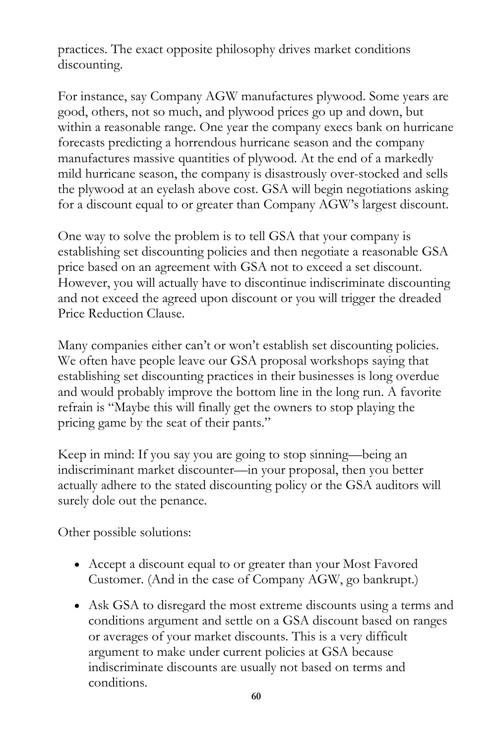practices. The exact opposite philosophy drives market conditions discounting.

For instance, say Company AGW manufactures plywood. Some years are good, others, not so much, and plywood prices go up and down, but within a reasonable range. One year the company execs bank on hurricane forecasts predicting a horrendous hurricane season and the company manufactures massive quantities of plywood. At the end of a markedly mild hurricane season, the company is disastrously over-stocked and sells the plywood at an eyelash above cost. GSA will begin negotiations asking for a discount equal to or greater than Company AGW's largest discount.

One way to solve the problem is to tell GSA that your company is establishing set discounting policies and then negotiate a reasonable GSA price based on an agreement with GSA not to exceed a set discount. However, you will actually have to discontinue indiscriminate discounting and not exceed the agreed upon discount or you will trigger the dreaded Price Reduction Clause.

Many companies either can't or won't establish set discounting policies. We often have people leave our GSA proposal workshops saying that establishing set discounting practices in their businesses is long overdue and would probably improve the bottom line in the long run. A favorite refrain is "Maybe this will finally get the owners to stop playing the pricing game by the seat of their pants."

Keep in mind: If you say you are going to stop sinning—being an indiscriminant market discounter—in your proposal, then you better actually adhere to the stated discounting policy or the GSA auditors will surely dole out the penance.

Other possible solutions:

- Accept a discount equal to or greater than your Most Favored Customer. (And in the case of Company AGW, go bankrupt.)
- Ask GSA to disregard the most extreme discounts using a terms and conditions argument and settle on a GSA discount based on ranges or averages of your market discounts. This is a very difficult argument to make under current policies at GSA because indiscriminate discounts are usually not based on terms and conditions.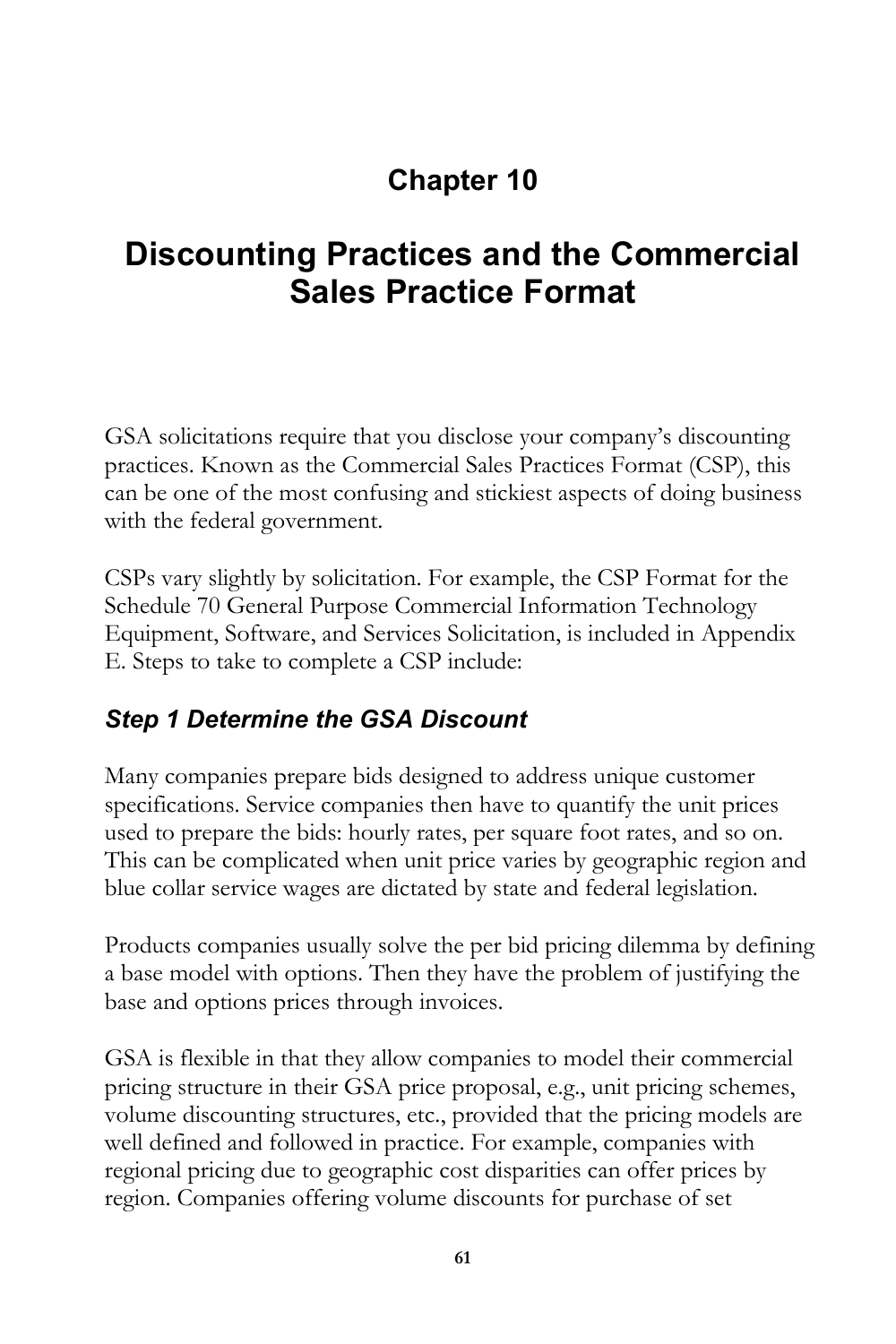# Chapter 10

# Discounting Practices and the Commercial Sales Practice Format

GSA solicitations require that you disclose your company's discounting practices. Known as the Commercial Sales Practices Format (CSP), this can be one of the most confusing and stickiest aspects of doing business with the federal government.

CSPs vary slightly by solicitation. For example, the CSP Format for the Schedule 70 General Purpose Commercial Information Technology Equipment, Software, and Services Solicitation, is included in Appendix E. Steps to take to complete a CSP include:

### *Step 1 Determine the GSA Discount*

Many companies prepare bids designed to address unique customer specifications. Service companies then have to quantify the unit prices used to prepare the bids: hourly rates, per square foot rates, and so on. This can be complicated when unit price varies by geographic region and blue collar service wages are dictated by state and federal legislation.

Products companies usually solve the per bid pricing dilemma by defining a base model with options. Then they have the problem of justifying the base and options prices through invoices.

GSA is flexible in that they allow companies to model their commercial pricing structure in their GSA price proposal, e.g., unit pricing schemes, volume discounting structures, etc., provided that the pricing models are well defined and followed in practice. For example, companies with regional pricing due to geographic cost disparities can offer prices by region. Companies offering volume discounts for purchase of set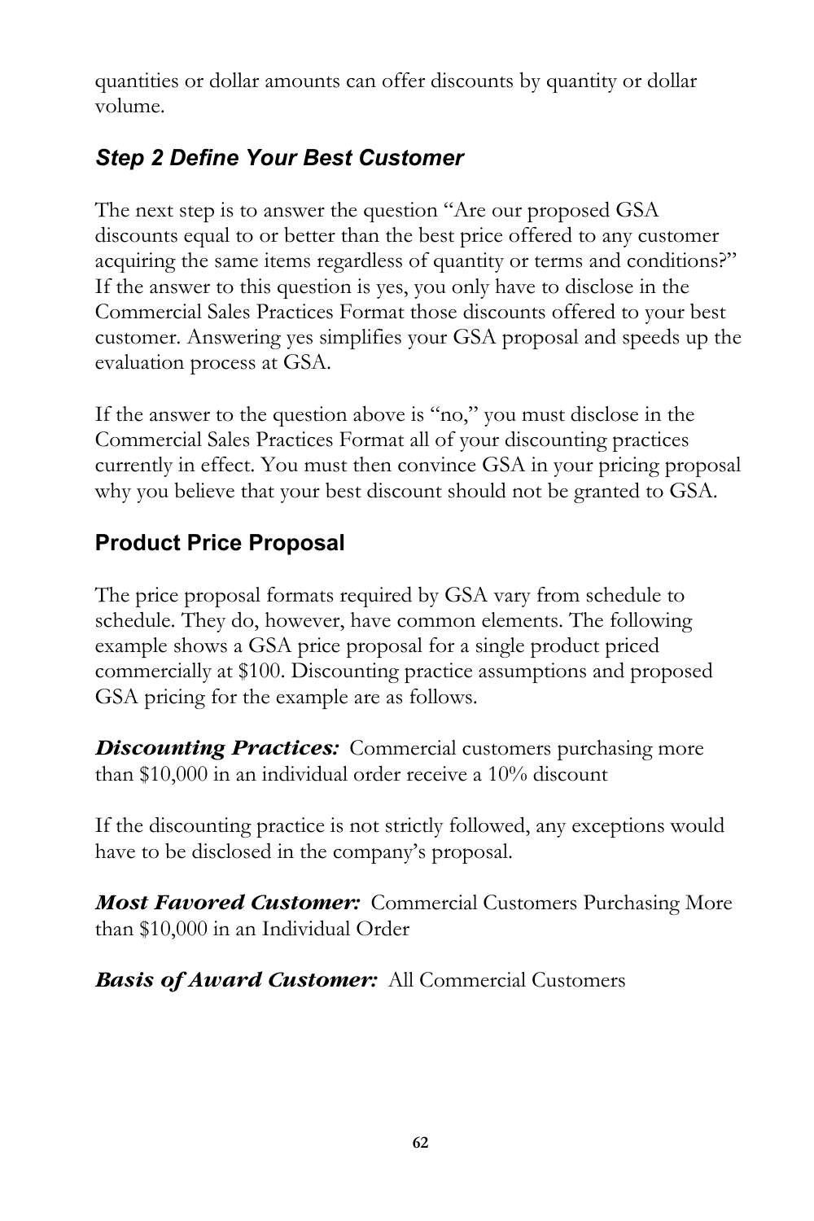quantities or dollar amounts can offer discounts by quantity or dollar volume.

### *Step 2 Define Your Best Customer*

The next step is to answer the question "Are our proposed GSA discounts equal to or better than the best price offered to any customer acquiring the same items regardless of quantity or terms and conditions?" If the answer to this question is yes, you only have to disclose in the Commercial Sales Practices Format those discounts offered to your best customer. Answering yes simplifies your GSA proposal and speeds up the evaluation process at GSA.

If the answer to the question above is "no," you must disclose in the Commercial Sales Practices Format all of your discounting practices currently in effect. You must then convince GSA in your pricing proposal why you believe that your best discount should not be granted to GSA.

## Product Price Proposal

The price proposal formats required by GSA vary from schedule to schedule. They do, however, have common elements. The following example shows a GSA price proposal for a single product priced commercially at $100. Discounting practice assumptions and proposed GSA pricing for the example are as follows.

***Discounting Practices:*** Commercial customers purchasing more than $10,000 in an individual order receive a 10% discount

If the discounting practice is not strictly followed, any exceptions would have to be disclosed in the company's proposal.

***Most Favored Customer:*** Commercial Customers Purchasing More than $10,000 in an Individual Order

***Basis of Award Customer:*** All Commercial Customers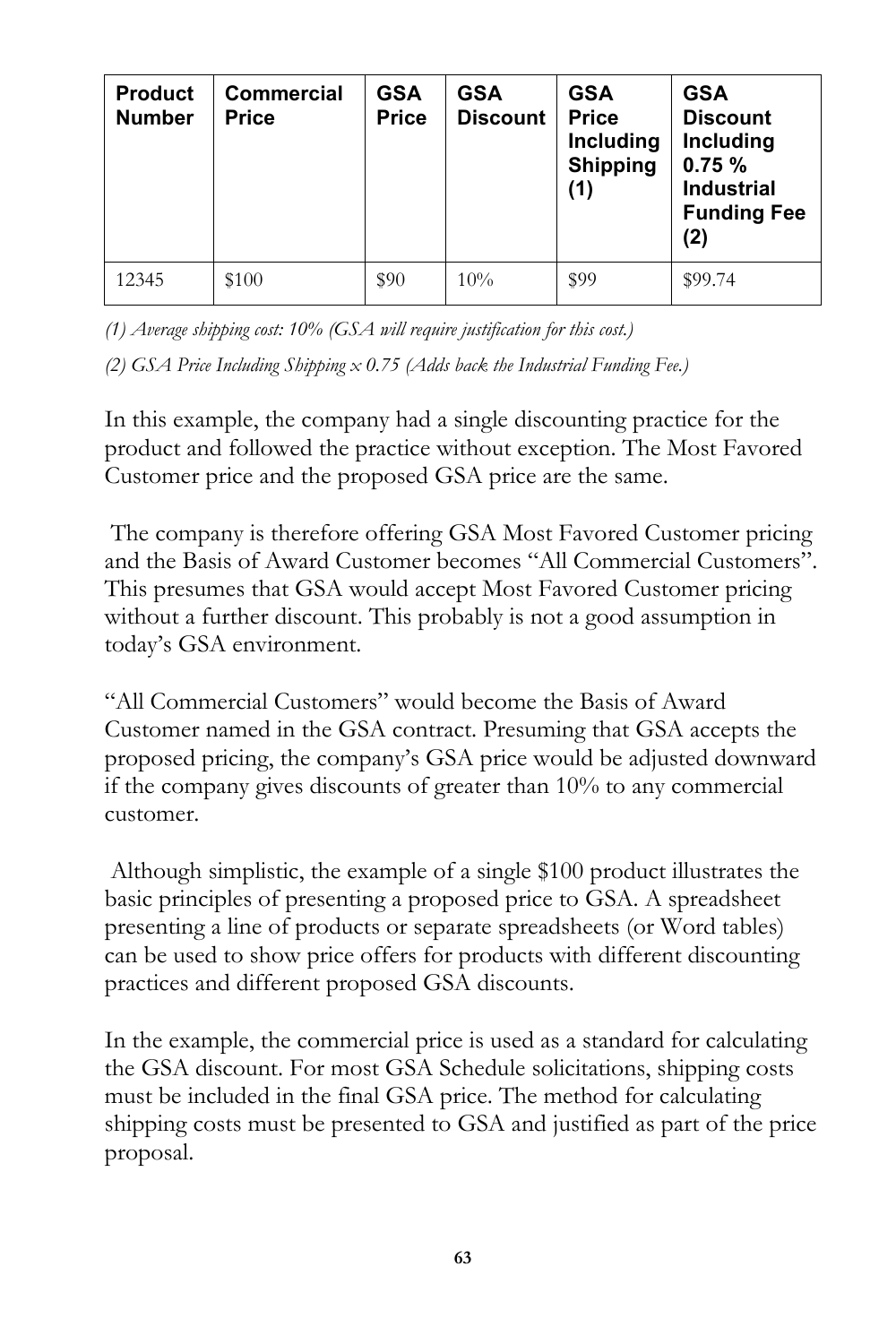| Product Number | Commercial Price | GSA Price | GSA Discount | GSA Price Including Shipping (1) | GSA Discount Including 0.75 % Industrial Funding Fee (2) |
|---|---|---|---|---|---|
| 12345 | $100 | $90 | 10% | $99 | $99.74 |

*(1) Average shipping cost: 10% (GSA will require justification for this cost.)*

*(2) GSA Price Including Shipping x 0.75 (Adds back the Industrial Funding Fee.)*

In this example, the company had a single discounting practice for the product and followed the practice without exception. The Most Favored Customer price and the proposed GSA price are the same.

The company is therefore offering GSA Most Favored Customer pricing and the Basis of Award Customer becomes "All Commercial Customers". This presumes that GSA would accept Most Favored Customer pricing without a further discount. This probably is not a good assumption in today's GSA environment.

"All Commercial Customers" would become the Basis of Award Customer named in the GSA contract. Presuming that GSA accepts the proposed pricing, the company's GSA price would be adjusted downward if the company gives discounts of greater than 10% to any commercial customer.

Although simplistic, the example of a single $100 product illustrates the basic principles of presenting a proposed price to GSA. A spreadsheet presenting a line of products or separate spreadsheets (or Word tables) can be used to show price offers for products with different discounting practices and different proposed GSA discounts.

In the example, the commercial price is used as a standard for calculating the GSA discount. For most GSA Schedule solicitations, shipping costs must be included in the final GSA price. The method for calculating shipping costs must be presented to GSA and justified as part of the price proposal.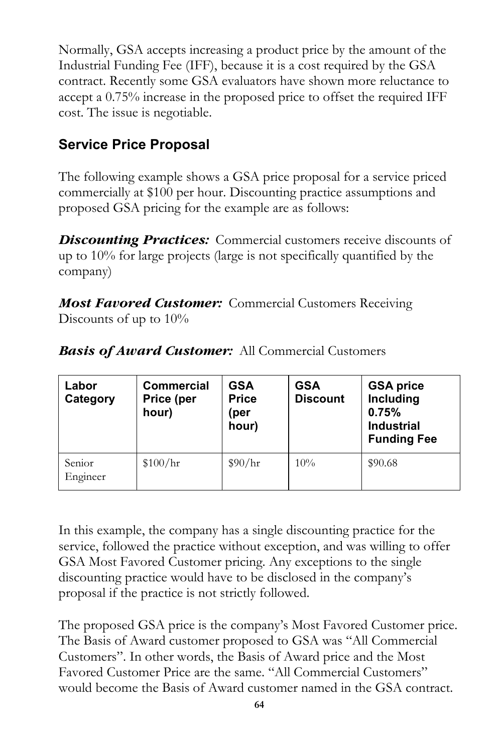Normally, GSA accepts increasing a product price by the amount of the Industrial Funding Fee (IFF), because it is a cost required by the GSA contract. Recently some GSA evaluators have shown more reluctance to accept a 0.75% increase in the proposed price to offset the required IFF cost. The issue is negotiable.

## Service Price Proposal

The following example shows a GSA price proposal for a service priced commercially at $100 per hour. Discounting practice assumptions and proposed GSA pricing for the example are as follows:

***Discounting Practices:*** Commercial customers receive discounts of up to 10% for large projects (large is not specifically quantified by the company)

***Most Favored Customer:*** Commercial Customers Receiving Discounts of up to 10%

***Basis of Award Customer:*** All Commercial Customers

| Labor Category | Commercial Price (per hour) | GSA Price (per hour) | GSA Discount | GSA price Including 0.75% Industrial Funding Fee |
|---|---|---|---|---|
| Senior Engineer | $100/hr | $90/hr | 10% | $90.68 |

In this example, the company has a single discounting practice for the service, followed the practice without exception, and was willing to offer GSA Most Favored Customer pricing. Any exceptions to the single discounting practice would have to be disclosed in the company's proposal if the practice is not strictly followed.

The proposed GSA price is the company's Most Favored Customer price. The Basis of Award customer proposed to GSA was "All Commercial Customers". In other words, the Basis of Award price and the Most Favored Customer Price are the same. "All Commercial Customers" would become the Basis of Award customer named in the GSA contract.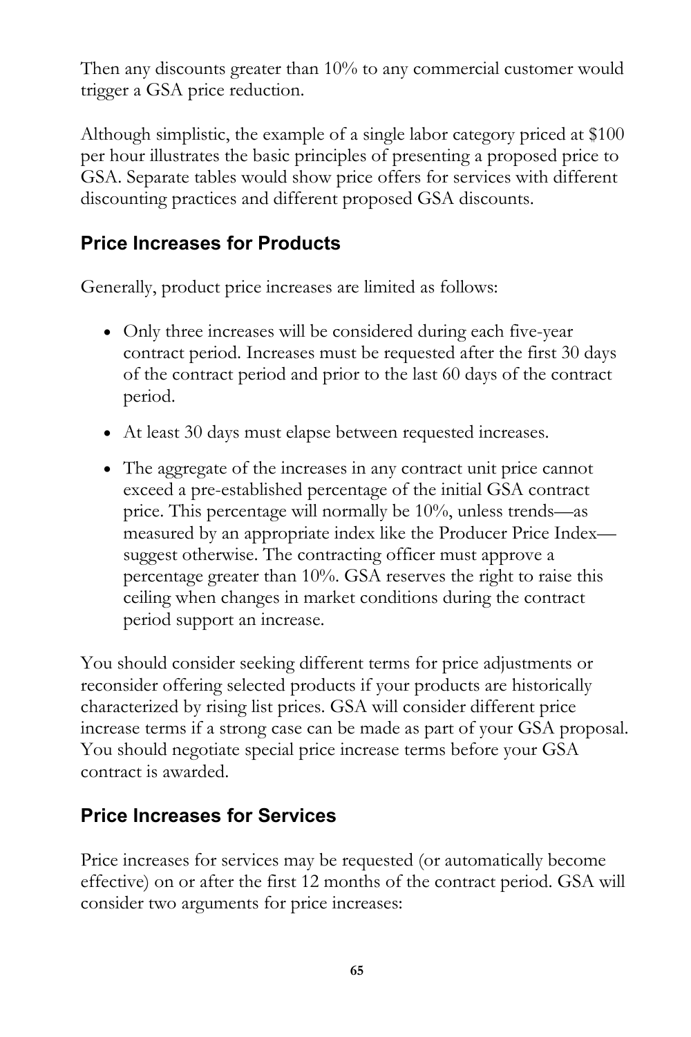Then any discounts greater than 10% to any commercial customer would trigger a GSA price reduction.

Although simplistic, the example of a single labor category priced at $100 per hour illustrates the basic principles of presenting a proposed price to GSA. Separate tables would show price offers for services with different discounting practices and different proposed GSA discounts.

## Price Increases for Products

Generally, product price increases are limited as follows:

- Only three increases will be considered during each five-year contract period. Increases must be requested after the first 30 days of the contract period and prior to the last 60 days of the contract period.
- At least 30 days must elapse between requested increases.
- The aggregate of the increases in any contract unit price cannot exceed a pre-established percentage of the initial GSA contract price. This percentage will normally be 10%, unless trends—as measured by an appropriate index like the Producer Price Index—suggest otherwise. The contracting officer must approve a percentage greater than 10%. GSA reserves the right to raise this ceiling when changes in market conditions during the contract period support an increase.

You should consider seeking different terms for price adjustments or reconsider offering selected products if your products are historically characterized by rising list prices. GSA will consider different price increase terms if a strong case can be made as part of your GSA proposal. You should negotiate special price increase terms before your GSA contract is awarded.

## Price Increases for Services

Price increases for services may be requested (or automatically become effective) on or after the first 12 months of the contract period. GSA will consider two arguments for price increases: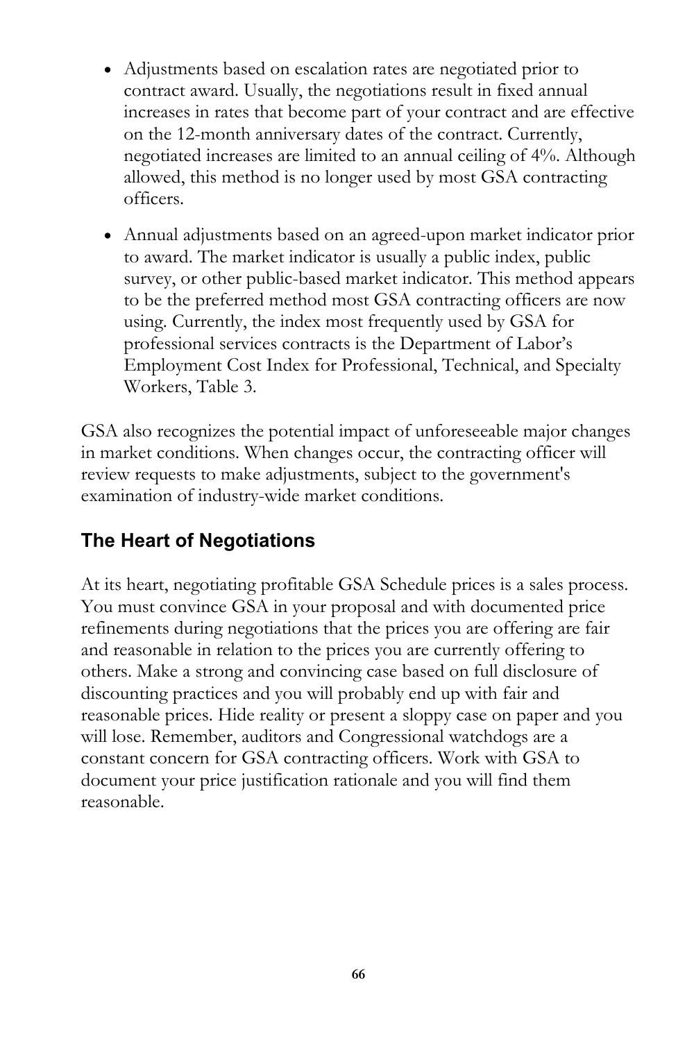- Adjustments based on escalation rates are negotiated prior to contract award. Usually, the negotiations result in fixed annual increases in rates that become part of your contract and are effective on the 12-month anniversary dates of the contract. Currently, negotiated increases are limited to an annual ceiling of 4%. Although allowed, this method is no longer used by most GSA contracting officers.

- Annual adjustments based on an agreed-upon market indicator prior to award. The market indicator is usually a public index, public survey, or other public-based market indicator. This method appears to be the preferred method most GSA contracting officers are now using. Currently, the index most frequently used by GSA for professional services contracts is the Department of Labor's Employment Cost Index for Professional, Technical, and Specialty Workers, Table 3.

GSA also recognizes the potential impact of unforeseeable major changes in market conditions. When changes occur, the contracting officer will review requests to make adjustments, subject to the government's examination of industry-wide market conditions.

## The Heart of Negotiations

At its heart, negotiating profitable GSA Schedule prices is a sales process. You must convince GSA in your proposal and with documented price refinements during negotiations that the prices you are offering are fair and reasonable in relation to the prices you are currently offering to others. Make a strong and convincing case based on full disclosure of discounting practices and you will probably end up with fair and reasonable prices. Hide reality or present a sloppy case on paper and you will lose. Remember, auditors and Congressional watchdogs are a constant concern for GSA contracting officers. Work with GSA to document your price justification rationale and you will find them reasonable.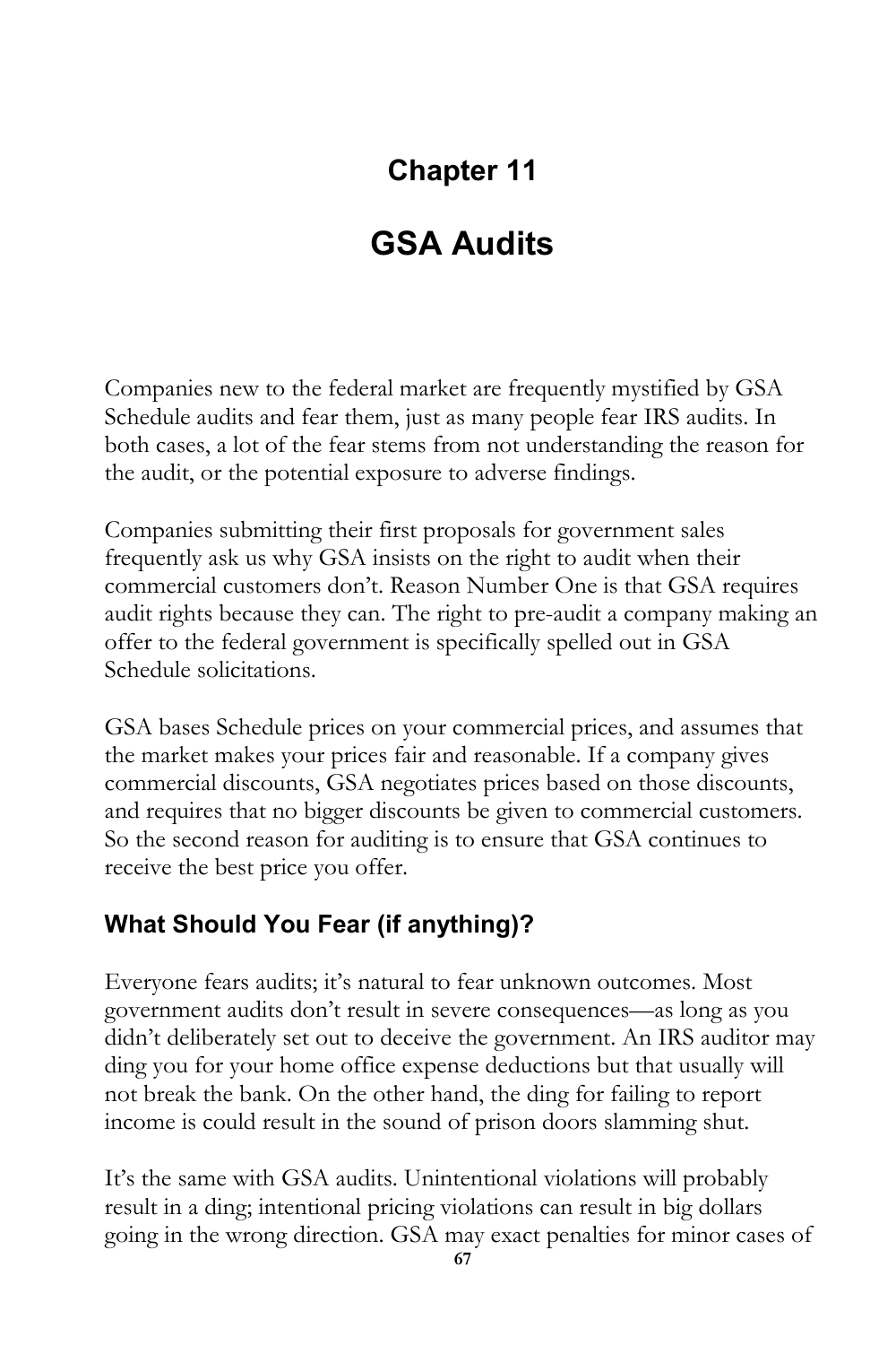# Chapter 11

# GSA Audits

Companies new to the federal market are frequently mystified by GSA Schedule audits and fear them, just as many people fear IRS audits. In both cases, a lot of the fear stems from not understanding the reason for the audit, or the potential exposure to adverse findings.

Companies submitting their first proposals for government sales frequently ask us why GSA insists on the right to audit when their commercial customers don't. Reason Number One is that GSA requires audit rights because they can. The right to pre-audit a company making an offer to the federal government is specifically spelled out in GSA Schedule solicitations.

GSA bases Schedule prices on your commercial prices, and assumes that the market makes your prices fair and reasonable. If a company gives commercial discounts, GSA negotiates prices based on those discounts, and requires that no bigger discounts be given to commercial customers. So the second reason for auditing is to ensure that GSA continues to receive the best price you offer.

## What Should You Fear (if anything)?

Everyone fears audits; it's natural to fear unknown outcomes. Most government audits don't result in severe consequences—as long as you didn't deliberately set out to deceive the government. An IRS auditor may ding you for your home office expense deductions but that usually will not break the bank. On the other hand, the ding for failing to report income is could result in the sound of prison doors slamming shut.

It's the same with GSA audits. Unintentional violations will probably result in a ding; intentional pricing violations can result in big dollars going in the wrong direction. GSA may exact penalties for minor cases of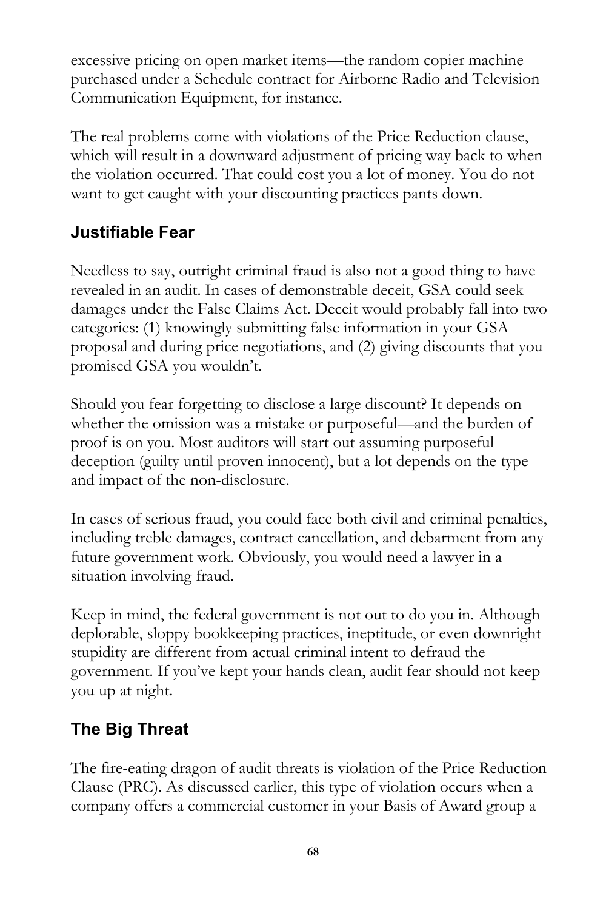excessive pricing on open market items—the random copier machine purchased under a Schedule contract for Airborne Radio and Television Communication Equipment, for instance.

The real problems come with violations of the Price Reduction clause, which will result in a downward adjustment of pricing way back to when the violation occurred. That could cost you a lot of money. You do not want to get caught with your discounting practices pants down.

## Justifiable Fear

Needless to say, outright criminal fraud is also not a good thing to have revealed in an audit. In cases of demonstrable deceit, GSA could seek damages under the False Claims Act. Deceit would probably fall into two categories: (1) knowingly submitting false information in your GSA proposal and during price negotiations, and (2) giving discounts that you promised GSA you wouldn't.

Should you fear forgetting to disclose a large discount? It depends on whether the omission was a mistake or purposeful—and the burden of proof is on you. Most auditors will start out assuming purposeful deception (guilty until proven innocent), but a lot depends on the type and impact of the non-disclosure.

In cases of serious fraud, you could face both civil and criminal penalties, including treble damages, contract cancellation, and debarment from any future government work. Obviously, you would need a lawyer in a situation involving fraud.

Keep in mind, the federal government is not out to do you in. Although deplorable, sloppy bookkeeping practices, ineptitude, or even downright stupidity are different from actual criminal intent to defraud the government. If you've kept your hands clean, audit fear should not keep you up at night.

## The Big Threat

The fire-eating dragon of audit threats is violation of the Price Reduction Clause (PRC). As discussed earlier, this type of violation occurs when a company offers a commercial customer in your Basis of Award group a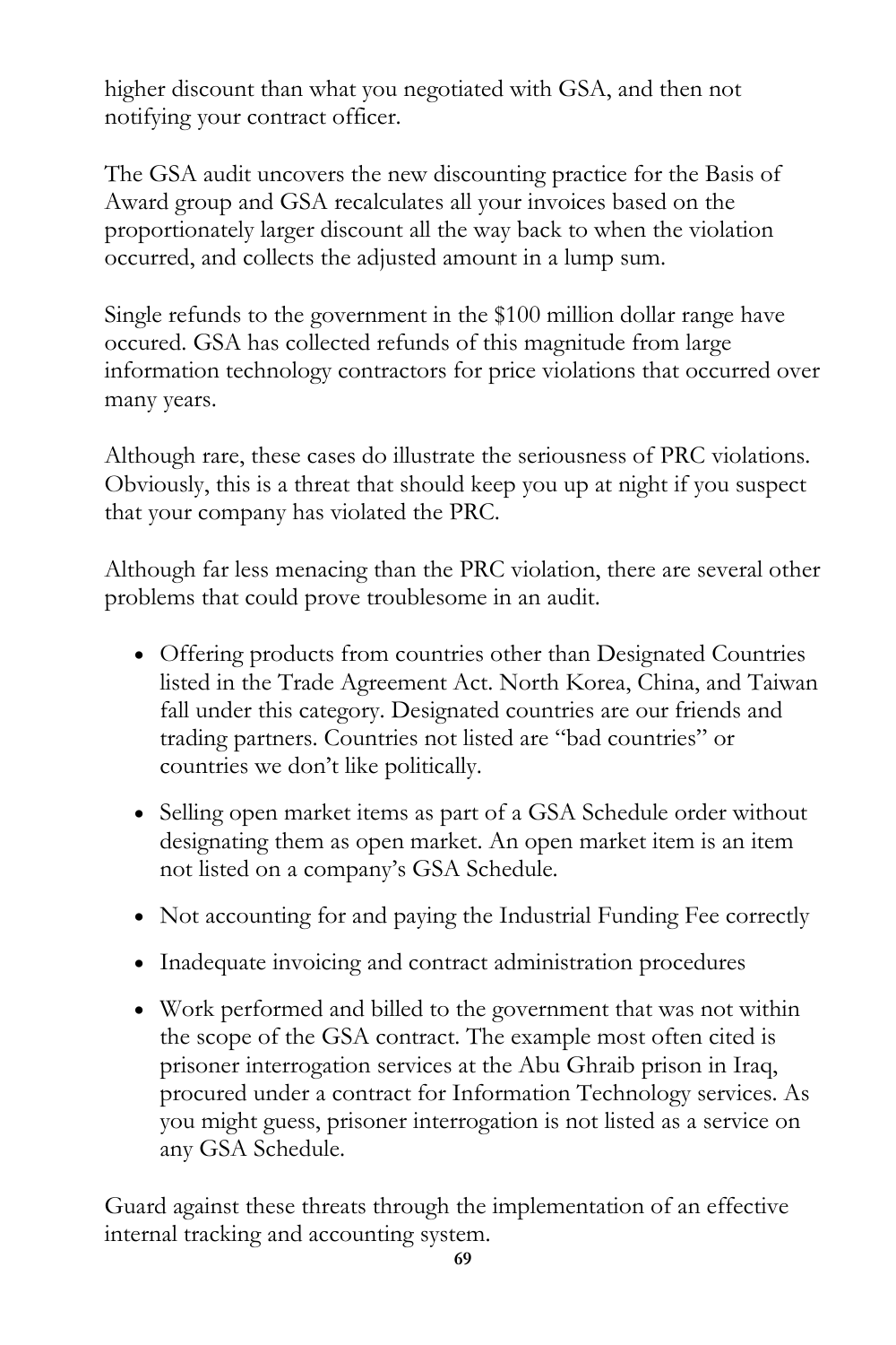higher discount than what you negotiated with GSA, and then not notifying your contract officer.

The GSA audit uncovers the new discounting practice for the Basis of Award group and GSA recalculates all your invoices based on the proportionately larger discount all the way back to when the violation occurred, and collects the adjusted amount in a lump sum.

Single refunds to the government in the $100 million dollar range have occured. GSA has collected refunds of this magnitude from large information technology contractors for price violations that occurred over many years.

Although rare, these cases do illustrate the seriousness of PRC violations. Obviously, this is a threat that should keep you up at night if you suspect that your company has violated the PRC.

Although far less menacing than the PRC violation, there are several other problems that could prove troublesome in an audit.

- Offering products from countries other than Designated Countries listed in the Trade Agreement Act. North Korea, China, and Taiwan fall under this category. Designated countries are our friends and trading partners. Countries not listed are "bad countries" or countries we don't like politically.
- Selling open market items as part of a GSA Schedule order without designating them as open market. An open market item is an item not listed on a company's GSA Schedule.
- Not accounting for and paying the Industrial Funding Fee correctly
- Inadequate invoicing and contract administration procedures
- Work performed and billed to the government that was not within the scope of the GSA contract. The example most often cited is prisoner interrogation services at the Abu Ghraib prison in Iraq, procured under a contract for Information Technology services. As you might guess, prisoner interrogation is not listed as a service on any GSA Schedule.

Guard against these threats through the implementation of an effective internal tracking and accounting system.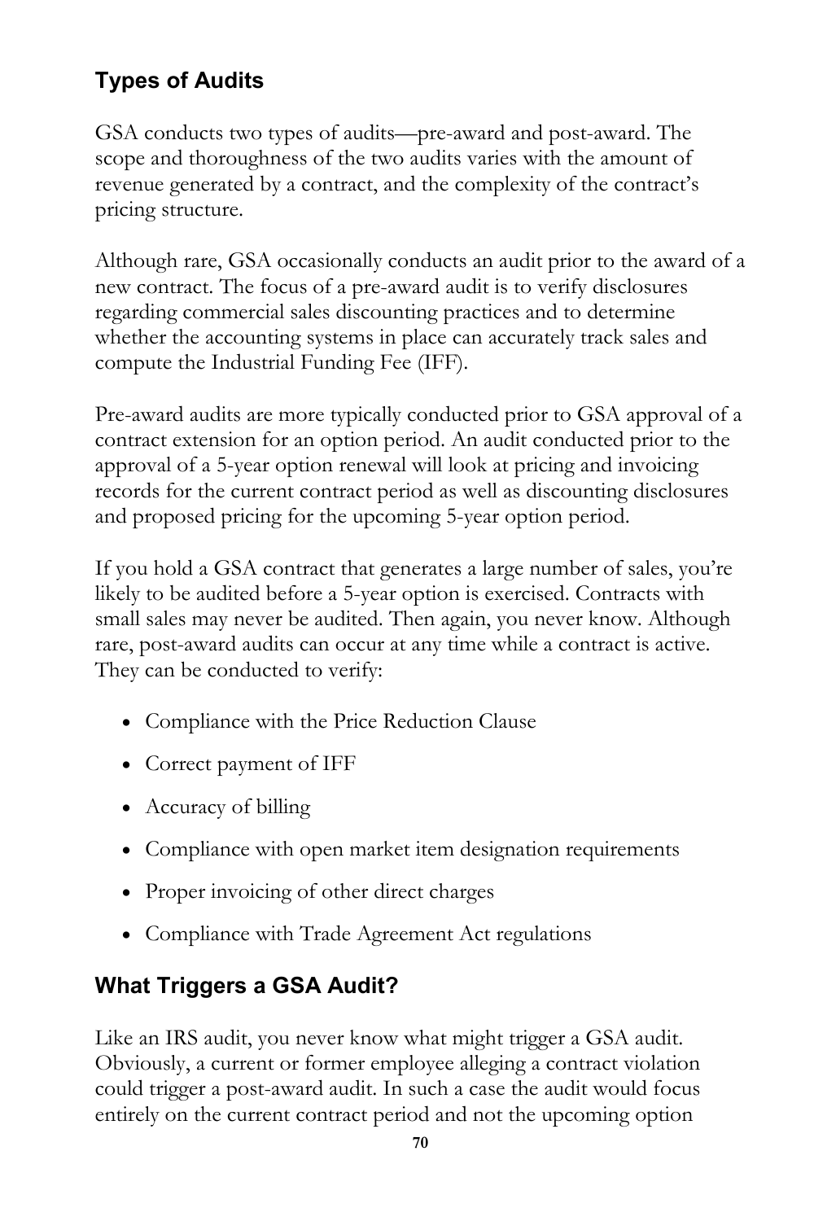## Types of Audits

GSA conducts two types of audits—pre-award and post-award. The scope and thoroughness of the two audits varies with the amount of revenue generated by a contract, and the complexity of the contract's pricing structure.

Although rare, GSA occasionally conducts an audit prior to the award of a new contract. The focus of a pre-award audit is to verify disclosures regarding commercial sales discounting practices and to determine whether the accounting systems in place can accurately track sales and compute the Industrial Funding Fee (IFF).

Pre-award audits are more typically conducted prior to GSA approval of a contract extension for an option period. An audit conducted prior to the approval of a 5-year option renewal will look at pricing and invoicing records for the current contract period as well as discounting disclosures and proposed pricing for the upcoming 5-year option period.

If you hold a GSA contract that generates a large number of sales, you're likely to be audited before a 5-year option is exercised. Contracts with small sales may never be audited. Then again, you never know. Although rare, post-award audits can occur at any time while a contract is active. They can be conducted to verify:

- Compliance with the Price Reduction Clause
- Correct payment of IFF
- Accuracy of billing
- Compliance with open market item designation requirements
- Proper invoicing of other direct charges
- Compliance with Trade Agreement Act regulations

## What Triggers a GSA Audit?

Like an IRS audit, you never know what might trigger a GSA audit. Obviously, a current or former employee alleging a contract violation could trigger a post-award audit. In such a case the audit would focus entirely on the current contract period and not the upcoming option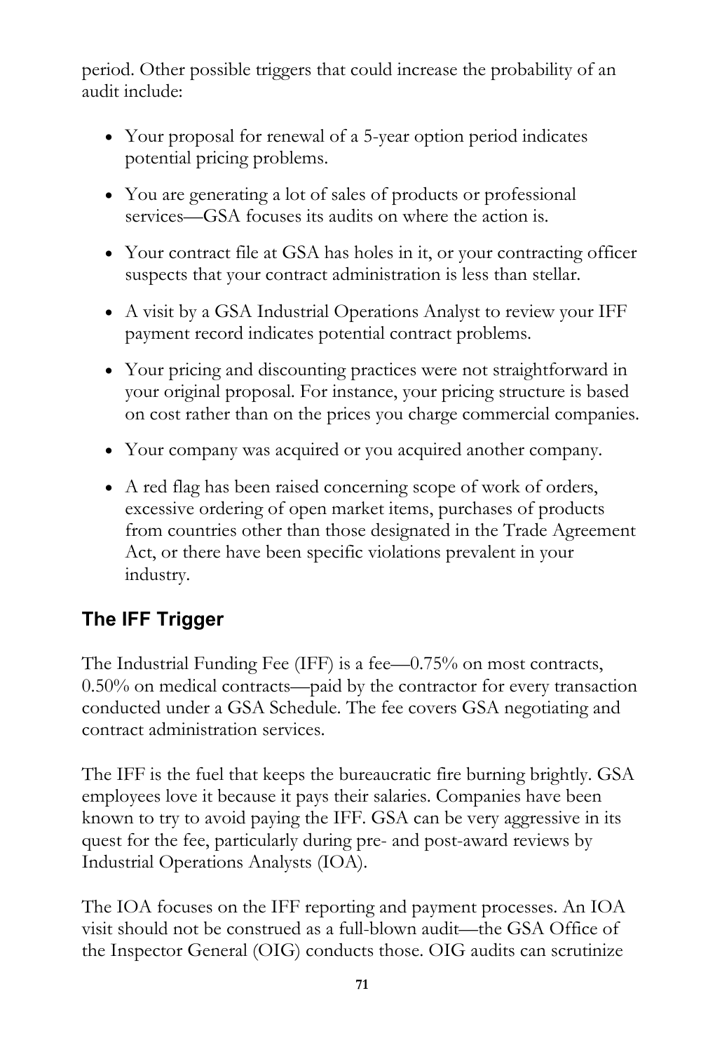period. Other possible triggers that could increase the probability of an audit include:

- Your proposal for renewal of a 5-year option period indicates potential pricing problems.
- You are generating a lot of sales of products or professional services—GSA focuses its audits on where the action is.
- Your contract file at GSA has holes in it, or your contracting officer suspects that your contract administration is less than stellar.
- A visit by a GSA Industrial Operations Analyst to review your IFF payment record indicates potential contract problems.
- Your pricing and discounting practices were not straightforward in your original proposal. For instance, your pricing structure is based on cost rather than on the prices you charge commercial companies.
- Your company was acquired or you acquired another company.
- A red flag has been raised concerning scope of work of orders, excessive ordering of open market items, purchases of products from countries other than those designated in the Trade Agreement Act, or there have been specific violations prevalent in your industry.

## The IFF Trigger

The Industrial Funding Fee (IFF) is a fee—0.75% on most contracts, 0.50% on medical contracts—paid by the contractor for every transaction conducted under a GSA Schedule. The fee covers GSA negotiating and contract administration services.

The IFF is the fuel that keeps the bureaucratic fire burning brightly. GSA employees love it because it pays their salaries. Companies have been known to try to avoid paying the IFF. GSA can be very aggressive in its quest for the fee, particularly during pre- and post-award reviews by Industrial Operations Analysts (IOA).

The IOA focuses on the IFF reporting and payment processes. An IOA visit should not be construed as a full-blown audit—the GSA Office of the Inspector General (OIG) conducts those. OIG audits can scrutinize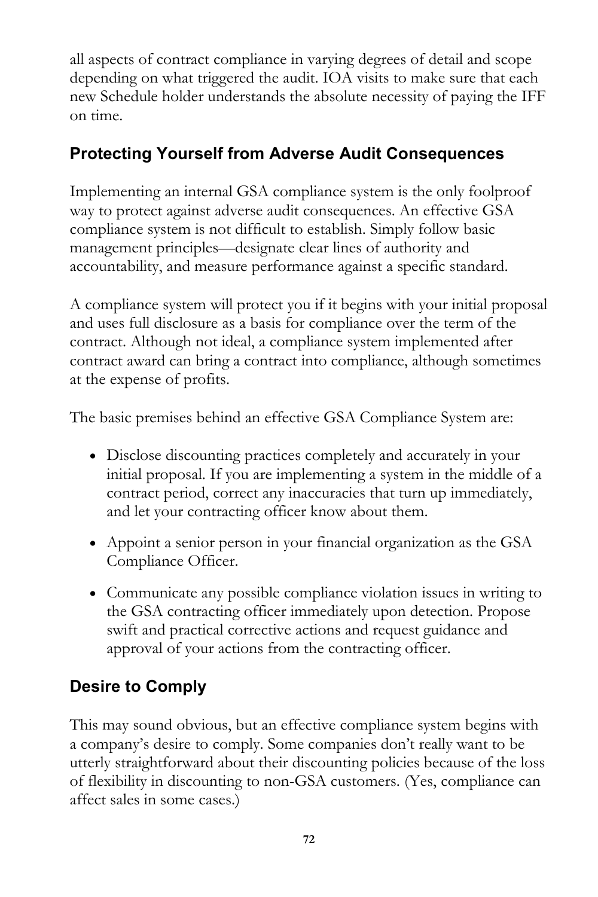all aspects of contract compliance in varying degrees of detail and scope depending on what triggered the audit. IOA visits to make sure that each new Schedule holder understands the absolute necessity of paying the IFF on time.

## Protecting Yourself from Adverse Audit Consequences

Implementing an internal GSA compliance system is the only foolproof way to protect against adverse audit consequences. An effective GSA compliance system is not difficult to establish. Simply follow basic management principles—designate clear lines of authority and accountability, and measure performance against a specific standard.

A compliance system will protect you if it begins with your initial proposal and uses full disclosure as a basis for compliance over the term of the contract. Although not ideal, a compliance system implemented after contract award can bring a contract into compliance, although sometimes at the expense of profits.

The basic premises behind an effective GSA Compliance System are:

- Disclose discounting practices completely and accurately in your initial proposal. If you are implementing a system in the middle of a contract period, correct any inaccuracies that turn up immediately, and let your contracting officer know about them.
- Appoint a senior person in your financial organization as the GSA Compliance Officer.
- Communicate any possible compliance violation issues in writing to the GSA contracting officer immediately upon detection. Propose swift and practical corrective actions and request guidance and approval of your actions from the contracting officer.

## Desire to Comply

This may sound obvious, but an effective compliance system begins with a company's desire to comply. Some companies don't really want to be utterly straightforward about their discounting policies because of the loss of flexibility in discounting to non-GSA customers. (Yes, compliance can affect sales in some cases.)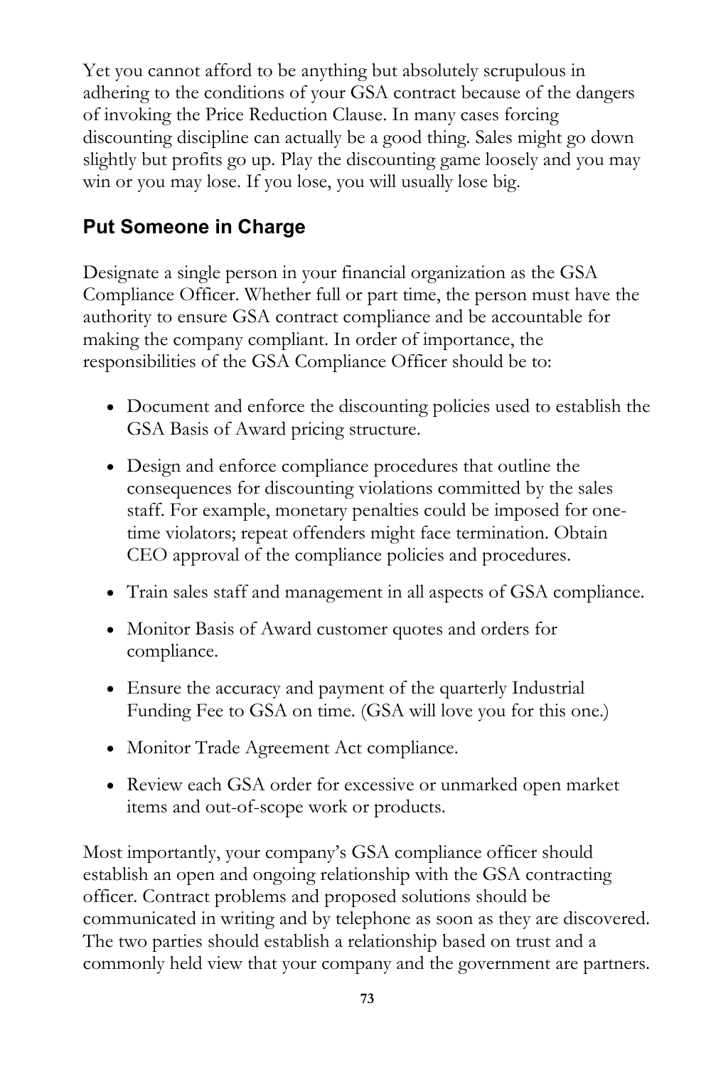Yet you cannot afford to be anything but absolutely scrupulous in adhering to the conditions of your GSA contract because of the dangers of invoking the Price Reduction Clause. In many cases forcing discounting discipline can actually be a good thing. Sales might go down slightly but profits go up. Play the discounting game loosely and you may win or you may lose. If you lose, you will usually lose big.

## Put Someone in Charge

Designate a single person in your financial organization as the GSA Compliance Officer. Whether full or part time, the person must have the authority to ensure GSA contract compliance and be accountable for making the company compliant. In order of importance, the responsibilities of the GSA Compliance Officer should be to:

- Document and enforce the discounting policies used to establish the GSA Basis of Award pricing structure.
- Design and enforce compliance procedures that outline the consequences for discounting violations committed by the sales staff. For example, monetary penalties could be imposed for one-time violators; repeat offenders might face termination. Obtain CEO approval of the compliance policies and procedures.
- Train sales staff and management in all aspects of GSA compliance.
- Monitor Basis of Award customer quotes and orders for compliance.
- Ensure the accuracy and payment of the quarterly Industrial Funding Fee to GSA on time. (GSA will love you for this one.)
- Monitor Trade Agreement Act compliance.
- Review each GSA order for excessive or unmarked open market items and out-of-scope work or products.

Most importantly, your company's GSA compliance officer should establish an open and ongoing relationship with the GSA contracting officer. Contract problems and proposed solutions should be communicated in writing and by telephone as soon as they are discovered. The two parties should establish a relationship based on trust and a commonly held view that your company and the government are partners.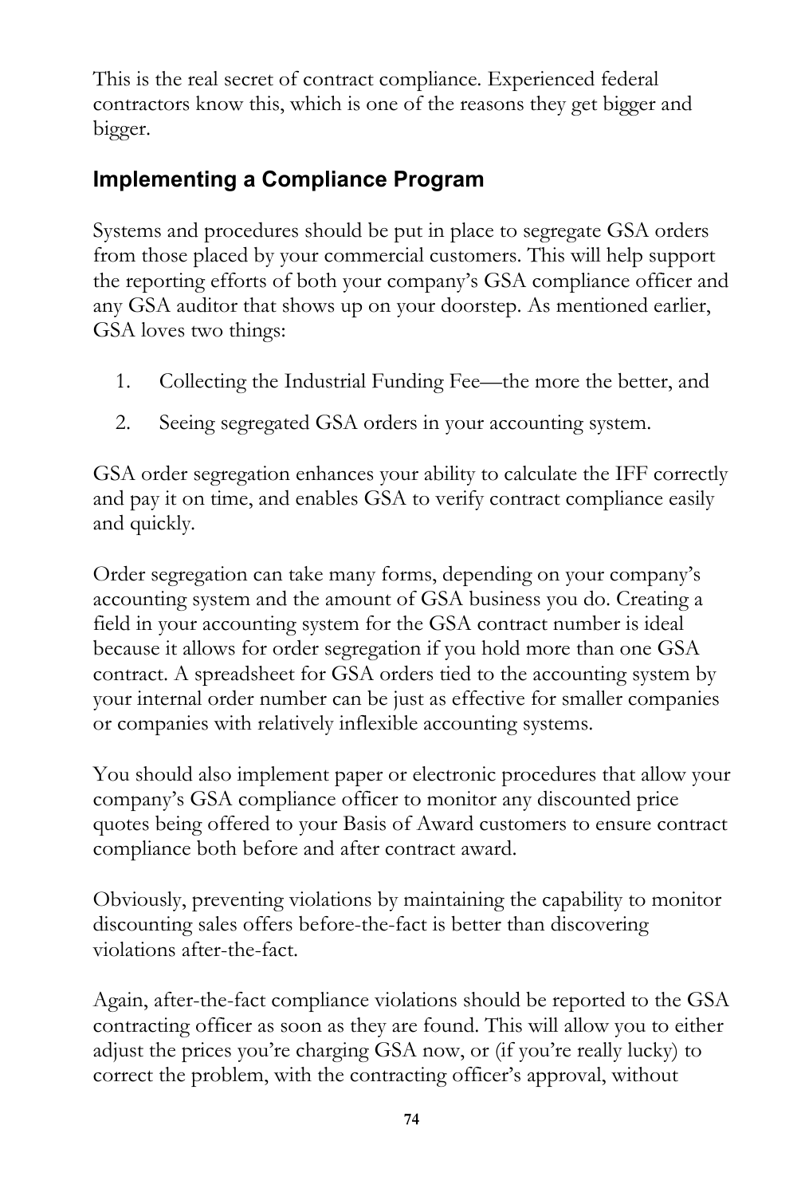This is the real secret of contract compliance. Experienced federal contractors know this, which is one of the reasons they get bigger and bigger.

## Implementing a Compliance Program

Systems and procedures should be put in place to segregate GSA orders from those placed by your commercial customers. This will help support the reporting efforts of both your company's GSA compliance officer and any GSA auditor that shows up on your doorstep. As mentioned earlier, GSA loves two things:

1. Collecting the Industrial Funding Fee—the more the better, and
2. Seeing segregated GSA orders in your accounting system.

GSA order segregation enhances your ability to calculate the IFF correctly and pay it on time, and enables GSA to verify contract compliance easily and quickly.

Order segregation can take many forms, depending on your company's accounting system and the amount of GSA business you do. Creating a field in your accounting system for the GSA contract number is ideal because it allows for order segregation if you hold more than one GSA contract. A spreadsheet for GSA orders tied to the accounting system by your internal order number can be just as effective for smaller companies or companies with relatively inflexible accounting systems.

You should also implement paper or electronic procedures that allow your company's GSA compliance officer to monitor any discounted price quotes being offered to your Basis of Award customers to ensure contract compliance both before and after contract award.

Obviously, preventing violations by maintaining the capability to monitor discounting sales offers before-the-fact is better than discovering violations after-the-fact.

Again, after-the-fact compliance violations should be reported to the GSA contracting officer as soon as they are found. This will allow you to either adjust the prices you're charging GSA now, or (if you're really lucky) to correct the problem, with the contracting officer's approval, without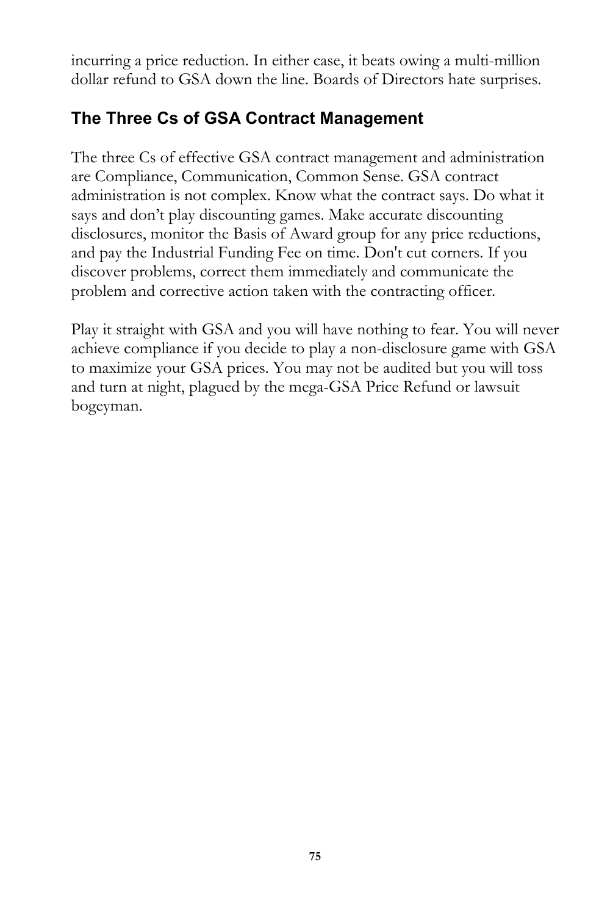incurring a price reduction. In either case, it beats owing a multi-million dollar refund to GSA down the line. Boards of Directors hate surprises.

## The Three Cs of GSA Contract Management

The three Cs of effective GSA contract management and administration are Compliance, Communication, Common Sense. GSA contract administration is not complex. Know what the contract says. Do what it says and don't play discounting games. Make accurate discounting disclosures, monitor the Basis of Award group for any price reductions, and pay the Industrial Funding Fee on time. Don't cut corners. If you discover problems, correct them immediately and communicate the problem and corrective action taken with the contracting officer.

Play it straight with GSA and you will have nothing to fear. You will never achieve compliance if you decide to play a non-disclosure game with GSA to maximize your GSA prices. You may not be audited but you will toss and turn at night, plagued by the mega-GSA Price Refund or lawsuit bogeyman.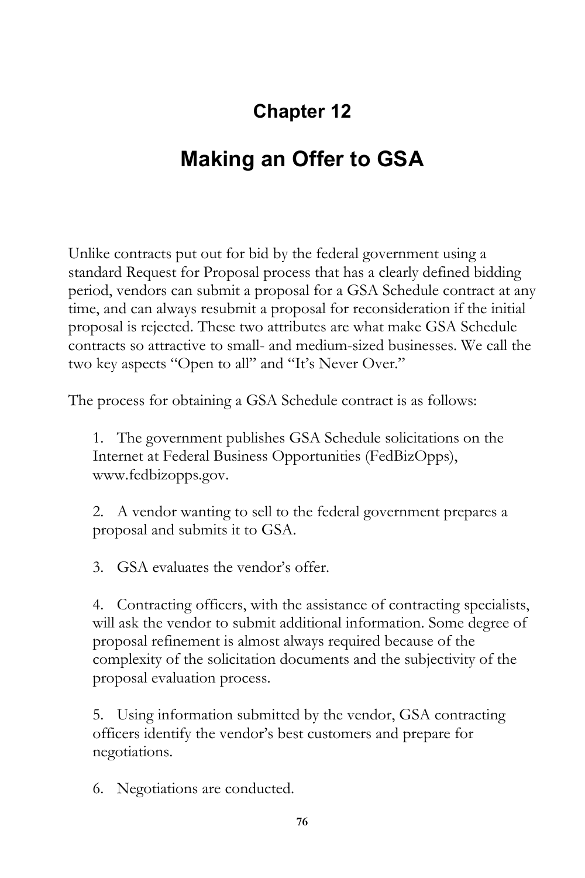# Chapter 12

# Making an Offer to GSA

Unlike contracts put out for bid by the federal government using a standard Request for Proposal process that has a clearly defined bidding period, vendors can submit a proposal for a GSA Schedule contract at any time, and can always resubmit a proposal for reconsideration if the initial proposal is rejected. These two attributes are what make GSA Schedule contracts so attractive to small- and medium-sized businesses. We call the two key aspects "Open to all" and "It's Never Over."

The process for obtaining a GSA Schedule contract is as follows:

1. The government publishes GSA Schedule solicitations on the Internet at Federal Business Opportunities (FedBizOpps), www.fedbizopps.gov.

2. A vendor wanting to sell to the federal government prepares a proposal and submits it to GSA.

3. GSA evaluates the vendor's offer.

4. Contracting officers, with the assistance of contracting specialists, will ask the vendor to submit additional information. Some degree of proposal refinement is almost always required because of the complexity of the solicitation documents and the subjectivity of the proposal evaluation process.

5. Using information submitted by the vendor, GSA contracting officers identify the vendor's best customers and prepare for negotiations.

6. Negotiations are conducted.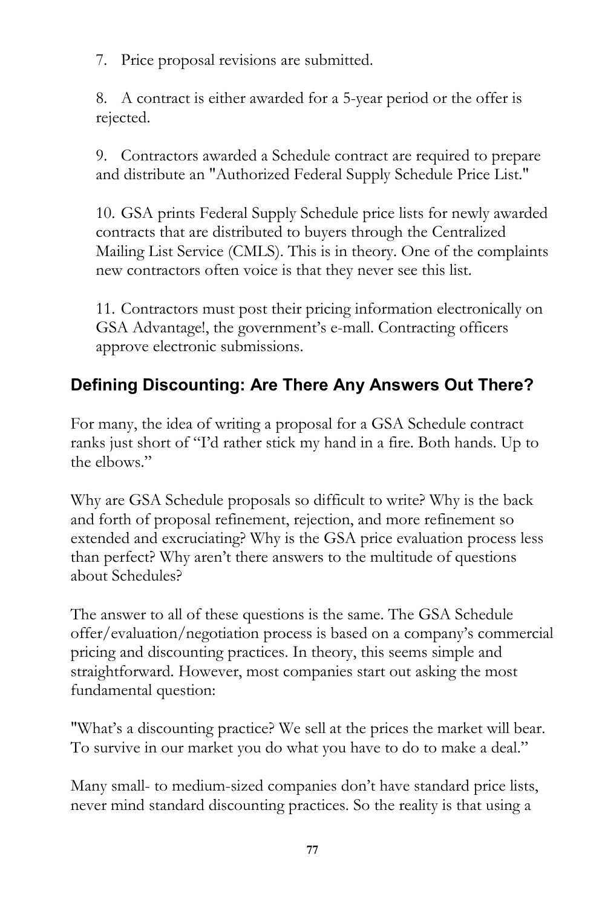7. Price proposal revisions are submitted.

8. A contract is either awarded for a 5-year period or the offer is rejected.

9. Contractors awarded a Schedule contract are required to prepare and distribute an "Authorized Federal Supply Schedule Price List."

10. GSA prints Federal Supply Schedule price lists for newly awarded contracts that are distributed to buyers through the Centralized Mailing List Service (CMLS). This is in theory. One of the complaints new contractors often voice is that they never see this list.

11. Contractors must post their pricing information electronically on GSA Advantage!, the government's e-mall. Contracting officers approve electronic submissions.

## Defining Discounting: Are There Any Answers Out There?

For many, the idea of writing a proposal for a GSA Schedule contract ranks just short of "I'd rather stick my hand in a fire. Both hands. Up to the elbows."

Why are GSA Schedule proposals so difficult to write? Why is the back and forth of proposal refinement, rejection, and more refinement so extended and excruciating? Why is the GSA price evaluation process less than perfect? Why aren't there answers to the multitude of questions about Schedules?

The answer to all of these questions is the same. The GSA Schedule offer/evaluation/negotiation process is based on a company's commercial pricing and discounting practices. In theory, this seems simple and straightforward. However, most companies start out asking the most fundamental question:

"What's a discounting practice? We sell at the prices the market will bear. To survive in our market you do what you have to do to make a deal."

Many small- to medium-sized companies don't have standard price lists, never mind standard discounting practices. So the reality is that using a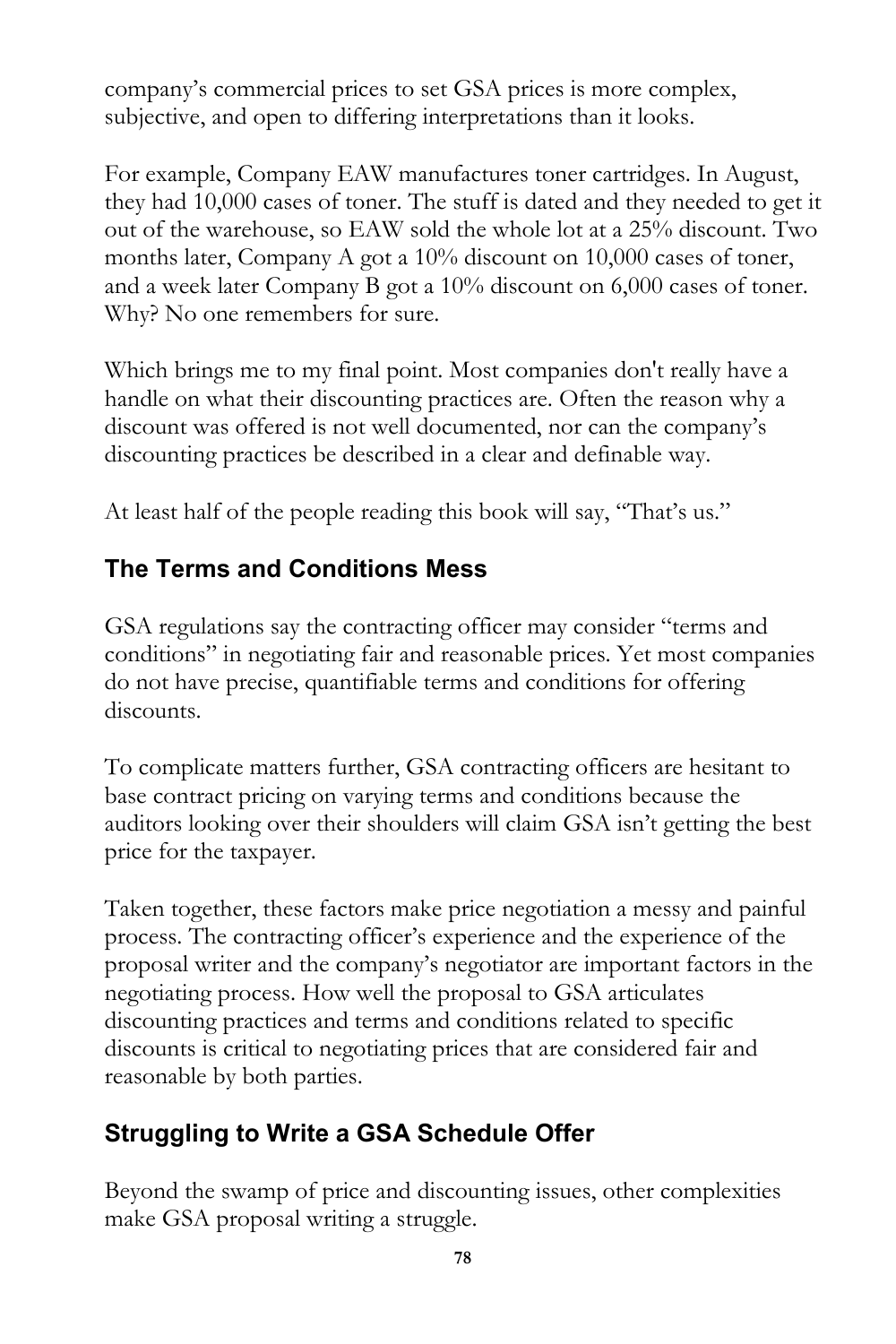company's commercial prices to set GSA prices is more complex, subjective, and open to differing interpretations than it looks.

For example, Company EAW manufactures toner cartridges. In August, they had 10,000 cases of toner. The stuff is dated and they needed to get it out of the warehouse, so EAW sold the whole lot at a 25% discount. Two months later, Company A got a 10% discount on 10,000 cases of toner, and a week later Company B got a 10% discount on 6,000 cases of toner. Why? No one remembers for sure.

Which brings me to my final point. Most companies don't really have a handle on what their discounting practices are. Often the reason why a discount was offered is not well documented, nor can the company's discounting practices be described in a clear and definable way.

At least half of the people reading this book will say, "That's us."

## The Terms and Conditions Mess

GSA regulations say the contracting officer may consider "terms and conditions" in negotiating fair and reasonable prices. Yet most companies do not have precise, quantifiable terms and conditions for offering discounts.

To complicate matters further, GSA contracting officers are hesitant to base contract pricing on varying terms and conditions because the auditors looking over their shoulders will claim GSA isn't getting the best price for the taxpayer.

Taken together, these factors make price negotiation a messy and painful process. The contracting officer's experience and the experience of the proposal writer and the company's negotiator are important factors in the negotiating process. How well the proposal to GSA articulates discounting practices and terms and conditions related to specific discounts is critical to negotiating prices that are considered fair and reasonable by both parties.

## Struggling to Write a GSA Schedule Offer

Beyond the swamp of price and discounting issues, other complexities make GSA proposal writing a struggle.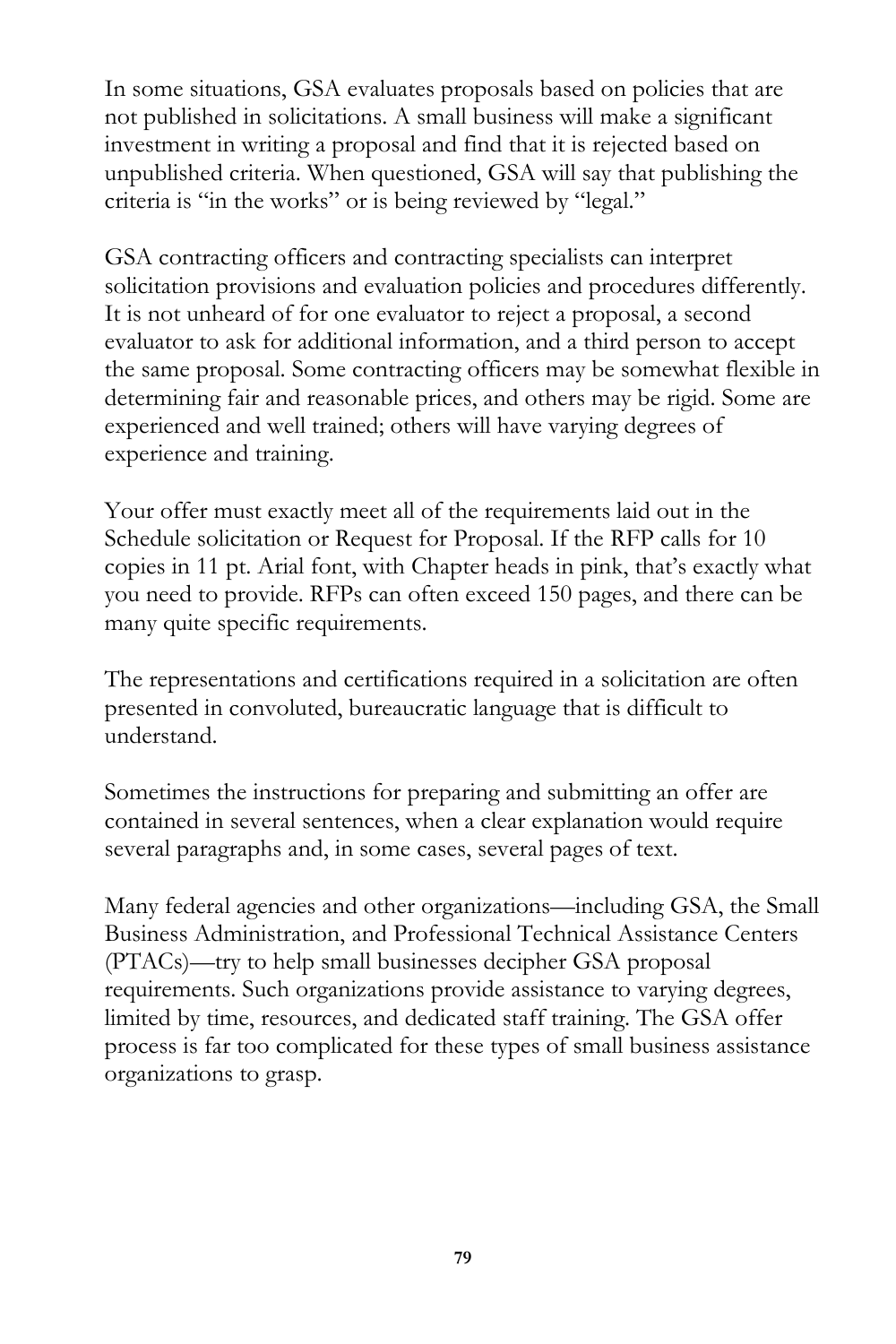In some situations, GSA evaluates proposals based on policies that are not published in solicitations. A small business will make a significant investment in writing a proposal and find that it is rejected based on unpublished criteria. When questioned, GSA will say that publishing the criteria is "in the works" or is being reviewed by "legal."

GSA contracting officers and contracting specialists can interpret solicitation provisions and evaluation policies and procedures differently. It is not unheard of for one evaluator to reject a proposal, a second evaluator to ask for additional information, and a third person to accept the same proposal. Some contracting officers may be somewhat flexible in determining fair and reasonable prices, and others may be rigid. Some are experienced and well trained; others will have varying degrees of experience and training.

Your offer must exactly meet all of the requirements laid out in the Schedule solicitation or Request for Proposal. If the RFP calls for 10 copies in 11 pt. Arial font, with Chapter heads in pink, that's exactly what you need to provide. RFPs can often exceed 150 pages, and there can be many quite specific requirements.

The representations and certifications required in a solicitation are often presented in convoluted, bureaucratic language that is difficult to understand.

Sometimes the instructions for preparing and submitting an offer are contained in several sentences, when a clear explanation would require several paragraphs and, in some cases, several pages of text.

Many federal agencies and other organizations—including GSA, the Small Business Administration, and Professional Technical Assistance Centers (PTACs)—try to help small businesses decipher GSA proposal requirements. Such organizations provide assistance to varying degrees, limited by time, resources, and dedicated staff training. The GSA offer process is far too complicated for these types of small business assistance organizations to grasp.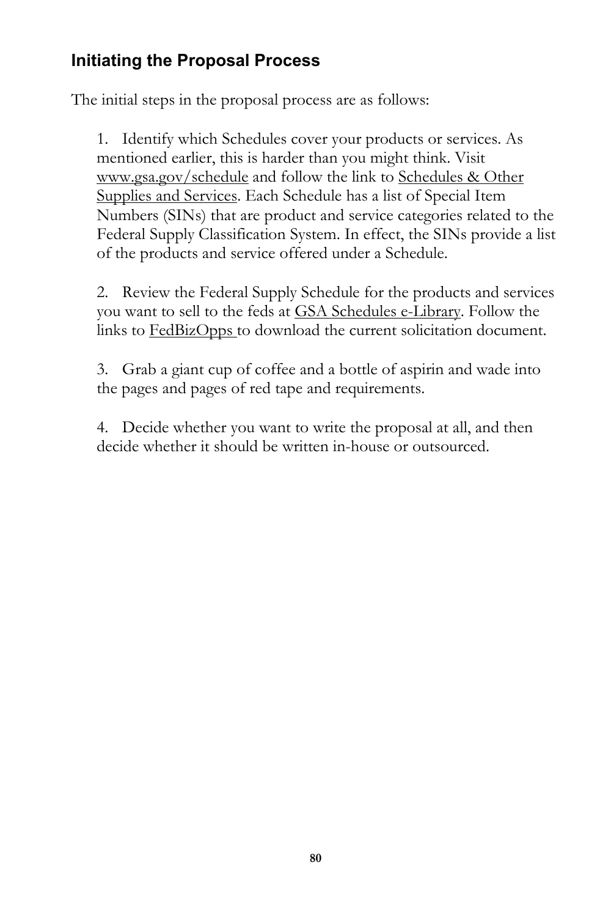## Initiating the Proposal Process

The initial steps in the proposal process are as follows:

1. Identify which Schedules cover your products or services. As mentioned earlier, this is harder than you might think. Visit www.gsa.gov/schedule and follow the link to Schedules & Other Supplies and Services. Each Schedule has a list of Special Item Numbers (SINs) that are product and service categories related to the Federal Supply Classification System. In effect, the SINs provide a list of the products and service offered under a Schedule.

2. Review the Federal Supply Schedule for the products and services you want to sell to the feds at GSA Schedules e-Library. Follow the links to FedBizOpps to download the current solicitation document.

3. Grab a giant cup of coffee and a bottle of aspirin and wade into the pages and pages of red tape and requirements.

4. Decide whether you want to write the proposal at all, and then decide whether it should be written in-house or outsourced.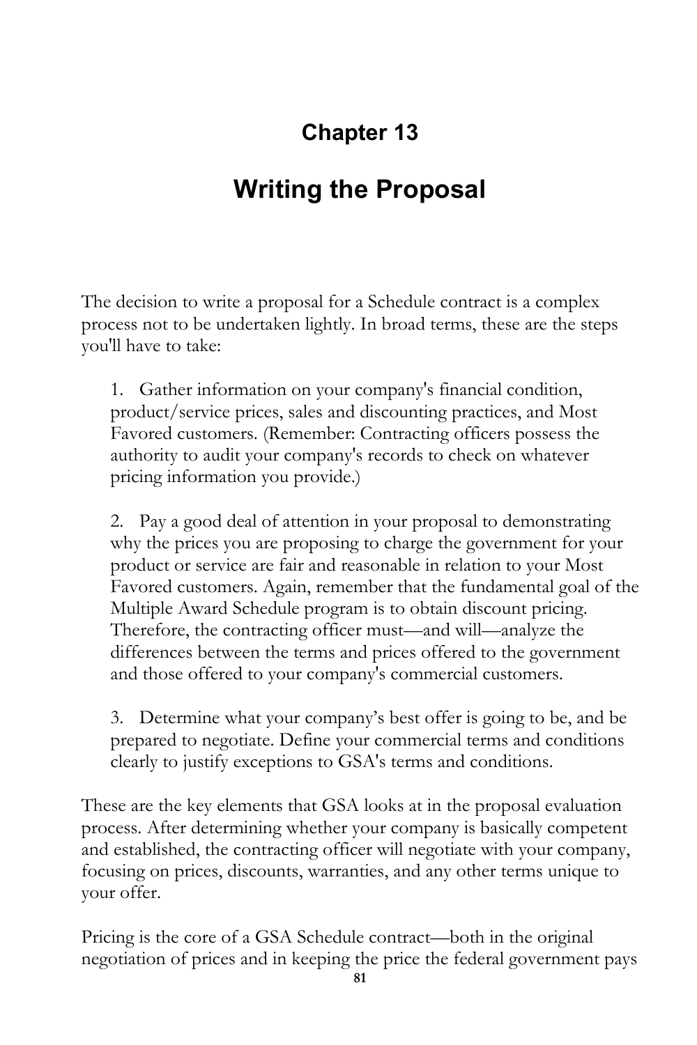# Chapter 13

# Writing the Proposal

The decision to write a proposal for a Schedule contract is a complex process not to be undertaken lightly. In broad terms, these are the steps you'll have to take:

1. Gather information on your company's financial condition, product/service prices, sales and discounting practices, and Most Favored customers. (Remember: Contracting officers possess the authority to audit your company's records to check on whatever pricing information you provide.)

2. Pay a good deal of attention in your proposal to demonstrating why the prices you are proposing to charge the government for your product or service are fair and reasonable in relation to your Most Favored customers. Again, remember that the fundamental goal of the Multiple Award Schedule program is to obtain discount pricing. Therefore, the contracting officer must—and will—analyze the differences between the terms and prices offered to the government and those offered to your company's commercial customers.

3. Determine what your company's best offer is going to be, and be prepared to negotiate. Define your commercial terms and conditions clearly to justify exceptions to GSA's terms and conditions.

These are the key elements that GSA looks at in the proposal evaluation process. After determining whether your company is basically competent and established, the contracting officer will negotiate with your company, focusing on prices, discounts, warranties, and any other terms unique to your offer.

Pricing is the core of a GSA Schedule contract—both in the original negotiation of prices and in keeping the price the federal government pays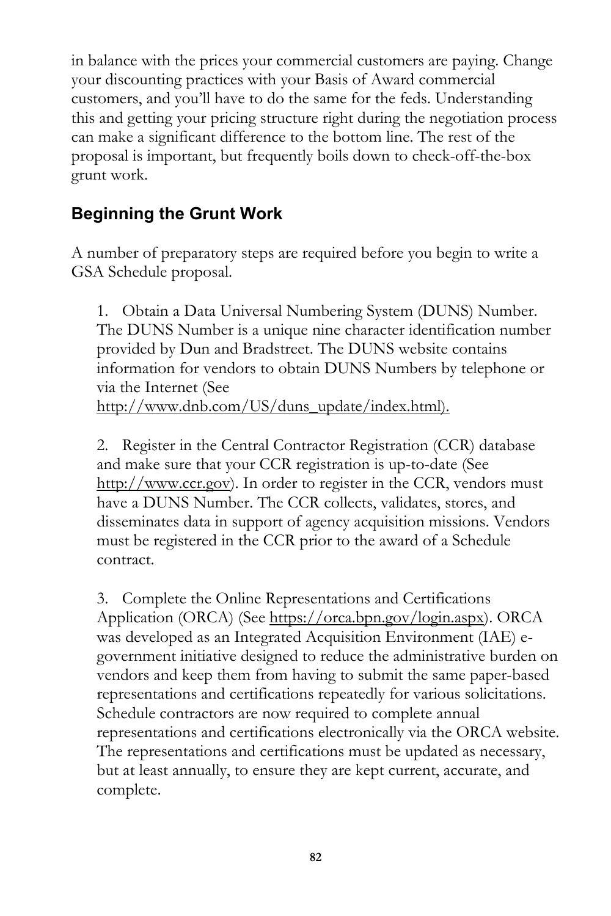in balance with the prices your commercial customers are paying. Change your discounting practices with your Basis of Award commercial customers, and you'll have to do the same for the feds. Understanding this and getting your pricing structure right during the negotiation process can make a significant difference to the bottom line. The rest of the proposal is important, but frequently boils down to check-off-the-box grunt work.

## Beginning the Grunt Work

A number of preparatory steps are required before you begin to write a GSA Schedule proposal.

1. Obtain a Data Universal Numbering System (DUNS) Number. The DUNS Number is a unique nine character identification number provided by Dun and Bradstreet. The DUNS website contains information for vendors to obtain DUNS Numbers by telephone or via the Internet (See http://www.dnb.com/US/duns_update/index.html).

2. Register in the Central Contractor Registration (CCR) database and make sure that your CCR registration is up-to-date (See http://www.ccr.gov). In order to register in the CCR, vendors must have a DUNS Number. The CCR collects, validates, stores, and disseminates data in support of agency acquisition missions. Vendors must be registered in the CCR prior to the award of a Schedule contract.

3. Complete the Online Representations and Certifications Application (ORCA) (See https://orca.bpn.gov/login.aspx). ORCA was developed as an Integrated Acquisition Environment (IAE) e-government initiative designed to reduce the administrative burden on vendors and keep them from having to submit the same paper-based representations and certifications repeatedly for various solicitations. Schedule contractors are now required to complete annual representations and certifications electronically via the ORCA website. The representations and certifications must be updated as necessary, but at least annually, to ensure they are kept current, accurate, and complete.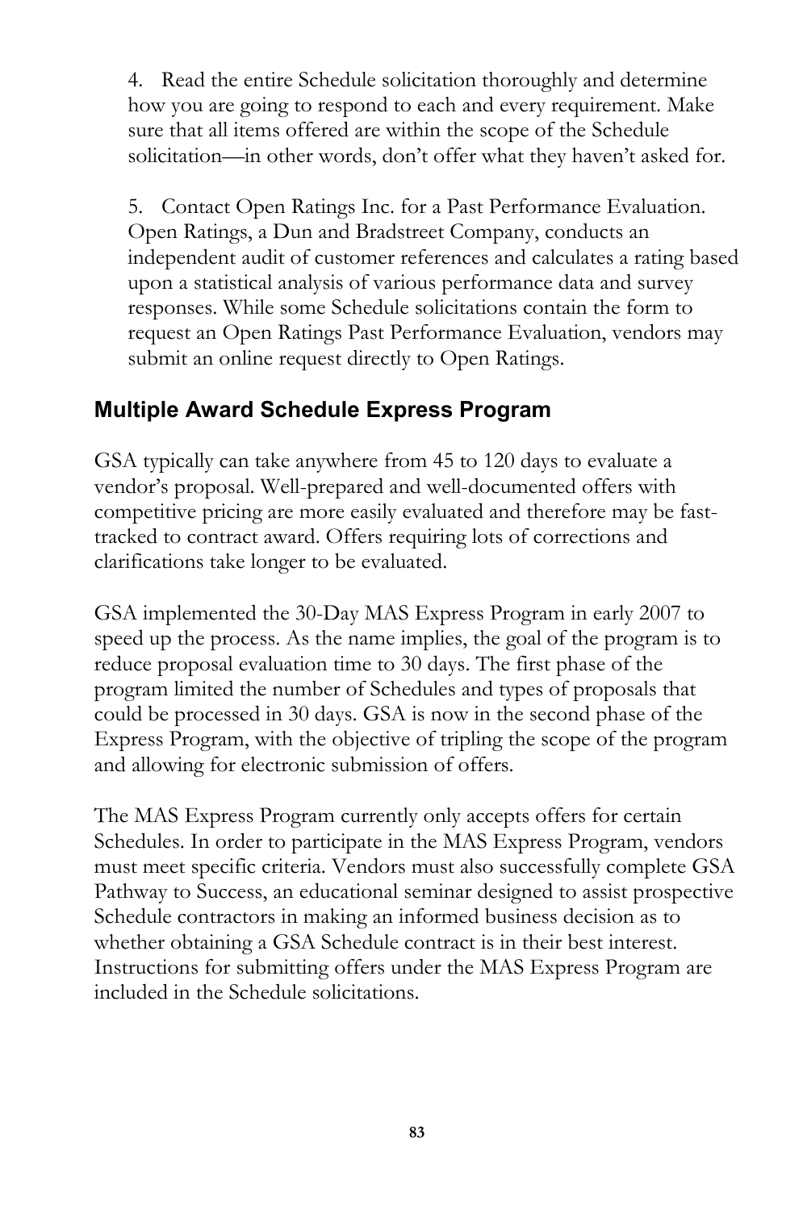4. Read the entire Schedule solicitation thoroughly and determine how you are going to respond to each and every requirement. Make sure that all items offered are within the scope of the Schedule solicitation—in other words, don't offer what they haven't asked for.

5. Contact Open Ratings Inc. for a Past Performance Evaluation. Open Ratings, a Dun and Bradstreet Company, conducts an independent audit of customer references and calculates a rating based upon a statistical analysis of various performance data and survey responses. While some Schedule solicitations contain the form to request an Open Ratings Past Performance Evaluation, vendors may submit an online request directly to Open Ratings.

## Multiple Award Schedule Express Program

GSA typically can take anywhere from 45 to 120 days to evaluate a vendor's proposal. Well-prepared and well-documented offers with competitive pricing are more easily evaluated and therefore may be fast-tracked to contract award. Offers requiring lots of corrections and clarifications take longer to be evaluated.

GSA implemented the 30-Day MAS Express Program in early 2007 to speed up the process. As the name implies, the goal of the program is to reduce proposal evaluation time to 30 days. The first phase of the program limited the number of Schedules and types of proposals that could be processed in 30 days. GSA is now in the second phase of the Express Program, with the objective of tripling the scope of the program and allowing for electronic submission of offers.

The MAS Express Program currently only accepts offers for certain Schedules. In order to participate in the MAS Express Program, vendors must meet specific criteria. Vendors must also successfully complete GSA Pathway to Success, an educational seminar designed to assist prospective Schedule contractors in making an informed business decision as to whether obtaining a GSA Schedule contract is in their best interest. Instructions for submitting offers under the MAS Express Program are included in the Schedule solicitations.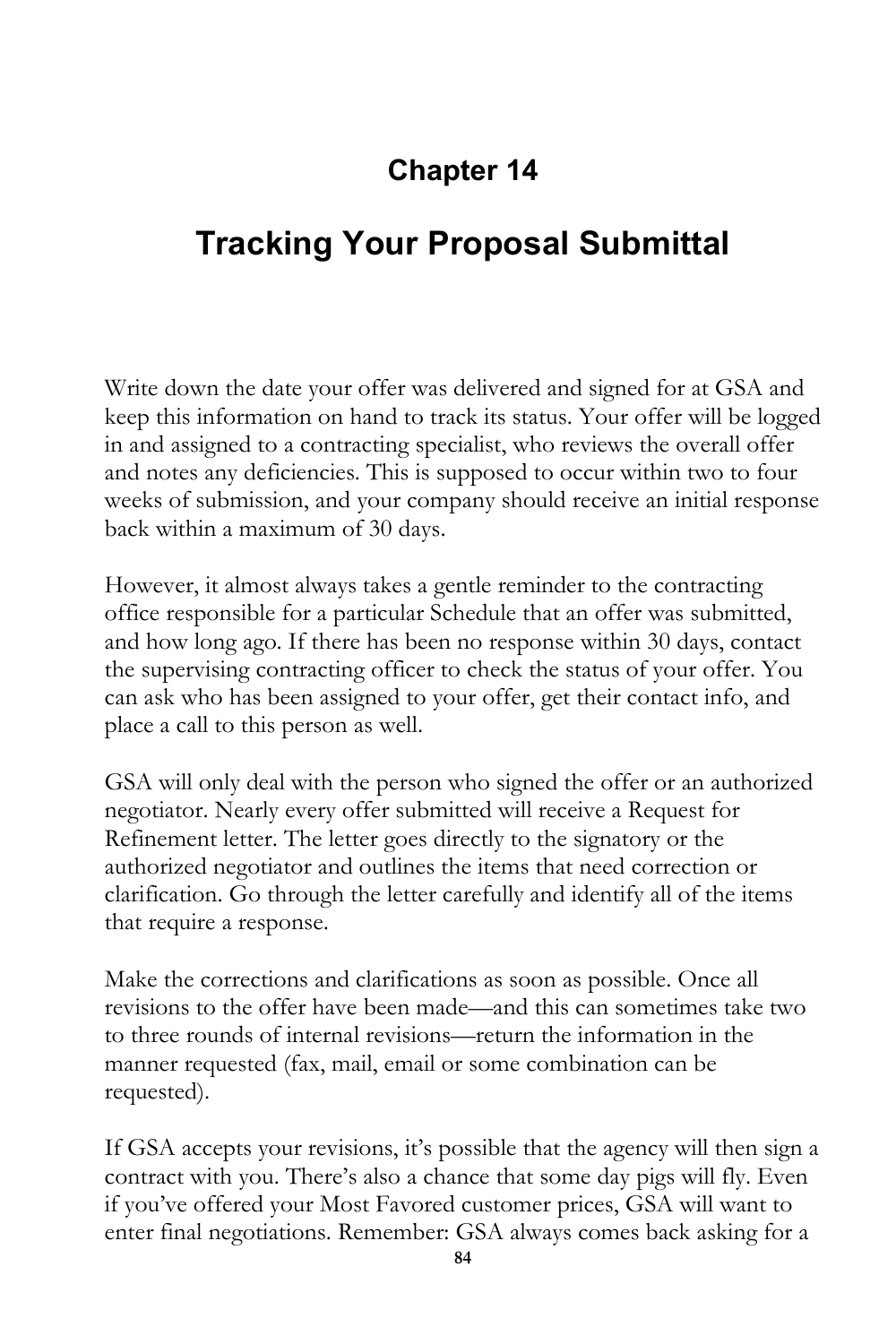# Chapter 14

# Tracking Your Proposal Submittal

Write down the date your offer was delivered and signed for at GSA and keep this information on hand to track its status. Your offer will be logged in and assigned to a contracting specialist, who reviews the overall offer and notes any deficiencies. This is supposed to occur within two to four weeks of submission, and your company should receive an initial response back within a maximum of 30 days.

However, it almost always takes a gentle reminder to the contracting office responsible for a particular Schedule that an offer was submitted, and how long ago. If there has been no response within 30 days, contact the supervising contracting officer to check the status of your offer. You can ask who has been assigned to your offer, get their contact info, and place a call to this person as well.

GSA will only deal with the person who signed the offer or an authorized negotiator. Nearly every offer submitted will receive a Request for Refinement letter. The letter goes directly to the signatory or the authorized negotiator and outlines the items that need correction or clarification. Go through the letter carefully and identify all of the items that require a response.

Make the corrections and clarifications as soon as possible. Once all revisions to the offer have been made—and this can sometimes take two to three rounds of internal revisions—return the information in the manner requested (fax, mail, email or some combination can be requested).

If GSA accepts your revisions, it's possible that the agency will then sign a contract with you. There's also a chance that some day pigs will fly. Even if you've offered your Most Favored customer prices, GSA will want to enter final negotiations. Remember: GSA always comes back asking for a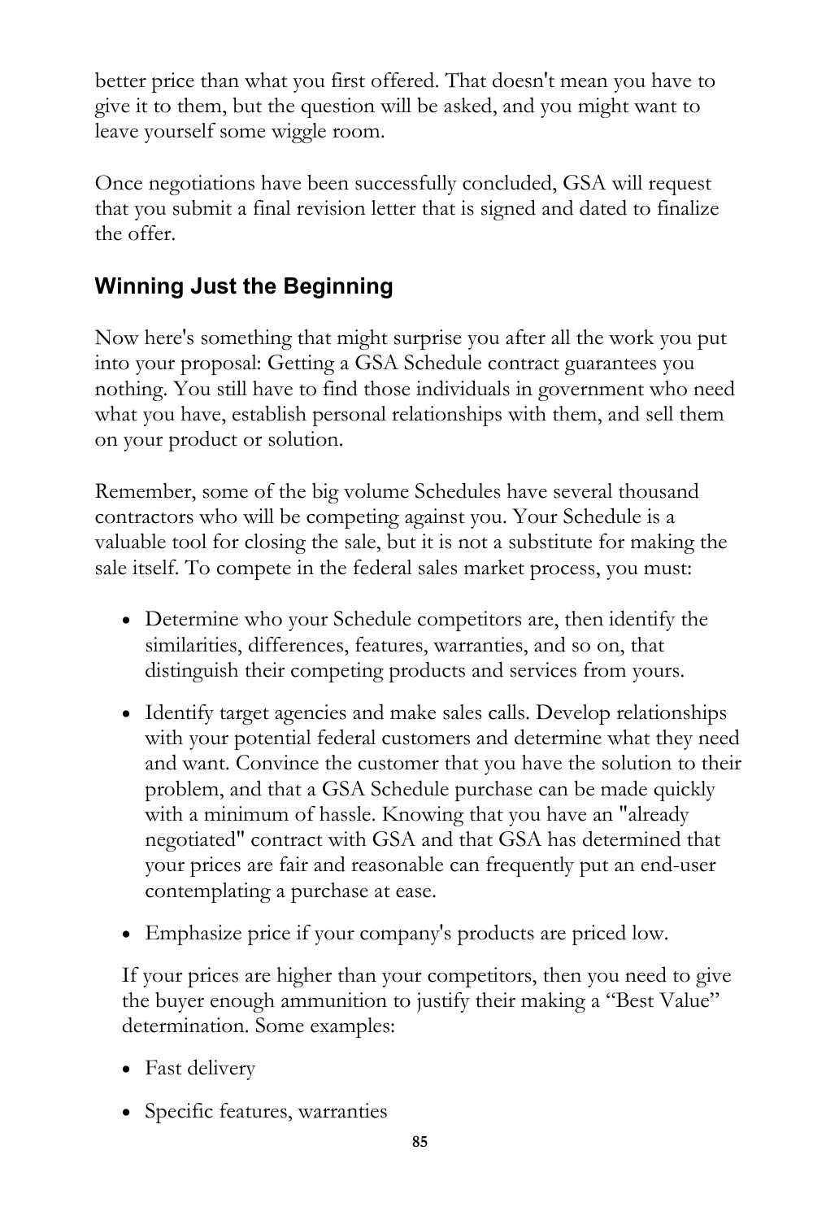better price than what you first offered. That doesn't mean you have to give it to them, but the question will be asked, and you might want to leave yourself some wiggle room.

Once negotiations have been successfully concluded, GSA will request that you submit a final revision letter that is signed and dated to finalize the offer.

## Winning Just the Beginning

Now here's something that might surprise you after all the work you put into your proposal: Getting a GSA Schedule contract guarantees you nothing. You still have to find those individuals in government who need what you have, establish personal relationships with them, and sell them on your product or solution.

Remember, some of the big volume Schedules have several thousand contractors who will be competing against you. Your Schedule is a valuable tool for closing the sale, but it is not a substitute for making the sale itself. To compete in the federal sales market process, you must:

- Determine who your Schedule competitors are, then identify the similarities, differences, features, warranties, and so on, that distinguish their competing products and services from yours.
- Identify target agencies and make sales calls. Develop relationships with your potential federal customers and determine what they need and want. Convince the customer that you have the solution to their problem, and that a GSA Schedule purchase can be made quickly with a minimum of hassle. Knowing that you have an "already negotiated" contract with GSA and that GSA has determined that your prices are fair and reasonable can frequently put an end-user contemplating a purchase at ease.
- Emphasize price if your company's products are priced low.

  If your prices are higher than your competitors, then you need to give the buyer enough ammunition to justify their making a "Best Value" determination. Some examples:

- Fast delivery
- Specific features, warranties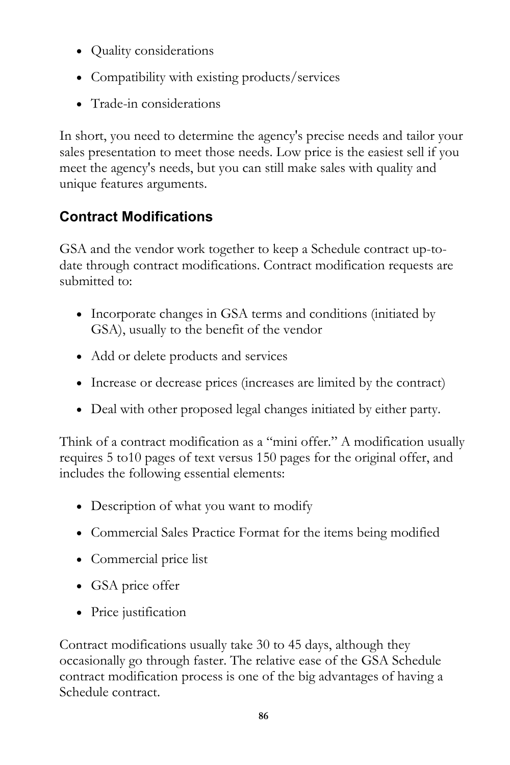- Quality considerations
- Compatibility with existing products/services
- Trade-in considerations

In short, you need to determine the agency's precise needs and tailor your sales presentation to meet those needs. Low price is the easiest sell if you meet the agency's needs, but you can still make sales with quality and unique features arguments.

## Contract Modifications

GSA and the vendor work together to keep a Schedule contract up-to-date through contract modifications. Contract modification requests are submitted to:

- Incorporate changes in GSA terms and conditions (initiated by GSA), usually to the benefit of the vendor
- Add or delete products and services
- Increase or decrease prices (increases are limited by the contract)
- Deal with other proposed legal changes initiated by either party.

Think of a contract modification as a "mini offer." A modification usually requires 5 to10 pages of text versus 150 pages for the original offer, and includes the following essential elements:

- Description of what you want to modify
- Commercial Sales Practice Format for the items being modified
- Commercial price list
- GSA price offer
- Price justification

Contract modifications usually take 30 to 45 days, although they occasionally go through faster. The relative ease of the GSA Schedule contract modification process is one of the big advantages of having a Schedule contract.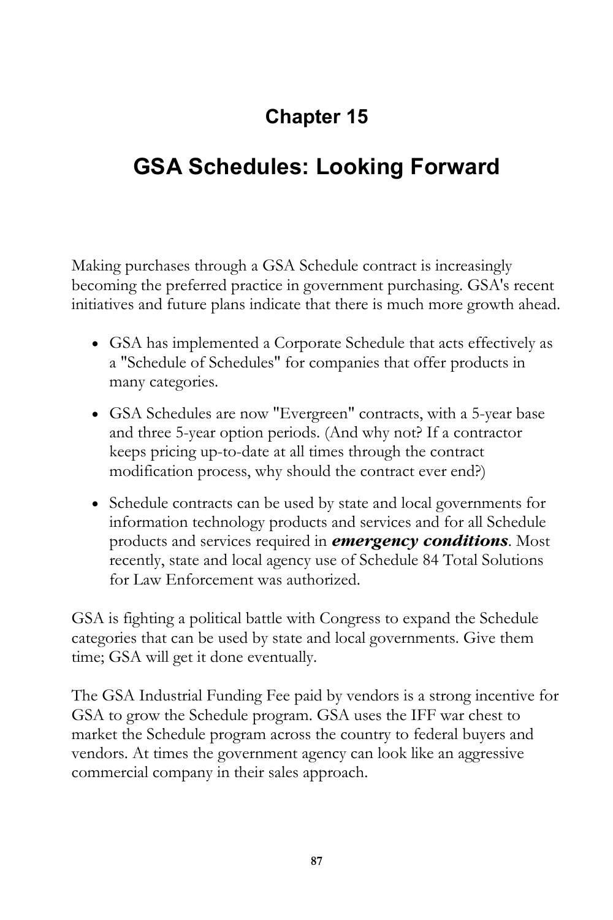# Chapter 15

## GSA Schedules: Looking Forward

Making purchases through a GSA Schedule contract is increasingly becoming the preferred practice in government purchasing. GSA's recent initiatives and future plans indicate that there is much more growth ahead.

- GSA has implemented a Corporate Schedule that acts effectively as a "Schedule of Schedules" for companies that offer products in many categories.
- GSA Schedules are now "Evergreen" contracts, with a 5-year base and three 5-year option periods. (And why not? If a contractor keeps pricing up-to-date at all times through the contract modification process, why should the contract ever end?)
- Schedule contracts can be used by state and local governments for information technology products and services and for all Schedule products and services required in ***emergency conditions***. Most recently, state and local agency use of Schedule 84 Total Solutions for Law Enforcement was authorized.

GSA is fighting a political battle with Congress to expand the Schedule categories that can be used by state and local governments. Give them time; GSA will get it done eventually.

The GSA Industrial Funding Fee paid by vendors is a strong incentive for GSA to grow the Schedule program. GSA uses the IFF war chest to market the Schedule program across the country to federal buyers and vendors. At times the government agency can look like an aggressive commercial company in their sales approach.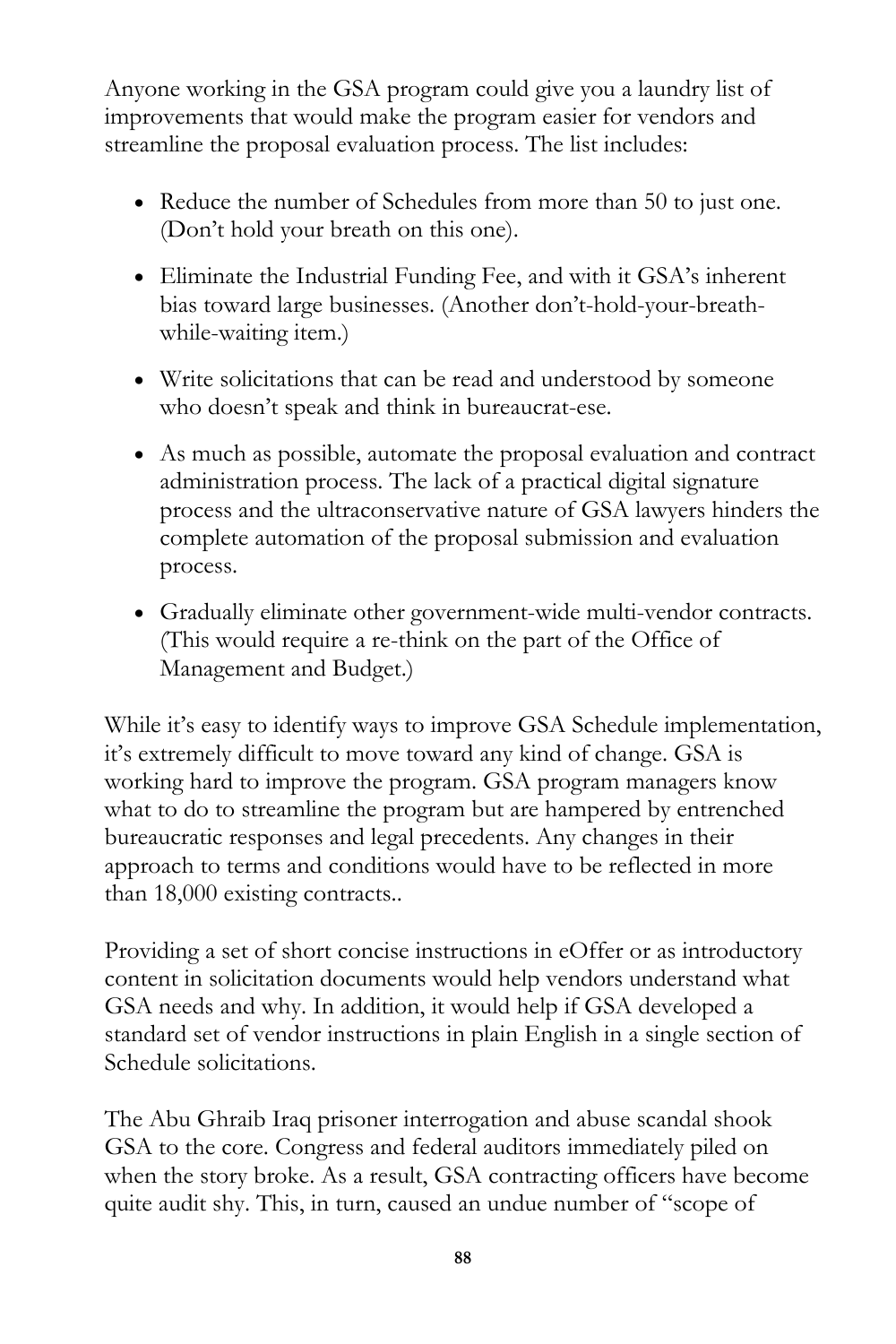Anyone working in the GSA program could give you a laundry list of improvements that would make the program easier for vendors and streamline the proposal evaluation process. The list includes:

- Reduce the number of Schedules from more than 50 to just one. (Don't hold your breath on this one).
- Eliminate the Industrial Funding Fee, and with it GSA's inherent bias toward large businesses. (Another don't-hold-your-breath-while-waiting item.)
- Write solicitations that can be read and understood by someone who doesn't speak and think in bureaucrat-ese.
- As much as possible, automate the proposal evaluation and contract administration process. The lack of a practical digital signature process and the ultraconservative nature of GSA lawyers hinders the complete automation of the proposal submission and evaluation process.
- Gradually eliminate other government-wide multi-vendor contracts. (This would require a re-think on the part of the Office of Management and Budget.)

While it's easy to identify ways to improve GSA Schedule implementation, it's extremely difficult to move toward any kind of change. GSA is working hard to improve the program. GSA program managers know what to do to streamline the program but are hampered by entrenched bureaucratic responses and legal precedents. Any changes in their approach to terms and conditions would have to be reflected in more than 18,000 existing contracts..

Providing a set of short concise instructions in eOffer or as introductory content in solicitation documents would help vendors understand what GSA needs and why. In addition, it would help if GSA developed a standard set of vendor instructions in plain English in a single section of Schedule solicitations.

The Abu Ghraib Iraq prisoner interrogation and abuse scandal shook GSA to the core. Congress and federal auditors immediately piled on when the story broke. As a result, GSA contracting officers have become quite audit shy. This, in turn, caused an undue number of "scope of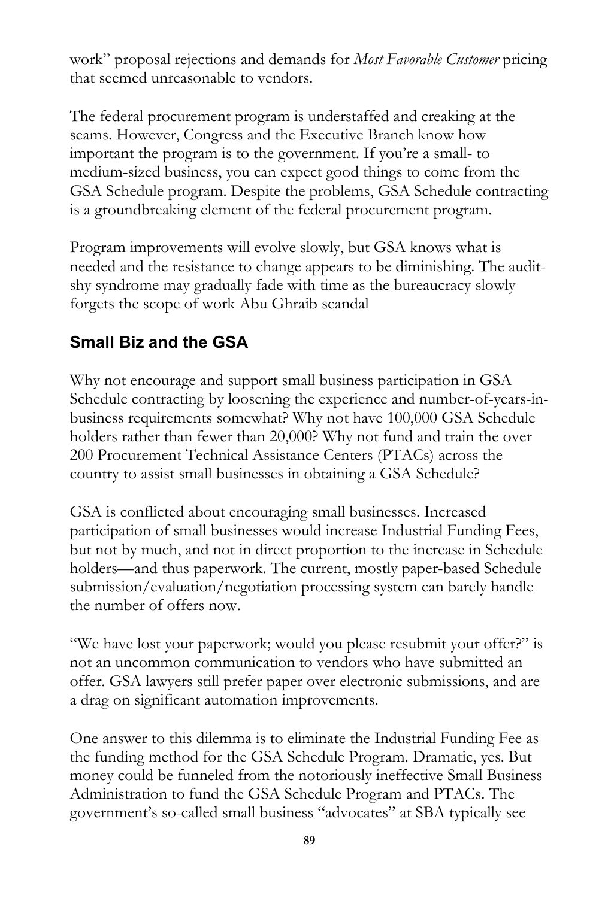work" proposal rejections and demands for *Most Favorable Customer* pricing that seemed unreasonable to vendors.

The federal procurement program is understaffed and creaking at the seams. However, Congress and the Executive Branch know how important the program is to the government. If you're a small- to medium-sized business, you can expect good things to come from the GSA Schedule program. Despite the problems, GSA Schedule contracting is a groundbreaking element of the federal procurement program.

Program improvements will evolve slowly, but GSA knows what is needed and the resistance to change appears to be diminishing. The audit-shy syndrome may gradually fade with time as the bureaucracy slowly forgets the scope of work Abu Ghraib scandal

## Small Biz and the GSA

Why not encourage and support small business participation in GSA Schedule contracting by loosening the experience and number-of-years-in-business requirements somewhat? Why not have 100,000 GSA Schedule holders rather than fewer than 20,000? Why not fund and train the over 200 Procurement Technical Assistance Centers (PTACs) across the country to assist small businesses in obtaining a GSA Schedule?

GSA is conflicted about encouraging small businesses. Increased participation of small businesses would increase Industrial Funding Fees, but not by much, and not in direct proportion to the increase in Schedule holders—and thus paperwork. The current, mostly paper-based Schedule submission/evaluation/negotiation processing system can barely handle the number of offers now.

"We have lost your paperwork; would you please resubmit your offer?" is not an uncommon communication to vendors who have submitted an offer. GSA lawyers still prefer paper over electronic submissions, and are a drag on significant automation improvements.

One answer to this dilemma is to eliminate the Industrial Funding Fee as the funding method for the GSA Schedule Program. Dramatic, yes. But money could be funneled from the notoriously ineffective Small Business Administration to fund the GSA Schedule Program and PTACs. The government's so-called small business "advocates" at SBA typically see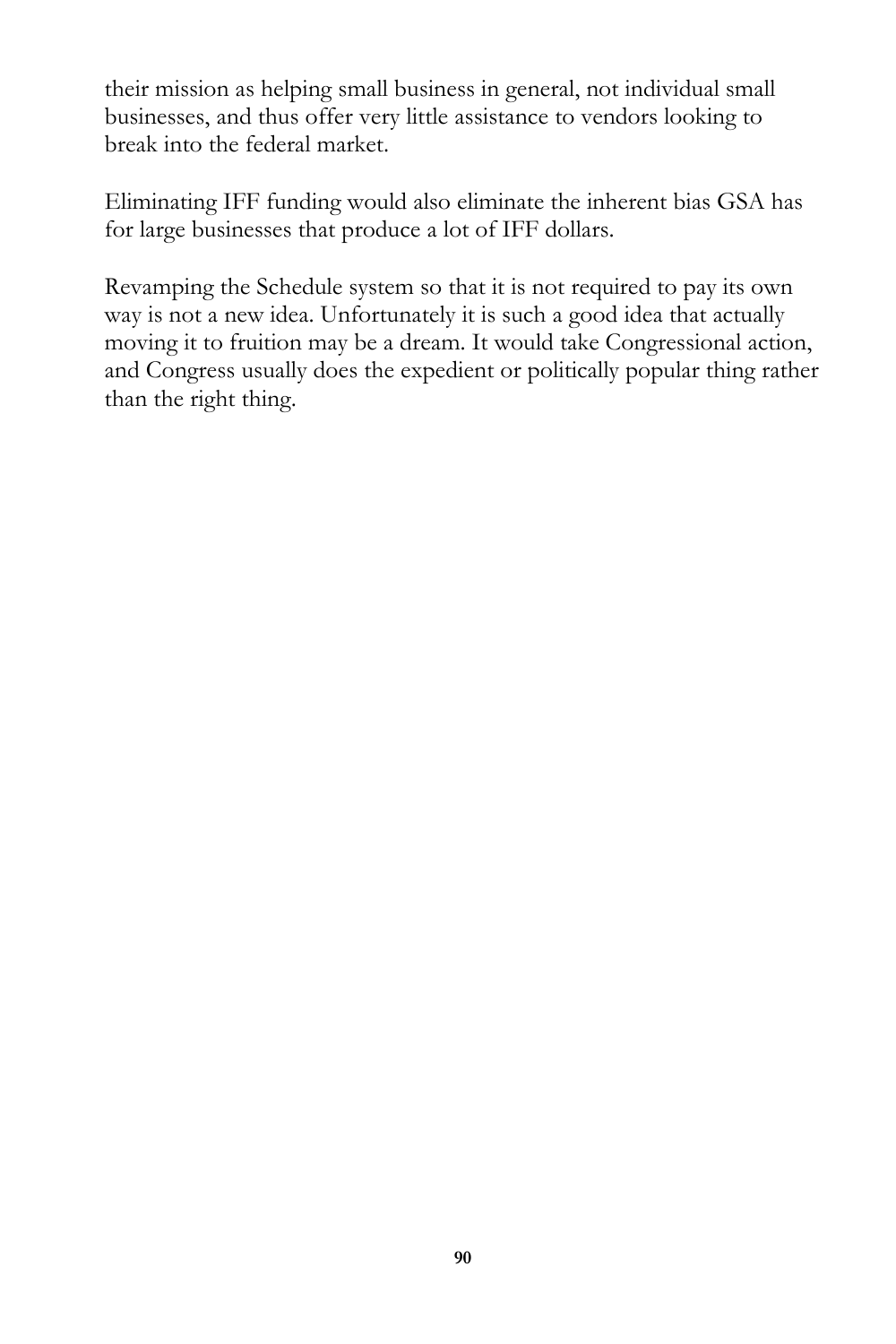their mission as helping small business in general, not individual small businesses, and thus offer very little assistance to vendors looking to break into the federal market.

Eliminating IFF funding would also eliminate the inherent bias GSA has for large businesses that produce a lot of IFF dollars.

Revamping the Schedule system so that it is not required to pay its own way is not a new idea. Unfortunately it is such a good idea that actually moving it to fruition may be a dream. It would take Congressional action, and Congress usually does the expedient or politically popular thing rather than the right thing.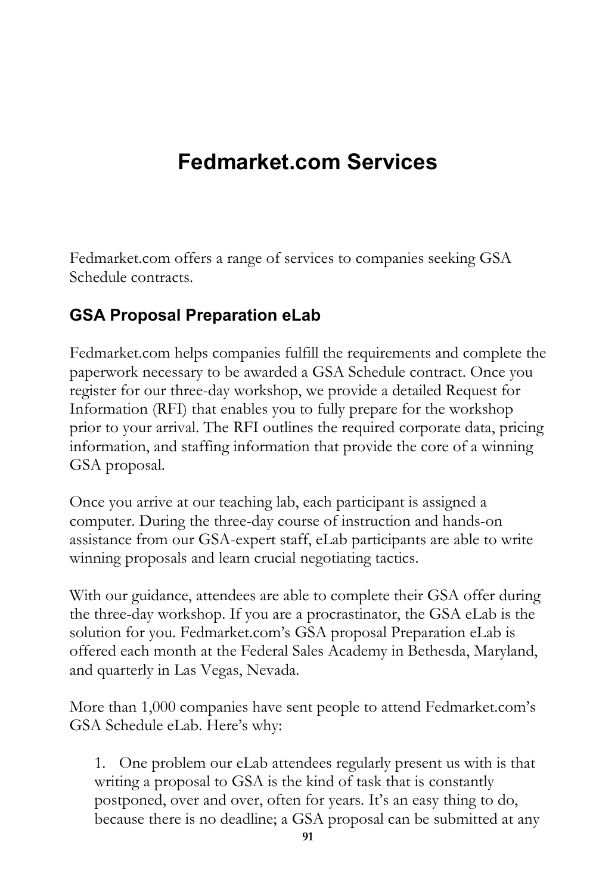# Fedmarket.com Services

Fedmarket.com offers a range of services to companies seeking GSA Schedule contracts.

## GSA Proposal Preparation eLab

Fedmarket.com helps companies fulfill the requirements and complete the paperwork necessary to be awarded a GSA Schedule contract. Once you register for our three-day workshop, we provide a detailed Request for Information (RFI) that enables you to fully prepare for the workshop prior to your arrival. The RFI outlines the required corporate data, pricing information, and staffing information that provide the core of a winning GSA proposal.

Once you arrive at our teaching lab, each participant is assigned a computer. During the three-day course of instruction and hands-on assistance from our GSA-expert staff, eLab participants are able to write winning proposals and learn crucial negotiating tactics.

With our guidance, attendees are able to complete their GSA offer during the three-day workshop. If you are a procrastinator, the GSA eLab is the solution for you. Fedmarket.com's GSA proposal Preparation eLab is offered each month at the Federal Sales Academy in Bethesda, Maryland, and quarterly in Las Vegas, Nevada.

More than 1,000 companies have sent people to attend Fedmarket.com's GSA Schedule eLab. Here's why:

1. One problem our eLab attendees regularly present us with is that writing a proposal to GSA is the kind of task that is constantly postponed, over and over, often for years. It's an easy thing to do, because there is no deadline; a GSA proposal can be submitted at any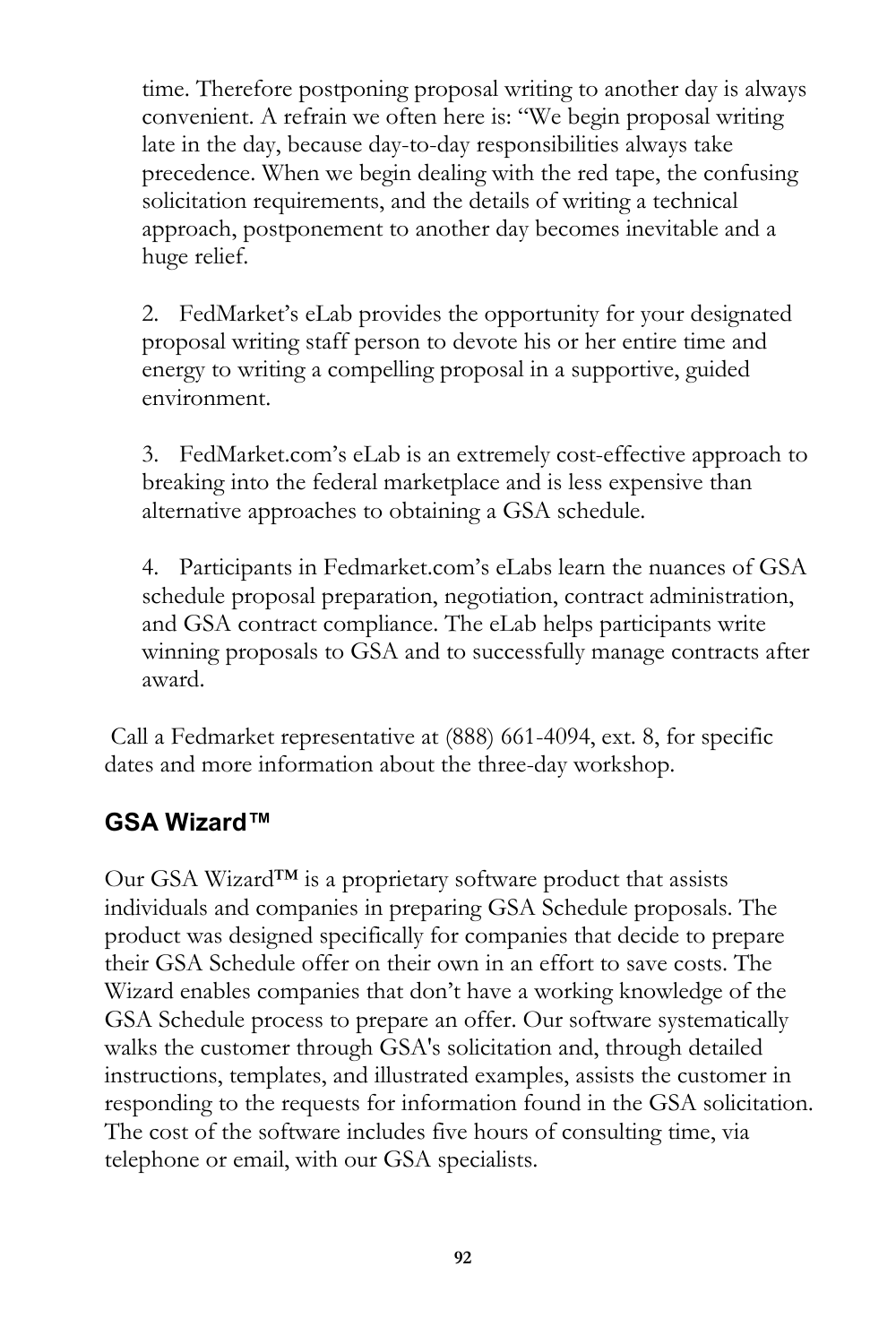time. Therefore postponing proposal writing to another day is always convenient. A refrain we often here is: "We begin proposal writing late in the day, because day-to-day responsibilities always take precedence. When we begin dealing with the red tape, the confusing solicitation requirements, and the details of writing a technical approach, postponement to another day becomes inevitable and a huge relief.

2. FedMarket's eLab provides the opportunity for your designated proposal writing staff person to devote his or her entire time and energy to writing a compelling proposal in a supportive, guided environment.

3. FedMarket.com's eLab is an extremely cost-effective approach to breaking into the federal marketplace and is less expensive than alternative approaches to obtaining a GSA schedule.

4. Participants in Fedmarket.com's eLabs learn the nuances of GSA schedule proposal preparation, negotiation, contract administration, and GSA contract compliance. The eLab helps participants write winning proposals to GSA and to successfully manage contracts after award.

Call a Fedmarket representative at (888) 661-4094, ext. 8, for specific dates and more information about the three-day workshop.

## GSA Wizard™

Our GSA Wizard™ is a proprietary software product that assists individuals and companies in preparing GSA Schedule proposals. The product was designed specifically for companies that decide to prepare their GSA Schedule offer on their own in an effort to save costs. The Wizard enables companies that don't have a working knowledge of the GSA Schedule process to prepare an offer. Our software systematically walks the customer through GSA's solicitation and, through detailed instructions, templates, and illustrated examples, assists the customer in responding to the requests for information found in the GSA solicitation. The cost of the software includes five hours of consulting time, via telephone or email, with our GSA specialists.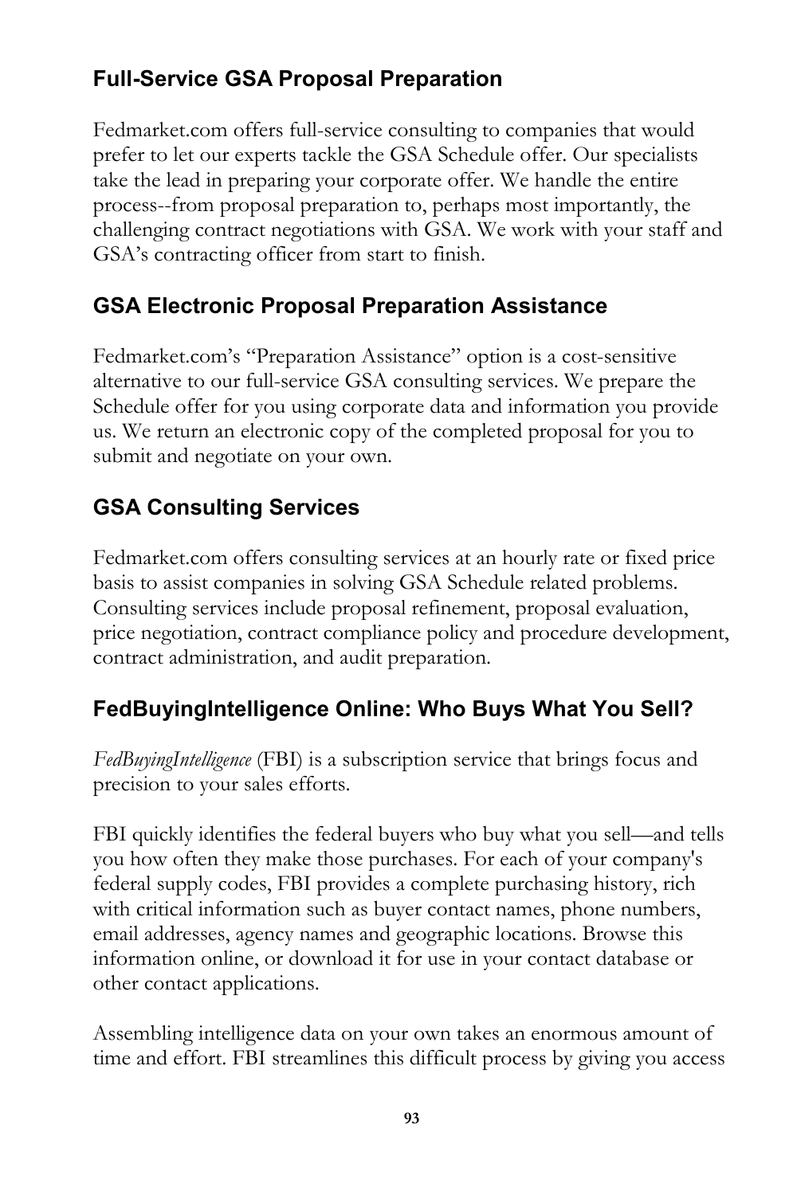## Full-Service GSA Proposal Preparation

Fedmarket.com offers full-service consulting to companies that would prefer to let our experts tackle the GSA Schedule offer. Our specialists take the lead in preparing your corporate offer. We handle the entire process--from proposal preparation to, perhaps most importantly, the challenging contract negotiations with GSA. We work with your staff and GSA's contracting officer from start to finish.

## GSA Electronic Proposal Preparation Assistance

Fedmarket.com's "Preparation Assistance" option is a cost-sensitive alternative to our full-service GSA consulting services. We prepare the Schedule offer for you using corporate data and information you provide us. We return an electronic copy of the completed proposal for you to submit and negotiate on your own.

## GSA Consulting Services

Fedmarket.com offers consulting services at an hourly rate or fixed price basis to assist companies in solving GSA Schedule related problems. Consulting services include proposal refinement, proposal evaluation, price negotiation, contract compliance policy and procedure development, contract administration, and audit preparation.

## FedBuyingIntelligence Online: Who Buys What You Sell?

*FedBuyingIntelligence* (FBI) is a subscription service that brings focus and precision to your sales efforts.

FBI quickly identifies the federal buyers who buy what you sell—and tells you how often they make those purchases. For each of your company's federal supply codes, FBI provides a complete purchasing history, rich with critical information such as buyer contact names, phone numbers, email addresses, agency names and geographic locations. Browse this information online, or download it for use in your contact database or other contact applications.

Assembling intelligence data on your own takes an enormous amount of time and effort. FBI streamlines this difficult process by giving you access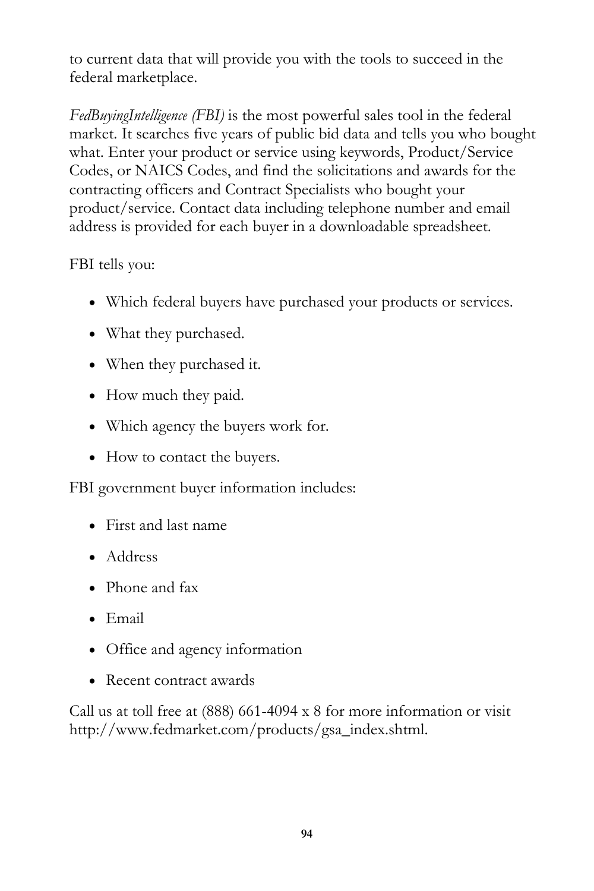to current data that will provide you with the tools to succeed in the federal marketplace.

*FedBuyingIntelligence (FBI)* is the most powerful sales tool in the federal market. It searches five years of public bid data and tells you who bought what. Enter your product or service using keywords, Product/Service Codes, or NAICS Codes, and find the solicitations and awards for the contracting officers and Contract Specialists who bought your product/service. Contact data including telephone number and email address is provided for each buyer in a downloadable spreadsheet.

FBI tells you:

- Which federal buyers have purchased your products or services.
- What they purchased.
- When they purchased it.
- How much they paid.
- Which agency the buyers work for.
- How to contact the buyers.

FBI government buyer information includes:

- First and last name
- Address
- Phone and fax
- Email
- Office and agency information
- Recent contract awards

Call us at toll free at (888) 661-4094 x 8 for more information or visit http://www.fedmarket.com/products/gsa_index.shtml.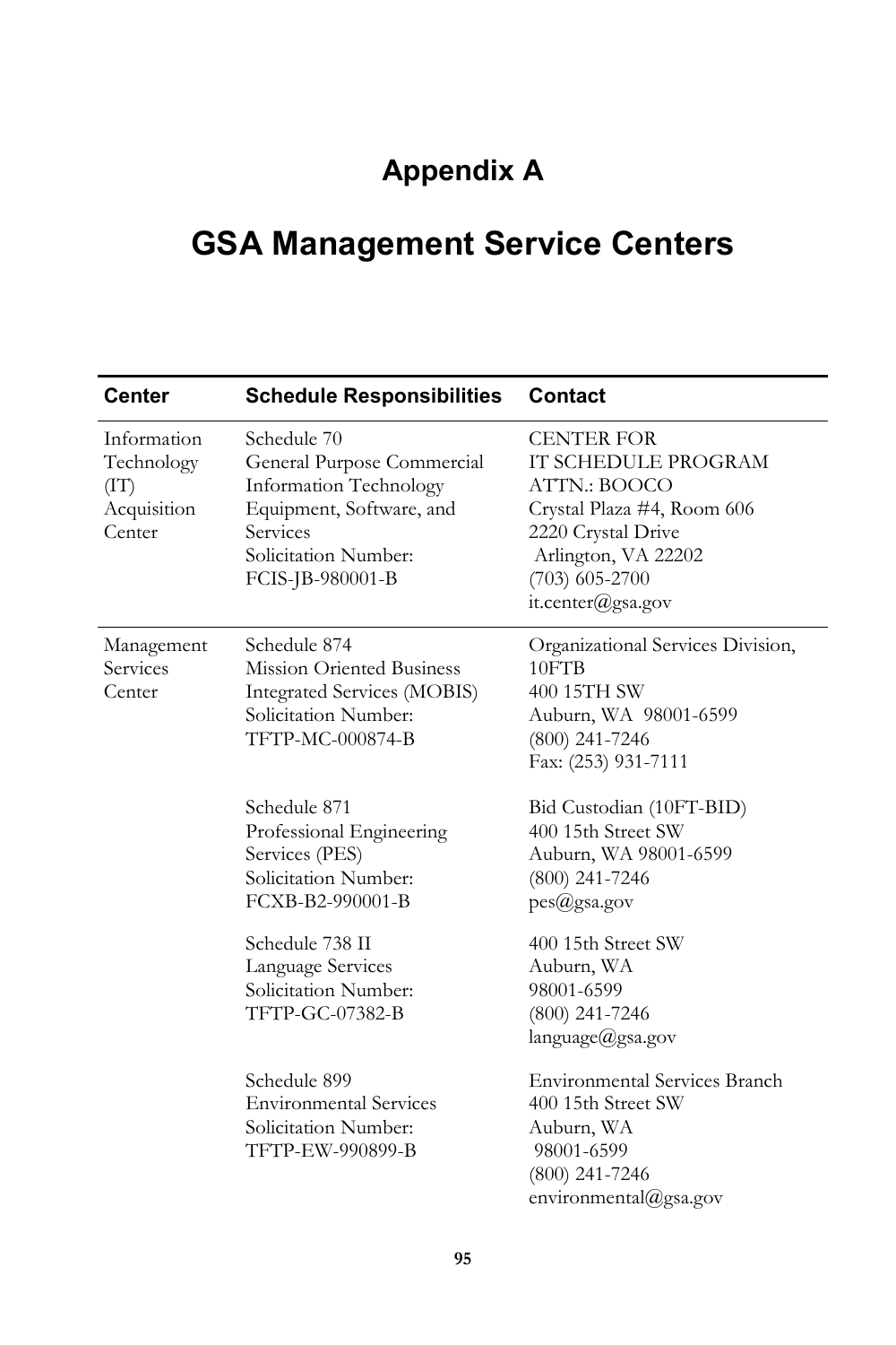# Appendix A

# GSA Management Service Centers

| Center | Schedule Responsibilities | Contact |
|---|---|---|
| Information Technology (IT) Acquisition Center | Schedule 70<br>General Purpose Commercial Information Technology Equipment, Software, and Services<br>Solicitation Number: FCIS-JB-980001-B | CENTER FOR<br>IT SCHEDULE PROGRAM<br>ATTN.: BOOCO<br>Crystal Plaza #4, Room 606<br>2220 Crystal Drive<br>Arlington, VA 22202<br>(703) 605-2700<br>it.center@gsa.gov |
| Management Services Center | Schedule 874<br>Mission Oriented Business Integrated Services (MOBIS)<br>Solicitation Number: TFTP-MC-000874-B | Organizational Services Division, 10FTB<br>400 15TH SW<br>Auburn, WA 98001-6599<br>(800) 241-7246<br>Fax: (253) 931-7111 |
| | Schedule 871<br>Professional Engineering Services (PES)<br>Solicitation Number: FCXB-B2-990001-B | Bid Custodian (10FT-BID)<br>400 15th Street SW<br>Auburn, WA 98001-6599<br>(800) 241-7246<br>pes@gsa.gov |
| | Schedule 738 II<br>Language Services<br>Solicitation Number: TFTP-GC-07382-B | 400 15th Street SW<br>Auburn, WA<br>98001-6599<br>(800) 241-7246<br>language@gsa.gov |
| | Schedule 899<br>Environmental Services<br>Solicitation Number: TFTP-EW-990899-B | Environmental Services Branch<br>400 15th Street SW<br>Auburn, WA<br>98001-6599<br>(800) 241-7246<br>environmental@gsa.gov |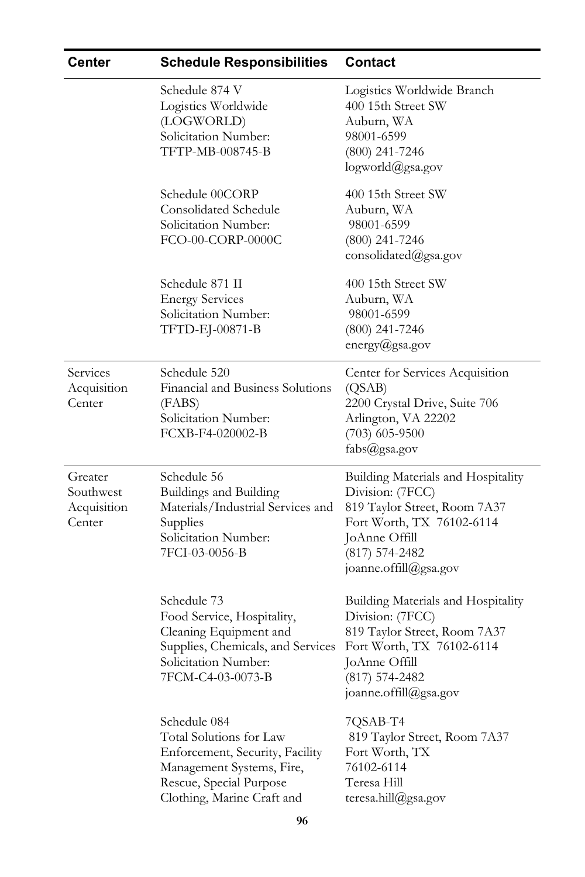| Center | Schedule Responsibilities | Contact |
| --- | --- | --- |
| | Schedule 874 V<br>Logistics Worldwide (LOGWORLD)<br>Solicitation Number:<br>TFTP-MB-008745-B | Logistics Worldwide Branch<br>400 15th Street SW<br>Auburn, WA<br>98001-6599<br>(800) 241-7246<br>logworld@gsa.gov |
| | Schedule 00CORP<br>Consolidated Schedule<br>Solicitation Number:<br>FCO-00-CORP-0000C | 400 15th Street SW<br>Auburn, WA<br>98001-6599<br>(800) 241-7246<br>consolidated@gsa.gov |
| | Schedule 871 II<br>Energy Services<br>Solicitation Number:<br>TFTD-EJ-00871-B | 400 15th Street SW<br>Auburn, WA<br>98001-6599<br>(800) 241-7246<br>energy@gsa.gov |
| Services Acquisition Center | Schedule 520<br>Financial and Business Solutions (FABS)<br>Solicitation Number:<br>FCXB-F4-020002-B | Center for Services Acquisition (QSAB)<br>2200 Crystal Drive, Suite 706<br>Arlington, VA 22202<br>(703) 605-9500<br>fabs@gsa.gov |
| Greater Southwest Acquisition Center | Schedule 56<br>Buildings and Building Materials/Industrial Services and Supplies<br>Solicitation Number:<br>7FCI-03-0056-B | Building Materials and Hospitality Division: (7FCC)<br>819 Taylor Street, Room 7A37<br>Fort Worth, TX 76102-6114<br>JoAnne Offill<br>(817) 574-2482<br>joanne.offill@gsa.gov |
| | Schedule 73<br>Food Service, Hospitality, Cleaning Equipment and Supplies, Chemicals, and Services<br>Solicitation Number:<br>7FCM-C4-03-0073-B | Building Materials and Hospitality Division: (7FCC)<br>819 Taylor Street, Room 7A37<br>Fort Worth, TX 76102-6114<br>JoAnne Offill<br>(817) 574-2482<br>joanne.offill@gsa.gov |
| | Schedule 084<br>Total Solutions for Law Enforcement, Security, Facility Management Systems, Fire, Rescue, Special Purpose Clothing, Marine Craft and | 7QSAB-T4<br>819 Taylor Street, Room 7A37<br>Fort Worth, TX<br>76102-6114<br>Teresa Hill<br>teresa.hill@gsa.gov |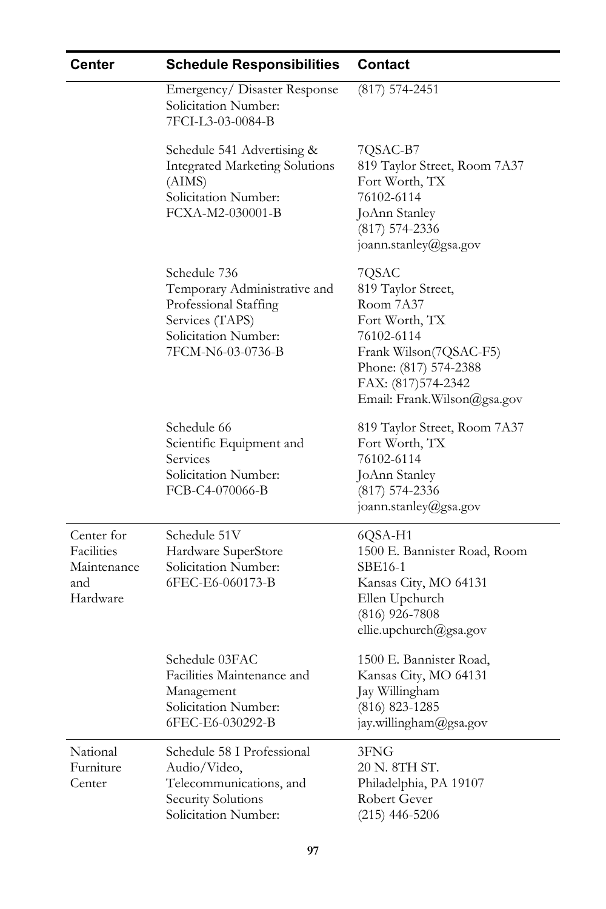| Center | Schedule Responsibilities | Contact |
|---|---|---|
| | Emergency/ Disaster Response<br>Solicitation Number:<br>7FCI-L3-03-0084-B | (817) 574-2451 |
| | Schedule 541 Advertising & Integrated Marketing Solutions (AIMS)<br>Solicitation Number:<br>FCXA-M2-030001-B | 7QSAC-B7<br>819 Taylor Street, Room 7A37<br>Fort Worth, TX<br>76102-6114<br>JoAnn Stanley<br>(817) 574-2336<br>joann.stanley@gsa.gov |
| | Schedule 736<br>Temporary Administrative and Professional Staffing Services (TAPS)<br>Solicitation Number:<br>7FCM-N6-03-0736-B | 7QSAC<br>819 Taylor Street,<br>Room 7A37<br>Fort Worth, TX<br>76102-6114<br>Frank Wilson(7QSAC-F5)<br>Phone: (817) 574-2388<br>FAX: (817)574-2342<br>Email: Frank.Wilson@gsa.gov |
| | Schedule 66<br>Scientific Equipment and Services<br>Solicitation Number:<br>FCB-C4-070066-B | 819 Taylor Street, Room 7A37<br>Fort Worth, TX<br>76102-6114<br>JoAnn Stanley<br>(817) 574-2336<br>joann.stanley@gsa.gov |
| Center for Facilities Maintenance and Hardware | Schedule 51V<br>Hardware SuperStore<br>Solicitation Number:<br>6FEC-E6-060173-B | 6QSA-H1<br>1500 E. Bannister Road, Room SBE16-1<br>Kansas City, MO 64131<br>Ellen Upchurch<br>(816) 926-7808<br>ellie.upchurch@gsa.gov |
| | Schedule 03FAC<br>Facilities Maintenance and Management<br>Solicitation Number:<br>6FEC-E6-030292-B | 1500 E. Bannister Road,<br>Kansas City, MO 64131<br>Jay Willingham<br>(816) 823-1285<br>jay.willingham@gsa.gov |
| National Furniture Center | Schedule 58 I Professional Audio/Video, Telecommunications, and Security Solutions<br>Solicitation Number: | 3FNG<br>20 N. 8TH ST.<br>Philadelphia, PA 19107<br>Robert Gever<br>(215) 446-5206 |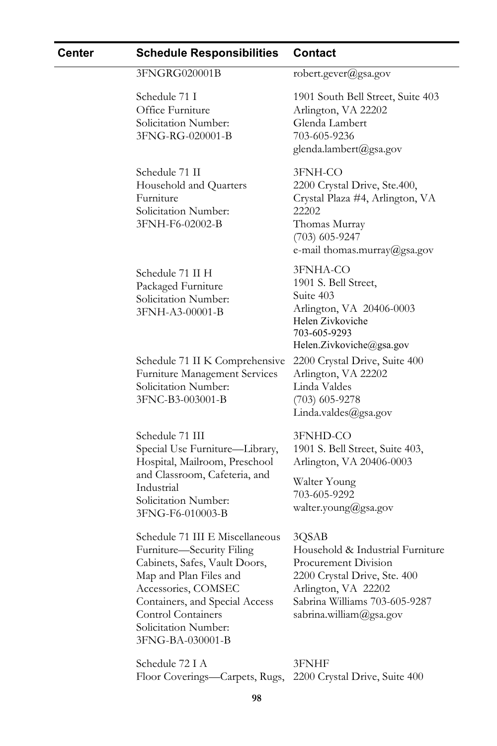| Center | Schedule Responsibilities | Contact |
|---|---|---|
| | 3FNGRG020001B | robert.gever@gsa.gov |
| | Schedule 71 I<br>Office Furniture<br>Solicitation Number:<br>3FNG-RG-020001-B | 1901 South Bell Street, Suite 403<br>Arlington, VA 22202<br>Glenda Lambert<br>703-605-9236<br>glenda.lambert@gsa.gov |
| | Schedule 71 II<br>Household and Quarters Furniture<br>Solicitation Number:<br>3FNH-F6-02002-B | 3FNH-CO<br>2200 Crystal Drive, Ste.400, Crystal Plaza #4, Arlington, VA 22202<br>Thomas Murray<br>(703) 605-9247<br>e-mail thomas.murray@gsa.gov |
| | Schedule 71 II H<br>Packaged Furniture<br>Solicitation Number:<br>3FNH-A3-00001-B | 3FNHA-CO<br>1901 S. Bell Street,<br>Suite 403<br>Arlington, VA 20406-0003<br>Helen Zivkoviche<br>703-605-9293<br>Helen.Zivkoviche@gsa.gov |
| | Schedule 71 II K Comprehensive Furniture Management Services<br>Solicitation Number:<br>3FNC-B3-003001-B | 2200 Crystal Drive, Suite 400<br>Arlington, VA 22202<br>Linda Valdes<br>(703) 605-9278<br>Linda.valdes@gsa.gov |
| | Schedule 71 III<br>Special Use Furniture—Library, Hospital, Mailroom, Preschool and Classroom, Cafeteria, and Industrial<br>Solicitation Number:<br>3FNG-F6-010003-B | 3FNHD-CO<br>1901 S. Bell Street, Suite 403,<br>Arlington, VA 20406-0003<br>Walter Young<br>703-605-9292<br>walter.young@gsa.gov |
| | Schedule 71 III E Miscellaneous Furniture—Security Filing Cabinets, Safes, Vault Doors, Map and Plan Files and Accessories, COMSEC Containers, and Special Access Control Containers<br>Solicitation Number:<br>3FNG-BA-030001-B | 3QSAB<br>Household & Industrial Furniture Procurement Division<br>2200 Crystal Drive, Ste. 400<br>Arlington, VA 22202<br>Sabrina Williams 703-605-9287<br>sabrina.william@gsa.gov |
| | Schedule 72 I A<br>Floor Coverings—Carpets, Rugs, | 3FNHF<br>2200 Crystal Drive, Suite 400 |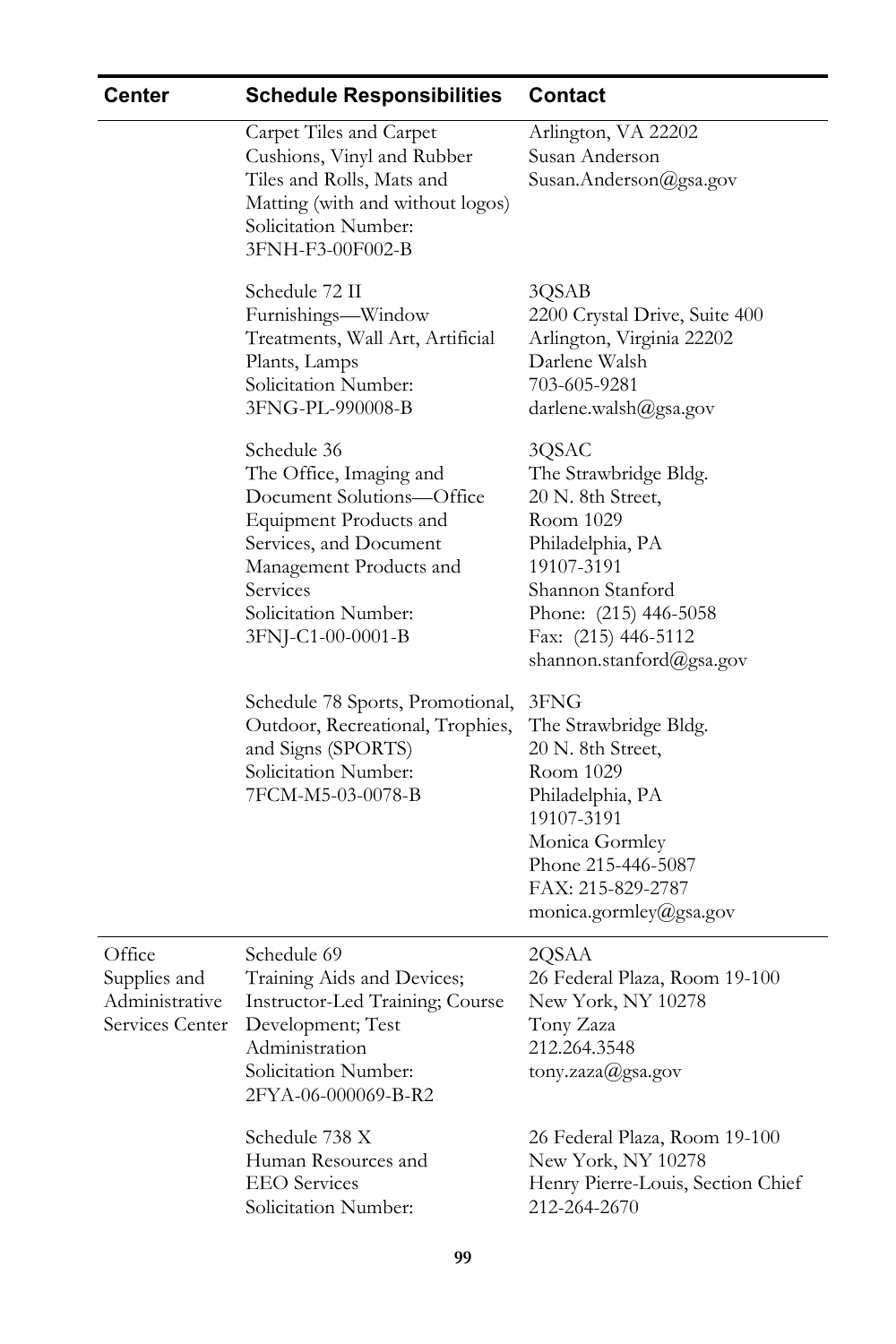| Center | Schedule Responsibilities | Contact |
|---|---|---|
| | Carpet Tiles and Carpet Cushions, Vinyl and Rubber Tiles and Rolls, Mats and Matting (with and without logos)<br>Solicitation Number:<br>3FNH-F3-00F002-B | Arlington, VA 22202<br>Susan Anderson<br>Susan.Anderson@gsa.gov |
| | Schedule 72 II<br>Furnishings—Window Treatments, Wall Art, Artificial Plants, Lamps<br>Solicitation Number:<br>3FNG-PL-990008-B | 3QSAB<br>2200 Crystal Drive, Suite 400<br>Arlington, Virginia 22202<br>Darlene Walsh<br>703-605-9281<br>darlene.walsh@gsa.gov |
| | Schedule 36<br>The Office, Imaging and Document Solutions—Office Equipment Products and Services, and Document Management Products and Services<br>Solicitation Number:<br>3FNJ-C1-00-0001-B | 3QSAC<br>The Strawbridge Bldg.<br>20 N. 8th Street,<br>Room 1029<br>Philadelphia, PA<br>19107-3191<br>Shannon Stanford<br>Phone: (215) 446-5058<br>Fax: (215) 446-5112<br>shannon.stanford@gsa.gov |
| | Schedule 78 Sports, Promotional, Outdoor, Recreational, Trophies, and Signs (SPORTS)<br>Solicitation Number:<br>7FCM-M5-03-0078-B | 3FNG<br>The Strawbridge Bldg.<br>20 N. 8th Street,<br>Room 1029<br>Philadelphia, PA<br>19107-3191<br>Monica Gormley<br>Phone 215-446-5087<br>FAX: 215-829-2787<br>monica.gormley@gsa.gov |
| Office Supplies and Administrative Services Center | Schedule 69<br>Training Aids and Devices; Instructor-Led Training; Course Development; Test Administration<br>Solicitation Number:<br>2FYA-06-000069-B-R2 | 2QSAA<br>26 Federal Plaza, Room 19-100<br>New York, NY 10278<br>Tony Zaza<br>212.264.3548<br>tony.zaza@gsa.gov |
| | Schedule 738 X<br>Human Resources and EEO Services<br>Solicitation Number: | 26 Federal Plaza, Room 19-100<br>New York, NY 10278<br>Henry Pierre-Louis, Section Chief<br>212-264-2670 |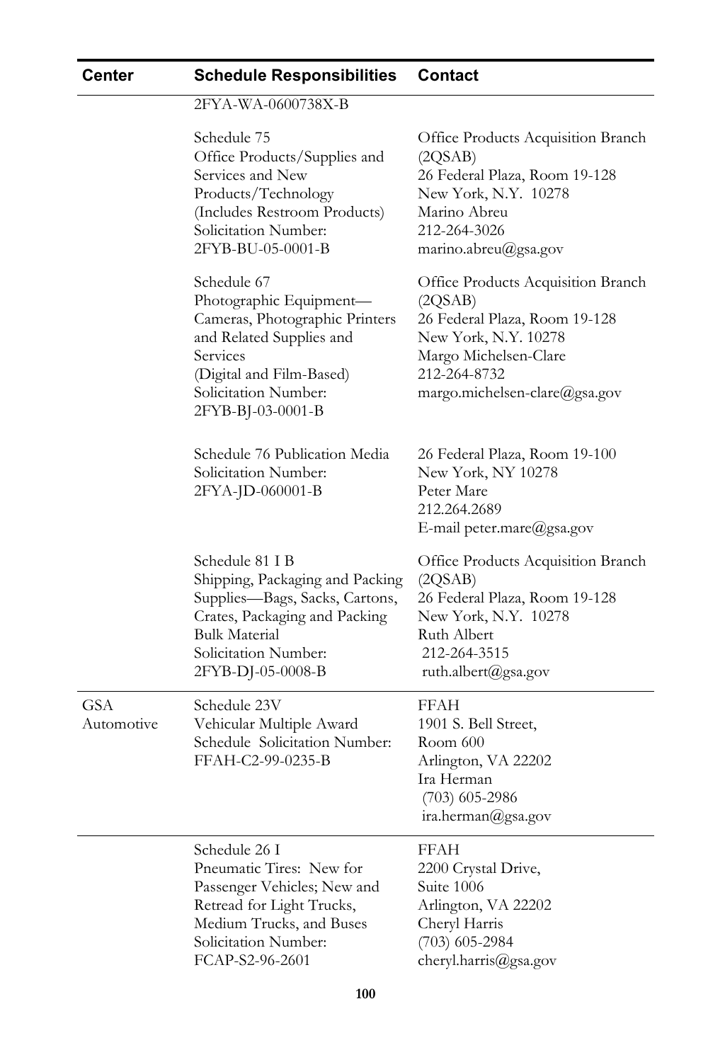| Center | Schedule Responsibilities | Contact |
|---|---|---|
| | 2FYA-WA-0600738X-B | |
| | Schedule 75<br>Office Products/Supplies and Services and New Products/Technology (Includes Restroom Products)<br>Solicitation Number:<br>2FYB-BU-05-0001-B | Office Products Acquisition Branch (2QSAB)<br>26 Federal Plaza, Room 19-128<br>New York, N.Y. 10278<br>Marino Abreu<br>212-264-3026<br>marino.abreu@gsa.gov |
| | Schedule 67<br>Photographic Equipment—Cameras, Photographic Printers and Related Supplies and Services<br>(Digital and Film-Based)<br>Solicitation Number:<br>2FYB-BJ-03-0001-B | Office Products Acquisition Branch (2QSAB)<br>26 Federal Plaza, Room 19-128<br>New York, N.Y. 10278<br>Margo Michelsen-Clare<br>212-264-8732<br>margo.michelsen-clare@gsa.gov |
| | Schedule 76 Publication Media<br>Solicitation Number:<br>2FYA-JD-060001-B | 26 Federal Plaza, Room 19-100<br>New York, NY 10278<br>Peter Mare<br>212.264.2689<br>E-mail peter.mare@gsa.gov |
| | Schedule 81 I B<br>Shipping, Packaging and Packing Supplies—Bags, Sacks, Cartons, Crates, Packaging and Packing Bulk Material<br>Solicitation Number:<br>2FYB-DJ-05-0008-B | Office Products Acquisition Branch (2QSAB)<br>26 Federal Plaza, Room 19-128<br>New York, N.Y. 10278<br>Ruth Albert<br>212-264-3515<br>ruth.albert@gsa.gov |
| GSA Automotive | Schedule 23V<br>Vehicular Multiple Award Schedule Solicitation Number:<br>FFAH-C2-99-0235-B | FFAH<br>1901 S. Bell Street,<br>Room 600<br>Arlington, VA 22202<br>Ira Herman<br>(703) 605-2986<br>ira.herman@gsa.gov |
| | Schedule 26 I<br>Pneumatic Tires: New for Passenger Vehicles; New and Retread for Light Trucks, Medium Trucks, and Buses<br>Solicitation Number:<br>FCAP-S2-96-2601 | FFAH<br>2200 Crystal Drive,<br>Suite 1006<br>Arlington, VA 22202<br>Cheryl Harris<br>(703) 605-2984<br>cheryl.harris@gsa.gov |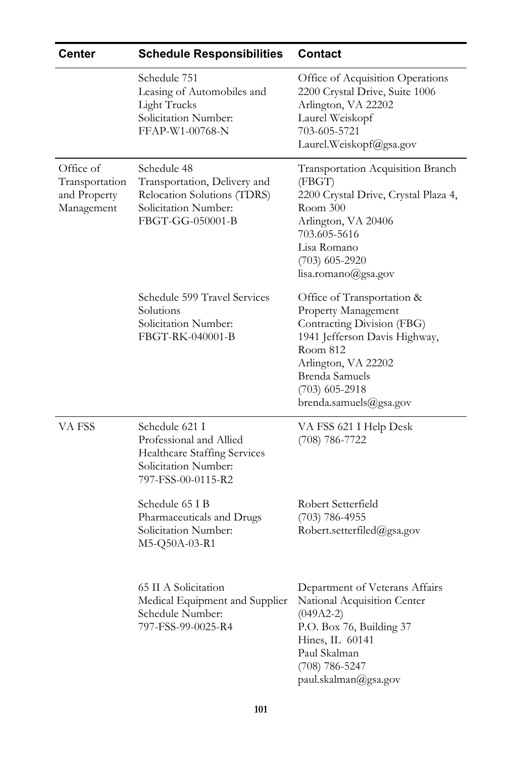| Center | Schedule Responsibilities | Contact |
|---|---|---|
| | Schedule 751<br>Leasing of Automobiles and Light Trucks<br>Solicitation Number:<br>FFAP-W1-00768-N | Office of Acquisition Operations<br>2200 Crystal Drive, Suite 1006<br>Arlington, VA 22202<br>Laurel Weiskopf<br>703-605-5721<br>Laurel.Weiskopf@gsa.gov |
| Office of Transportation and Property Management | Schedule 48<br>Transportation, Delivery and Relocation Solutions (TDRS)<br>Solicitation Number:<br>FBGT-GG-050001-B | Transportation Acquisition Branch (FBGT)<br>2200 Crystal Drive, Crystal Plaza 4, Room 300<br>Arlington, VA 20406<br>703.605-5616<br>Lisa Romano<br>(703) 605-2920<br>lisa.romano@gsa.gov |
| | Schedule 599 Travel Services Solutions<br>Solicitation Number:<br>FBGT-RK-040001-B | Office of Transportation & Property Management<br>Contracting Division (FBG)<br>1941 Jefferson Davis Highway, Room 812<br>Arlington, VA 22202<br>Brenda Samuels<br>(703) 605-2918<br>brenda.samuels@gsa.gov |
| VA FSS | Schedule 621 I<br>Professional and Allied Healthcare Staffing Services<br>Solicitation Number:<br>797-FSS-00-0115-R2 | VA FSS 621 I Help Desk<br>(708) 786-7722 |
| | Schedule 65 I B<br>Pharmaceuticals and Drugs<br>Solicitation Number:<br>M5-Q50A-03-R1 | Robert Setterfield<br>(703) 786-4955<br>Robert.setterfiled@gsa.gov |
| | 65 II A Solicitation<br>Medical Equipment and Supplier<br>Schedule Number:<br>797-FSS-99-0025-R4 | Department of Veterans Affairs<br>National Acquisition Center<br>(049A2-2)<br>P.O. Box 76, Building 37<br>Hines, IL 60141<br>Paul Skalman<br>(708) 786-5247<br>paul.skalman@gsa.gov |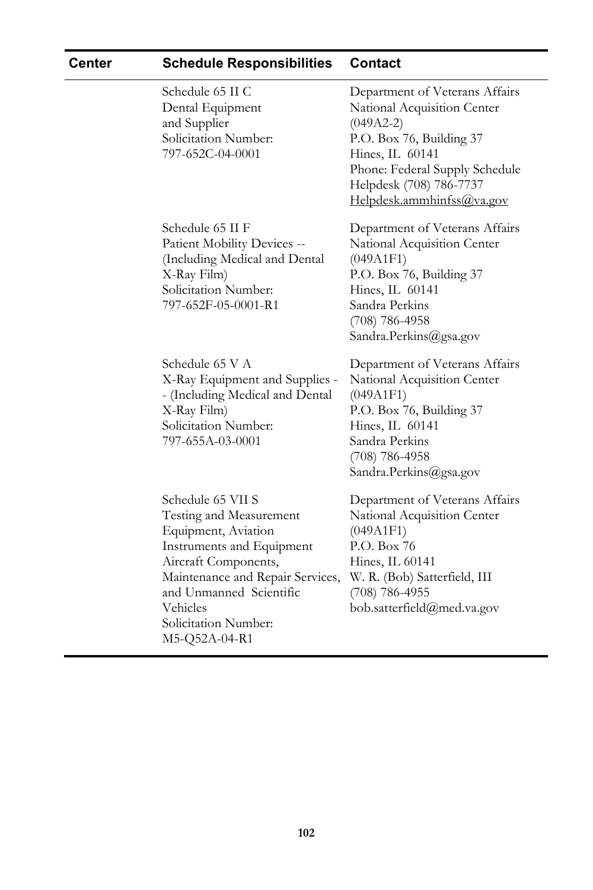| Center | Schedule Responsibilities | Contact |
|---|---|---|
| | Schedule 65 II C<br>Dental Equipment and Supplier<br>Solicitation Number:<br>797-652C-04-0001 | Department of Veterans Affairs<br>National Acquisition Center<br>(049A2-2)<br>P.O. Box 76, Building 37<br>Hines, IL 60141<br>Phone: Federal Supply Schedule Helpdesk (708) 786-7737<br>Helpdesk.ammhinfss@va.gov |
| | Schedule 65 II F<br>Patient Mobility Devices -- (Including Medical and Dental X-Ray Film)<br>Solicitation Number:<br>797-652F-05-0001-R1 | Department of Veterans Affairs<br>National Acquisition Center<br>(049A1F1)<br>P.O. Box 76, Building 37<br>Hines, IL 60141<br>Sandra Perkins<br>(708) 786-4958<br>Sandra.Perkins@gsa.gov |
| | Schedule 65 V A<br>X-Ray Equipment and Supplies -- (Including Medical and Dental X-Ray Film)<br>Solicitation Number:<br>797-655A-03-0001 | Department of Veterans Affairs<br>National Acquisition Center<br>(049A1F1)<br>P.O. Box 76, Building 37<br>Hines, IL 60141<br>Sandra Perkins<br>(708) 786-4958<br>Sandra.Perkins@gsa.gov |
| | Schedule 65 VII S<br>Testing and Measurement Equipment, Aviation Instruments and Equipment Aircraft Components, Maintenance and Repair Services, and Unmanned Scientific Vehicles<br>Solicitation Number:<br>M5-Q52A-04-R1 | Department of Veterans Affairs<br>National Acquisition Center<br>(049A1F1)<br>P.O. Box 76<br>Hines, IL 60141<br>W. R. (Bob) Satterfield, III<br>(708) 786-4955<br>bob.satterfield@med.va.gov |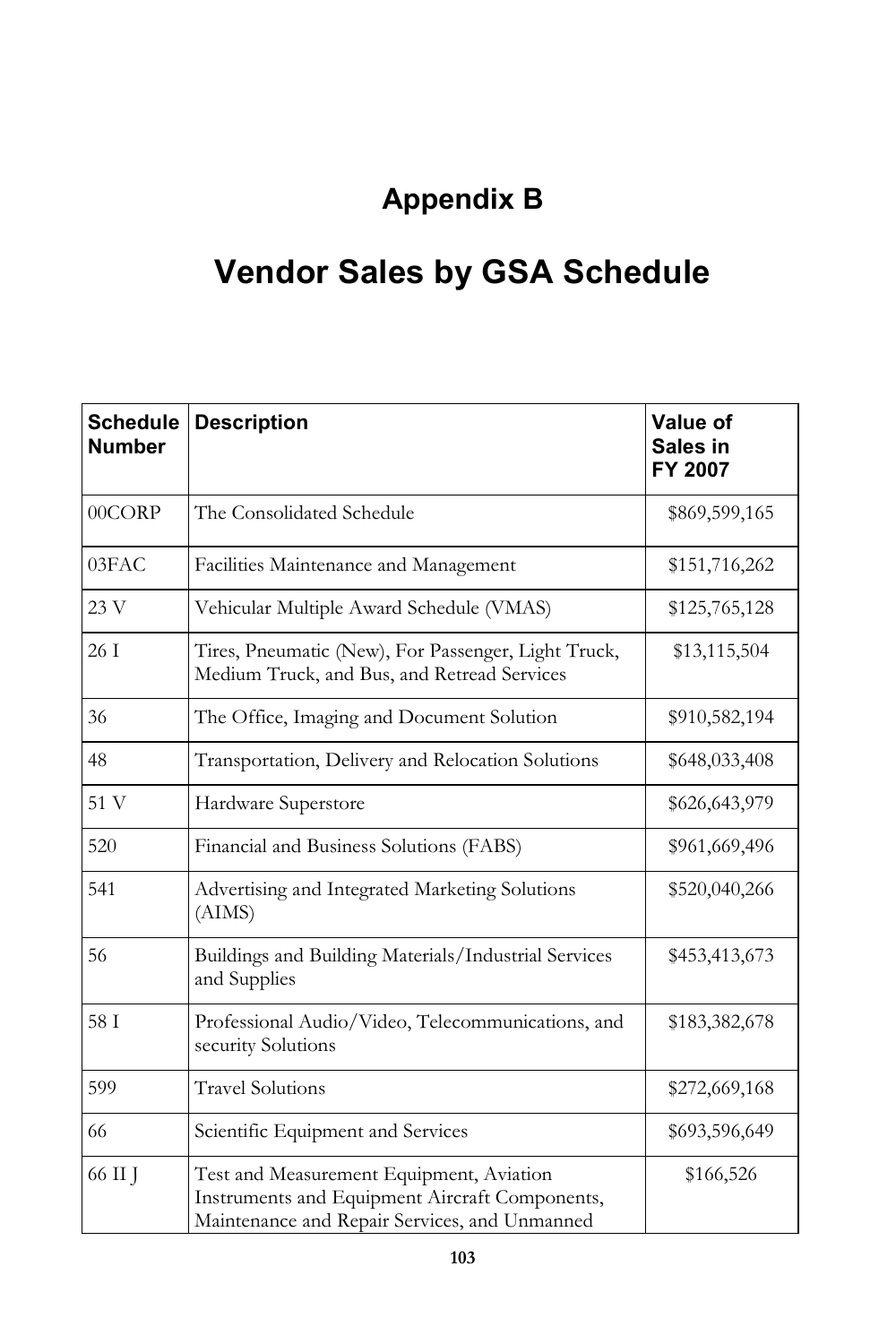# Appendix B

# Vendor Sales by GSA Schedule

| Schedule Number | Description | Value of Sales in FY 2007 |
|---|---|---|
| 00CORP | The Consolidated Schedule | $869,599,165 |
| 03FAC | Facilities Maintenance and Management | $151,716,262 |
| 23 V | Vehicular Multiple Award Schedule (VMAS) | $125,765,128 |
| 26 I | Tires, Pneumatic (New), For Passenger, Light Truck, Medium Truck, and Bus, and Retread Services | $13,115,504 |
| 36 | The Office, Imaging and Document Solution | $910,582,194 |
| 48 | Transportation, Delivery and Relocation Solutions | $648,033,408 |
| 51 V | Hardware Superstore | $626,643,979 |
| 520 | Financial and Business Solutions (FABS) | $961,669,496 |
| 541 | Advertising and Integrated Marketing Solutions (AIMS) | $520,040,266 |
| 56 | Buildings and Building Materials/Industrial Services and Supplies | $453,413,673 |
| 58 I | Professional Audio/Video, Telecommunications, and security Solutions | $183,382,678 |
| 599 | Travel Solutions | $272,669,168 |
| 66 | Scientific Equipment and Services | $693,596,649 |
| 66 II J | Test and Measurement Equipment, Aviation Instruments and Equipment Aircraft Components, Maintenance and Repair Services, and Unmanned | $166,526 |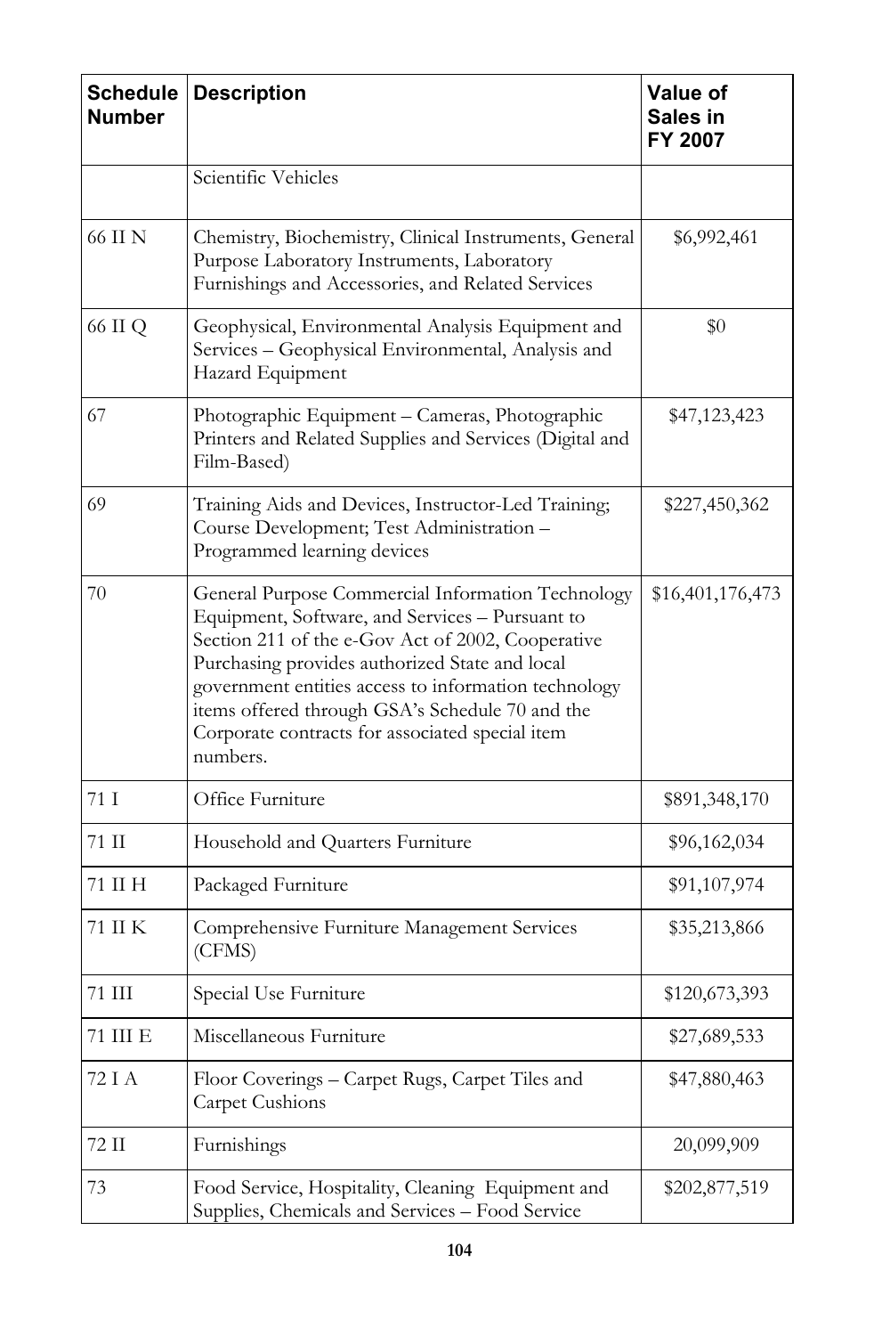| Schedule Number | Description | Value of Sales in FY 2007 |
| --- | --- | --- |
| | Scientific Vehicles | |
| 66 II N | Chemistry, Biochemistry, Clinical Instruments, General Purpose Laboratory Instruments, Laboratory Furnishings and Accessories, and Related Services | $6,992,461 |
| 66 II Q | Geophysical, Environmental Analysis Equipment and Services – Geophysical Environmental, Analysis and Hazard Equipment | $0 |
| 67 | Photographic Equipment – Cameras, Photographic Printers and Related Supplies and Services (Digital and Film-Based) | $47,123,423 |
| 69 | Training Aids and Devices, Instructor-Led Training; Course Development; Test Administration – Programmed learning devices | $227,450,362 |
| 70 | General Purpose Commercial Information Technology Equipment, Software, and Services – Pursuant to Section 211 of the e-Gov Act of 2002, Cooperative Purchasing provides authorized State and local government entities access to information technology items offered through GSA's Schedule 70 and the Corporate contracts for associated special item numbers. | $16,401,176,473 |
| 71 I | Office Furniture | $891,348,170 |
| 71 II | Household and Quarters Furniture | $96,162,034 |
| 71 II H | Packaged Furniture | $91,107,974 |
| 71 II K | Comprehensive Furniture Management Services (CFMS) | $35,213,866 |
| 71 III | Special Use Furniture | $120,673,393 |
| 71 III E | Miscellaneous Furniture | $27,689,533 |
| 72 I A | Floor Coverings – Carpet Rugs, Carpet Tiles and Carpet Cushions | $47,880,463 |
| 72 II | Furnishings | 20,099,909 |
| 73 | Food Service, Hospitality, Cleaning Equipment and Supplies, Chemicals and Services – Food Service | $202,877,519 |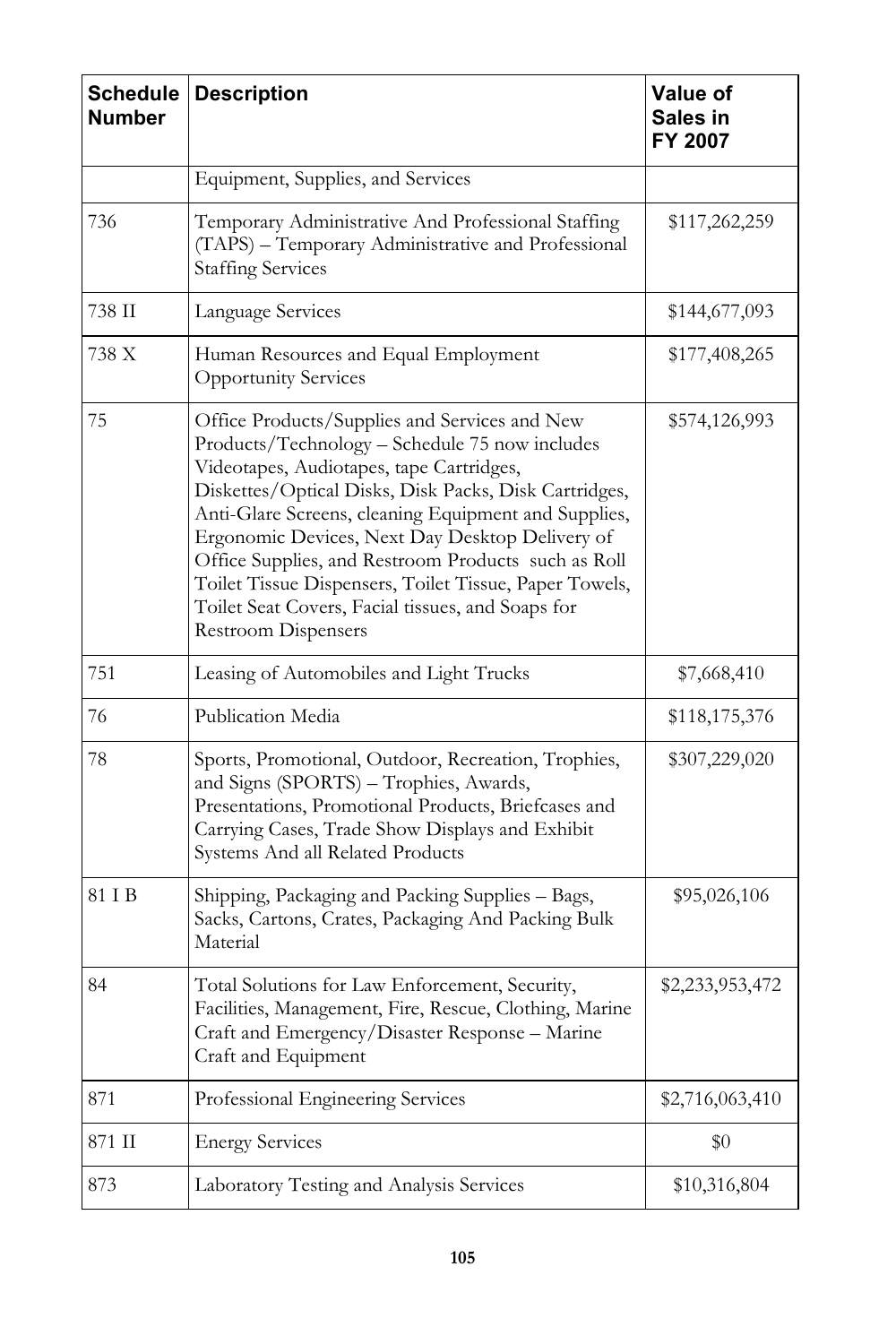| Schedule Number | Description | Value of Sales in FY 2007 |
|---|---|---|
| | Equipment, Supplies, and Services | |
| 736 | Temporary Administrative And Professional Staffing (TAPS) – Temporary Administrative and Professional Staffing Services | $117,262,259 |
| 738 II | Language Services | $144,677,093 |
| 738 X | Human Resources and Equal Employment Opportunity Services | $177,408,265 |
| 75 | Office Products/Supplies and Services and New Products/Technology – Schedule 75 now includes Videotapes, Audiotapes, tape Cartridges, Diskettes/Optical Disks, Disk Packs, Disk Cartridges, Anti-Glare Screens, cleaning Equipment and Supplies, Ergonomic Devices, Next Day Desktop Delivery of Office Supplies, and Restroom Products such as Roll Toilet Tissue Dispensers, Toilet Tissue, Paper Towels, Toilet Seat Covers, Facial tissues, and Soaps for Restroom Dispensers | $574,126,993 |
| 751 | Leasing of Automobiles and Light Trucks | $7,668,410 |
| 76 | Publication Media | $118,175,376 |
| 78 | Sports, Promotional, Outdoor, Recreation, Trophies, and Signs (SPORTS) – Trophies, Awards, Presentations, Promotional Products, Briefcases and Carrying Cases, Trade Show Displays and Exhibit Systems And all Related Products | $307,229,020 |
| 81 I B | Shipping, Packaging and Packing Supplies – Bags, Sacks, Cartons, Crates, Packaging And Packing Bulk Material | $95,026,106 |
| 84 | Total Solutions for Law Enforcement, Security, Facilities, Management, Fire, Rescue, Clothing, Marine Craft and Emergency/Disaster Response – Marine Craft and Equipment | $2,233,953,472 |
| 871 | Professional Engineering Services | $2,716,063,410 |
| 871 II | Energy Services | $0 |
| 873 | Laboratory Testing and Analysis Services | $10,316,804 |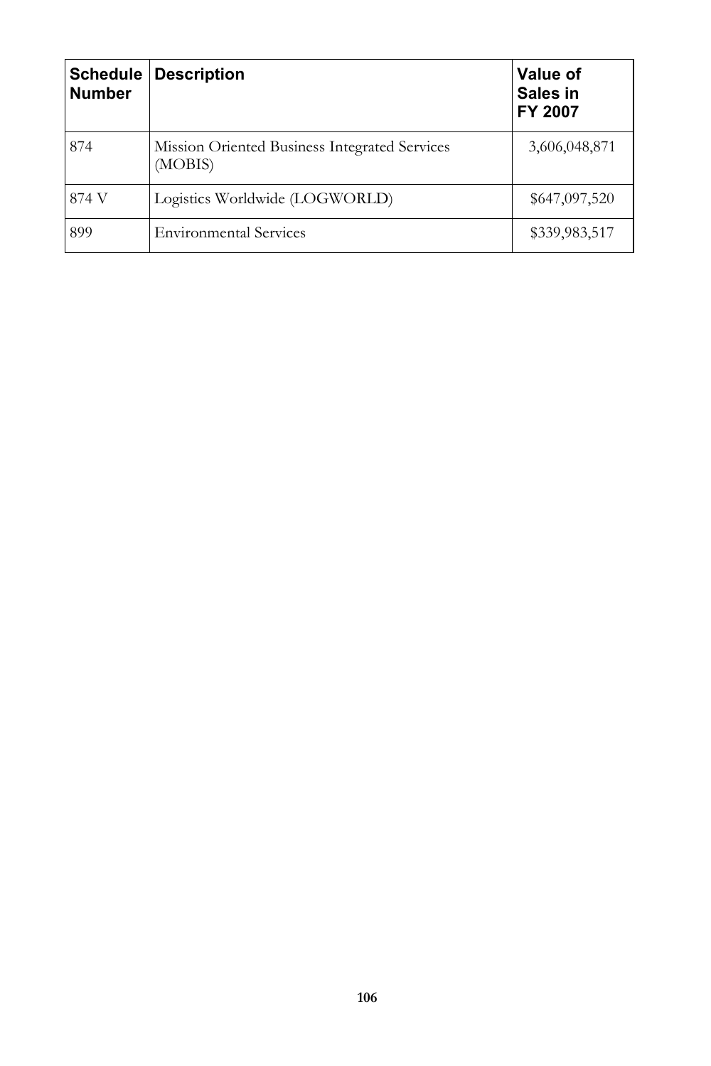| Schedule Number | Description | Value of Sales in FY 2007 |
|---|---|---|
| 874 | Mission Oriented Business Integrated Services (MOBIS) | 3,606,048,871 |
| 874 V | Logistics Worldwide (LOGWORLD) | $647,097,520 |
| 899 | Environmental Services | $339,983,517 |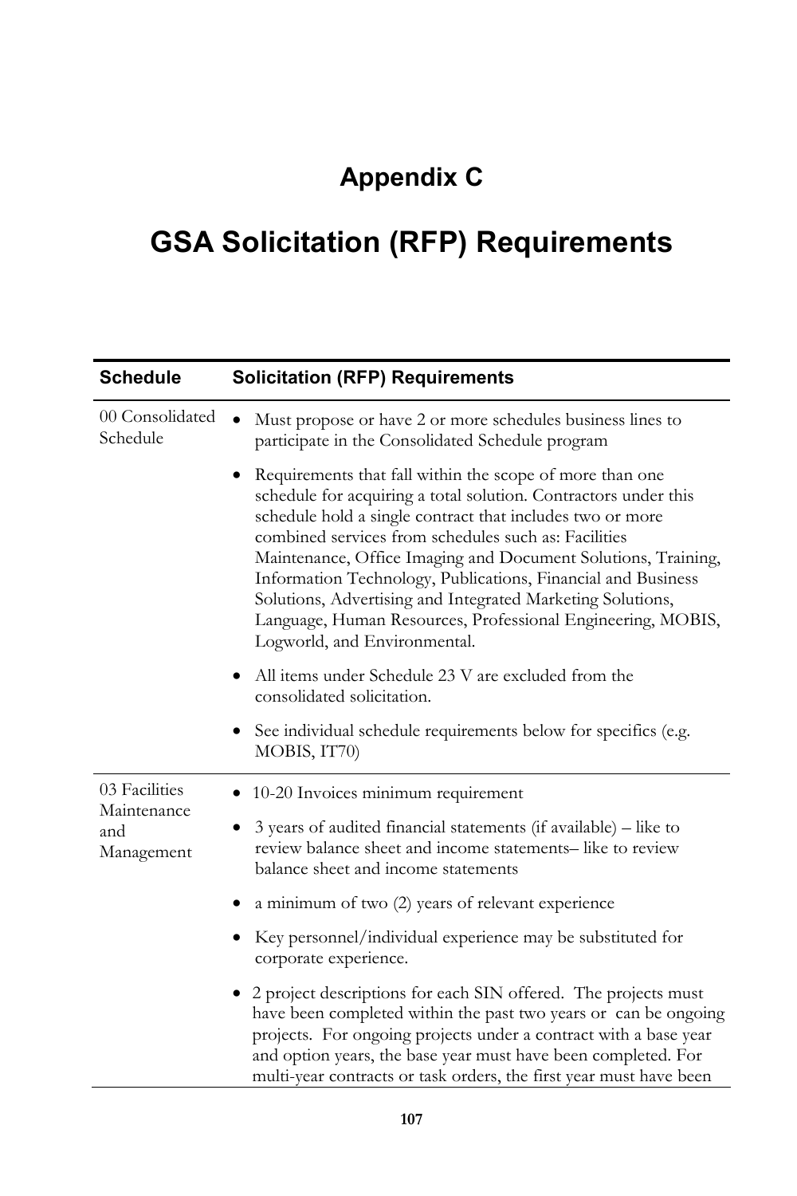# Appendix C

# GSA Solicitation (RFP) Requirements

| Schedule | Solicitation (RFP) Requirements |
|---|---|
| 00 Consolidated Schedule | • Must propose or have 2 or more schedules business lines to participate in the Consolidated Schedule program<br>• Requirements that fall within the scope of more than one schedule for acquiring a total solution. Contractors under this schedule hold a single contract that includes two or more combined services from schedules such as: Facilities Maintenance, Office Imaging and Document Solutions, Training, Information Technology, Publications, Financial and Business Solutions, Advertising and Integrated Marketing Solutions, Language, Human Resources, Professional Engineering, MOBIS, Logworld, and Environmental.<br>• All items under Schedule 23 V are excluded from the consolidated solicitation.<br>• See individual schedule requirements below for specifics (e.g. MOBIS, IT70) |
| 03 Facilities Maintenance and Management | • 10-20 Invoices minimum requirement<br>• 3 years of audited financial statements (if available) – like to review balance sheet and income statements– like to review balance sheet and income statements<br>• a minimum of two (2) years of relevant experience<br>• Key personnel/individual experience may be substituted for corporate experience.<br>• 2 project descriptions for each SIN offered. The projects must have been completed within the past two years or can be ongoing projects. For ongoing projects under a contract with a base year and option years, the base year must have been completed. For multi-year contracts or task orders, the first year must have been |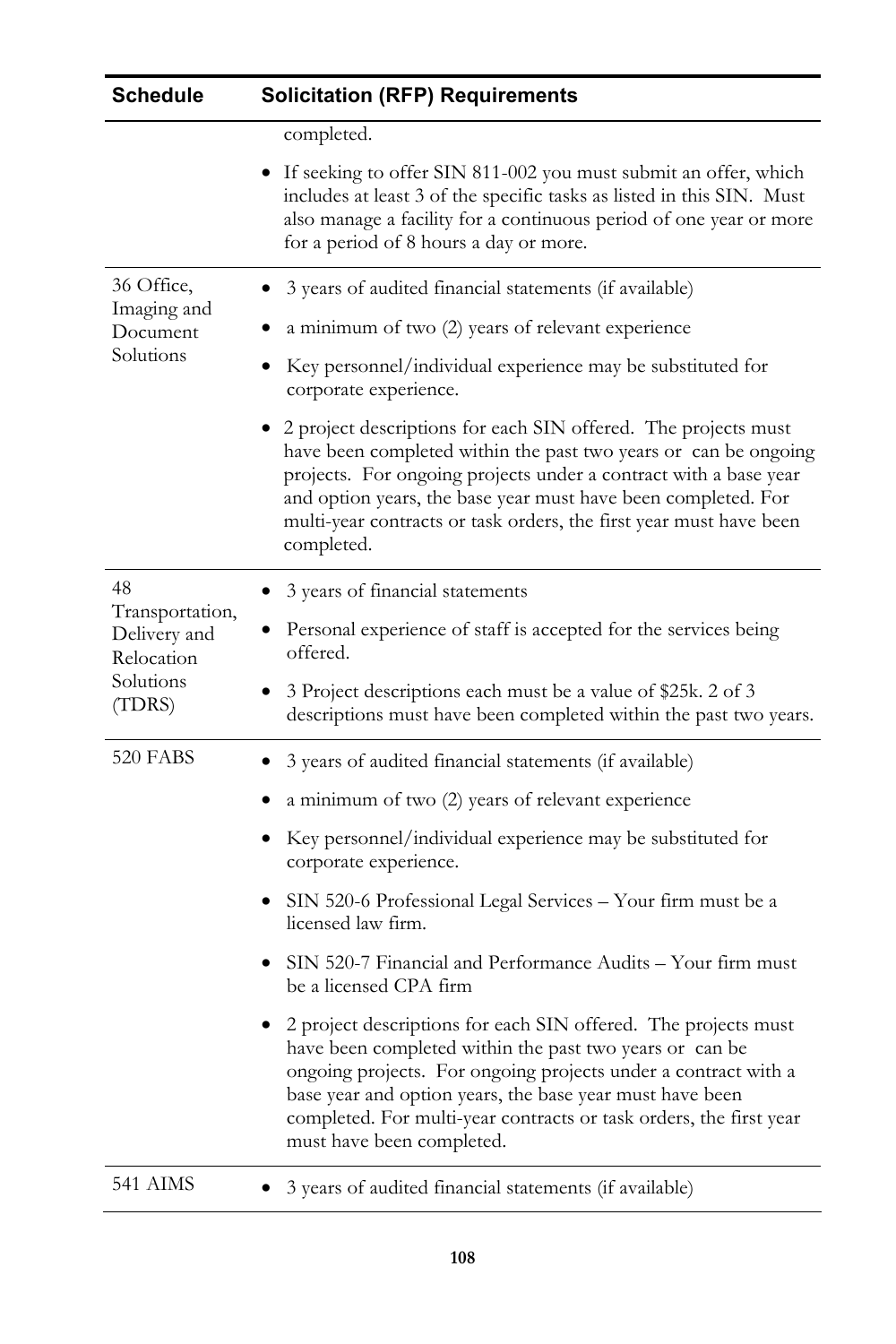| Schedule | Solicitation (RFP) Requirements |
|---|---|
| | completed.<br><br>• If seeking to offer SIN 811-002 you must submit an offer, which includes at least 3 of the specific tasks as listed in this SIN. Must also manage a facility for a continuous period of one year or more for a period of 8 hours a day or more. |
| 36 Office, Imaging and Document Solutions | • 3 years of audited financial statements (if available)<br><br>• a minimum of two (2) years of relevant experience<br><br>• Key personnel/individual experience may be substituted for corporate experience.<br><br>• 2 project descriptions for each SIN offered. The projects must have been completed within the past two years or can be ongoing projects. For ongoing projects under a contract with a base year and option years, the base year must have been completed. For multi-year contracts or task orders, the first year must have been completed. |
| 48 Transportation, Delivery and Relocation Solutions (TDRS) | • 3 years of financial statements<br><br>• Personal experience of staff is accepted for the services being offered.<br><br>• 3 Project descriptions each must be a value of $25k. 2 of 3 descriptions must have been completed within the past two years. |
| 520 FABS | • 3 years of audited financial statements (if available)<br><br>• a minimum of two (2) years of relevant experience<br><br>• Key personnel/individual experience may be substituted for corporate experience.<br><br>• SIN 520-6 Professional Legal Services – Your firm must be a licensed law firm.<br><br>• SIN 520-7 Financial and Performance Audits – Your firm must be a licensed CPA firm<br><br>• 2 project descriptions for each SIN offered. The projects must have been completed within the past two years or can be ongoing projects. For ongoing projects under a contract with a base year and option years, the base year must have been completed. For multi-year contracts or task orders, the first year must have been completed. |
| 541 AIMS | • 3 years of audited financial statements (if available) |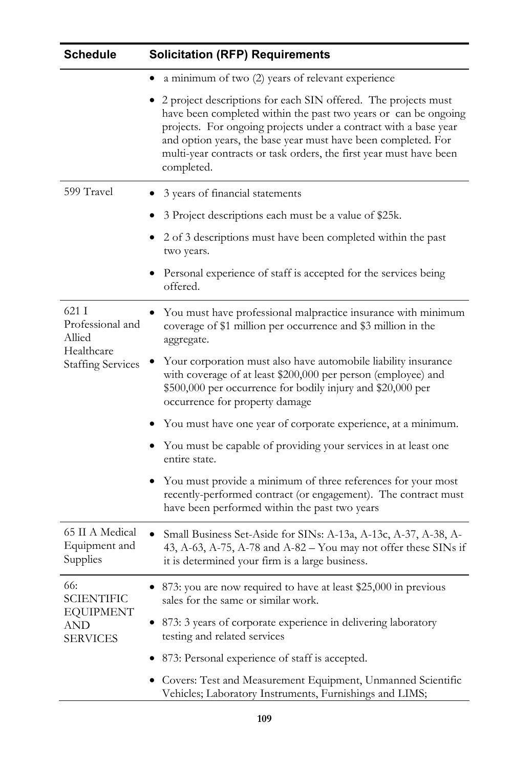| Schedule | Solicitation (RFP) Requirements |
|---|---|
| | • a minimum of two (2) years of relevant experience<br>• 2 project descriptions for each SIN offered. The projects must have been completed within the past two years or can be ongoing projects. For ongoing projects under a contract with a base year and option years, the base year must have been completed. For multi-year contracts or task orders, the first year must have been completed. |
| 599 Travel | • 3 years of financial statements<br>• 3 Project descriptions each must be a value of $25k.<br>• 2 of 3 descriptions must have been completed within the past two years.<br>• Personal experience of staff is accepted for the services being offered. |
| 621 I Professional and Allied Healthcare Staffing Services | • You must have professional malpractice insurance with minimum coverage of $1 million per occurrence and $3 million in the aggregate.<br>• Your corporation must also have automobile liability insurance with coverage of at least $200,000 per person (employee) and $500,000 per occurrence for bodily injury and $20,000 per occurrence for property damage<br>• You must have one year of corporate experience, at a minimum.<br>• You must be capable of providing your services in at least one entire state.<br>• You must provide a minimum of three references for your most recently-performed contract (or engagement). The contract must have been performed within the past two years |
| 65 II A Medical Equipment and Supplies | • Small Business Set-Aside for SINs: A-13a, A-13c, A-37, A-38, A-43, A-63, A-75, A-78 and A-82 – You may not offer these SINs if it is determined your firm is a large business. |
| 66: SCIENTIFIC EQUIPMENT AND SERVICES | • 873: you are now required to have at least $25,000 in previous sales for the same or similar work.<br>• 873: 3 years of corporate experience in delivering laboratory testing and related services<br>• 873: Personal experience of staff is accepted.<br>• Covers: Test and Measurement Equipment, Unmanned Scientific Vehicles; Laboratory Instruments, Furnishings and LIMS; |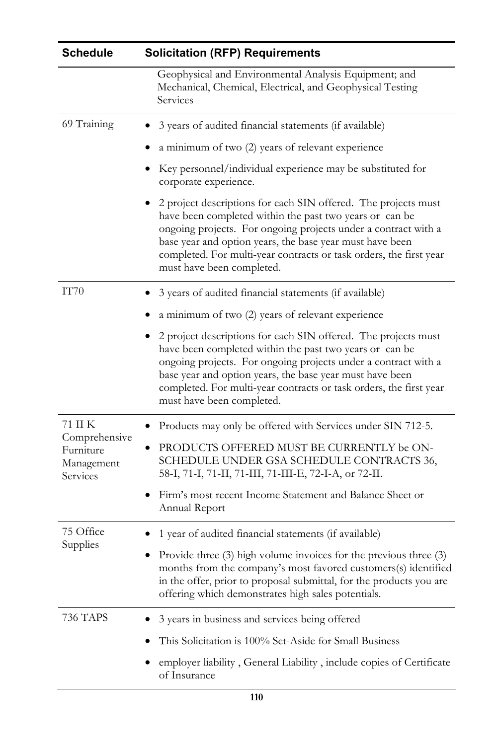| Schedule | Solicitation (RFP) Requirements |
| --- | --- |
| | Geophysical and Environmental Analysis Equipment; and Mechanical, Chemical, Electrical, and Geophysical Testing Services |
| 69 Training | • 3 years of audited financial statements (if available)<br>• a minimum of two (2) years of relevant experience<br>• Key personnel/individual experience may be substituted for corporate experience.<br>• 2 project descriptions for each SIN offered. The projects must have been completed within the past two years or can be ongoing projects. For ongoing projects under a contract with a base year and option years, the base year must have been completed. For multi-year contracts or task orders, the first year must have been completed. |
| IT70 | • 3 years of audited financial statements (if available)<br>• a minimum of two (2) years of relevant experience<br>• 2 project descriptions for each SIN offered. The projects must have been completed within the past two years or can be ongoing projects. For ongoing projects under a contract with a base year and option years, the base year must have been completed. For multi-year contracts or task orders, the first year must have been completed. |
| 71 II K Comprehensive Furniture Management Services | • Products may only be offered with Services under SIN 712-5.<br>• PRODUCTS OFFERED MUST BE CURRENTLY be ON-SCHEDULE UNDER GSA SCHEDULE CONTRACTS 36, 58-I, 71-I, 71-II, 71-III, 71-III-E, 72-I-A, or 72-II.<br>• Firm's most recent Income Statement and Balance Sheet or Annual Report |
| 75 Office Supplies | • 1 year of audited financial statements (if available)<br>• Provide three (3) high volume invoices for the previous three (3) months from the company's most favored customers(s) identified in the offer, prior to proposal submittal, for the products you are offering which demonstrates high sales potentials. |
| 736 TAPS | • 3 years in business and services being offered<br>• This Solicitation is 100% Set-Aside for Small Business<br>• employer liability , General Liability , include copies of Certificate of Insurance |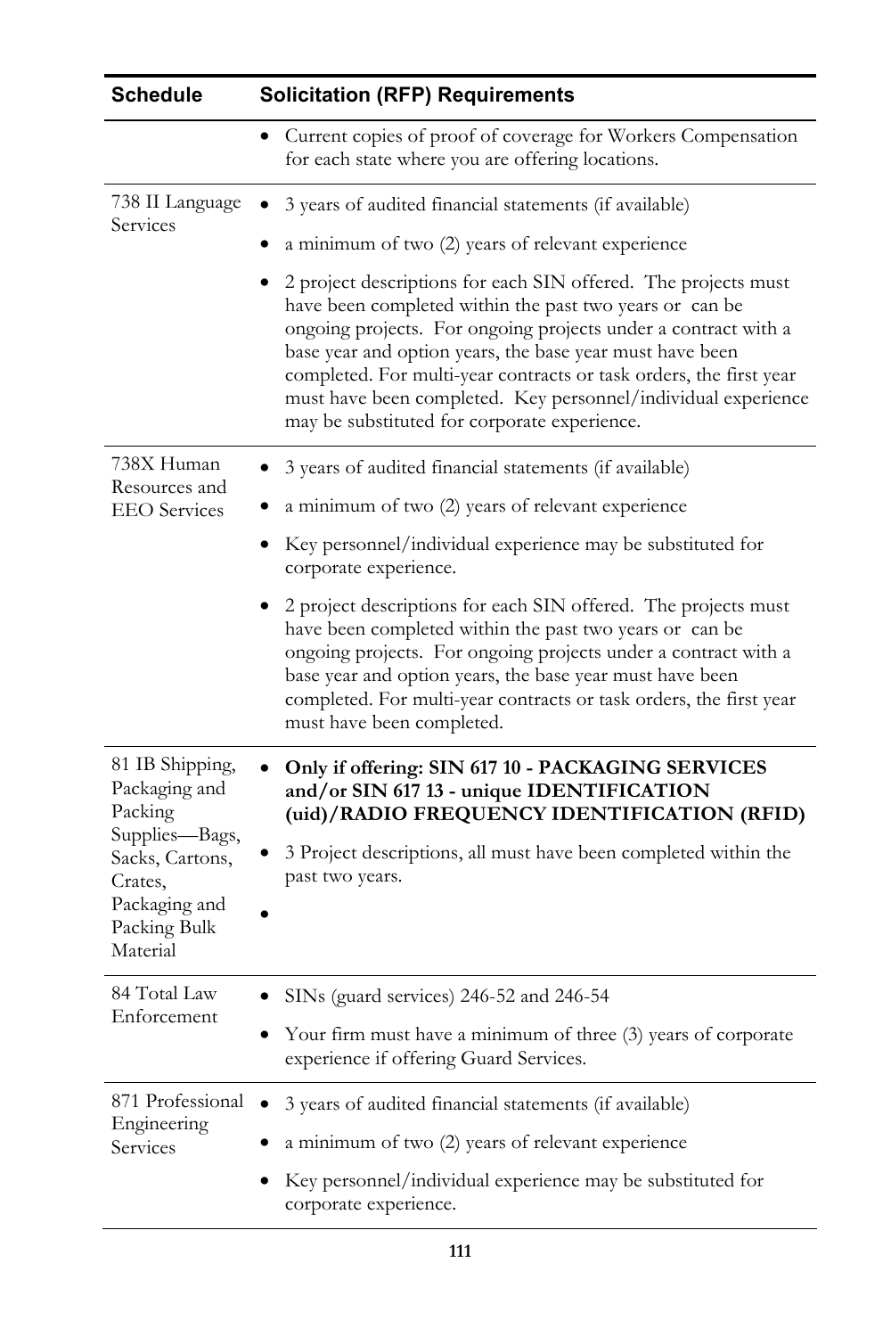| Schedule | Solicitation (RFP) Requirements |
|---|---|
| | • Current copies of proof of coverage for Workers Compensation for each state where you are offering locations. |
| 738 II Language Services | • 3 years of audited financial statements (if available)<br>• a minimum of two (2) years of relevant experience<br>• 2 project descriptions for each SIN offered. The projects must have been completed within the past two years or can be ongoing projects. For ongoing projects under a contract with a base year and option years, the base year must have been completed. For multi-year contracts or task orders, the first year must have been completed. Key personnel/individual experience may be substituted for corporate experience. |
| 738X Human Resources and EEO Services | • 3 years of audited financial statements (if available)<br>• a minimum of two (2) years of relevant experience<br>• Key personnel/individual experience may be substituted for corporate experience.<br>• 2 project descriptions for each SIN offered. The projects must have been completed within the past two years or can be ongoing projects. For ongoing projects under a contract with a base year and option years, the base year must have been completed. For multi-year contracts or task orders, the first year must have been completed. |
| 81 IB Shipping, Packaging and Packing Supplies—Bags, Sacks, Cartons, Crates, Packaging and Packing Bulk Material | • **Only if offering: SIN 617 10 - PACKAGING SERVICES and/or SIN 617 13 - unique IDENTIFICATION (uid)/RADIO FREQUENCY IDENTIFICATION (RFID)**<br>• 3 Project descriptions, all must have been completed within the past two years.<br>• |
| 84 Total Law Enforcement | • SINs (guard services) 246-52 and 246-54<br>• Your firm must have a minimum of three (3) years of corporate experience if offering Guard Services. |
| 871 Professional Engineering Services | • 3 years of audited financial statements (if available)<br>• a minimum of two (2) years of relevant experience<br>• Key personnel/individual experience may be substituted for corporate experience. |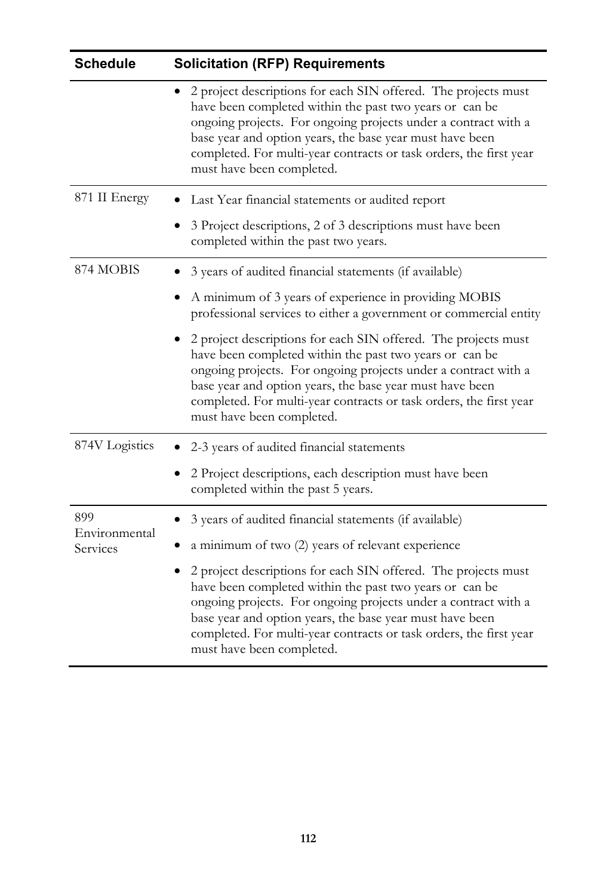| Schedule | Solicitation (RFP) Requirements |
|---|---|
| | • 2 project descriptions for each SIN offered. The projects must have been completed within the past two years or can be ongoing projects. For ongoing projects under a contract with a base year and option years, the base year must have been completed. For multi-year contracts or task orders, the first year must have been completed. |
| 871 II Energy | • Last Year financial statements or audited report<br>• 3 Project descriptions, 2 of 3 descriptions must have been completed within the past two years. |
| 874 MOBIS | • 3 years of audited financial statements (if available)<br>• A minimum of 3 years of experience in providing MOBIS professional services to either a government or commercial entity<br>• 2 project descriptions for each SIN offered. The projects must have been completed within the past two years or can be ongoing projects. For ongoing projects under a contract with a base year and option years, the base year must have been completed. For multi-year contracts or task orders, the first year must have been completed. |
| 874V Logistics | • 2-3 years of audited financial statements<br>• 2 Project descriptions, each description must have been completed within the past 5 years. |
| 899 Environmental Services | • 3 years of audited financial statements (if available)<br>• a minimum of two (2) years of relevant experience<br>• 2 project descriptions for each SIN offered. The projects must have been completed within the past two years or can be ongoing projects. For ongoing projects under a contract with a base year and option years, the base year must have been completed. For multi-year contracts or task orders, the first year must have been completed. |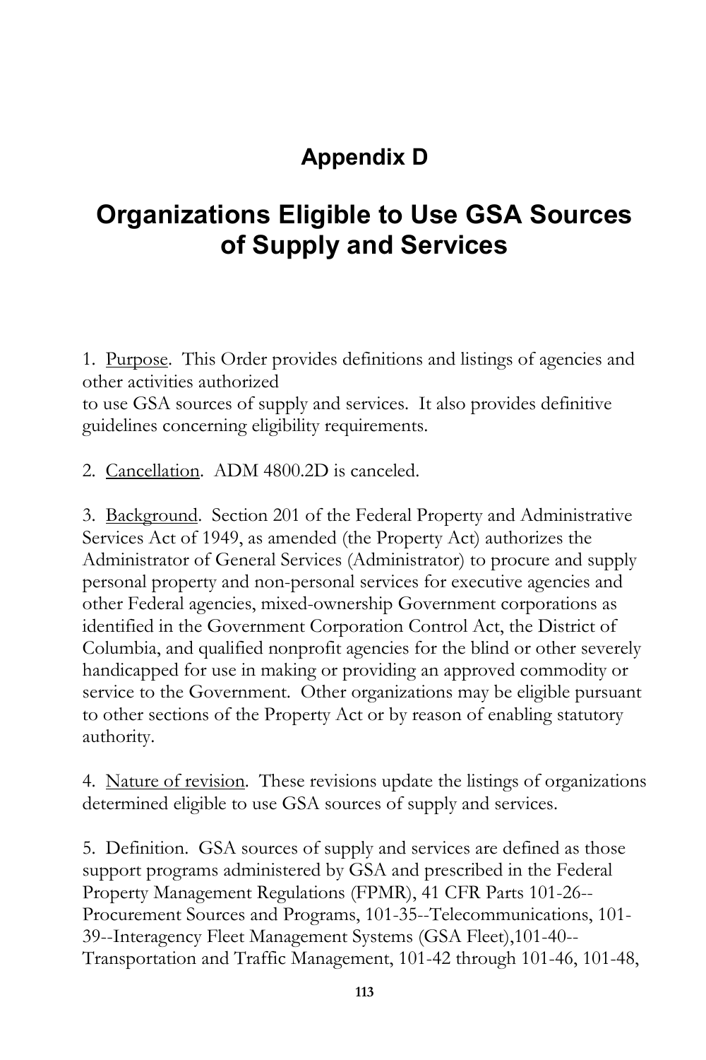# Appendix D

# Organizations Eligible to Use GSA Sources of Supply and Services

1. Purpose. This Order provides definitions and listings of agencies and other activities authorized
to use GSA sources of supply and services. It also provides definitive guidelines concerning eligibility requirements.

2. Cancellation. ADM 4800.2D is canceled.

3. Background. Section 201 of the Federal Property and Administrative Services Act of 1949, as amended (the Property Act) authorizes the Administrator of General Services (Administrator) to procure and supply personal property and non-personal services for executive agencies and other Federal agencies, mixed-ownership Government corporations as identified in the Government Corporation Control Act, the District of Columbia, and qualified nonprofit agencies for the blind or other severely handicapped for use in making or providing an approved commodity or service to the Government. Other organizations may be eligible pursuant to other sections of the Property Act or by reason of enabling statutory authority.

4. Nature of revision. These revisions update the listings of organizations determined eligible to use GSA sources of supply and services.

5. Definition. GSA sources of supply and services are defined as those support programs administered by GSA and prescribed in the Federal Property Management Regulations (FPMR), 41 CFR Parts 101-26--Procurement Sources and Programs, 101-35--Telecommunications, 101-39--Interagency Fleet Management Systems (GSA Fleet),101-40--Transportation and Traffic Management, 101-42 through 101-46, 101-48,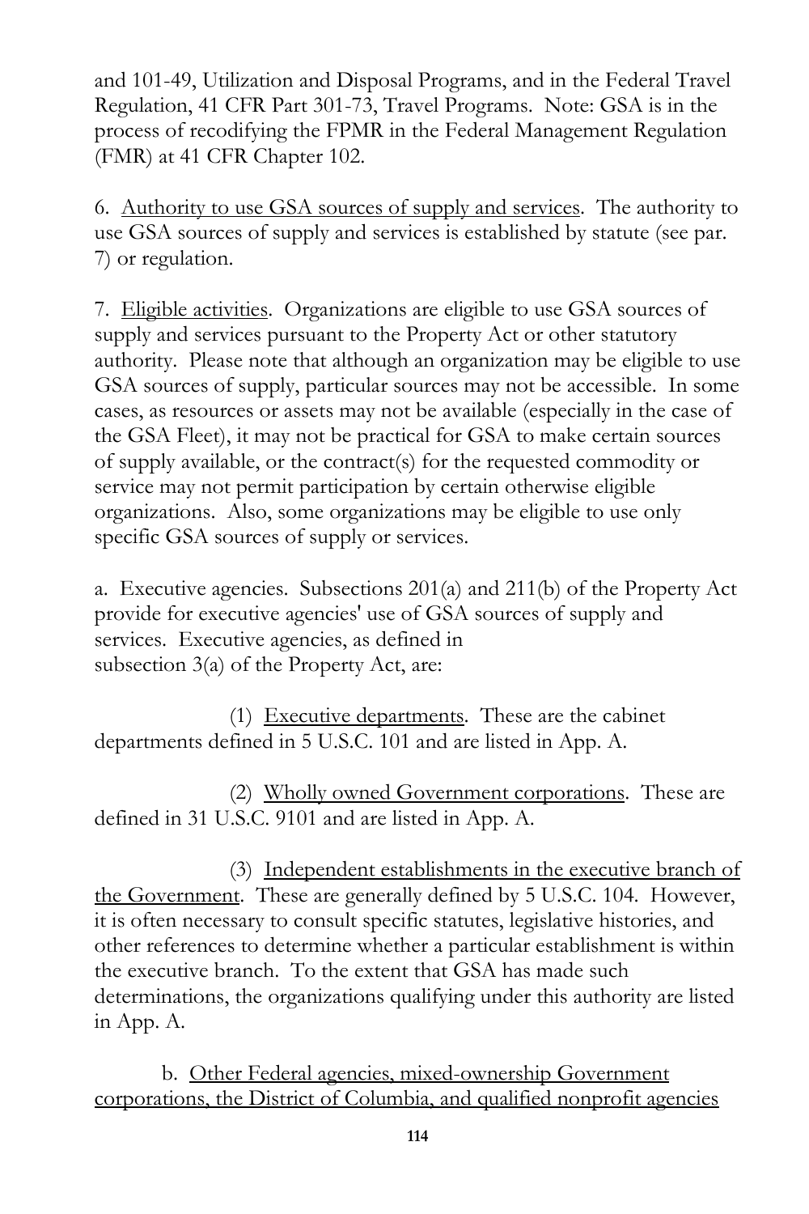and 101-49, Utilization and Disposal Programs, and in the Federal Travel Regulation, 41 CFR Part 301-73, Travel Programs. Note: GSA is in the process of recodifying the FPMR in the Federal Management Regulation (FMR) at 41 CFR Chapter 102.

6. <u>Authority to use GSA sources of supply and services</u>. The authority to use GSA sources of supply and services is established by statute (see par. 7) or regulation.

7. <u>Eligible activities</u>. Organizations are eligible to use GSA sources of supply and services pursuant to the Property Act or other statutory authority. Please note that although an organization may be eligible to use GSA sources of supply, particular sources may not be accessible. In some cases, as resources or assets may not be available (especially in the case of the GSA Fleet), it may not be practical for GSA to make certain sources of supply available, or the contract(s) for the requested commodity or service may not permit participation by certain otherwise eligible organizations. Also, some organizations may be eligible to use only specific GSA sources of supply or services.

a. Executive agencies. Subsections 201(a) and 211(b) of the Property Act provide for executive agencies' use of GSA sources of supply and services. Executive agencies, as defined in subsection 3(a) of the Property Act, are:

(1) <u>Executive departments</u>. These are the cabinet departments defined in 5 U.S.C. 101 and are listed in App. A.

(2) <u>Wholly owned Government corporations</u>. These are defined in 31 U.S.C. 9101 and are listed in App. A.

(3) <u>Independent establishments in the executive branch of the Government</u>. These are generally defined by 5 U.S.C. 104. However, it is often necessary to consult specific statutes, legislative histories, and other references to determine whether a particular establishment is within the executive branch. To the extent that GSA has made such determinations, the organizations qualifying under this authority are listed in App. A.

b. <u>Other Federal agencies, mixed-ownership Government corporations, the District of Columbia, and qualified nonprofit agencies</u>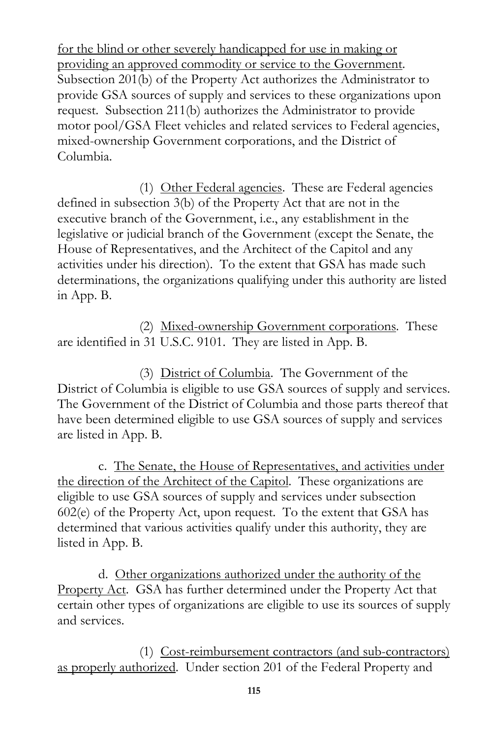<u>for the blind or other severely handicapped for use in making or providing an approved commodity or service to the Government</u>. Subsection 201(b) of the Property Act authorizes the Administrator to provide GSA sources of supply and services to these organizations upon request. Subsection 211(b) authorizes the Administrator to provide motor pool/GSA Fleet vehicles and related services to Federal agencies, mixed-ownership Government corporations, and the District of Columbia.

(1) <u>Other Federal agencies</u>. These are Federal agencies defined in subsection 3(b) of the Property Act that are not in the executive branch of the Government, i.e., any establishment in the legislative or judicial branch of the Government (except the Senate, the House of Representatives, and the Architect of the Capitol and any activities under his direction). To the extent that GSA has made such determinations, the organizations qualifying under this authority are listed in App. B.

(2) <u>Mixed-ownership Government corporations</u>. These are identified in 31 U.S.C. 9101. They are listed in App. B.

(3) <u>District of Columbia</u>. The Government of the District of Columbia is eligible to use GSA sources of supply and services. The Government of the District of Columbia and those parts thereof that have been determined eligible to use GSA sources of supply and services are listed in App. B.

c. <u>The Senate, the House of Representatives, and activities under the direction of the Architect of the Capitol</u>. These organizations are eligible to use GSA sources of supply and services under subsection 602(e) of the Property Act, upon request. To the extent that GSA has determined that various activities qualify under this authority, they are listed in App. B.

d. <u>Other organizations authorized under the authority of the Property Act</u>. GSA has further determined under the Property Act that certain other types of organizations are eligible to use its sources of supply and services.

(1) <u>Cost-reimbursement contractors (and sub-contractors) as properly authorized</u>. Under section 201 of the Federal Property and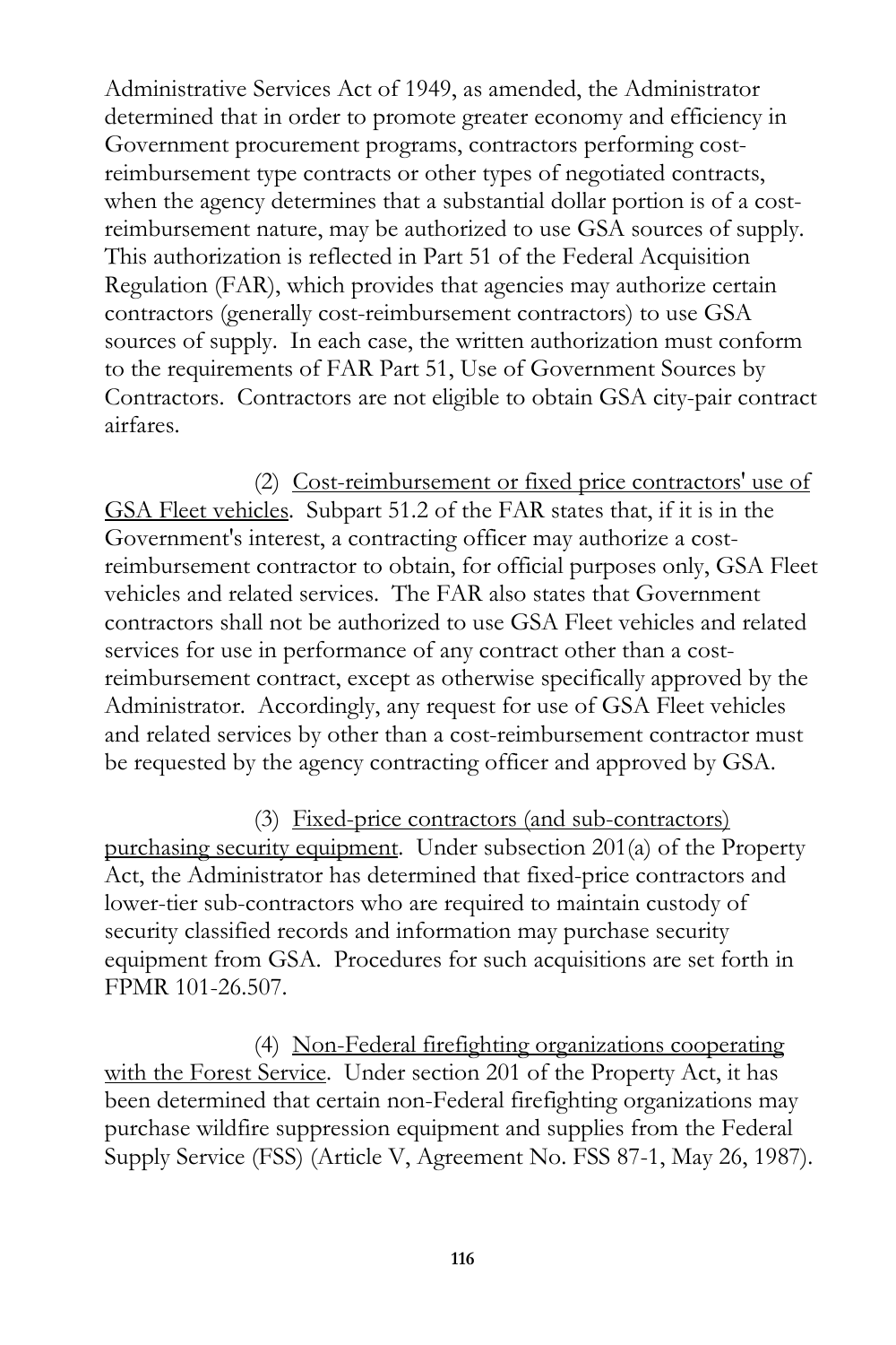Administrative Services Act of 1949, as amended, the Administrator determined that in order to promote greater economy and efficiency in Government procurement programs, contractors performing cost-reimbursement type contracts or other types of negotiated contracts, when the agency determines that a substantial dollar portion is of a cost-reimbursement nature, may be authorized to use GSA sources of supply. This authorization is reflected in Part 51 of the Federal Acquisition Regulation (FAR), which provides that agencies may authorize certain contractors (generally cost-reimbursement contractors) to use GSA sources of supply. In each case, the written authorization must conform to the requirements of FAR Part 51, Use of Government Sources by Contractors. Contractors are not eligible to obtain GSA city-pair contract airfares.

(2) <u>Cost-reimbursement or fixed price contractors' use of GSA Fleet vehicles</u>. Subpart 51.2 of the FAR states that, if it is in the Government's interest, a contracting officer may authorize a cost-reimbursement contractor to obtain, for official purposes only, GSA Fleet vehicles and related services. The FAR also states that Government contractors shall not be authorized to use GSA Fleet vehicles and related services for use in performance of any contract other than a cost-reimbursement contract, except as otherwise specifically approved by the Administrator. Accordingly, any request for use of GSA Fleet vehicles and related services by other than a cost-reimbursement contractor must be requested by the agency contracting officer and approved by GSA.

(3) <u>Fixed-price contractors (and sub-contractors) purchasing security equipment</u>. Under subsection 201(a) of the Property Act, the Administrator has determined that fixed-price contractors and lower-tier sub-contractors who are required to maintain custody of security classified records and information may purchase security equipment from GSA. Procedures for such acquisitions are set forth in FPMR 101-26.507.

(4) <u>Non-Federal firefighting organizations cooperating with the Forest Service</u>. Under section 201 of the Property Act, it has been determined that certain non-Federal firefighting organizations may purchase wildfire suppression equipment and supplies from the Federal Supply Service (FSS) (Article V, Agreement No. FSS 87-1, May 26, 1987).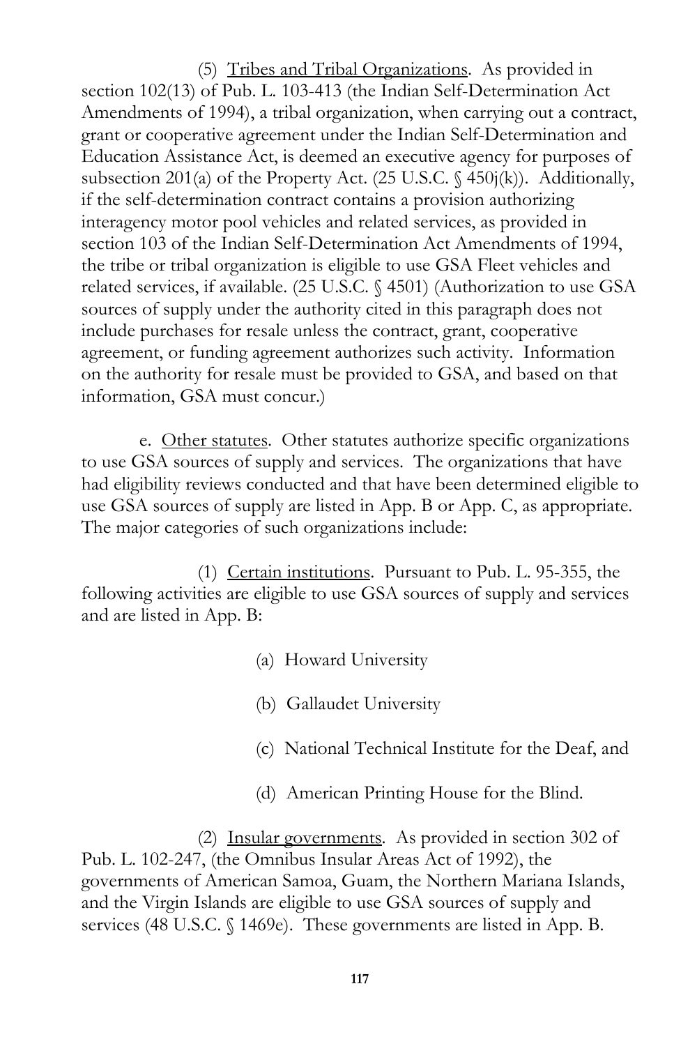(5) Tribes and Tribal Organizations. As provided in section 102(13) of Pub. L. 103-413 (the Indian Self-Determination Act Amendments of 1994), a tribal organization, when carrying out a contract, grant or cooperative agreement under the Indian Self-Determination and Education Assistance Act, is deemed an executive agency for purposes of subsection 201(a) of the Property Act. (25 U.S.C. § 450j(k)). Additionally, if the self-determination contract contains a provision authorizing interagency motor pool vehicles and related services, as provided in section 103 of the Indian Self-Determination Act Amendments of 1994, the tribe or tribal organization is eligible to use GSA Fleet vehicles and related services, if available. (25 U.S.C. § 4501) (Authorization to use GSA sources of supply under the authority cited in this paragraph does not include purchases for resale unless the contract, grant, cooperative agreement, or funding agreement authorizes such activity. Information on the authority for resale must be provided to GSA, and based on that information, GSA must concur.)

e. Other statutes. Other statutes authorize specific organizations to use GSA sources of supply and services. The organizations that have had eligibility reviews conducted and that have been determined eligible to use GSA sources of supply are listed in App. B or App. C, as appropriate. The major categories of such organizations include:

(1) Certain institutions. Pursuant to Pub. L. 95-355, the following activities are eligible to use GSA sources of supply and services and are listed in App. B:

(a) Howard University

(b) Gallaudet University

(c) National Technical Institute for the Deaf, and

(d) American Printing House for the Blind.

(2) Insular governments. As provided in section 302 of Pub. L. 102-247, (the Omnibus Insular Areas Act of 1992), the governments of American Samoa, Guam, the Northern Mariana Islands, and the Virgin Islands are eligible to use GSA sources of supply and services (48 U.S.C. § 1469e). These governments are listed in App. B.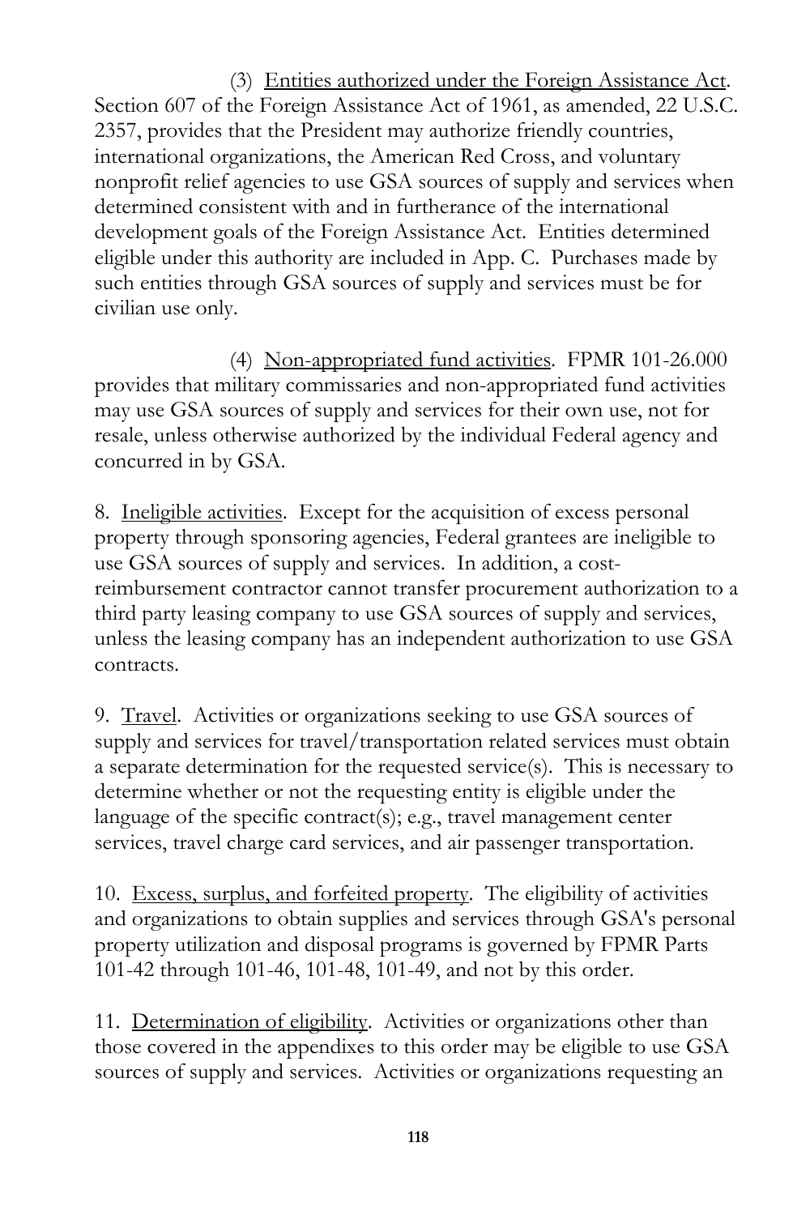(3) Entities authorized under the Foreign Assistance Act. Section 607 of the Foreign Assistance Act of 1961, as amended, 22 U.S.C. 2357, provides that the President may authorize friendly countries, international organizations, the American Red Cross, and voluntary nonprofit relief agencies to use GSA sources of supply and services when determined consistent with and in furtherance of the international development goals of the Foreign Assistance Act. Entities determined eligible under this authority are included in App. C. Purchases made by such entities through GSA sources of supply and services must be for civilian use only.

(4) Non-appropriated fund activities. FPMR 101-26.000 provides that military commissaries and non-appropriated fund activities may use GSA sources of supply and services for their own use, not for resale, unless otherwise authorized by the individual Federal agency and concurred in by GSA.

8. Ineligible activities. Except for the acquisition of excess personal property through sponsoring agencies, Federal grantees are ineligible to use GSA sources of supply and services. In addition, a cost-reimbursement contractor cannot transfer procurement authorization to a third party leasing company to use GSA sources of supply and services, unless the leasing company has an independent authorization to use GSA contracts.

9. Travel. Activities or organizations seeking to use GSA sources of supply and services for travel/transportation related services must obtain a separate determination for the requested service(s). This is necessary to determine whether or not the requesting entity is eligible under the language of the specific contract(s); e.g., travel management center services, travel charge card services, and air passenger transportation.

10. Excess, surplus, and forfeited property. The eligibility of activities and organizations to obtain supplies and services through GSA's personal property utilization and disposal programs is governed by FPMR Parts 101-42 through 101-46, 101-48, 101-49, and not by this order.

11. Determination of eligibility. Activities or organizations other than those covered in the appendixes to this order may be eligible to use GSA sources of supply and services. Activities or organizations requesting an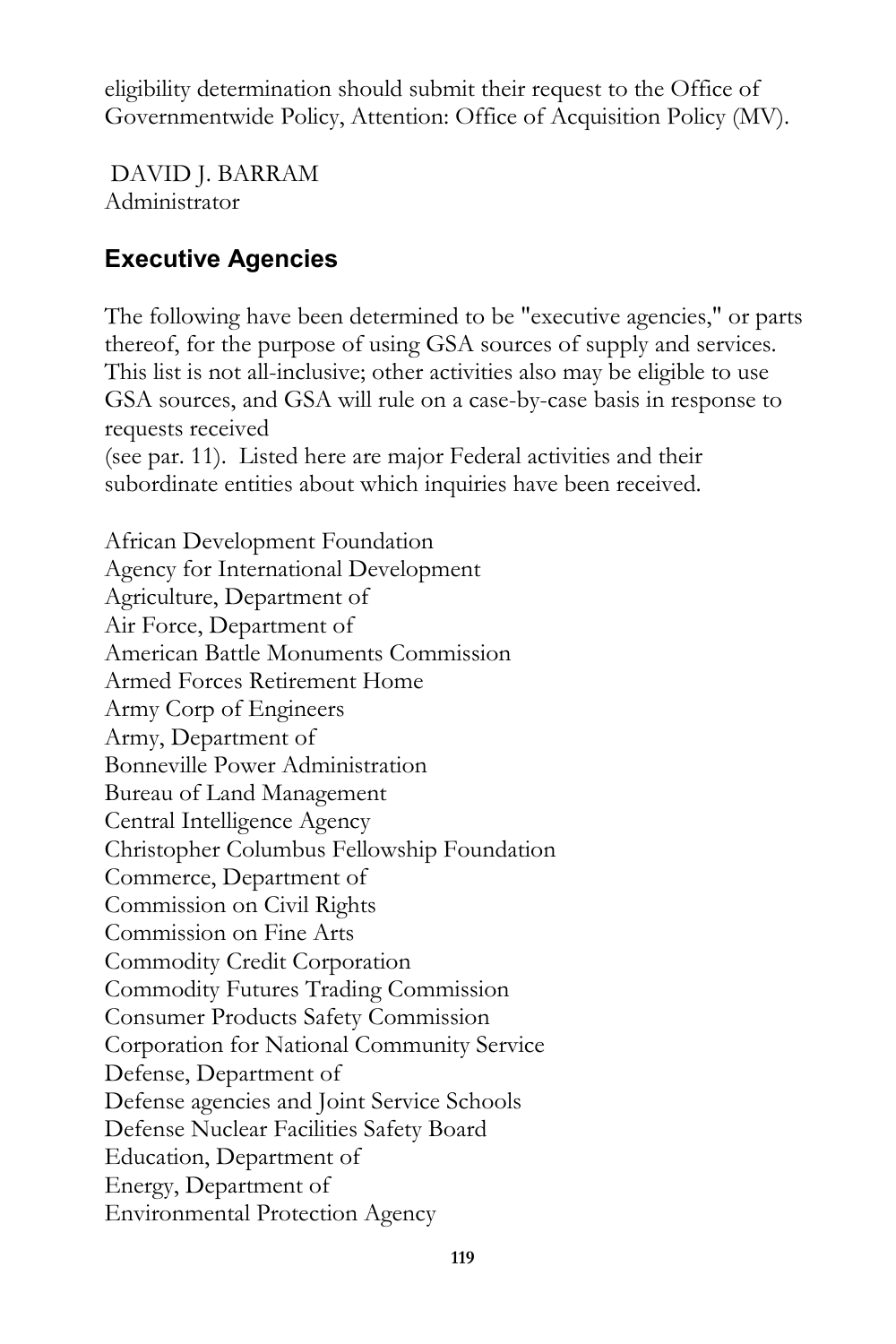eligibility determination should submit their request to the Office of Governmentwide Policy, Attention: Office of Acquisition Policy (MV).

DAVID J. BARRAM
Administrator

## Executive Agencies

The following have been determined to be "executive agencies," or parts thereof, for the purpose of using GSA sources of supply and services. This list is not all-inclusive; other activities also may be eligible to use GSA sources, and GSA will rule on a case-by-case basis in response to requests received
(see par. 11). Listed here are major Federal activities and their subordinate entities about which inquiries have been received.

African Development Foundation
Agency for International Development
Agriculture, Department of
Air Force, Department of
American Battle Monuments Commission
Armed Forces Retirement Home
Army Corp of Engineers
Army, Department of
Bonneville Power Administration
Bureau of Land Management
Central Intelligence Agency
Christopher Columbus Fellowship Foundation
Commerce, Department of
Commission on Civil Rights
Commission on Fine Arts
Commodity Credit Corporation
Commodity Futures Trading Commission
Consumer Products Safety Commission
Corporation for National Community Service
Defense, Department of
Defense agencies and Joint Service Schools
Defense Nuclear Facilities Safety Board
Education, Department of
Energy, Department of
Environmental Protection Agency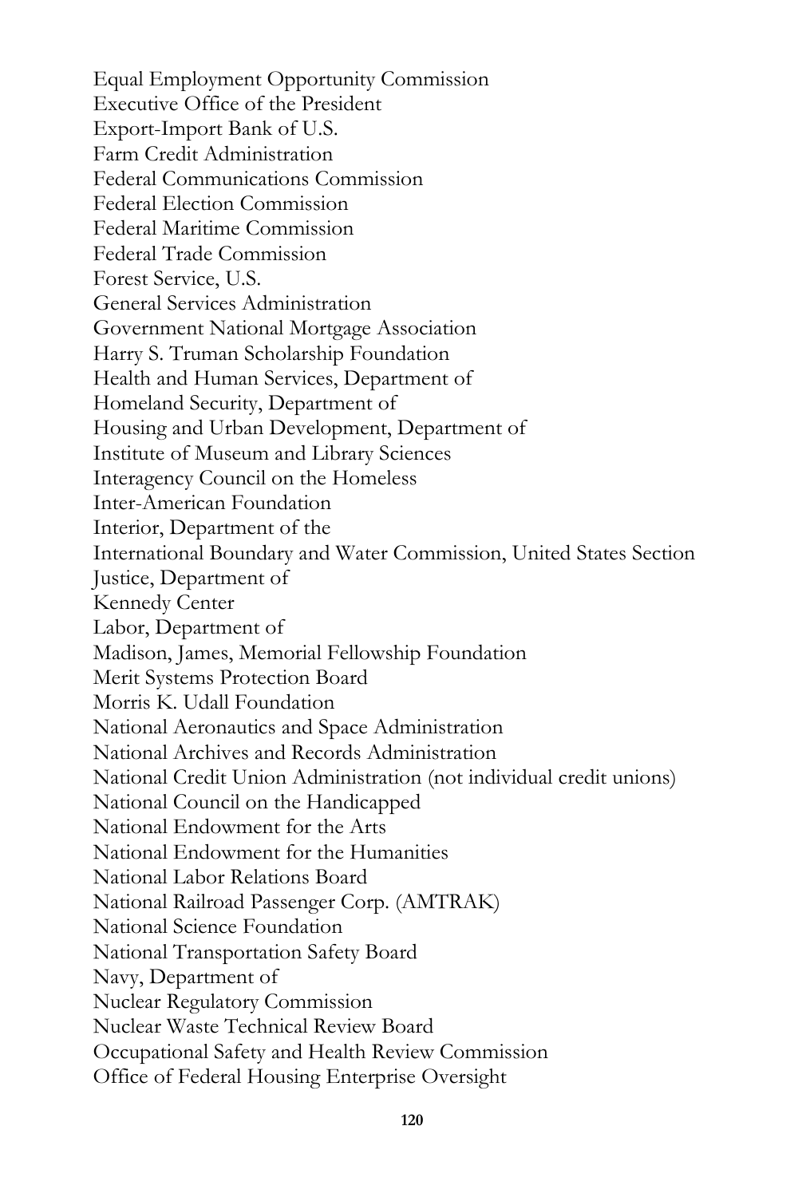Equal Employment Opportunity Commission
Executive Office of the President
Export-Import Bank of U.S.
Farm Credit Administration
Federal Communications Commission
Federal Election Commission
Federal Maritime Commission
Federal Trade Commission
Forest Service, U.S.
General Services Administration
Government National Mortgage Association
Harry S. Truman Scholarship Foundation
Health and Human Services, Department of
Homeland Security, Department of
Housing and Urban Development, Department of
Institute of Museum and Library Sciences
Interagency Council on the Homeless
Inter-American Foundation
Interior, Department of the
International Boundary and Water Commission, United States Section
Justice, Department of
Kennedy Center
Labor, Department of
Madison, James, Memorial Fellowship Foundation
Merit Systems Protection Board
Morris K. Udall Foundation
National Aeronautics and Space Administration
National Archives and Records Administration
National Credit Union Administration (not individual credit unions)
National Council on the Handicapped
National Endowment for the Arts
National Endowment for the Humanities
National Labor Relations Board
National Railroad Passenger Corp. (AMTRAK)
National Science Foundation
National Transportation Safety Board
Navy, Department of
Nuclear Regulatory Commission
Nuclear Waste Technical Review Board
Occupational Safety and Health Review Commission
Office of Federal Housing Enterprise Oversight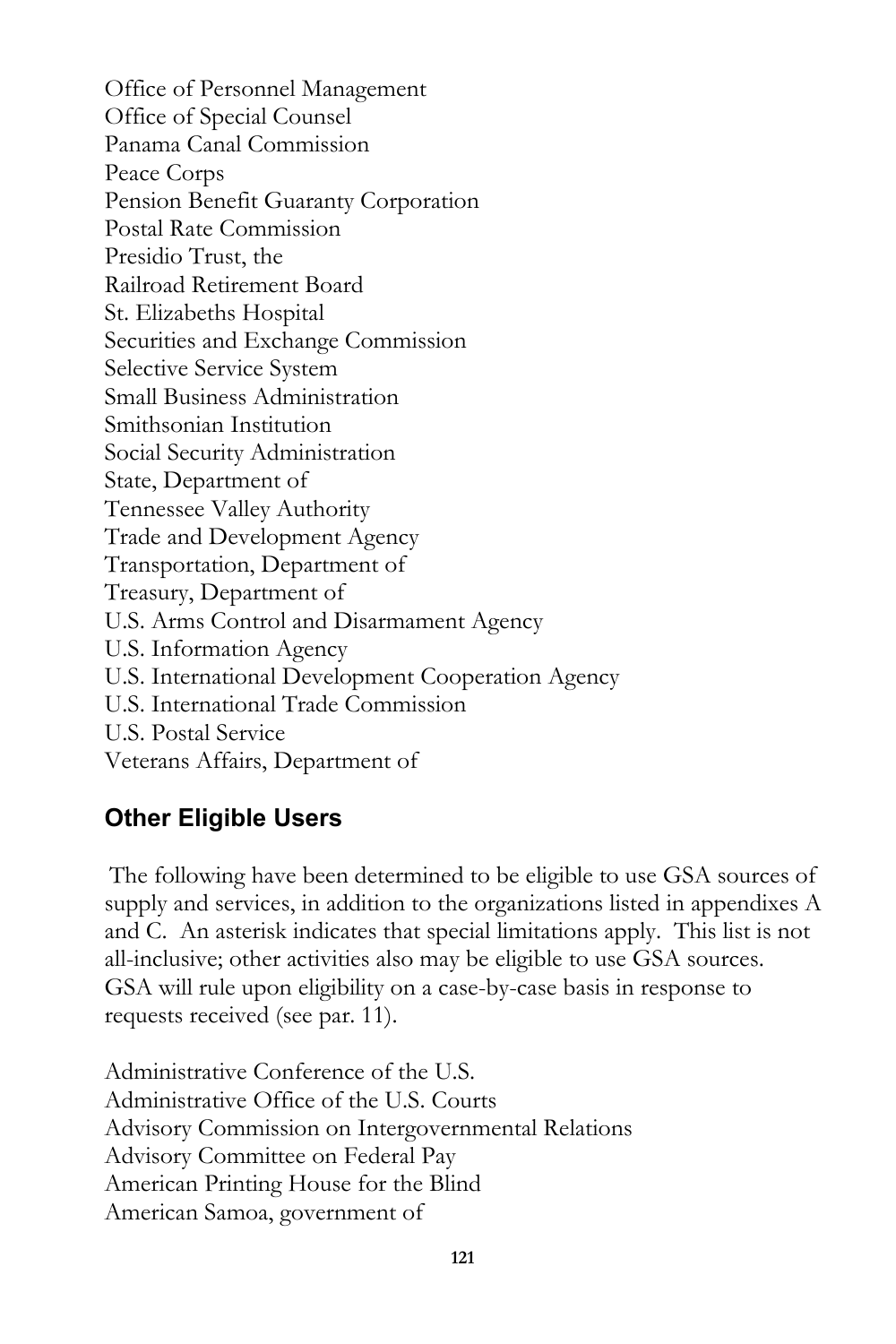Office of Personnel Management
Office of Special Counsel
Panama Canal Commission
Peace Corps
Pension Benefit Guaranty Corporation
Postal Rate Commission
Presidio Trust, the
Railroad Retirement Board
St. Elizabeths Hospital
Securities and Exchange Commission
Selective Service System
Small Business Administration
Smithsonian Institution
Social Security Administration
State, Department of
Tennessee Valley Authority
Trade and Development Agency
Transportation, Department of
Treasury, Department of
U.S. Arms Control and Disarmament Agency
U.S. Information Agency
U.S. International Development Cooperation Agency
U.S. International Trade Commission
U.S. Postal Service
Veterans Affairs, Department of

## Other Eligible Users

The following have been determined to be eligible to use GSA sources of supply and services, in addition to the organizations listed in appendixes A and C. An asterisk indicates that special limitations apply. This list is not all-inclusive; other activities also may be eligible to use GSA sources. GSA will rule upon eligibility on a case-by-case basis in response to requests received (see par. 11).

Administrative Conference of the U.S.
Administrative Office of the U.S. Courts
Advisory Commission on Intergovernmental Relations
Advisory Committee on Federal Pay
American Printing House for the Blind
American Samoa, government of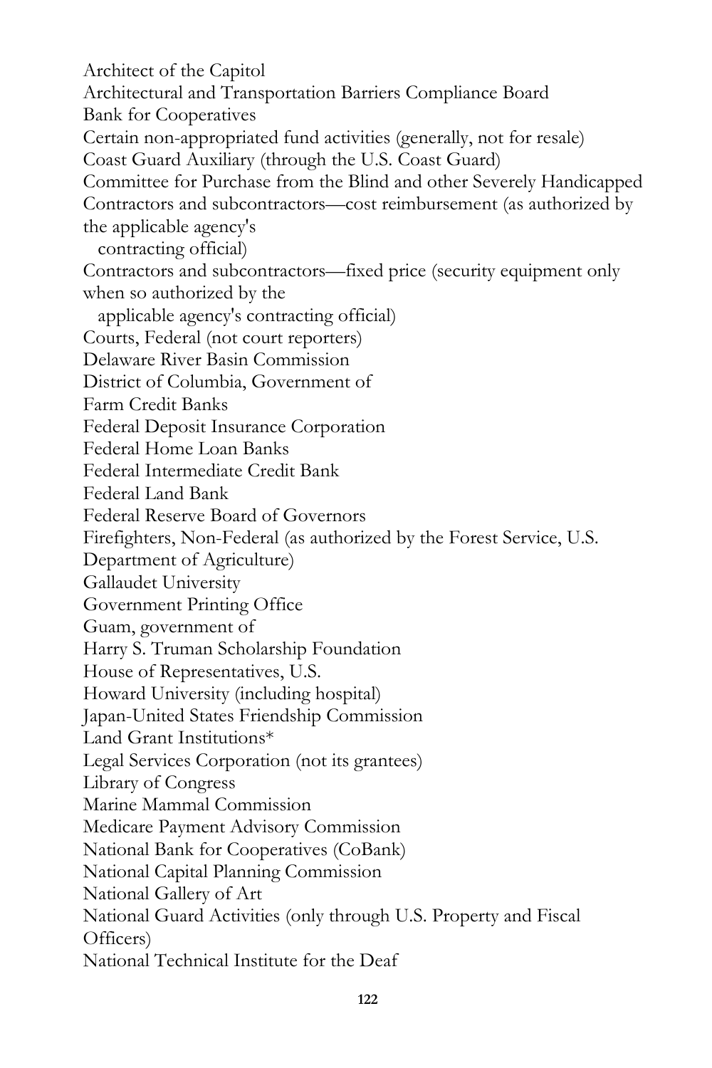Architect of the Capitol
Architectural and Transportation Barriers Compliance Board
Bank for Cooperatives
Certain non-appropriated fund activities (generally, not for resale)
Coast Guard Auxiliary (through the U.S. Coast Guard)
Committee for Purchase from the Blind and other Severely Handicapped
Contractors and subcontractors—cost reimbursement (as authorized by the applicable agency's contracting official)
Contractors and subcontractors—fixed price (security equipment only when so authorized by the applicable agency's contracting official)
Courts, Federal (not court reporters)
Delaware River Basin Commission
District of Columbia, Government of
Farm Credit Banks
Federal Deposit Insurance Corporation
Federal Home Loan Banks
Federal Intermediate Credit Bank
Federal Land Bank
Federal Reserve Board of Governors
Firefighters, Non-Federal (as authorized by the Forest Service, U.S. Department of Agriculture)
Gallaudet University
Government Printing Office
Guam, government of
Harry S. Truman Scholarship Foundation
House of Representatives, U.S.
Howard University (including hospital)
Japan-United States Friendship Commission
Land Grant Institutions*
Legal Services Corporation (not its grantees)
Library of Congress
Marine Mammal Commission
Medicare Payment Advisory Commission
National Bank for Cooperatives (CoBank)
National Capital Planning Commission
National Gallery of Art
National Guard Activities (only through U.S. Property and Fiscal Officers)
National Technical Institute for the Deaf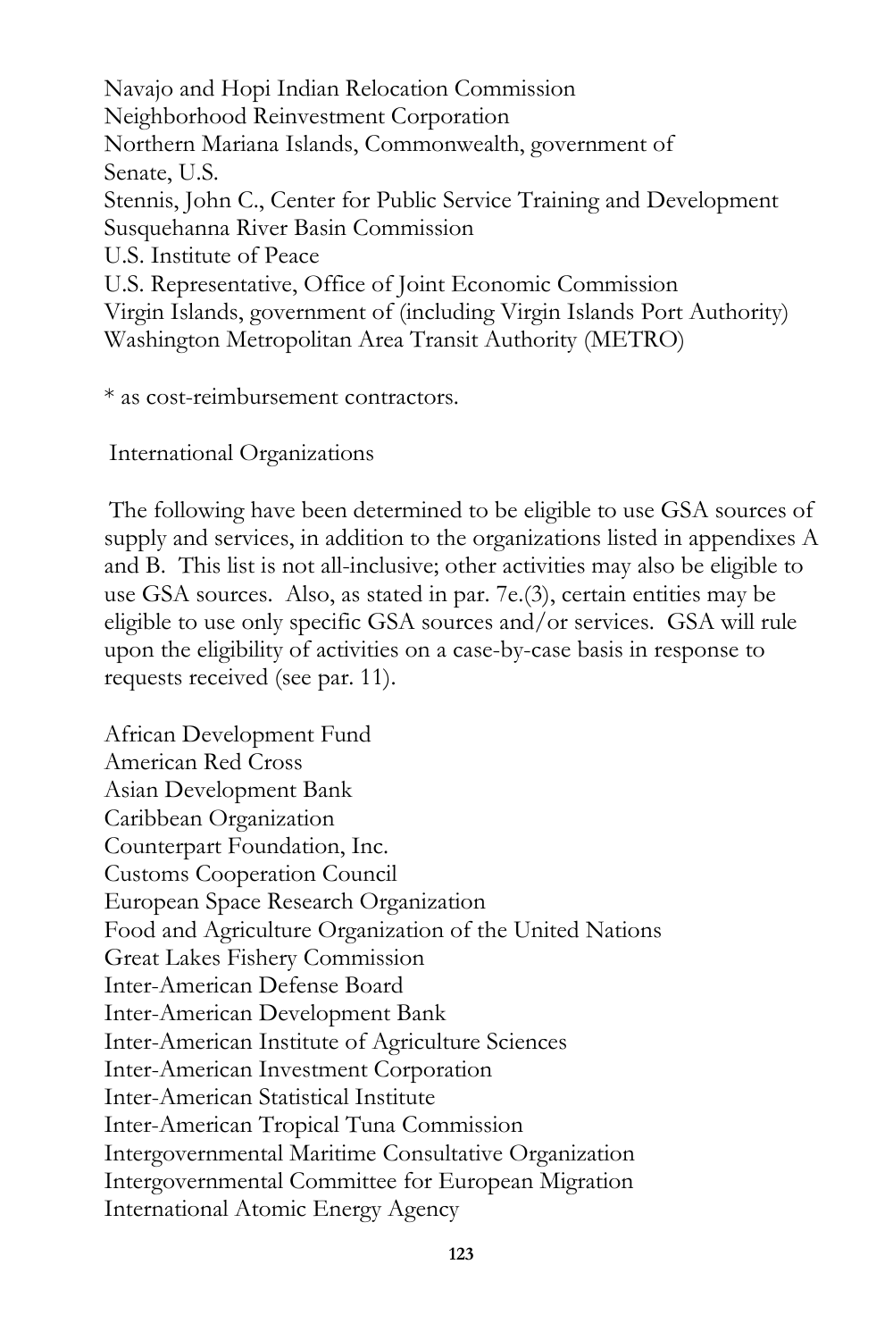Navajo and Hopi Indian Relocation Commission
Neighborhood Reinvestment Corporation
Northern Mariana Islands, Commonwealth, government of
Senate, U.S.
Stennis, John C., Center for Public Service Training and Development
Susquehanna River Basin Commission
U.S. Institute of Peace
U.S. Representative, Office of Joint Economic Commission
Virgin Islands, government of (including Virgin Islands Port Authority)
Washington Metropolitan Area Transit Authority (METRO)

* as cost-reimbursement contractors.

International Organizations

The following have been determined to be eligible to use GSA sources of supply and services, in addition to the organizations listed in appendixes A and B. This list is not all-inclusive; other activities may also be eligible to use GSA sources. Also, as stated in par. 7e.(3), certain entities may be eligible to use only specific GSA sources and/or services. GSA will rule upon the eligibility of activities on a case-by-case basis in response to requests received (see par. 11).

African Development Fund
American Red Cross
Asian Development Bank
Caribbean Organization
Counterpart Foundation, Inc.
Customs Cooperation Council
European Space Research Organization
Food and Agriculture Organization of the United Nations
Great Lakes Fishery Commission
Inter-American Defense Board
Inter-American Development Bank
Inter-American Institute of Agriculture Sciences
Inter-American Investment Corporation
Inter-American Statistical Institute
Inter-American Tropical Tuna Commission
Intergovernmental Maritime Consultative Organization
Intergovernmental Committee for European Migration
International Atomic Energy Agency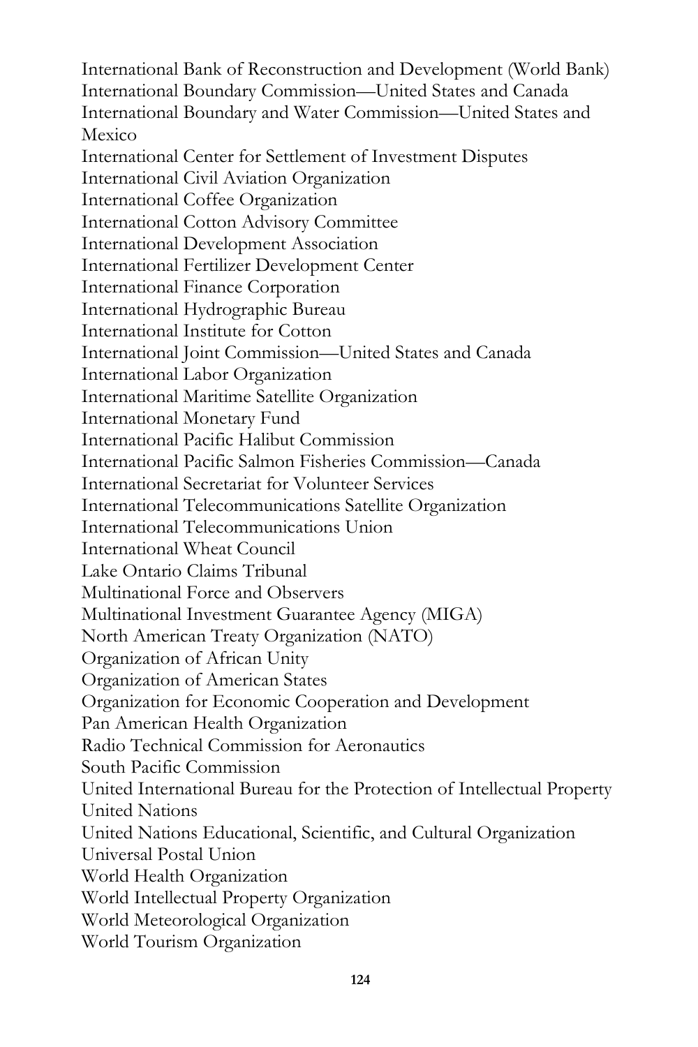International Bank of Reconstruction and Development (World Bank)
International Boundary Commission—United States and Canada
International Boundary and Water Commission—United States and Mexico
International Center for Settlement of Investment Disputes
International Civil Aviation Organization
International Coffee Organization
International Cotton Advisory Committee
International Development Association
International Fertilizer Development Center
International Finance Corporation
International Hydrographic Bureau
International Institute for Cotton
International Joint Commission—United States and Canada
International Labor Organization
International Maritime Satellite Organization
International Monetary Fund
International Pacific Halibut Commission
International Pacific Salmon Fisheries Commission—Canada
International Secretariat for Volunteer Services
International Telecommunications Satellite Organization
International Telecommunications Union
International Wheat Council
Lake Ontario Claims Tribunal
Multinational Force and Observers
Multinational Investment Guarantee Agency (MIGA)
North American Treaty Organization (NATO)
Organization of African Unity
Organization of American States
Organization for Economic Cooperation and Development
Pan American Health Organization
Radio Technical Commission for Aeronautics
South Pacific Commission
United International Bureau for the Protection of Intellectual Property
United Nations
United Nations Educational, Scientific, and Cultural Organization
Universal Postal Union
World Health Organization
World Intellectual Property Organization
World Meteorological Organization
World Tourism Organization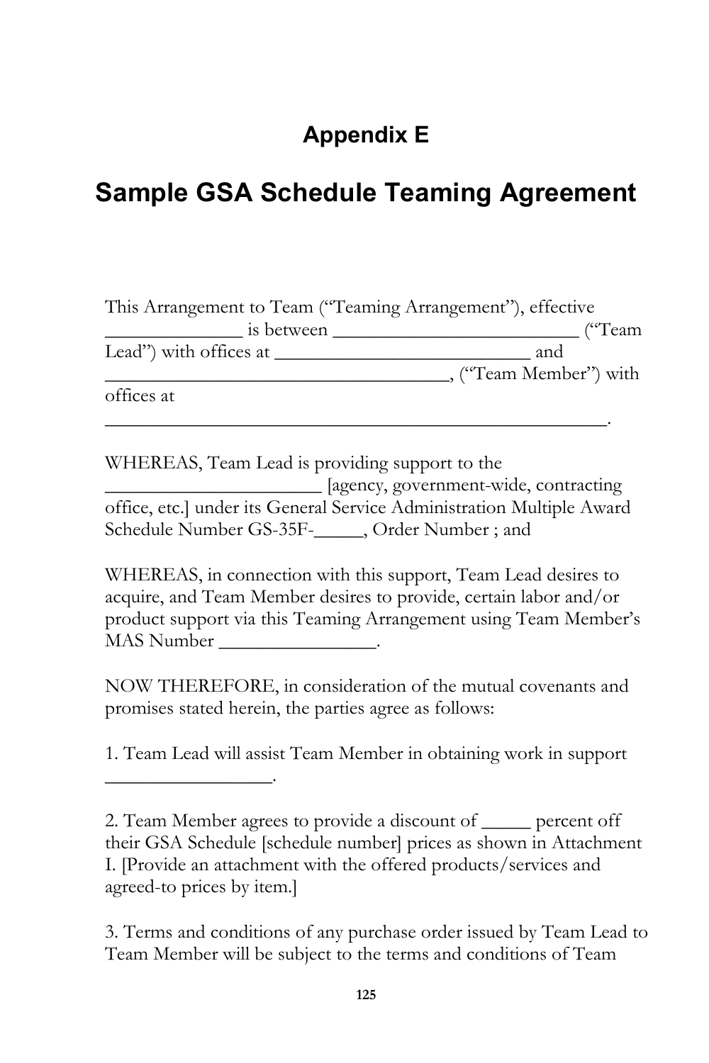# Appendix E

# Sample GSA Schedule Teaming Agreement

This Arrangement to Team ("Teaming Arrangement"), effective ______________ is between __________________________ ("Team Lead") with offices at ___________________________ and ____________________________________, ("Team Member") with offices at ______________________________________________________.

WHEREAS, Team Lead is providing support to the ______________________ [agency, government-wide, contracting office, etc.] under its General Service Administration Multiple Award Schedule Number GS-35F-_____, Order Number ; and

WHEREAS, in connection with this support, Team Lead desires to acquire, and Team Member desires to provide, certain labor and/or product support via this Teaming Arrangement using Team Member's MAS Number ________________.

NOW THEREFORE, in consideration of the mutual covenants and promises stated herein, the parties agree as follows:

1. Team Lead will assist Team Member in obtaining work in support _________________.

2. Team Member agrees to provide a discount of _____ percent off their GSA Schedule [schedule number] prices as shown in Attachment I. [Provide an attachment with the offered products/services and agreed-to prices by item.]

3. Terms and conditions of any purchase order issued by Team Lead to Team Member will be subject to the terms and conditions of Team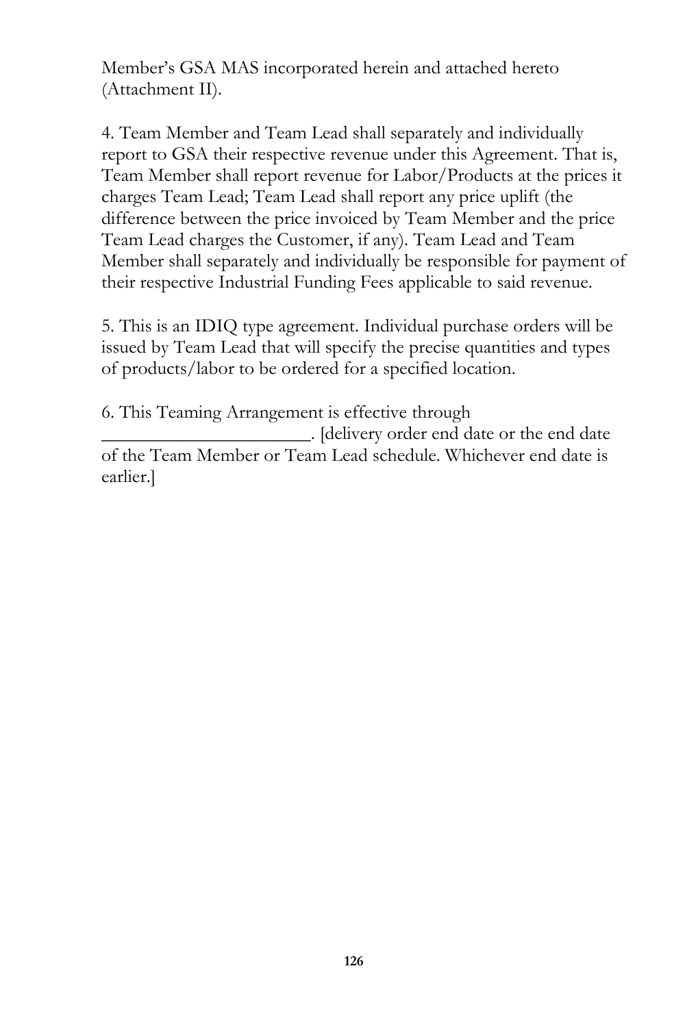Member's GSA MAS incorporated herein and attached hereto (Attachment II).

4. Team Member and Team Lead shall separately and individually report to GSA their respective revenue under this Agreement. That is, Team Member shall report revenue for Labor/Products at the prices it charges Team Lead; Team Lead shall report any price uplift (the difference between the price invoiced by Team Member and the price Team Lead charges the Customer, if any). Team Lead and Team Member shall separately and individually be responsible for payment of their respective Industrial Funding Fees applicable to said revenue.

5. This is an IDIQ type agreement. Individual purchase orders will be issued by Team Lead that will specify the precise quantities and types of products/labor to be ordered for a specified location.

6. This Teaming Arrangement is effective through ______________________. [delivery order end date or the end date of the Team Member or Team Lead schedule. Whichever end date is earlier.]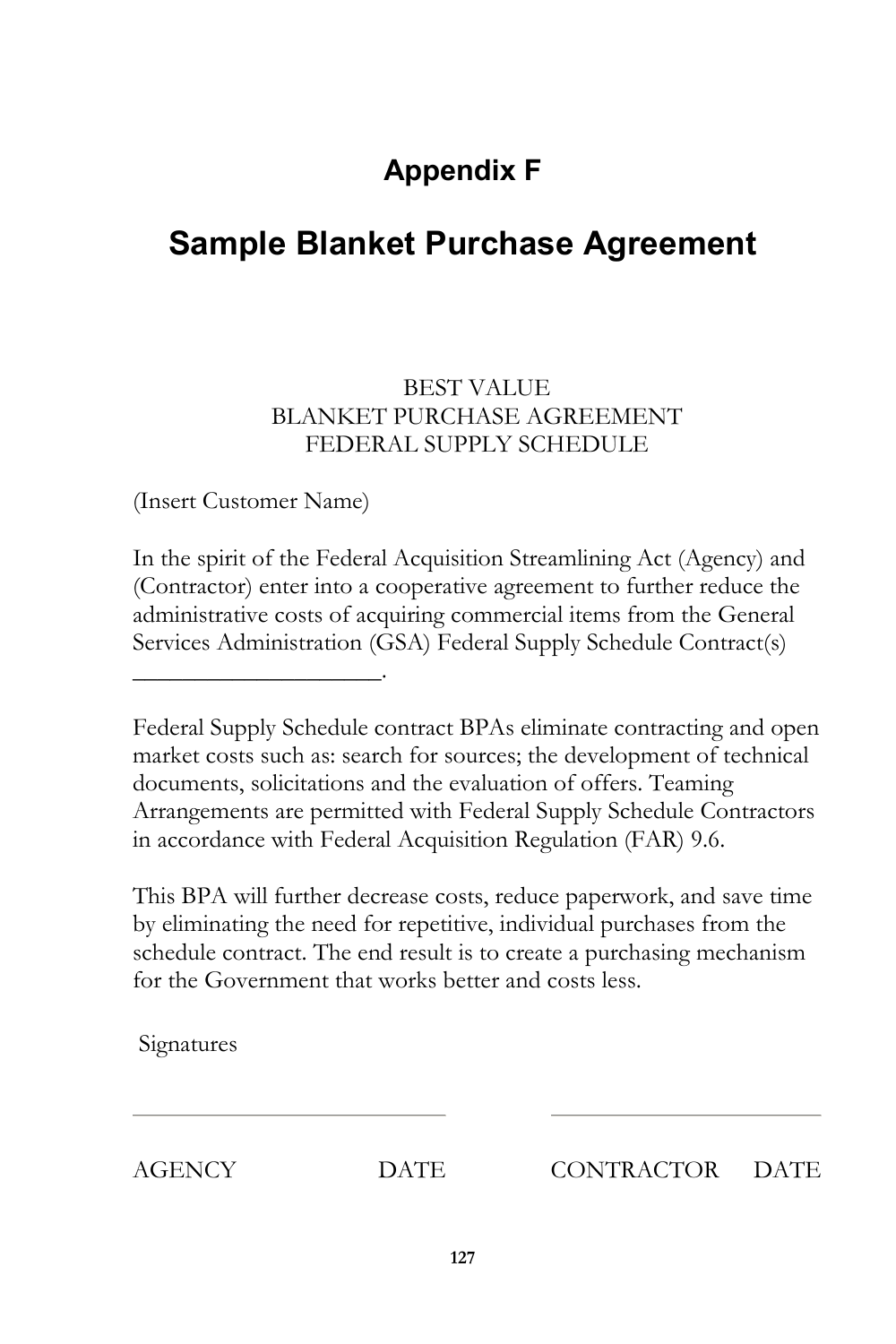# Appendix F

# Sample Blanket Purchase Agreement

BEST VALUE
BLANKET PURCHASE AGREEMENT
FEDERAL SUPPLY SCHEDULE

(Insert Customer Name)

In the spirit of the Federal Acquisition Streamlining Act (Agency) and (Contractor) enter into a cooperative agreement to further reduce the administrative costs of acquiring commercial items from the General Services Administration (GSA) Federal Supply Schedule Contract(s) ____________________.

Federal Supply Schedule contract BPAs eliminate contracting and open market costs such as: search for sources; the development of technical documents, solicitations and the evaluation of offers. Teaming Arrangements are permitted with Federal Supply Schedule Contractors in accordance with Federal Acquisition Regulation (FAR) 9.6.

This BPA will further decrease costs, reduce paperwork, and save time by eliminating the need for repetitive, individual purchases from the schedule contract. The end result is to create a purchasing mechanism for the Government that works better and costs less.

Signatures

____________________________ ____________________________

AGENCY DATE CONTRACTOR DATE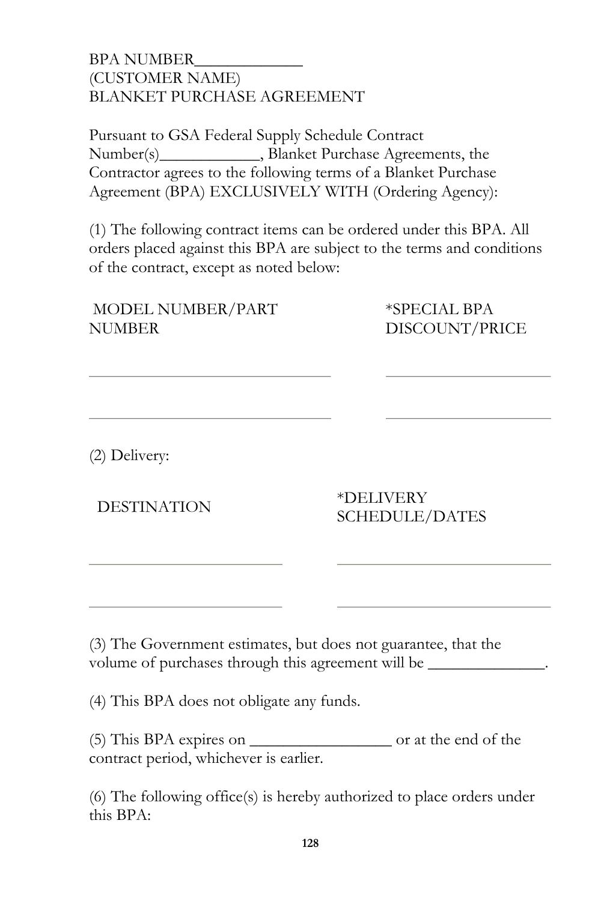BPA NUMBER____________
(CUSTOMER NAME)
BLANKET PURCHASE AGREEMENT

Pursuant to GSA Federal Supply Schedule Contract Number(s)____________, Blanket Purchase Agreements, the Contractor agrees to the following terms of a Blanket Purchase Agreement (BPA) EXCLUSIVELY WITH (Ordering Agency):

(1) The following contract items can be ordered under this BPA. All orders placed against this BPA are subject to the terms and conditions of the contract, except as noted below:

| MODEL NUMBER/PART NUMBER | *SPECIAL BPA DISCOUNT/PRICE |
| --- | --- |
| ____________________________ | ____________________ |
| ____________________________ | ____________________ |

(2) Delivery:

| DESTINATION | *DELIVERY SCHEDULE/DATES |
| --- | --- |
| ______________________ | ________________________ |
| ______________________ | ________________________ |

(3) The Government estimates, but does not guarantee, that the volume of purchases through this agreement will be ______________.

(4) This BPA does not obligate any funds.

(5) This BPA expires on _________________ or at the end of the contract period, whichever is earlier.

(6) The following office(s) is hereby authorized to place orders under this BPA: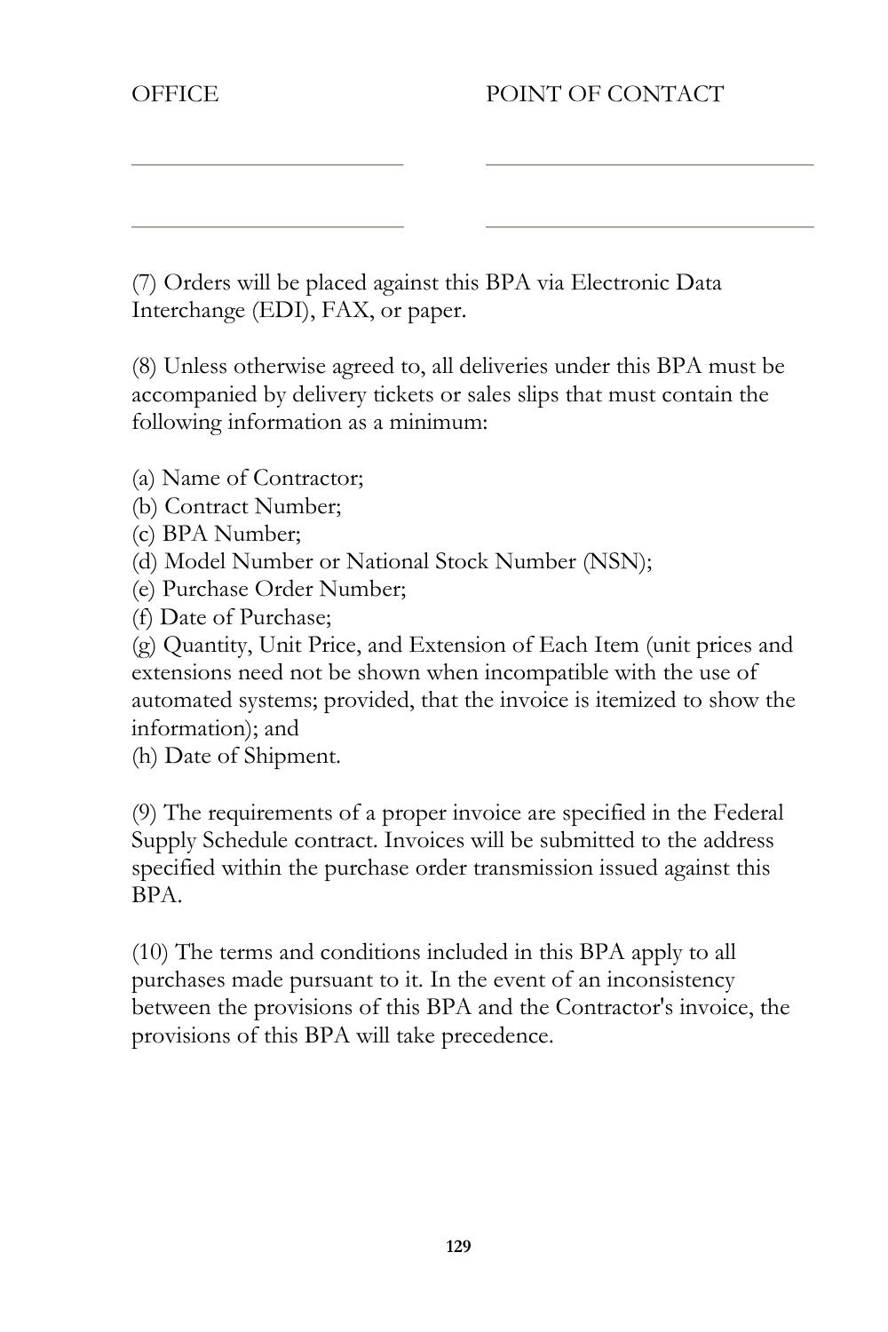| OFFICE | POINT OF CONTACT |
| --- | --- |
| ______________________ | ___________________________ |
| ______________________ | ___________________________ |

(7) Orders will be placed against this BPA via Electronic Data Interchange (EDI), FAX, or paper.

(8) Unless otherwise agreed to, all deliveries under this BPA must be accompanied by delivery tickets or sales slips that must contain the following information as a minimum:

(a) Name of Contractor;
(b) Contract Number;
(c) BPA Number;
(d) Model Number or National Stock Number (NSN);
(e) Purchase Order Number;
(f) Date of Purchase;
(g) Quantity, Unit Price, and Extension of Each Item (unit prices and extensions need not be shown when incompatible with the use of automated systems; provided, that the invoice is itemized to show the information); and
(h) Date of Shipment.

(9) The requirements of a proper invoice are specified in the Federal Supply Schedule contract. Invoices will be submitted to the address specified within the purchase order transmission issued against this BPA.

(10) The terms and conditions included in this BPA apply to all purchases made pursuant to it. In the event of an inconsistency between the provisions of this BPA and the Contractor's invoice, the provisions of this BPA will take precedence.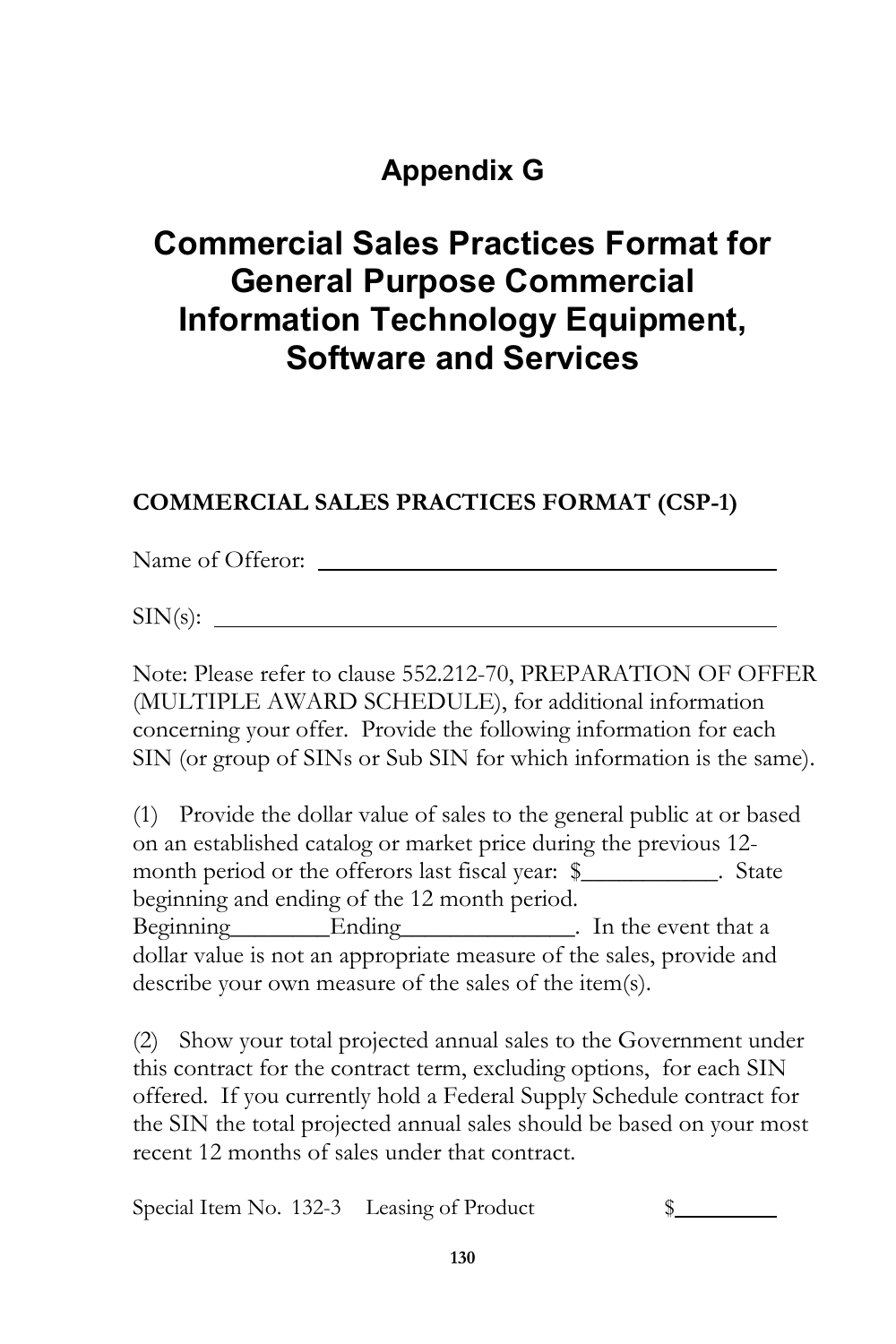# Appendix G

# Commercial Sales Practices Format for General Purpose Commercial Information Technology Equipment, Software and Services

**COMMERCIAL SALES PRACTICES FORMAT (CSP-1)**

Name of Offeror: ________________________________________

SIN(s): ________________________________________________

Note: Please refer to clause 552.212-70, PREPARATION OF OFFER (MULTIPLE AWARD SCHEDULE), for additional information concerning your offer. Provide the following information for each SIN (or group of SINs or Sub SIN for which information is the same).

(1) Provide the dollar value of sales to the general public at or based on an established catalog or market price during the previous 12-month period or the offerors last fiscal year: $___________. State beginning and ending of the 12 month period. Beginning________Ending______________. In the event that a dollar value is not an appropriate measure of the sales, provide and describe your own measure of the sales of the item(s).

(2) Show your total projected annual sales to the Government under this contract for the contract term, excluding options, for each SIN offered. If you currently hold a Federal Supply Schedule contract for the SIN the total projected annual sales should be based on your most recent 12 months of sales under that contract.

Special Item No. 132-3 Leasing of Product $_________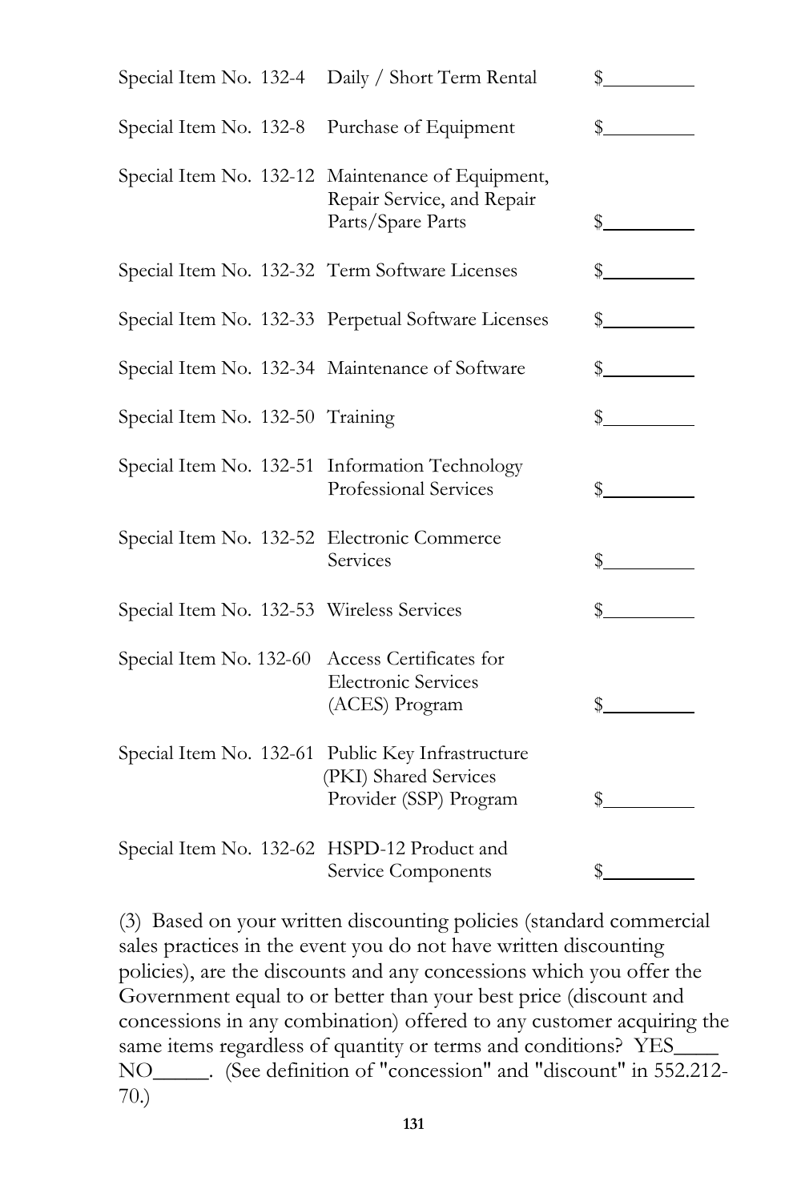| | | |
|---|---|---|
| Special Item No. 132-4 | Daily / Short Term Rental | $_________ |
| Special Item No. 132-8 | Purchase of Equipment | $_________ |
| Special Item No. 132-12 | Maintenance of Equipment, Repair Service, and Repair Parts/Spare Parts | $_________ |
| Special Item No. 132-32 | Term Software Licenses | $_________ |
| Special Item No. 132-33 | Perpetual Software Licenses | $_________ |
| Special Item No. 132-34 | Maintenance of Software | $_________ |
| Special Item No. 132-50 | Training | $_________ |
| Special Item No. 132-51 | Information Technology Professional Services | $_________ |
| Special Item No. 132-52 | Electronic Commerce Services | $_________ |
| Special Item No. 132-53 | Wireless Services | $_________ |
| Special Item No. 132-60 | Access Certificates for Electronic Services (ACES) Program | $_________ |
| Special Item No. 132-61 | Public Key Infrastructure (PKI) Shared Services Provider (SSP) Program | $_________ |
| Special Item No. 132-62 | HSPD-12 Product and Service Components | $_________ |

(3) Based on your written discounting policies (standard commercial sales practices in the event you do not have written discounting policies), are the discounts and any concessions which you offer the Government equal to or better than your best price (discount and concessions in any combination) offered to any customer acquiring the same items regardless of quantity or terms and conditions? YES____ NO_____. (See definition of "concession" and "discount" in 552.212-70.)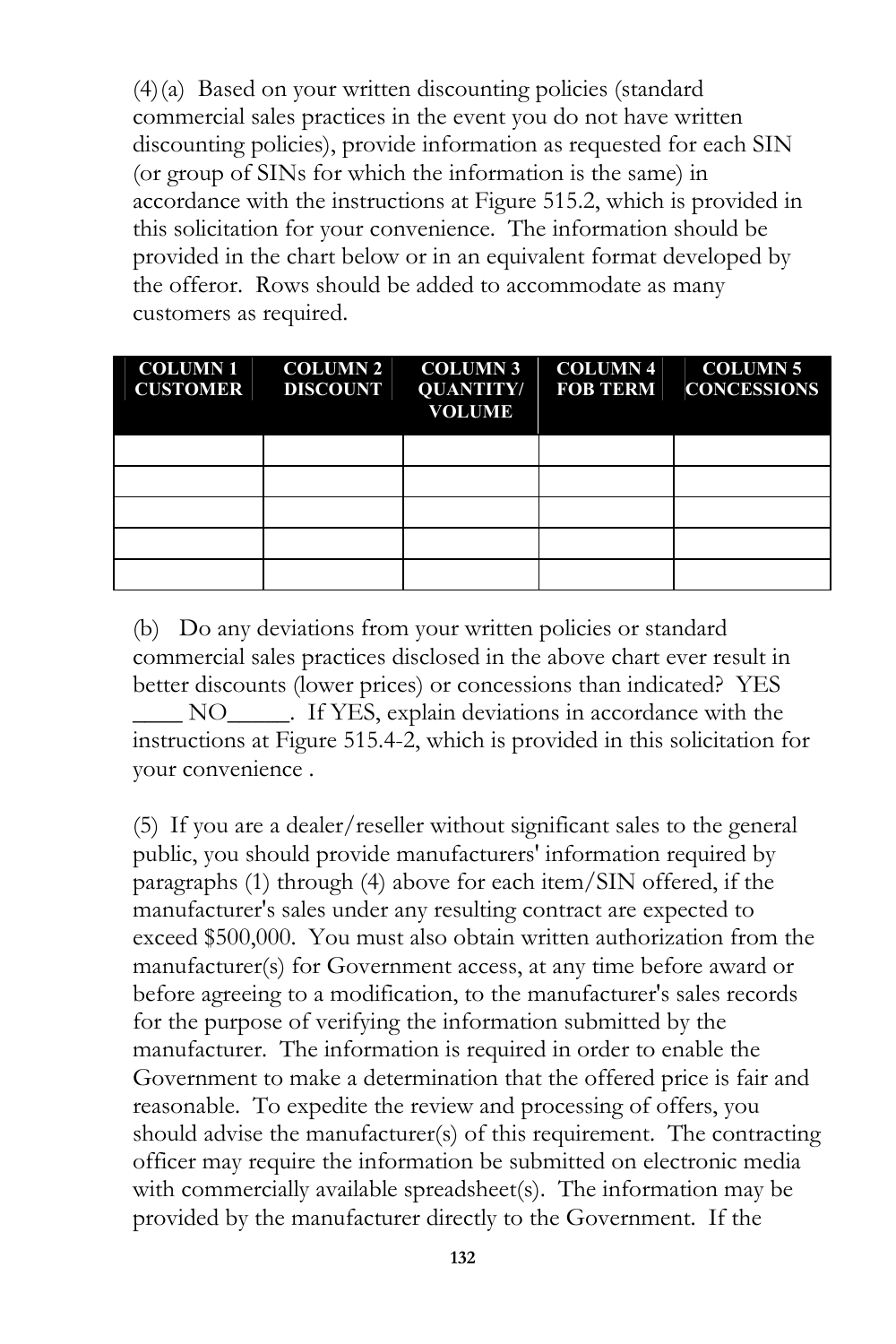(4) (a) Based on your written discounting policies (standard commercial sales practices in the event you do not have written discounting policies), provide information as requested for each SIN (or group of SINs for which the information is the same) in accordance with the instructions at Figure 515.2, which is provided in this solicitation for your convenience. The information should be provided in the chart below or in an equivalent format developed by the offeror. Rows should be added to accommodate as many customers as required.

| COLUMN 1 CUSTOMER | COLUMN 2 DISCOUNT | COLUMN 3 QUANTITY/ VOLUME | COLUMN 4 FOB TERM | COLUMN 5 CONCESSIONS |
|---|---|---|---|---|
| | | | | |
| | | | | |
| | | | | |
| | | | | |
| | | | | |

(b) Do any deviations from your written policies or standard commercial sales practices disclosed in the above chart ever result in better discounts (lower prices) or concessions than indicated? YES ____ NO_____. If YES, explain deviations in accordance with the instructions at Figure 515.4-2, which is provided in this solicitation for your convenience .

(5) If you are a dealer/reseller without significant sales to the general public, you should provide manufacturers' information required by paragraphs (1) through (4) above for each item/SIN offered, if the manufacturer's sales under any resulting contract are expected to exceed $500,000. You must also obtain written authorization from the manufacturer(s) for Government access, at any time before award or before agreeing to a modification, to the manufacturer's sales records for the purpose of verifying the information submitted by the manufacturer. The information is required in order to enable the Government to make a determination that the offered price is fair and reasonable. To expedite the review and processing of offers, you should advise the manufacturer(s) of this requirement. The contracting officer may require the information be submitted on electronic media with commercially available spreadsheet(s). The information may be provided by the manufacturer directly to the Government. If the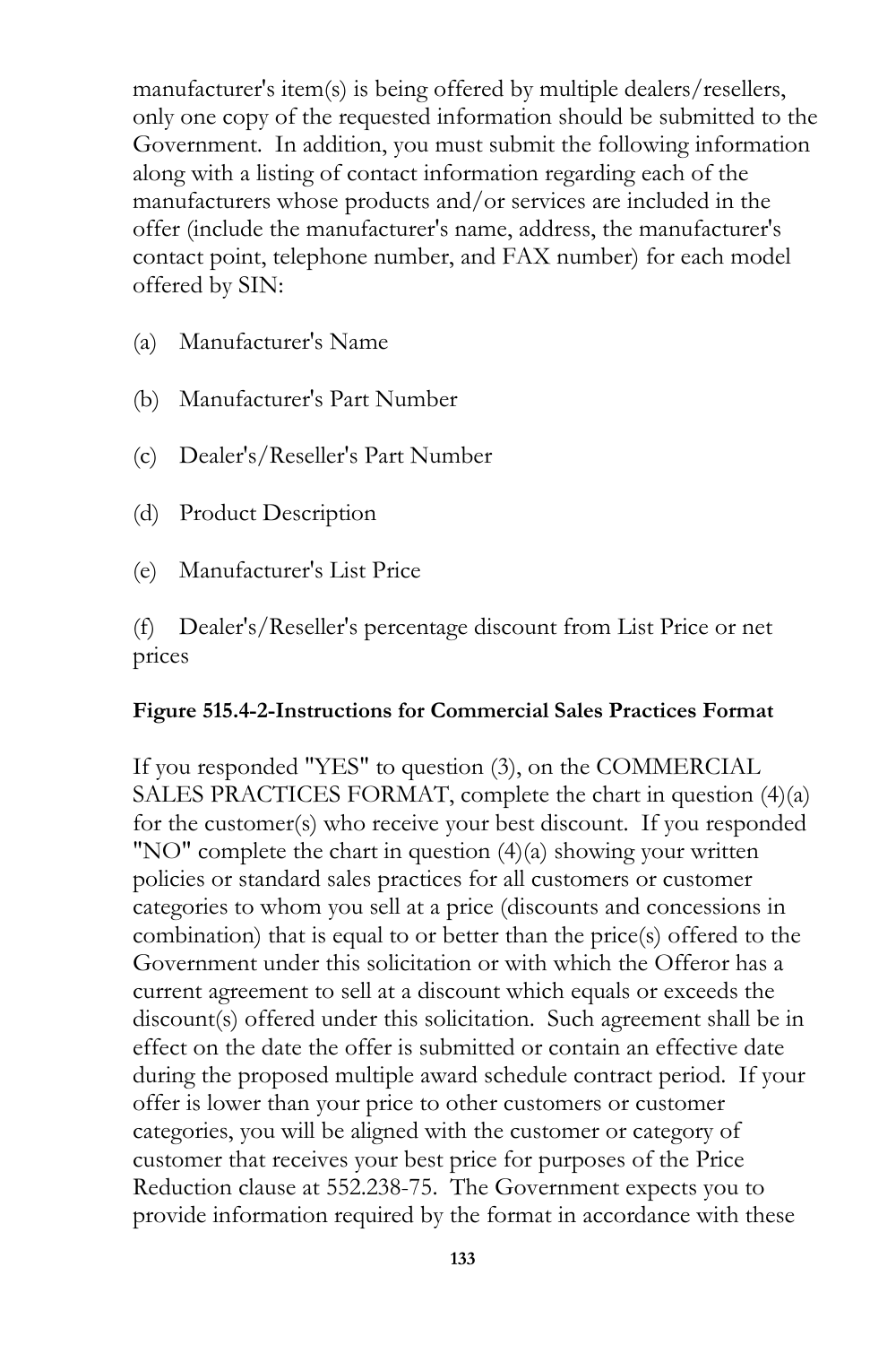manufacturer's item(s) is being offered by multiple dealers/resellers, only one copy of the requested information should be submitted to the Government. In addition, you must submit the following information along with a listing of contact information regarding each of the manufacturers whose products and/or services are included in the offer (include the manufacturer's name, address, the manufacturer's contact point, telephone number, and FAX number) for each model offered by SIN:

(a) Manufacturer's Name

(b) Manufacturer's Part Number

(c) Dealer's/Reseller's Part Number

(d) Product Description

(e) Manufacturer's List Price

(f) Dealer's/Reseller's percentage discount from List Price or net prices

**Figure 515.4-2-Instructions for Commercial Sales Practices Format**

If you responded "YES" to question (3), on the COMMERCIAL SALES PRACTICES FORMAT, complete the chart in question (4)(a) for the customer(s) who receive your best discount. If you responded "NO" complete the chart in question (4)(a) showing your written policies or standard sales practices for all customers or customer categories to whom you sell at a price (discounts and concessions in combination) that is equal to or better than the price(s) offered to the Government under this solicitation or with which the Offeror has a current agreement to sell at a discount which equals or exceeds the discount(s) offered under this solicitation. Such agreement shall be in effect on the date the offer is submitted or contain an effective date during the proposed multiple award schedule contract period. If your offer is lower than your price to other customers or customer categories, you will be aligned with the customer or category of customer that receives your best price for purposes of the Price Reduction clause at 552.238-75. The Government expects you to provide information required by the format in accordance with these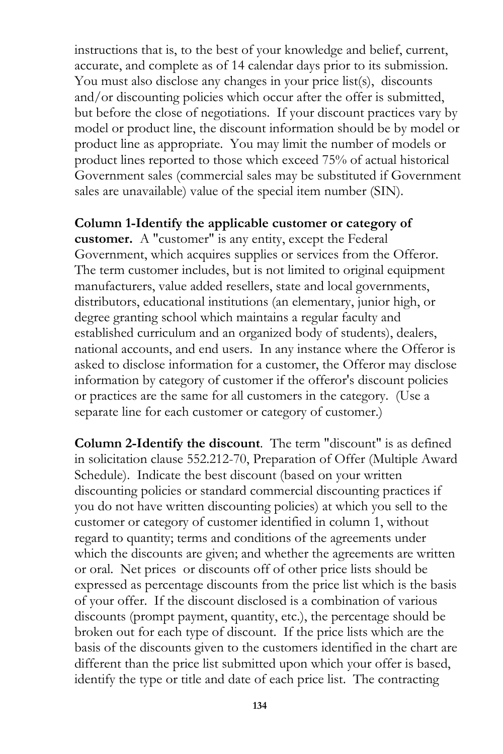instructions that is, to the best of your knowledge and belief, current, accurate, and complete as of 14 calendar days prior to its submission. You must also disclose any changes in your price list(s), discounts and/or discounting policies which occur after the offer is submitted, but before the close of negotiations. If your discount practices vary by model or product line, the discount information should be by model or product line as appropriate. You may limit the number of models or product lines reported to those which exceed 75% of actual historical Government sales (commercial sales may be substituted if Government sales are unavailable) value of the special item number (SIN).

**Column 1-Identify the applicable customer or category of customer.** A "customer" is any entity, except the Federal Government, which acquires supplies or services from the Offeror. The term customer includes, but is not limited to original equipment manufacturers, value added resellers, state and local governments, distributors, educational institutions (an elementary, junior high, or degree granting school which maintains a regular faculty and established curriculum and an organized body of students), dealers, national accounts, and end users. In any instance where the Offeror is asked to disclose information for a customer, the Offeror may disclose information by category of customer if the offeror's discount policies or practices are the same for all customers in the category. (Use a separate line for each customer or category of customer.)

**Column 2-Identify the discount**. The term "discount" is as defined in solicitation clause 552.212-70, Preparation of Offer (Multiple Award Schedule). Indicate the best discount (based on your written discounting policies or standard commercial discounting practices if you do not have written discounting policies) at which you sell to the customer or category of customer identified in column 1, without regard to quantity; terms and conditions of the agreements under which the discounts are given; and whether the agreements are written or oral. Net prices or discounts off of other price lists should be expressed as percentage discounts from the price list which is the basis of your offer. If the discount disclosed is a combination of various discounts (prompt payment, quantity, etc.), the percentage should be broken out for each type of discount. If the price lists which are the basis of the discounts given to the customers identified in the chart are different than the price list submitted upon which your offer is based, identify the type or title and date of each price list. The contracting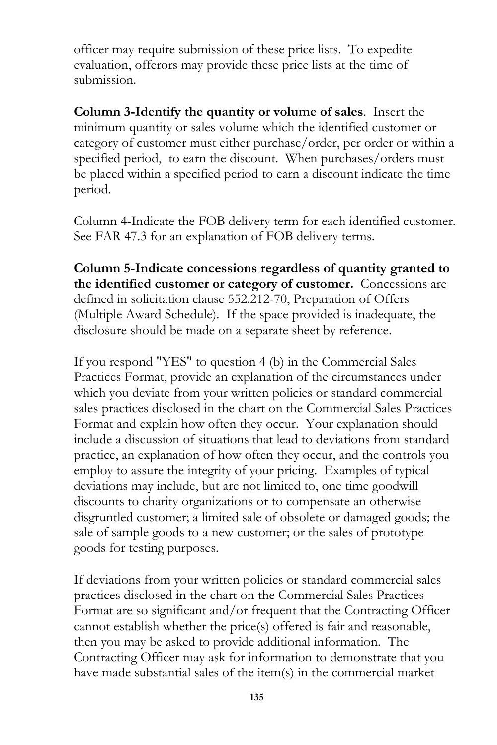officer may require submission of these price lists. To expedite evaluation, offerors may provide these price lists at the time of submission.

**Column 3-Identify the quantity or volume of sales**. Insert the minimum quantity or sales volume which the identified customer or category of customer must either purchase/order, per order or within a specified period, to earn the discount. When purchases/orders must be placed within a specified period to earn a discount indicate the time period.

Column 4-Indicate the FOB delivery term for each identified customer. See FAR 47.3 for an explanation of FOB delivery terms.

**Column 5-Indicate concessions regardless of quantity granted to the identified customer or category of customer.** Concessions are defined in solicitation clause 552.212-70, Preparation of Offers (Multiple Award Schedule). If the space provided is inadequate, the disclosure should be made on a separate sheet by reference.

If you respond "YES" to question 4 (b) in the Commercial Sales Practices Format, provide an explanation of the circumstances under which you deviate from your written policies or standard commercial sales practices disclosed in the chart on the Commercial Sales Practices Format and explain how often they occur. Your explanation should include a discussion of situations that lead to deviations from standard practice, an explanation of how often they occur, and the controls you employ to assure the integrity of your pricing. Examples of typical deviations may include, but are not limited to, one time goodwill discounts to charity organizations or to compensate an otherwise disgruntled customer; a limited sale of obsolete or damaged goods; the sale of sample goods to a new customer; or the sales of prototype goods for testing purposes.

If deviations from your written policies or standard commercial sales practices disclosed in the chart on the Commercial Sales Practices Format are so significant and/or frequent that the Contracting Officer cannot establish whether the price(s) offered is fair and reasonable, then you may be asked to provide additional information. The Contracting Officer may ask for information to demonstrate that you have made substantial sales of the item(s) in the commercial market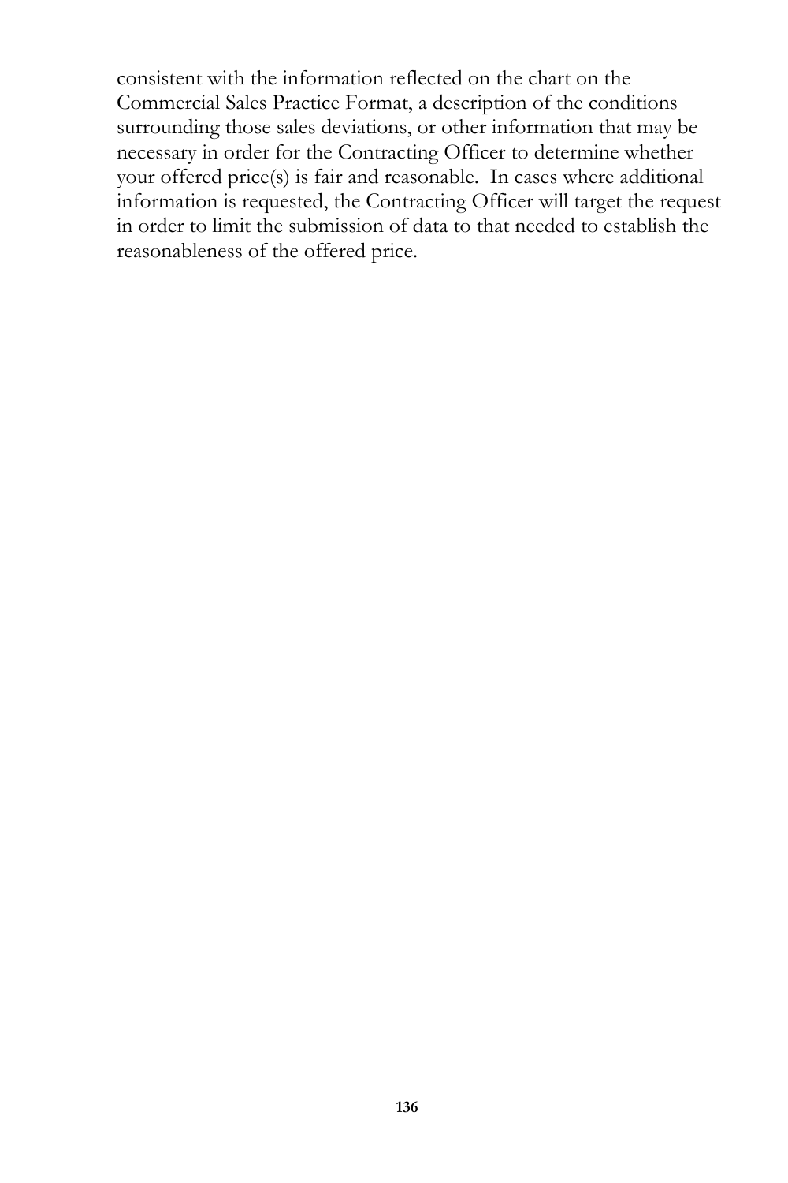consistent with the information reflected on the chart on the Commercial Sales Practice Format, a description of the conditions surrounding those sales deviations, or other information that may be necessary in order for the Contracting Officer to determine whether your offered price(s) is fair and reasonable. In cases where additional information is requested, the Contracting Officer will target the request in order to limit the submission of data to that needed to establish the reasonableness of the offered price.